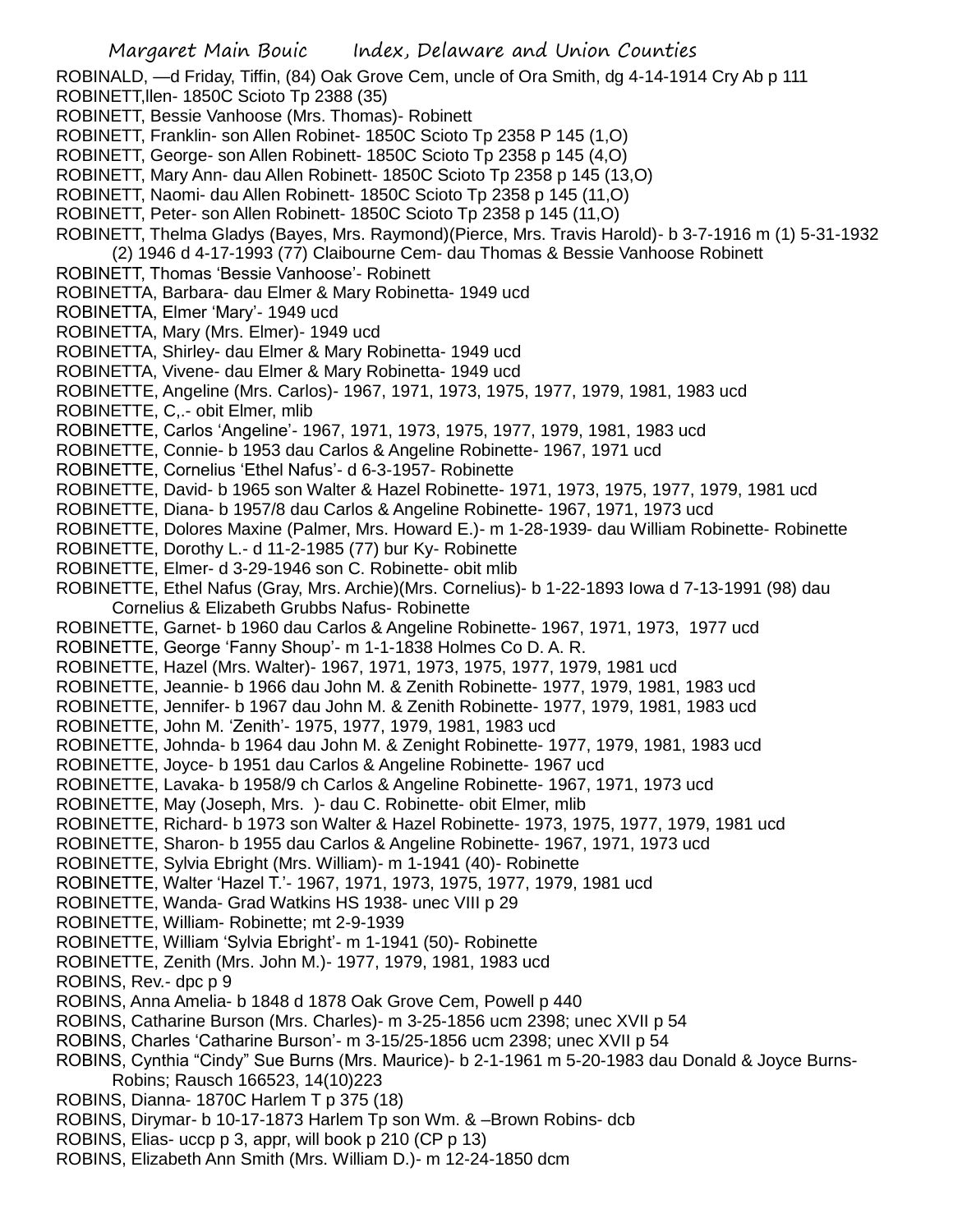ROBINALD, —d Friday, Tiffin, (84) Oak Grove Cem, uncle of Ora Smith, dg 4-14-1914 Cry Ab p 111
ROBINETT,llen- 1850C Scioto Tp 2388 (35)
ROBINETT, Bessie Vanhoose (Mrs. Thomas)- Robinett
ROBINETT, Franklin- son Allen Robinet- 1850C Scioto Tp 2358 P 145 (1,O)
ROBINETT, George- son Allen Robinett- 1850C Scioto Tp 2358 p 145 (4,O)
ROBINETT, Mary Ann- dau Allen Robinett- 1850C Scioto Tp 2358 p 145 (13,O)
ROBINETT, Naomi- dau Allen Robinett- 1850C Scioto Tp 2358 p 145 (11,O)
ROBINETT, Peter- son Allen Robinett- 1850C Scioto Tp 2358 p 145 (11,O)
ROBINETT, Thelma Gladys (Bayes, Mrs. Raymond)(Pierce, Mrs. Travis Harold)- b 3-7-1916 m (1) 5-31-1932 (2) 1946 d 4-17-1993 (77) Claibourne Cem- dau Thomas & Bessie Vanhoose Robinett
ROBINETT, Thomas 'Bessie Vanhoose'- Robinett
ROBINETTA, Barbara- dau Elmer & Mary Robinetta- 1949 ucd
ROBINETTA, Elmer 'Mary'- 1949 ucd
ROBINETTA, Mary (Mrs. Elmer)- 1949 ucd
ROBINETTA, Shirley- dau Elmer & Mary Robinetta- 1949 ucd
ROBINETTA, Vivene- dau Elmer & Mary Robinetta- 1949 ucd
ROBINETTE, Angeline (Mrs. Carlos)- 1967, 1971, 1973, 1975, 1977, 1979, 1981, 1983 ucd
ROBINETTE, C,.- obit Elmer, mlib
ROBINETTE, Carlos 'Angeline'- 1967, 1971, 1973, 1975, 1977, 1979, 1981, 1983 ucd
ROBINETTE, Connie- b 1953 dau Carlos & Angeline Robinette- 1967, 1971 ucd
ROBINETTE, Cornelius 'Ethel Nafus'- d 6-3-1957- Robinette
ROBINETTE, David- b 1965 son Walter & Hazel Robinette- 1971, 1973, 1975, 1977, 1979, 1981 ucd
ROBINETTE, Diana- b 1957/8 dau Carlos & Angeline Robinette- 1967, 1971, 1973 ucd
ROBINETTE, Dolores Maxine (Palmer, Mrs. Howard E.)- m 1-28-1939- dau William Robinette- Robinette
ROBINETTE, Dorothy L.- d 11-2-1985 (77) bur Ky- Robinette
ROBINETTE, Elmer- d 3-29-1946 son C. Robinette- obit mlib
ROBINETTE, Ethel Nafus (Gray, Mrs. Archie)(Mrs. Cornelius)- b 1-22-1893 Iowa d 7-13-1991 (98) dau Cornelius & Elizabeth Grubbs Nafus- Robinette
ROBINETTE, Garnet- b 1960 dau Carlos & Angeline Robinette- 1967, 1971, 1973, 1977 ucd
ROBINETTE, George 'Fanny Shoup'- m 1-1-1838 Holmes Co D. A. R.
ROBINETTE, Hazel (Mrs. Walter)- 1967, 1971, 1973, 1975, 1977, 1979, 1981 ucd
ROBINETTE, Jeannie- b 1966 dau John M. & Zenith Robinette- 1977, 1979, 1981, 1983 ucd
ROBINETTE, Jennifer- b 1967 dau John M. & Zenith Robinette- 1977, 1979, 1981, 1983 ucd
ROBINETTE, John M. 'Zenith'- 1975, 1977, 1979, 1981, 1983 ucd
ROBINETTE, Johnda- b 1964 dau John M. & Zenight Robinette- 1977, 1979, 1981, 1983 ucd
ROBINETTE, Joyce- b 1951 dau Carlos & Angeline Robinette- 1967 ucd
ROBINETTE, Lavaka- b 1958/9 ch Carlos & Angeline Robinette- 1967, 1971, 1973 ucd
ROBINETTE, May (Joseph, Mrs. )- dau C. Robinette- obit Elmer, mlib
ROBINETTE, Richard- b 1973 son Walter & Hazel Robinette- 1973, 1975, 1977, 1979, 1981 ucd
ROBINETTE, Sharon- b 1955 dau Carlos & Angeline Robinette- 1967, 1971, 1973 ucd
ROBINETTE, Sylvia Ebright (Mrs. William)- m 1-1941 (40)- Robinette
ROBINETTE, Walter 'Hazel T.'- 1967, 1971, 1973, 1975, 1977, 1979, 1981 ucd
ROBINETTE, Wanda- Grad Watkins HS 1938- unec VIII p 29
ROBINETTE, William- Robinette; mt 2-9-1939
ROBINETTE, William 'Sylvia Ebright'- m 1-1941 (50)- Robinette
ROBINETTE, Zenith (Mrs. John M.)- 1977, 1979, 1981, 1983 ucd
ROBINS, Rev.- dpc p 9
ROBINS, Anna Amelia- b 1848 d 1878 Oak Grove Cem, Powell p 440
ROBINS, Catharine Burson (Mrs. Charles)- m 3-25-1856 ucm 2398; unec XVII p 54
ROBINS, Charles 'Catharine Burson'- m 3-15/25-1856 ucm 2398; unec XVII p 54
ROBINS, Cynthia "Cindy" Sue Burns (Mrs. Maurice)- b 2-1-1961 m 5-20-1983 dau Donald & Joyce Burns- Robins; Rausch 166523, 14(10)223
ROBINS, Dianna- 1870C Harlem T p 375 (18)
ROBINS, Dirymar- b 10-17-1873 Harlem Tp son Wm. & –Brown Robins- dcb
ROBINS, Elias- uccp p 3, appr, will book p 210 (CP p 13)
ROBINS, Elizabeth Ann Smith (Mrs. William D.)- m 12-24-1850 dcm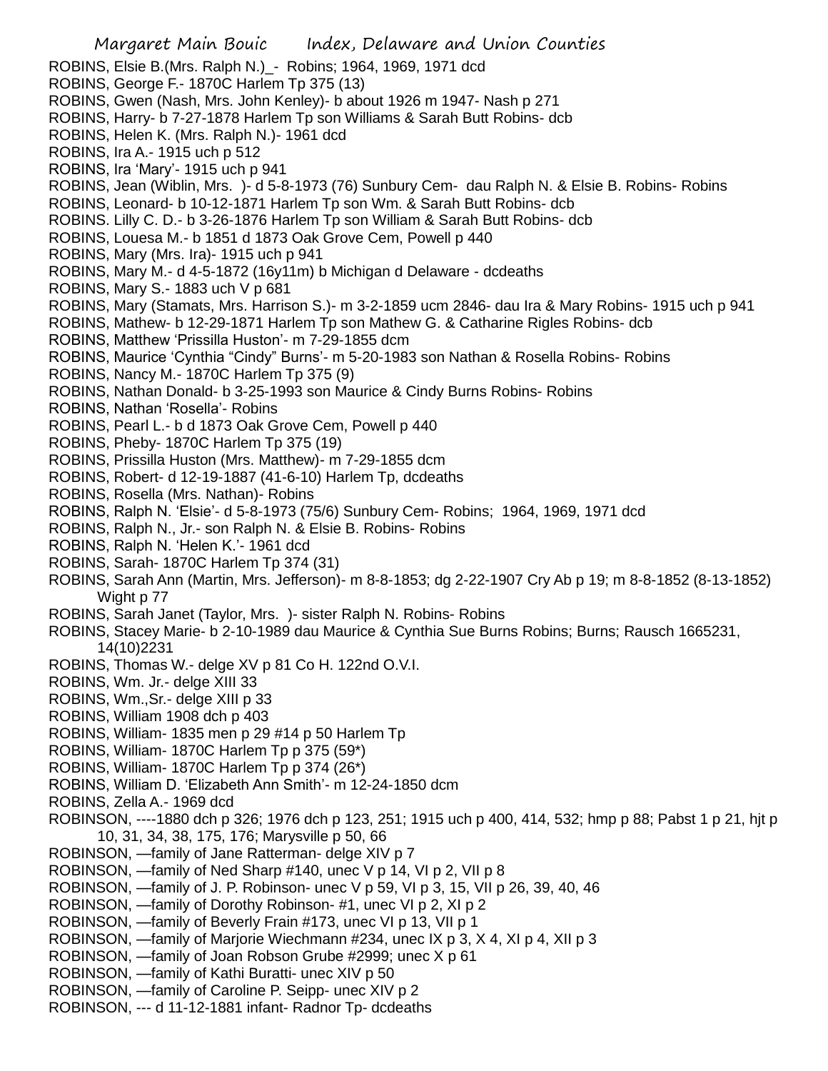ROBINS, Elsie B.(Mrs. Ralph N.)_- Robins; 1964, 1969, 1971 dcd
ROBINS, George F.- 1870C Harlem Tp 375 (13)
ROBINS, Gwen (Nash, Mrs. John Kenley)- b about 1926 m 1947- Nash p 271
ROBINS, Harry- b 7-27-1878 Harlem Tp son Williams & Sarah Butt Robins- dcb
ROBINS, Helen K. (Mrs. Ralph N.)- 1961 dcd
ROBINS, Ira A.- 1915 uch p 512
ROBINS, Ira 'Mary'- 1915 uch p 941
ROBINS, Jean (Wiblin, Mrs. )- d 5-8-1973 (76) Sunbury Cem- dau Ralph N. & Elsie B. Robins- Robins
ROBINS, Leonard- b 10-12-1871 Harlem Tp son Wm. & Sarah Butt Robins- dcb
ROBINS. Lilly C. D.- b 3-26-1876 Harlem Tp son William & Sarah Butt Robins- dcb
ROBINS, Louesa M.- b 1851 d 1873 Oak Grove Cem, Powell p 440
ROBINS, Mary (Mrs. Ira)- 1915 uch p 941
ROBINS, Mary M.- d 4-5-1872 (16y11m) b Michigan d Delaware - dcdeaths
ROBINS, Mary S.- 1883 uch V p 681
ROBINS, Mary (Stamats, Mrs. Harrison S.)- m 3-2-1859 ucm 2846- dau Ira & Mary Robins- 1915 uch p 941
ROBINS, Mathew- b 12-29-1871 Harlem Tp son Mathew G. & Catharine Rigles Robins- dcb
ROBINS, Matthew 'Prissilla Huston'- m 7-29-1855 dcm
ROBINS, Maurice 'Cynthia "Cindy" Burns'- m 5-20-1983 son Nathan & Rosella Robins- Robins
ROBINS, Nancy M.- 1870C Harlem Tp 375 (9)
ROBINS, Nathan Donald- b 3-25-1993 son Maurice & Cindy Burns Robins- Robins
ROBINS, Nathan 'Rosella'- Robins
ROBINS, Pearl L.- b d 1873 Oak Grove Cem, Powell p 440
ROBINS, Pheby- 1870C Harlem Tp 375 (19)
ROBINS, Prissilla Huston (Mrs. Matthew)- m 7-29-1855 dcm
ROBINS, Robert- d 12-19-1887 (41-6-10) Harlem Tp, dcdeaths
ROBINS, Rosella (Mrs. Nathan)- Robins
ROBINS, Ralph N. 'Elsie'- d 5-8-1973 (75/6) Sunbury Cem- Robins; 1964, 1969, 1971 dcd
ROBINS, Ralph N., Jr.- son Ralph N. & Elsie B. Robins- Robins
ROBINS, Ralph N. 'Helen K.'- 1961 dcd
ROBINS, Sarah- 1870C Harlem Tp 374 (31)
ROBINS, Sarah Ann (Martin, Mrs. Jefferson)- m 8-8-1853; dg 2-22-1907 Cry Ab p 19; m 8-8-1852 (8-13-1852) Wight p 77
ROBINS, Sarah Janet (Taylor, Mrs. )- sister Ralph N. Robins- Robins
ROBINS, Stacey Marie- b 2-10-1989 dau Maurice & Cynthia Sue Burns Robins; Burns; Rausch 1665231, 14(10)2231
ROBINS, Thomas W.- delge XV p 81 Co H. 122nd O.V.I.
ROBINS, Wm. Jr.- delge XIII 33
ROBINS, Wm.,Sr.- delge XIII p 33
ROBINS, William 1908 dch p 403
ROBINS, William- 1835 men p 29 #14 p 50 Harlem Tp
ROBINS, William- 1870C Harlem Tp p 375 (59*)
ROBINS, William- 1870C Harlem Tp p 374 (26*)
ROBINS, William D. 'Elizabeth Ann Smith'- m 12-24-1850 dcm
ROBINS, Zella A.- 1969 dcd
ROBINSON, ----1880 dch p 326; 1976 dch p 123, 251; 1915 uch p 400, 414, 532; hmp p 88; Pabst 1 p 21, hjt p 10, 31, 34, 38, 175, 176; Marysville p 50, 66
ROBINSON, —family of Jane Ratterman- delge XIV p 7
ROBINSON, —family of Ned Sharp #140, unec V p 14, VI p 2, VII p 8
ROBINSON, —family of J. P. Robinson- unec V p 59, VI p 3, 15, VII p 26, 39, 40, 46
ROBINSON, —family of Dorothy Robinson- #1, unec VI p 2, XI p 2
ROBINSON, —family of Beverly Frain #173, unec VI p 13, VII p 1
ROBINSON, —family of Marjorie Wiechmann #234, unec IX p 3, X 4, XI p 4, XII p 3
ROBINSON, —family of Joan Robson Grube #2999; unec X p 61
ROBINSON, —family of Kathi Buratti- unec XIV p 50
ROBINSON, —family of Caroline P. Seipp- unec XIV p 2
ROBINSON, --- d 11-12-1881 infant- Radnor Tp- dcdeaths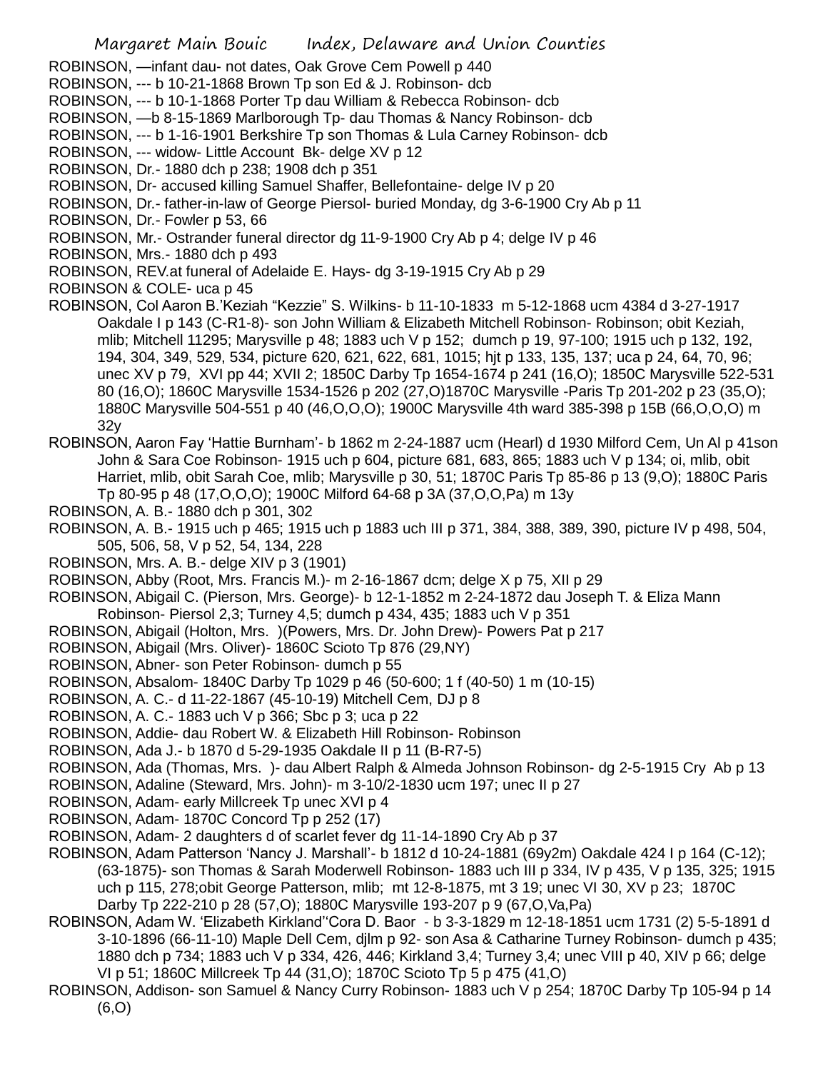ROBINSON, —infant dau- not dates, Oak Grove Cem Powell p 440

ROBINSON, --- b 10-21-1868 Brown Tp son Ed & J. Robinson- dcb

ROBINSON, --- b 10-1-1868 Porter Tp dau William & Rebecca Robinson- dcb

ROBINSON, —b 8-15-1869 Marlborough Tp- dau Thomas & Nancy Robinson- dcb

ROBINSON, --- b 1-16-1901 Berkshire Tp son Thomas & Lula Carney Robinson- dcb

ROBINSON, --- widow- Little Account Bk- delge XV p 12

ROBINSON, Dr.- 1880 dch p 238; 1908 dch p 351

ROBINSON, Dr- accused killing Samuel Shaffer, Bellefontaine- delge IV p 20

ROBINSON, Dr.- father-in-law of George Piersol- buried Monday, dg 3-6-1900 Cry Ab p 11

ROBINSON, Dr.- Fowler p 53, 66

ROBINSON, Mr.- Ostrander funeral director dg 11-9-1900 Cry Ab p 4; delge IV p 46

ROBINSON, Mrs.- 1880 dch p 493

ROBINSON, REV.at funeral of Adelaide E. Hays- dg 3-19-1915 Cry Ab p 29

ROBINSON & COLE- uca p 45

ROBINSON, Col Aaron B.'Keziah "Kezzie" S. Wilkins- b 11-10-1833 m 5-12-1868 ucm 4384 d 3-27-1917 Oakdale I p 143 (C-R1-8)- son John William & Elizabeth Mitchell Robinson- Robinson; obit Keziah, mlib; Mitchell 11295; Marysville p 48; 1883 uch V p 152; dumch p 19, 97-100; 1915 uch p 132, 192, 194, 304, 349, 529, 534, picture 620, 621, 622, 681, 1015; hjt p 133, 135, 137; uca p 24, 64, 70, 96; unec XV p 79, XVI pp 44; XVII 2; 1850C Darby Tp 1654-1674 p 241 (16,O); 1850C Marysville 522-531 80 (16,O); 1860C Marysville 1534-1526 p 202 (27,O)1870C Marysville -Paris Tp 201-202 p 23 (35,O); 1880C Marysville 504-551 p 40 (46,O,O,O); 1900C Marysville 4th ward 385-398 p 15B (66,O,O,O) m 32y

ROBINSON, Aaron Fay 'Hattie Burnham'- b 1862 m 2-24-1887 ucm (Hearl) d 1930 Milford Cem, Un Al p 41son John & Sara Coe Robinson- 1915 uch p 604, picture 681, 683, 865; 1883 uch V p 134; oi, mlib, obit Harriet, mlib, obit Sarah Coe, mlib; Marysville p 30, 51; 1870C Paris Tp 85-86 p 13 (9,O); 1880C Paris Tp 80-95 p 48 (17,O,O,O); 1900C Milford 64-68 p 3A (37,O,O,Pa) m 13y

ROBINSON, A. B.- 1880 dch p 301, 302

ROBINSON, A. B.- 1915 uch p 465; 1915 uch p 1883 uch III p 371, 384, 388, 389, 390, picture IV p 498, 504, 505, 506, 58, V p 52, 54, 134, 228

ROBINSON, Mrs. A. B.- delge XIV p 3 (1901)

ROBINSON, Abby (Root, Mrs. Francis M.)- m 2-16-1867 dcm; delge X p 75, XII p 29

ROBINSON, Abigail C. (Pierson, Mrs. George)- b 12-1-1852 m 2-24-1872 dau Joseph T. & Eliza Mann Robinson- Piersol 2,3; Turney 4,5; dumch p 434, 435; 1883 uch V p 351

ROBINSON, Abigail (Holton, Mrs. )(Powers, Mrs. Dr. John Drew)- Powers Pat p 217

ROBINSON, Abigail (Mrs. Oliver)- 1860C Scioto Tp 876 (29,NY)

ROBINSON, Abner- son Peter Robinson- dumch p 55

ROBINSON, Absalom- 1840C Darby Tp 1029 p 46 (50-600; 1 f (40-50) 1 m (10-15)

ROBINSON, A. C.- d 11-22-1867 (45-10-19) Mitchell Cem, DJ p 8

ROBINSON, A. C.- 1883 uch V p 366; Sbc p 3; uca p 22

ROBINSON, Addie- dau Robert W. & Elizabeth Hill Robinson- Robinson

ROBINSON, Ada J.- b 1870 d 5-29-1935 Oakdale II p 11 (B-R7-5)

ROBINSON, Ada (Thomas, Mrs. )- dau Albert Ralph & Almeda Johnson Robinson- dg 2-5-1915 Cry Ab p 13

ROBINSON, Adaline (Steward, Mrs. John)- m 3-10/2-1830 ucm 197; unec II p 27

ROBINSON, Adam- early Millcreek Tp unec XVI p 4

ROBINSON, Adam- 1870C Concord Tp p 252 (17)

ROBINSON, Adam- 2 daughters d of scarlet fever dg 11-14-1890 Cry Ab p 37

ROBINSON, Adam Patterson 'Nancy J. Marshall'- b 1812 d 10-24-1881 (69y2m) Oakdale 424 I p 164 (C-12); (63-1875)- son Thomas & Sarah Moderwell Robinson- 1883 uch III p 334, IV p 435, V p 135, 325; 1915 uch p 115, 278;obit George Patterson, mlib; mt 12-8-1875, mt 3 19; unec VI 30, XV p 23; 1870C Darby Tp 222-210 p 28 (57,O); 1880C Marysville 193-207 p 9 (67,O,Va,Pa)

ROBINSON, Adam W. 'Elizabeth Kirkland''Cora D. Baor - b 3-3-1829 m 12-18-1851 ucm 1731 (2) 5-5-1891 d 3-10-1896 (66-11-10) Maple Dell Cem, djlm p 92- son Asa & Catharine Turney Robinson- dumch p 435; 1880 dch p 734; 1883 uch V p 334, 426, 446; Kirkland 3,4; Turney 3,4; unec VIII p 40, XIV p 66; delge VI p 51; 1860C Millcreek Tp 44 (31,O); 1870C Scioto Tp 5 p 475 (41,O)

ROBINSON, Addison- son Samuel & Nancy Curry Robinson- 1883 uch V p 254; 1870C Darby Tp 105-94 p 14 (6,O)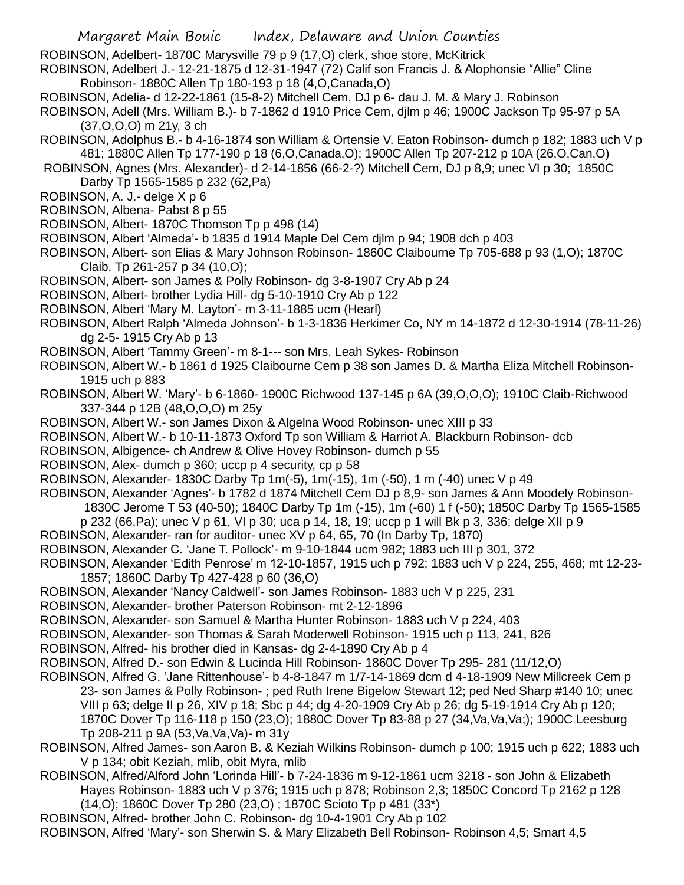ROBINSON, Adelbert- 1870C Marysville 79 p 9 (17,O) clerk, shoe store, McKitrick

ROBINSON, Adelbert J.- 12-21-1875 d 12-31-1947 (72) Calif son Francis J. & Alophonsie "Allie" Cline Robinson- 1880C Allen Tp 180-193 p 18 (4,O,Canada,O)

ROBINSON, Adelia- d 12-22-1861 (15-8-2) Mitchell Cem, DJ p 6- dau J. M. & Mary J. Robinson

ROBINSON, Adell (Mrs. William B.)- b 7-1862 d 1910 Price Cem, djlm p 46; 1900C Jackson Tp 95-97 p 5A (37,O,O,O) m 21y, 3 ch

ROBINSON, Adolphus B.- b 4-16-1874 son William & Ortensie V. Eaton Robinson- dumch p 182; 1883 uch V p 481; 1880C Allen Tp 177-190 p 18 (6,O,Canada,O); 1900C Allen Tp 207-212 p 10A (26,O,Can,O)

ROBINSON, Agnes (Mrs. Alexander)- d 2-14-1856 (66-2-?) Mitchell Cem, DJ p 8,9; unec VI p 30; 1850C Darby Tp 1565-1585 p 232 (62,Pa)

ROBINSON, A. J.- delge X p 6

ROBINSON, Albena- Pabst 8 p 55

ROBINSON, Albert- 1870C Thomson Tp p 498 (14)

ROBINSON, Albert 'Almeda'- b 1835 d 1914 Maple Del Cem djlm p 94; 1908 dch p 403

ROBINSON, Albert- son Elias & Mary Johnson Robinson- 1860C Claibourne Tp 705-688 p 93 (1,O); 1870C Claib. Tp 261-257 p 34 (10,O);

ROBINSON, Albert- son James & Polly Robinson- dg 3-8-1907 Cry Ab p 24

ROBINSON, Albert- brother Lydia Hill- dg 5-10-1910 Cry Ab p 122

ROBINSON, Albert 'Mary M. Layton'- m 3-11-1885 ucm (Hearl)

ROBINSON, Albert Ralph 'Almeda Johnson'- b 1-3-1836 Herkimer Co, NY m 14-1872 d 12-30-1914 (78-11-26) dg 2-5- 1915 Cry Ab p 13

ROBINSON, Albert 'Tammy Green'- m 8-1--- son Mrs. Leah Sykes- Robinson

ROBINSON, Albert W.- b 1861 d 1925 Claibourne Cem p 38 son James D. & Martha Eliza Mitchell Robinson- 1915 uch p 883

ROBINSON, Albert W. 'Mary'- b 6-1860- 1900C Richwood 137-145 p 6A (39,O,O,O); 1910C Claib-Richwood 337-344 p 12B (48,O,O,O) m 25y

ROBINSON, Albert W.- son James Dixon & Algelna Wood Robinson- unec XIII p 33

ROBINSON, Albert W.- b 10-11-1873 Oxford Tp son William & Harriot A. Blackburn Robinson- dcb

ROBINSON, Albigence- ch Andrew & Olive Hovey Robinson- dumch p 55

ROBINSON, Alex- dumch p 360; uccp p 4 security, cp p 58

ROBINSON, Alexander- 1830C Darby Tp 1m(-5), 1m(-15), 1m (-50), 1 m (-40) unec V p 49

ROBINSON, Alexander 'Agnes'- b 1782 d 1874 Mitchell Cem DJ p 8,9- son James & Ann Moodely Robinson- 1830C Jerome T 53 (40-50); 1840C Darby Tp 1m (-15), 1m (-60) 1 f (-50); 1850C Darby Tp 1565-1585 p 232 (66,Pa); unec V p 61, VI p 30; uca p 14, 18, 19; uccp p 1 will Bk p 3, 336; delge XII p 9

ROBINSON, Alexander- ran for auditor- unec XV p 64, 65, 70 (In Darby Tp, 1870)

ROBINSON, Alexander C. 'Jane T. Pollock'- m 9-10-1844 ucm 982; 1883 uch III p 301, 372

ROBINSON, Alexander 'Edith Penrose' m 12-10-1857, 1915 uch p 792; 1883 uch V p 224, 255, 468; mt 12-23-1857; 1860C Darby Tp 427-428 p 60 (36,O)

ROBINSON, Alexander 'Nancy Caldwell'- son James Robinson- 1883 uch V p 225, 231

ROBINSON, Alexander- brother Paterson Robinson- mt 2-12-1896

ROBINSON, Alexander- son Samuel & Martha Hunter Robinson- 1883 uch V p 224, 403

ROBINSON, Alexander- son Thomas & Sarah Moderwell Robinson- 1915 uch p 113, 241, 826

ROBINSON, Alfred- his brother died in Kansas- dg 2-4-1890 Cry Ab p 4

ROBINSON, Alfred D.- son Edwin & Lucinda Hill Robinson- 1860C Dover Tp 295- 281 (11/12,O)

ROBINSON, Alfred G. 'Jane Rittenhouse'- b 4-8-1847 m 1/7-14-1869 dcm d 4-18-1909 New Millcreek Cem p 23- son James & Polly Robinson- ; ped Ruth Irene Bigelow Stewart 12; ped Ned Sharp #140 10; unec VIII p 63; delge II p 26, XIV p 18; Sbc p 44; dg 4-20-1909 Cry Ab p 26; dg 5-19-1914 Cry Ab p 120; 1870C Dover Tp 116-118 p 150 (23,O); 1880C Dover Tp 83-88 p 27 (34,Va,Va,Va;); 1900C Leesburg Tp 208-211 p 9A (53,Va,Va,Va)- m 31y

ROBINSON, Alfred James- son Aaron B. & Keziah Wilkins Robinson- dumch p 100; 1915 uch p 622; 1883 uch V p 134; obit Keziah, mlib, obit Myra, mlib

ROBINSON, Alfred/Alford John 'Lorinda Hill'- b 7-24-1836 m 9-12-1861 ucm 3218 - son John & Elizabeth Hayes Robinson- 1883 uch V p 376; 1915 uch p 878; Robinson 2,3; 1850C Concord Tp 2162 p 128 (14,O); 1860C Dover Tp 280 (23,O) ; 1870C Scioto Tp p 481 (33*)

ROBINSON, Alfred- brother John C. Robinson- dg 10-4-1901 Cry Ab p 102

ROBINSON, Alfred 'Mary'- son Sherwin S. & Mary Elizabeth Bell Robinson- Robinson 4,5; Smart 4,5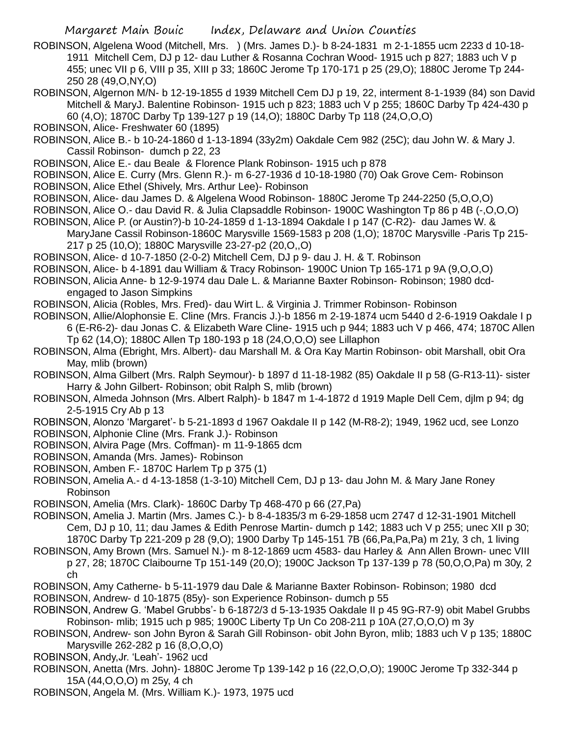ROBINSON, Algelena Wood (Mitchell, Mrs. ) (Mrs. James D.)- b 8-24-1831 m 2-1-1855 ucm 2233 d 10-18-1911 Mitchell Cem, DJ p 12- dau Luther & Rosanna Cochran Wood- 1915 uch p 827; 1883 uch V p 455; unec VII p 6, VIII p 35, XIII p 33; 1860C Jerome Tp 170-171 p 25 (29,O); 1880C Jerome Tp 244-250 28 (49,O,NY,O)

ROBINSON, Algernon M/N- b 12-19-1855 d 1939 Mitchell Cem DJ p 19, 22, interment 8-1-1939 (84) son David Mitchell & MaryJ. Balentine Robinson- 1915 uch p 823; 1883 uch V p 255; 1860C Darby Tp 424-430 p 60 (4,O); 1870C Darby Tp 139-127 p 19 (14,O); 1880C Darby Tp 118 (24,O,O,O)

ROBINSON, Alice- Freshwater 60 (1895)

ROBINSON, Alice B.- b 10-24-1860 d 1-13-1894 (33y2m) Oakdale Cem 982 (25C); dau John W. & Mary J. Cassil Robinson- dumch p 22, 23

ROBINSON, Alice E.- dau Beale & Florence Plank Robinson- 1915 uch p 878

ROBINSON, Alice E. Curry (Mrs. Glenn R.)- m 6-27-1936 d 10-18-1980 (70) Oak Grove Cem- Robinson

ROBINSON, Alice Ethel (Shively, Mrs. Arthur Lee)- Robinson

ROBINSON, Alice- dau James D. & Algelena Wood Robinson- 1880C Jerome Tp 244-2250 (5,O,O,O)

ROBINSON, Alice O.- dau David R. & Julia Clapsaddle Robinson- 1900C Washington Tp 86 p 4B (-,O,O,O)

ROBINSON, Alice P. (or Austin?)-b 10-24-1859 d 1-13-1894 Oakdale I p 147 (C-R2)- dau James W. & MaryJane Cassil Robinson-1860C Marysville 1569-1583 p 208 (1,O); 1870C Marysville -Paris Tp 215-217 p 25 (10,O); 1880C Marysville 23-27-p2 (20,O,,O)

ROBINSON, Alice- d 10-7-1850 (2-0-2) Mitchell Cem, DJ p 9- dau J. H. & T. Robinson

ROBINSON, Alice- b 4-1891 dau William & Tracy Robinson- 1900C Union Tp 165-171 p 9A (9,O,O,O)

ROBINSON, Alicia Anne- b 12-9-1974 dau Dale L. & Marianne Baxter Robinson- Robinson; 1980 dcd-engaged to Jason Simpkins

ROBINSON, Alicia (Robles, Mrs. Fred)- dau Wirt L. & Virginia J. Trimmer Robinson- Robinson

ROBINSON, Allie/Alophonsie E. Cline (Mrs. Francis J.)-b 1856 m 2-19-1874 ucm 5440 d 2-6-1919 Oakdale I p 6 (E-R6-2)- dau Jonas C. & Elizabeth Ware Cline- 1915 uch p 944; 1883 uch V p 466, 474; 1870C Allen Tp 62 (14,O); 1880C Allen Tp 180-193 p 18 (24,O,O,O) see Lillaphon

ROBINSON, Alma (Ebright, Mrs. Albert)- dau Marshall M. & Ora Kay Martin Robinson- obit Marshall, obit Ora May, mlib (brown)

ROBINSON, Alma Gilbert (Mrs. Ralph Seymour)- b 1897 d 11-18-1982 (85) Oakdale II p 58 (G-R13-11)- sister Harry & John Gilbert- Robinson; obit Ralph S, mlib (brown)

ROBINSON, Almeda Johnson (Mrs. Albert Ralph)- b 1847 m 1-4-1872 d 1919 Maple Dell Cem, djlm p 94; dg 2-5-1915 Cry Ab p 13

ROBINSON, Alonzo 'Margaret'- b 5-21-1893 d 1967 Oakdale II p 142 (M-R8-2); 1949, 1962 ucd, see Lonzo

ROBINSON, Alphonie Cline (Mrs. Frank J.)- Robinson

ROBINSON, Alvira Page (Mrs. Coffman)- m 11-9-1865 dcm

ROBINSON, Amanda (Mrs. James)- Robinson

ROBINSON, Amben F.- 1870C Harlem Tp p 375 (1)

ROBINSON, Amelia A.- d 4-13-1858 (1-3-10) Mitchell Cem, DJ p 13- dau John M. & Mary Jane Roney Robinson

ROBINSON, Amelia (Mrs. Clark)- 1860C Darby Tp 468-470 p 66 (27,Pa)

ROBINSON, Amelia J. Martin (Mrs. James C.)- b 8-4-1835/3 m 6-29-1858 ucm 2747 d 12-31-1901 Mitchell Cem, DJ p 10, 11; dau James & Edith Penrose Martin- dumch p 142; 1883 uch V p 255; unec XII p 30; 1870C Darby Tp 221-209 p 28 (9,O); 1900 Darby Tp 145-151 7B (66,Pa,Pa,Pa) m 21y, 3 ch, 1 living

ROBINSON, Amy Brown (Mrs. Samuel N.)- m 8-12-1869 ucm 4583- dau Harley & Ann Allen Brown- unec VIII p 27, 28; 1870C Claibourne Tp 151-149 (20,O); 1900C Jackson Tp 137-139 p 78 (50,O,O,Pa) m 30y, 2 ch

ROBINSON, Amy Catherne- b 5-11-1979 dau Dale & Marianne Baxter Robinson- Robinson; 1980 dcd

ROBINSON, Andrew- d 10-1875 (85y)- son Experience Robinson- dumch p 55

ROBINSON, Andrew G. 'Mabel Grubbs'- b 6-1872/3 d 5-13-1935 Oakdale II p 45 9G-R7-9) obit Mabel Grubbs Robinson- mlib; 1915 uch p 985; 1900C Liberty Tp Un Co 208-211 p 10A (27,O,O,O) m 3y

ROBINSON, Andrew- son John Byron & Sarah Gill Robinson- obit John Byron, mlib; 1883 uch V p 135; 1880C Marysville 262-282 p 16 (8,O,O,O)

ROBINSON, Andy,Jr. 'Leah'- 1962 ucd

ROBINSON, Anetta (Mrs. John)- 1880C Jerome Tp 139-142 p 16 (22,O,O,O); 1900C Jerome Tp 332-344 p 15A (44,O,O,O) m 25y, 4 ch

ROBINSON, Angela M. (Mrs. William K.)- 1973, 1975 ucd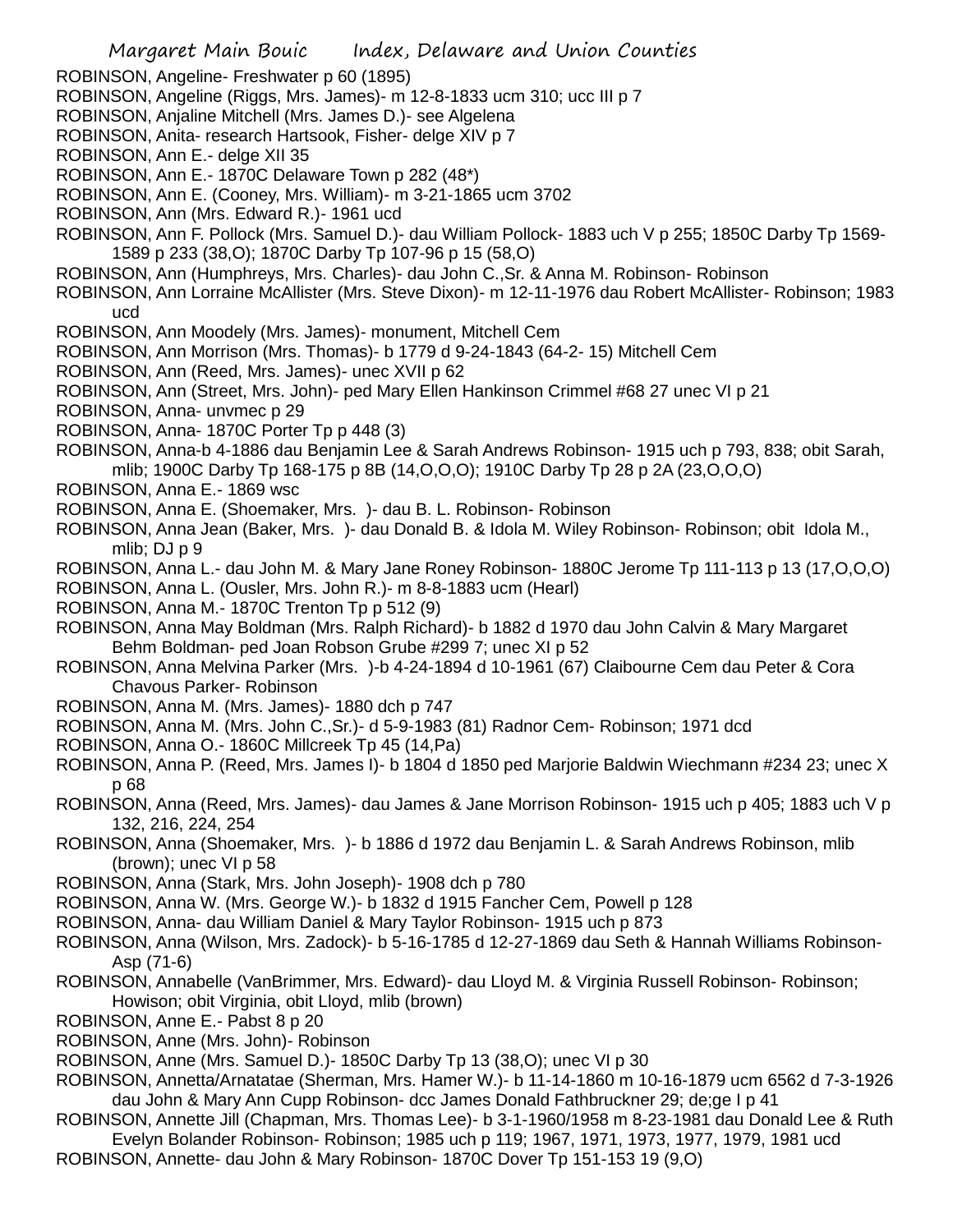ROBINSON, Angeline- Freshwater p 60 (1895)
ROBINSON, Angeline (Riggs, Mrs. James)- m 12-8-1833 ucm 310; ucc III p 7
ROBINSON, Anjaline Mitchell (Mrs. James D.)- see Algelena
ROBINSON, Anita- research Hartsook, Fisher- delge XIV p 7
ROBINSON, Ann E.- delge XII 35
ROBINSON, Ann E.- 1870C Delaware Town p 282 (48*)
ROBINSON, Ann E. (Cooney, Mrs. William)- m 3-21-1865 ucm 3702
ROBINSON, Ann (Mrs. Edward R.)- 1961 ucd
ROBINSON, Ann F. Pollock (Mrs. Samuel D.)- dau William Pollock- 1883 uch V p 255; 1850C Darby Tp 1569-1589 p 233 (38,O); 1870C Darby Tp 107-96 p 15 (58,O)
ROBINSON, Ann (Humphreys, Mrs. Charles)- dau John C.,Sr. & Anna M. Robinson- Robinson
ROBINSON, Ann Lorraine McAllister (Mrs. Steve Dixon)- m 12-11-1976 dau Robert McAllister- Robinson; 1983 ucd
ROBINSON, Ann Moodely (Mrs. James)- monument, Mitchell Cem
ROBINSON, Ann Morrison (Mrs. Thomas)- b 1779 d 9-24-1843 (64-2- 15) Mitchell Cem
ROBINSON, Ann (Reed, Mrs. James)- unec XVII p 62
ROBINSON, Ann (Street, Mrs. John)- ped Mary Ellen Hankinson Crimmel #68 27 unec VI p 21
ROBINSON, Anna- unvmec p 29
ROBINSON, Anna- 1870C Porter Tp p 448 (3)
ROBINSON, Anna-b 4-1886 dau Benjamin Lee & Sarah Andrews Robinson- 1915 uch p 793, 838; obit Sarah, mlib; 1900C Darby Tp 168-175 p 8B (14,O,O,O); 1910C Darby Tp 28 p 2A (23,O,O,O)
ROBINSON, Anna E.- 1869 wsc
ROBINSON, Anna E. (Shoemaker, Mrs. )- dau B. L. Robinson- Robinson
ROBINSON, Anna Jean (Baker, Mrs. )- dau Donald B. & Idola M. Wiley Robinson- Robinson; obit Idola M., mlib; DJ p 9
ROBINSON, Anna L.- dau John M. & Mary Jane Roney Robinson- 1880C Jerome Tp 111-113 p 13 (17,O,O,O)
ROBINSON, Anna L. (Ousler, Mrs. John R.)- m 8-8-1883 ucm (Hearl)
ROBINSON, Anna M.- 1870C Trenton Tp p 512 (9)
ROBINSON, Anna May Boldman (Mrs. Ralph Richard)- b 1882 d 1970 dau John Calvin & Mary Margaret Behm Boldman- ped Joan Robson Grube #299 7; unec XI p 52
ROBINSON, Anna Melvina Parker (Mrs. )-b 4-24-1894 d 10-1961 (67) Claibourne Cem dau Peter & Cora Chavous Parker- Robinson
ROBINSON, Anna M. (Mrs. James)- 1880 dch p 747
ROBINSON, Anna M. (Mrs. John C.,Sr.)- d 5-9-1983 (81) Radnor Cem- Robinson; 1971 dcd
ROBINSON, Anna O.- 1860C Millcreek Tp 45 (14,Pa)
ROBINSON, Anna P. (Reed, Mrs. James I)- b 1804 d 1850 ped Marjorie Baldwin Wiechmann #234 23; unec X p 68
ROBINSON, Anna (Reed, Mrs. James)- dau James & Jane Morrison Robinson- 1915 uch p 405; 1883 uch V p 132, 216, 224, 254
ROBINSON, Anna (Shoemaker, Mrs. )- b 1886 d 1972 dau Benjamin L. & Sarah Andrews Robinson, mlib (brown); unec VI p 58
ROBINSON, Anna (Stark, Mrs. John Joseph)- 1908 dch p 780
ROBINSON, Anna W. (Mrs. George W.)- b 1832 d 1915 Fancher Cem, Powell p 128
ROBINSON, Anna- dau William Daniel & Mary Taylor Robinson- 1915 uch p 873
ROBINSON, Anna (Wilson, Mrs. Zadock)- b 5-16-1785 d 12-27-1869 dau Seth & Hannah Williams Robinson- Asp (71-6)
ROBINSON, Annabelle (VanBrimmer, Mrs. Edward)- dau Lloyd M. & Virginia Russell Robinson- Robinson; Howison; obit Virginia, obit Lloyd, mlib (brown)
ROBINSON, Anne E.- Pabst 8 p 20
ROBINSON, Anne (Mrs. John)- Robinson
ROBINSON, Anne (Mrs. Samuel D.)- 1850C Darby Tp 13 (38,O); unec VI p 30
ROBINSON, Annetta/Arnatatae (Sherman, Mrs. Hamer W.)- b 11-14-1860 m 10-16-1879 ucm 6562 d 7-3-1926 dau John & Mary Ann Cupp Robinson- dcc James Donald Fathbruckner 29; de;ge I p 41
ROBINSON, Annette Jill (Chapman, Mrs. Thomas Lee)- b 3-1-1960/1958 m 8-23-1981 dau Donald Lee & Ruth Evelyn Bolander Robinson- Robinson; 1985 uch p 119; 1967, 1971, 1973, 1977, 1979, 1981 ucd
ROBINSON, Annette- dau John & Mary Robinson- 1870C Dover Tp 151-153 19 (9,O)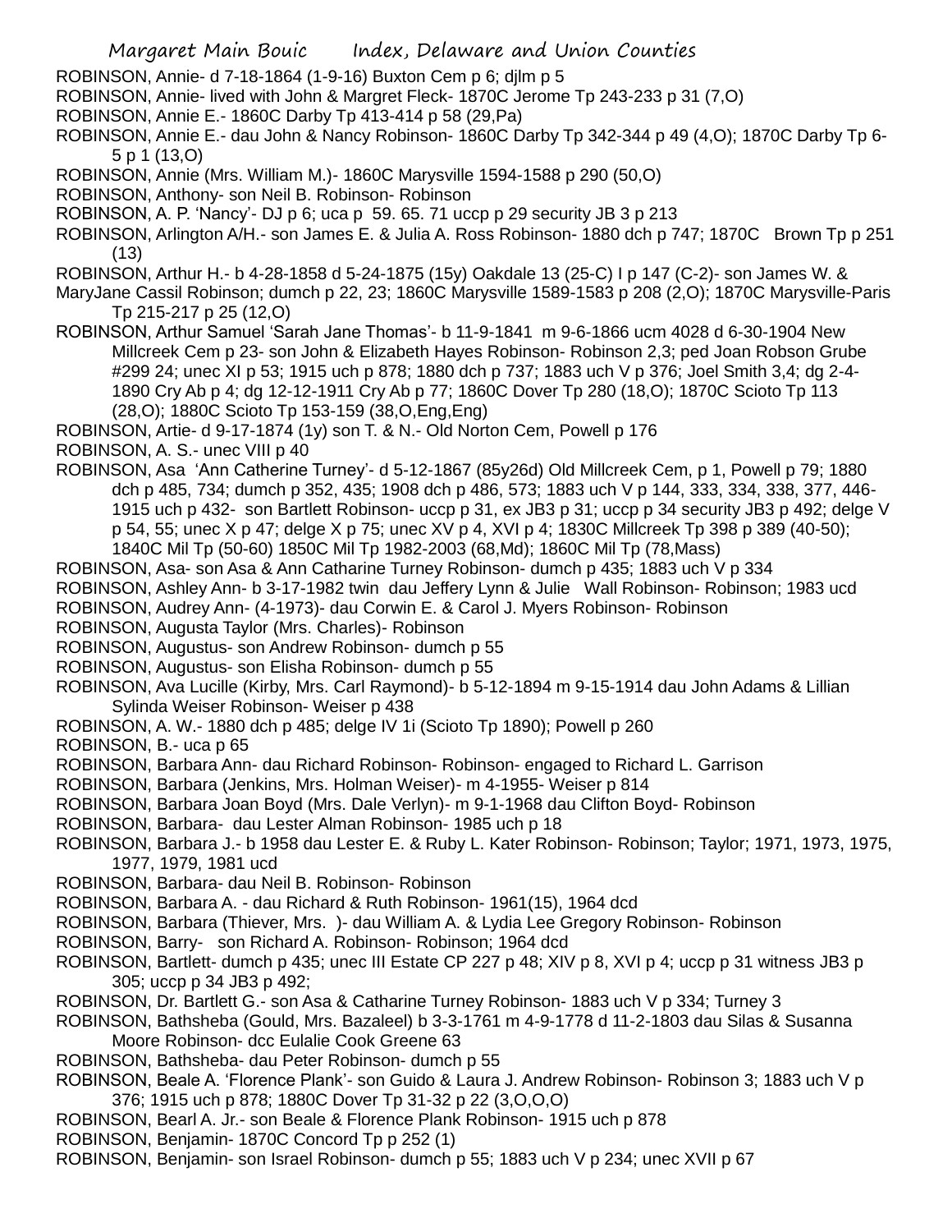ROBINSON, Annie- d 7-18-1864 (1-9-16) Buxton Cem p 6; djlm p 5

ROBINSON, Annie- lived with John & Margret Fleck- 1870C Jerome Tp 243-233 p 31 (7,O)

ROBINSON, Annie E.- 1860C Darby Tp 413-414 p 58 (29,Pa)

ROBINSON, Annie E.- dau John & Nancy Robinson- 1860C Darby Tp 342-344 p 49 (4,O); 1870C Darby Tp 6-5 p 1 (13,O)

ROBINSON, Annie (Mrs. William M.)- 1860C Marysville 1594-1588 p 290 (50,O)

ROBINSON, Anthony- son Neil B. Robinson- Robinson

ROBINSON, A. P. 'Nancy'- DJ p 6; uca p 59. 65. 71 uccp p 29 security JB 3 p 213

ROBINSON, Arlington A/H.- son James E. & Julia A. Ross Robinson- 1880 dch p 747; 1870C Brown Tp p 251 (13)

ROBINSON, Arthur H.- b 4-28-1858 d 5-24-1875 (15y) Oakdale 13 (25-C) I p 147 (C-2)- son James W. & MaryJane Cassil Robinson; dumch p 22, 23; 1860C Marysville 1589-1583 p 208 (2,O); 1870C Marysville-Paris Tp 215-217 p 25 (12,O)

ROBINSON, Arthur Samuel 'Sarah Jane Thomas'- b 11-9-1841 m 9-6-1866 ucm 4028 d 6-30-1904 New Millcreek Cem p 23- son John & Elizabeth Hayes Robinson- Robinson 2,3; ped Joan Robson Grube #299 24; unec XI p 53; 1915 uch p 878; 1880 dch p 737; 1883 uch V p 376; Joel Smith 3,4; dg 2-4-1890 Cry Ab p 4; dg 12-12-1911 Cry Ab p 77; 1860C Dover Tp 280 (18,O); 1870C Scioto Tp 113 (28,O); 1880C Scioto Tp 153-159 (38,O,Eng,Eng)

ROBINSON, Artie- d 9-17-1874 (1y) son T. & N.- Old Norton Cem, Powell p 176

ROBINSON, A. S.- unec VIII p 40

ROBINSON, Asa 'Ann Catherine Turney'- d 5-12-1867 (85y26d) Old Millcreek Cem, p 1, Powell p 79; 1880 dch p 485, 734; dumch p 352, 435; 1908 dch p 486, 573; 1883 uch V p 144, 333, 334, 338, 377, 446- 1915 uch p 432- son Bartlett Robinson- uccp p 31, ex JB3 p 31; uccp p 34 security JB3 p 492; delge V p 54, 55; unec X p 47; delge X p 75; unec XV p 4, XVI p 4; 1830C Millcreek Tp 398 p 389 (40-50); 1840C Mil Tp (50-60) 1850C Mil Tp 1982-2003 (68,Md); 1860C Mil Tp (78,Mass)

ROBINSON, Asa- son Asa & Ann Catharine Turney Robinson- dumch p 435; 1883 uch V p 334

ROBINSON, Ashley Ann- b 3-17-1982 twin dau Jeffery Lynn & Julie Wall Robinson- Robinson; 1983 ucd

ROBINSON, Audrey Ann- (4-1973)- dau Corwin E. & Carol J. Myers Robinson- Robinson

ROBINSON, Augusta Taylor (Mrs. Charles)- Robinson

ROBINSON, Augustus- son Andrew Robinson- dumch p 55

ROBINSON, Augustus- son Elisha Robinson- dumch p 55

ROBINSON, Ava Lucille (Kirby, Mrs. Carl Raymond)- b 5-12-1894 m 9-15-1914 dau John Adams & Lillian Sylinda Weiser Robinson- Weiser p 438

ROBINSON, A. W.- 1880 dch p 485; delge IV 1i (Scioto Tp 1890); Powell p 260

ROBINSON, B.- uca p 65

ROBINSON, Barbara Ann- dau Richard Robinson- Robinson- engaged to Richard L. Garrison

ROBINSON, Barbara (Jenkins, Mrs. Holman Weiser)- m 4-1955- Weiser p 814

ROBINSON, Barbara Joan Boyd (Mrs. Dale Verlyn)- m 9-1-1968 dau Clifton Boyd- Robinson

ROBINSON, Barbara- dau Lester Alman Robinson- 1985 uch p 18

ROBINSON, Barbara J.- b 1958 dau Lester E. & Ruby L. Kater Robinson- Robinson; Taylor; 1971, 1973, 1975, 1977, 1979, 1981 ucd

ROBINSON, Barbara- dau Neil B. Robinson- Robinson

ROBINSON, Barbara A. - dau Richard & Ruth Robinson- 1961(15), 1964 dcd

ROBINSON, Barbara (Thiever, Mrs. )- dau William A. & Lydia Lee Gregory Robinson- Robinson

ROBINSON, Barry- son Richard A. Robinson- Robinson; 1964 dcd

ROBINSON, Bartlett- dumch p 435; unec III Estate CP 227 p 48; XIV p 8, XVI p 4; uccp p 31 witness JB3 p 305; uccp p 34 JB3 p 492;

ROBINSON, Dr. Bartlett G.- son Asa & Catharine Turney Robinson- 1883 uch V p 334; Turney 3

ROBINSON, Bathsheba (Gould, Mrs. Bazaleel) b 3-3-1761 m 4-9-1778 d 11-2-1803 dau Silas & Susanna Moore Robinson- dcc Eulalie Cook Greene 63

ROBINSON, Bathsheba- dau Peter Robinson- dumch p 55

ROBINSON, Beale A. 'Florence Plank'- son Guido & Laura J. Andrew Robinson- Robinson 3; 1883 uch V p 376; 1915 uch p 878; 1880C Dover Tp 31-32 p 22 (3,O,O,O)

ROBINSON, Bearl A. Jr.- son Beale & Florence Plank Robinson- 1915 uch p 878

ROBINSON, Benjamin- 1870C Concord Tp p 252 (1)

ROBINSON, Benjamin- son Israel Robinson- dumch p 55; 1883 uch V p 234; unec XVII p 67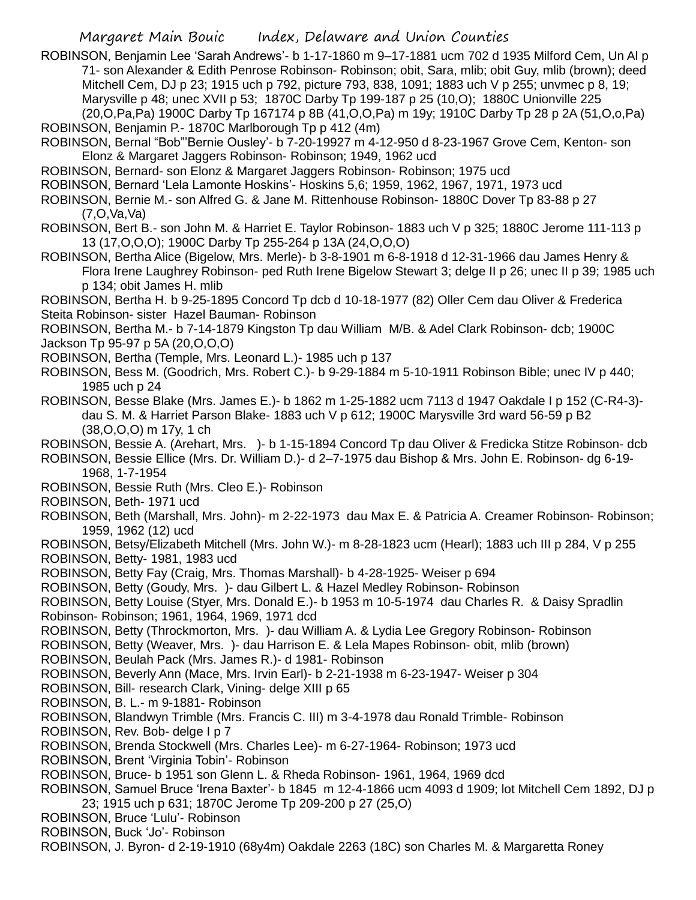ROBINSON, Benjamin Lee 'Sarah Andrews'- b 1-17-1860 m 9–17-1881 ucm 702 d 1935 Milford Cem, Un Al p 71- son Alexander & Edith Penrose Robinson- Robinson; obit, Sara, mlib; obit Guy, mlib (brown); deed Mitchell Cem, DJ p 23; 1915 uch p 792, picture 793, 838, 1091; 1883 uch V p 255; unvmec p 8, 19; Marysville p 48; unec XVII p 53; 1870C Darby Tp 199-187 p 25 (10,O); 1880C Unionville 225 (20,O,Pa,Pa) 1900C Darby Tp 167174 p 8B (41,O,O,Pa) m 19y; 1910C Darby Tp 28 p 2A (51,O,o,Pa)

ROBINSON, Benjamin P.- 1870C Marlborough Tp p 412 (4m)

ROBINSON, Bernal "Bob"'Bernie Ousley'- b 7-20-19927 m 4-12-950 d 8-23-1967 Grove Cem, Kenton- son Elonz & Margaret Jaggers Robinson- Robinson; 1949, 1962 ucd

ROBINSON, Bernard- son Elonz & Margaret Jaggers Robinson- Robinson; 1975 ucd

ROBINSON, Bernard 'Lela Lamonte Hoskins'- Hoskins 5,6; 1959, 1962, 1967, 1971, 1973 ucd

ROBINSON, Bernie M.- son Alfred G. & Jane M. Rittenhouse Robinson- 1880C Dover Tp 83-88 p 27 (7,O,Va,Va)

ROBINSON, Bert B.- son John M. & Harriet E. Taylor Robinson- 1883 uch V p 325; 1880C Jerome 111-113 p 13 (17,O,O,O); 1900C Darby Tp 255-264 p 13A (24,O,O,O)

ROBINSON, Bertha Alice (Bigelow, Mrs. Merle)- b 3-8-1901 m 6-8-1918 d 12-31-1966 dau James Henry & Flora Irene Laughrey Robinson- ped Ruth Irene Bigelow Stewart 3; delge II p 26; unec II p 39; 1985 uch p 134; obit James H. mlib

ROBINSON, Bertha H. b 9-25-1895 Concord Tp dcb d 10-18-1977 (82) Oller Cem dau Oliver & Frederica Steita Robinson- sister Hazel Bauman- Robinson

ROBINSON, Bertha M.- b 7-14-1879 Kingston Tp dau William M/B. & Adel Clark Robinson- dcb; 1900C Jackson Tp 95-97 p 5A (20,O,O,O)

ROBINSON, Bertha (Temple, Mrs. Leonard L.)- 1985 uch p 137

ROBINSON, Bess M. (Goodrich, Mrs. Robert C.)- b 9-29-1884 m 5-10-1911 Robinson Bible; unec IV p 440; 1985 uch p 24

ROBINSON, Besse Blake (Mrs. James E.)- b 1862 m 1-25-1882 ucm 7113 d 1947 Oakdale I p 152 (C-R4-3)- dau S. M. & Harriet Parson Blake- 1883 uch V p 612; 1900C Marysville 3rd ward 56-59 p B2 (38,O,O,O) m 17y, 1 ch

ROBINSON, Bessie A. (Arehart, Mrs. )- b 1-15-1894 Concord Tp dau Oliver & Fredicka Stitze Robinson- dcb

ROBINSON, Bessie Ellice (Mrs. Dr. William D.)- d 2–7-1975 dau Bishop & Mrs. John E. Robinson- dg 6-19-1968, 1-7-1954

ROBINSON, Bessie Ruth (Mrs. Cleo E.)- Robinson

ROBINSON, Beth- 1971 ucd

ROBINSON, Beth (Marshall, Mrs. John)- m 2-22-1973 dau Max E. & Patricia A. Creamer Robinson- Robinson; 1959, 1962 (12) ucd

ROBINSON, Betsy/Elizabeth Mitchell (Mrs. John W.)- m 8-28-1823 ucm (Hearl); 1883 uch III p 284, V p 255

ROBINSON, Betty- 1981, 1983 ucd

ROBINSON, Betty Fay (Craig, Mrs. Thomas Marshall)- b 4-28-1925- Weiser p 694

ROBINSON, Betty (Goudy, Mrs. )- dau Gilbert L. & Hazel Medley Robinson- Robinson

ROBINSON, Betty Louise (Styer, Mrs. Donald E.)- b 1953 m 10-5-1974 dau Charles R. & Daisy Spradlin Robinson- Robinson; 1961, 1964, 1969, 1971 dcd

ROBINSON, Betty (Throckmorton, Mrs. )- dau William A. & Lydia Lee Gregory Robinson- Robinson

ROBINSON, Betty (Weaver, Mrs. )- dau Harrison E. & Lela Mapes Robinson- obit, mlib (brown)

ROBINSON, Beulah Pack (Mrs. James R.)- d 1981- Robinson

ROBINSON, Beverly Ann (Mace, Mrs. Irvin Earl)- b 2-21-1938 m 6-23-1947- Weiser p 304

ROBINSON, Bill- research Clark, Vining- delge XIII p 65

ROBINSON, B. L.- m 9-1881- Robinson

ROBINSON, Blandwyn Trimble (Mrs. Francis C. III) m 3-4-1978 dau Ronald Trimble- Robinson

ROBINSON, Rev. Bob- delge I p 7

ROBINSON, Brenda Stockwell (Mrs. Charles Lee)- m 6-27-1964- Robinson; 1973 ucd

ROBINSON, Brent 'Virginia Tobin'- Robinson

ROBINSON, Bruce- b 1951 son Glenn L. & Rheda Robinson- 1961, 1964, 1969 dcd

ROBINSON, Samuel Bruce 'Irena Baxter'- b 1845 m 12-4-1866 ucm 4093 d 1909; lot Mitchell Cem 1892, DJ p 23; 1915 uch p 631; 1870C Jerome Tp 209-200 p 27 (25,O)

ROBINSON, Bruce 'Lulu'- Robinson

ROBINSON, Buck 'Jo'- Robinson

ROBINSON, J. Byron- d 2-19-1910 (68y4m) Oakdale 2263 (18C) son Charles M. & Margaretta Roney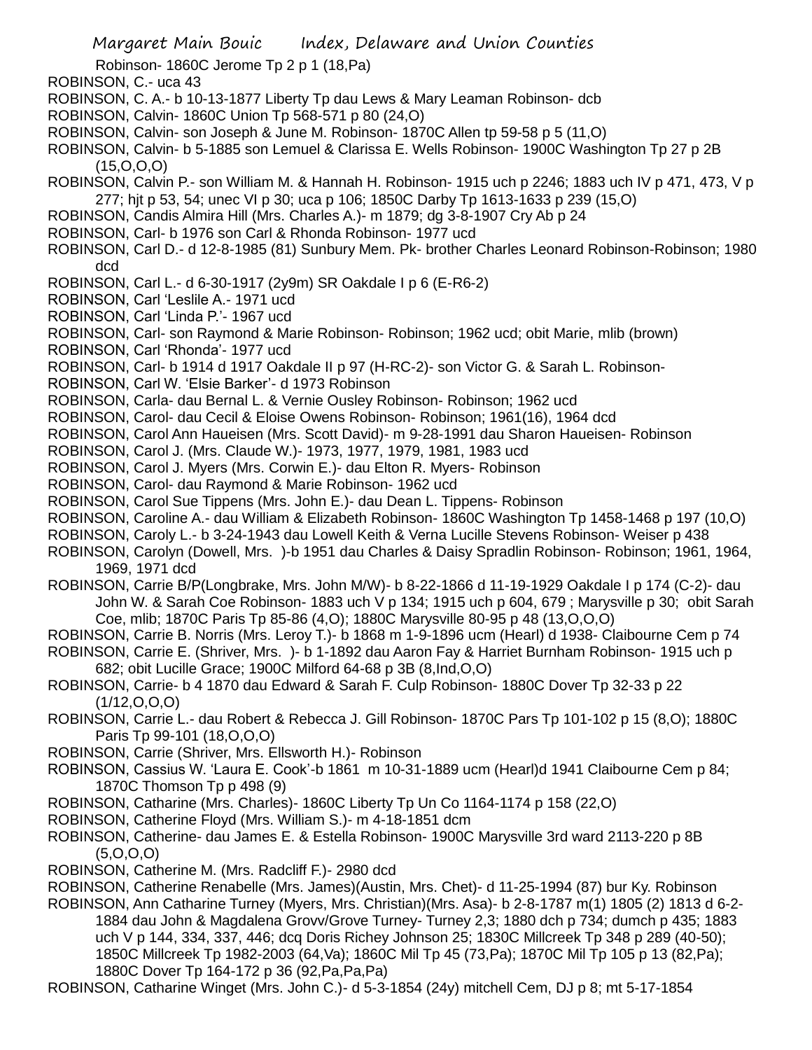Robinson- 1860C Jerome Tp 2 p 1 (18,Pa)

ROBINSON, C.- uca 43

ROBINSON, C. A.- b 10-13-1877 Liberty Tp dau Lews & Mary Leaman Robinson- dcb

ROBINSON, Calvin- 1860C Union Tp 568-571 p 80 (24,O)

ROBINSON, Calvin- son Joseph & June M. Robinson- 1870C Allen tp 59-58 p 5 (11,O)

ROBINSON, Calvin- b 5-1885 son Lemuel & Clarissa E. Wells Robinson- 1900C Washington Tp 27 p 2B (15,O,O,O)

ROBINSON, Calvin P.- son William M. & Hannah H. Robinson- 1915 uch p 2246; 1883 uch IV p 471, 473, V p 277; hjt p 53, 54; unec VI p 30; uca p 106; 1850C Darby Tp 1613-1633 p 239 (15,O)

ROBINSON, Candis Almira Hill (Mrs. Charles A.)- m 1879; dg 3-8-1907 Cry Ab p 24

ROBINSON, Carl- b 1976 son Carl & Rhonda Robinson- 1977 ucd

ROBINSON, Carl D.- d 12-8-1985 (81) Sunbury Mem. Pk- brother Charles Leonard Robinson-Robinson; 1980 dcd

ROBINSON, Carl L.- d 6-30-1917 (2y9m) SR Oakdale I p 6 (E-R6-2)

ROBINSON, Carl 'Leslile A.- 1971 ucd

ROBINSON, Carl 'Linda P.'- 1967 ucd

ROBINSON, Carl- son Raymond & Marie Robinson- Robinson; 1962 ucd; obit Marie, mlib (brown)

ROBINSON, Carl 'Rhonda'- 1977 ucd

ROBINSON, Carl- b 1914 d 1917 Oakdale II p 97 (H-RC-2)- son Victor G. & Sarah L. Robinson-

ROBINSON, Carl W. 'Elsie Barker'- d 1973 Robinson

ROBINSON, Carla- dau Bernal L. & Vernie Ousley Robinson- Robinson; 1962 ucd

ROBINSON, Carol- dau Cecil & Eloise Owens Robinson- Robinson; 1961(16), 1964 dcd

ROBINSON, Carol Ann Haueisen (Mrs. Scott David)- m 9-28-1991 dau Sharon Haueisen- Robinson

ROBINSON, Carol J. (Mrs. Claude W.)- 1973, 1977, 1979, 1981, 1983 ucd

ROBINSON, Carol J. Myers (Mrs. Corwin E.)- dau Elton R. Myers- Robinson

ROBINSON, Carol- dau Raymond & Marie Robinson- 1962 ucd

ROBINSON, Carol Sue Tippens (Mrs. John E.)- dau Dean L. Tippens- Robinson

ROBINSON, Caroline A.- dau William & Elizabeth Robinson- 1860C Washington Tp 1458-1468 p 197 (10,O)

ROBINSON, Caroly L.- b 3-24-1943 dau Lowell Keith & Verna Lucille Stevens Robinson- Weiser p 438

ROBINSON, Carolyn (Dowell, Mrs. )-b 1951 dau Charles & Daisy Spradlin Robinson- Robinson; 1961, 1964, 1969, 1971 dcd

ROBINSON, Carrie B/P(Longbrake, Mrs. John M/W)- b 8-22-1866 d 11-19-1929 Oakdale I p 174 (C-2)- dau John W. & Sarah Coe Robinson- 1883 uch V p 134; 1915 uch p 604, 679 ; Marysville p 30; obit Sarah Coe, mlib; 1870C Paris Tp 85-86 (4,O); 1880C Marysville 80-95 p 48 (13,O,O,O)

ROBINSON, Carrie B. Norris (Mrs. Leroy T.)- b 1868 m 1-9-1896 ucm (Hearl) d 1938- Claibourne Cem p 74

ROBINSON, Carrie E. (Shriver, Mrs. )- b 1-1892 dau Aaron Fay & Harriet Burnham Robinson- 1915 uch p 682; obit Lucille Grace; 1900C Milford 64-68 p 3B (8,Ind,O,O)

ROBINSON, Carrie- b 4 1870 dau Edward & Sarah F. Culp Robinson- 1880C Dover Tp 32-33 p 22 (1/12,O,O,O)

ROBINSON, Carrie L.- dau Robert & Rebecca J. Gill Robinson- 1870C Pars Tp 101-102 p 15 (8,O); 1880C Paris Tp 99-101 (18,O,O,O)

ROBINSON, Carrie (Shriver, Mrs. Ellsworth H.)- Robinson

ROBINSON, Cassius W. 'Laura E. Cook'-b 1861 m 10-31-1889 ucm (Hearl)d 1941 Claibourne Cem p 84; 1870C Thomson Tp p 498 (9)

ROBINSON, Catharine (Mrs. Charles)- 1860C Liberty Tp Un Co 1164-1174 p 158 (22,O)

ROBINSON, Catherine Floyd (Mrs. William S.)- m 4-18-1851 dcm

ROBINSON, Catherine- dau James E. & Estella Robinson- 1900C Marysville 3rd ward 2113-220 p 8B (5,O,O,O)

ROBINSON, Catherine M. (Mrs. Radcliff F.)- 2980 dcd

ROBINSON, Catherine Renabelle (Mrs. James)(Austin, Mrs. Chet)- d 11-25-1994 (87) bur Ky. Robinson

ROBINSON, Ann Catharine Turney (Myers, Mrs. Christian)(Mrs. Asa)- b 2-8-1787 m(1) 1805 (2) 1813 d 6-2-1884 dau John & Magdalena Grovv/Grove Turney- Turney 2,3; 1880 dch p 734; dumch p 435; 1883 uch V p 144, 334, 337, 446; dcq Doris Richey Johnson 25; 1830C Millcreek Tp 348 p 289 (40-50); 1850C Millcreek Tp 1982-2003 (64,Va); 1860C Mil Tp 45 (73,Pa); 1870C Mil Tp 105 p 13 (82,Pa); 1880C Dover Tp 164-172 p 36 (92,Pa,Pa,Pa)

ROBINSON, Catharine Winget (Mrs. John C.)- d 5-3-1854 (24y) mitchell Cem, DJ p 8; mt 5-17-1854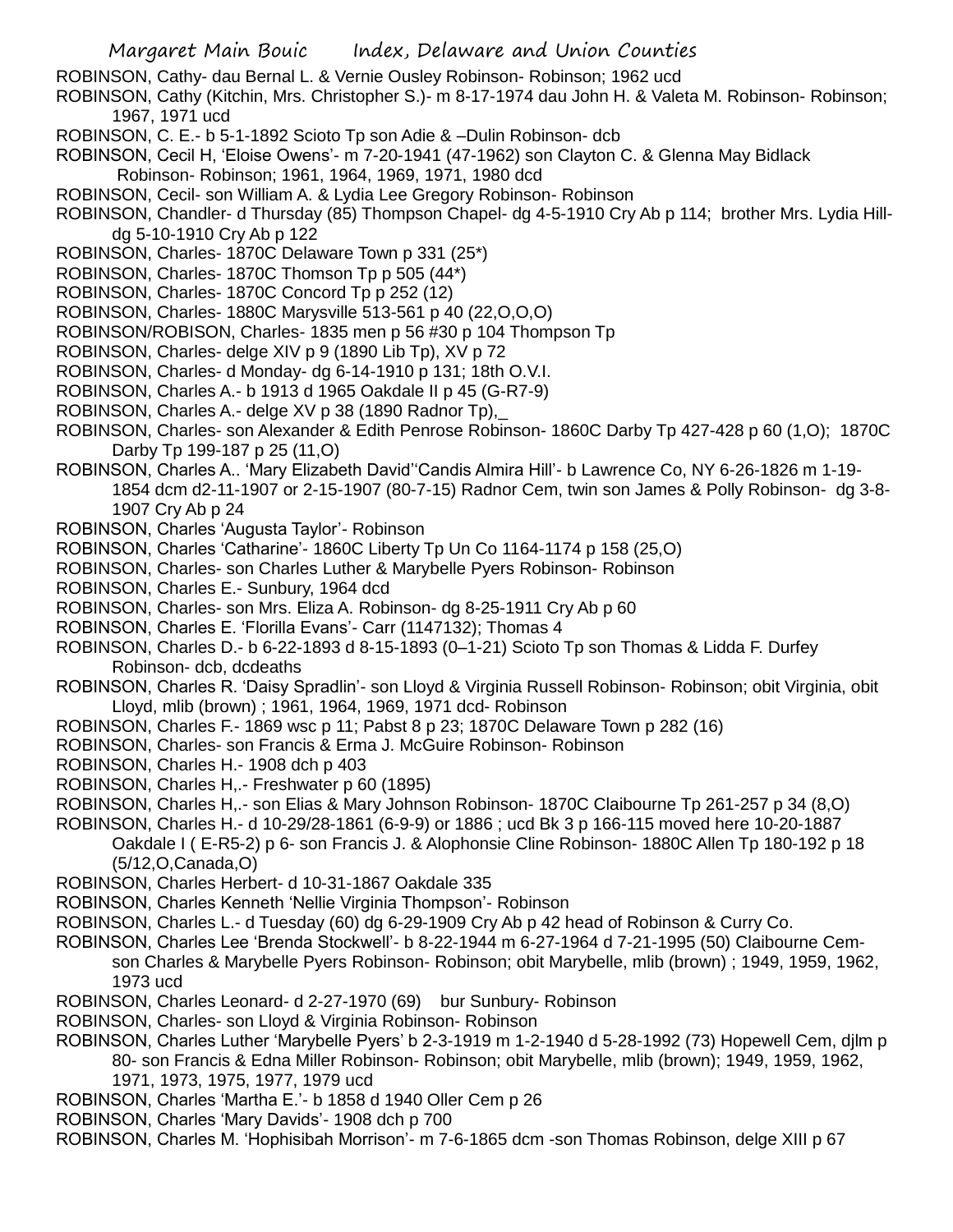ROBINSON, Cathy- dau Bernal L. & Vernie Ousley Robinson- Robinson; 1962 ucd

ROBINSON, Cathy (Kitchin, Mrs. Christopher S.)- m 8-17-1974 dau John H. & Valeta M. Robinson- Robinson; 1967, 1971 ucd

ROBINSON, C. E.- b 5-1-1892 Scioto Tp son Adie & –Dulin Robinson- dcb

ROBINSON, Cecil H, 'Eloise Owens'- m 7-20-1941 (47-1962) son Clayton C. & Glenna May Bidlack Robinson- Robinson; 1961, 1964, 1969, 1971, 1980 dcd

ROBINSON, Cecil- son William A. & Lydia Lee Gregory Robinson- Robinson

ROBINSON, Chandler- d Thursday (85) Thompson Chapel- dg 4-5-1910 Cry Ab p 114; brother Mrs. Lydia Hill- dg 5-10-1910 Cry Ab p 122

ROBINSON, Charles- 1870C Delaware Town p 331 (25*)

ROBINSON, Charles- 1870C Thomson Tp p 505 (44*)

ROBINSON, Charles- 1870C Concord Tp p 252 (12)

ROBINSON, Charles- 1880C Marysville 513-561 p 40 (22,O,O,O)

ROBINSON/ROBISON, Charles- 1835 men p 56 #30 p 104 Thompson Tp

ROBINSON, Charles- delge XIV p 9 (1890 Lib Tp), XV p 72

ROBINSON, Charles- d Monday- dg 6-14-1910 p 131; 18th O.V.I.

ROBINSON, Charles A.- b 1913 d 1965 Oakdale II p 45 (G-R7-9)

ROBINSON, Charles A.- delge XV p 38 (1890 Radnor Tp),_

ROBINSON, Charles- son Alexander & Edith Penrose Robinson- 1860C Darby Tp 427-428 p 60 (1,O); 1870C Darby Tp 199-187 p 25 (11,O)

ROBINSON, Charles A.. 'Mary Elizabeth David''Candis Almira Hill'- b Lawrence Co, NY 6-26-1826 m 1-19-1854 dcm d2-11-1907 or 2-15-1907 (80-7-15) Radnor Cem, twin son James & Polly Robinson- dg 3-8-1907 Cry Ab p 24

ROBINSON, Charles 'Augusta Taylor'- Robinson

ROBINSON, Charles 'Catharine'- 1860C Liberty Tp Un Co 1164-1174 p 158 (25,O)

ROBINSON, Charles- son Charles Luther & Marybelle Pyers Robinson- Robinson

ROBINSON, Charles E.- Sunbury, 1964 dcd

ROBINSON, Charles- son Mrs. Eliza A. Robinson- dg 8-25-1911 Cry Ab p 60

ROBINSON, Charles E. 'Florilla Evans'- Carr (1147132); Thomas 4

ROBINSON, Charles D.- b 6-22-1893 d 8-15-1893 (0–1-21) Scioto Tp son Thomas & Lidda F. Durfey Robinson- dcb, dcdeaths

ROBINSON, Charles R. 'Daisy Spradlin'- son Lloyd & Virginia Russell Robinson- Robinson; obit Virginia, obit Lloyd, mlib (brown) ; 1961, 1964, 1969, 1971 dcd- Robinson

ROBINSON, Charles F.- 1869 wsc p 11; Pabst 8 p 23; 1870C Delaware Town p 282 (16)

ROBINSON, Charles- son Francis & Erma J. McGuire Robinson- Robinson

ROBINSON, Charles H.- 1908 dch p 403

ROBINSON, Charles H,.- Freshwater p 60 (1895)

ROBINSON, Charles H,.- son Elias & Mary Johnson Robinson- 1870C Claibourne Tp 261-257 p 34 (8,O)

ROBINSON, Charles H.- d 10-29/28-1861 (6-9-9) or 1886 ; ucd Bk 3 p 166-115 moved here 10-20-1887 Oakdale I ( E-R5-2) p 6- son Francis J. & Alophonsie Cline Robinson- 1880C Allen Tp 180-192 p 18 (5/12,O,Canada,O)

ROBINSON, Charles Herbert- d 10-31-1867 Oakdale 335

ROBINSON, Charles Kenneth 'Nellie Virginia Thompson'- Robinson

ROBINSON, Charles L.- d Tuesday (60) dg 6-29-1909 Cry Ab p 42 head of Robinson & Curry Co.

ROBINSON, Charles Lee 'Brenda Stockwell'- b 8-22-1944 m 6-27-1964 d 7-21-1995 (50) Claibourne Cem- son Charles & Marybelle Pyers Robinson- Robinson; obit Marybelle, mlib (brown) ; 1949, 1959, 1962, 1973 ucd

ROBINSON, Charles Leonard- d 2-27-1970 (69) bur Sunbury- Robinson

ROBINSON, Charles- son Lloyd & Virginia Robinson- Robinson

ROBINSON, Charles Luther 'Marybelle Pyers' b 2-3-1919 m 1-2-1940 d 5-28-1992 (73) Hopewell Cem, djlm p 80- son Francis & Edna Miller Robinson- Robinson; obit Marybelle, mlib (brown); 1949, 1959, 1962, 1971, 1973, 1975, 1977, 1979 ucd

ROBINSON, Charles 'Martha E.'- b 1858 d 1940 Oller Cem p 26

ROBINSON, Charles 'Mary Davids'- 1908 dch p 700

ROBINSON, Charles M. 'Hophisibah Morrison'- m 7-6-1865 dcm -son Thomas Robinson, delge XIII p 67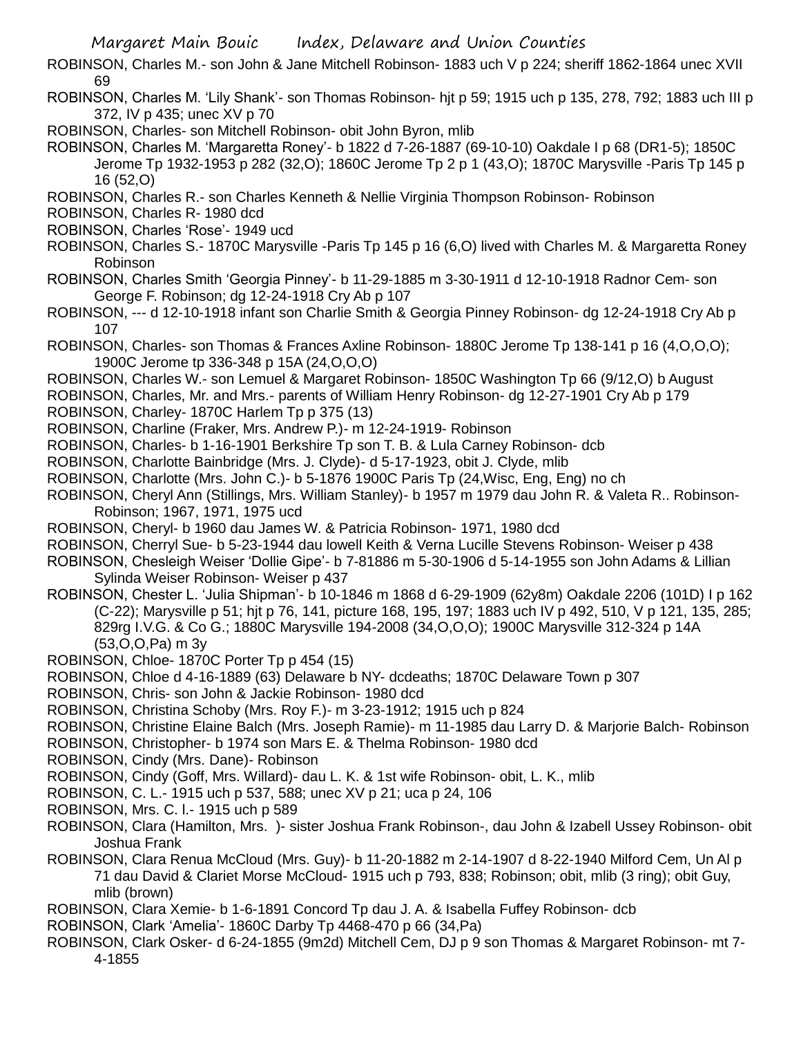ROBINSON, Charles M.- son John & Jane Mitchell Robinson- 1883 uch V p 224; sheriff 1862-1864 unec XVII 69

ROBINSON, Charles M. 'Lily Shank'- son Thomas Robinson- hjt p 59; 1915 uch p 135, 278, 792; 1883 uch III p 372, IV p 435; unec XV p 70

ROBINSON, Charles- son Mitchell Robinson- obit John Byron, mlib

ROBINSON, Charles M. 'Margaretta Roney'- b 1822 d 7-26-1887 (69-10-10) Oakdale I p 68 (DR1-5); 1850C Jerome Tp 1932-1953 p 282 (32,O); 1860C Jerome Tp 2 p 1 (43,O); 1870C Marysville -Paris Tp 145 p 16 (52,O)

ROBINSON, Charles R.- son Charles Kenneth & Nellie Virginia Thompson Robinson- Robinson

ROBINSON, Charles R- 1980 dcd

ROBINSON, Charles 'Rose'- 1949 ucd

ROBINSON, Charles S.- 1870C Marysville -Paris Tp 145 p 16 (6,O) lived with Charles M. & Margaretta Roney Robinson

ROBINSON, Charles Smith 'Georgia Pinney'- b 11-29-1885 m 3-30-1911 d 12-10-1918 Radnor Cem- son George F. Robinson; dg 12-24-1918 Cry Ab p 107

ROBINSON, --- d 12-10-1918 infant son Charlie Smith & Georgia Pinney Robinson- dg 12-24-1918 Cry Ab p 107

ROBINSON, Charles- son Thomas & Frances Axline Robinson- 1880C Jerome Tp 138-141 p 16 (4,O,O,O); 1900C Jerome tp 336-348 p 15A (24,O,O,O)

ROBINSON, Charles W.- son Lemuel & Margaret Robinson- 1850C Washington Tp 66 (9/12,O) b August

ROBINSON, Charles, Mr. and Mrs.- parents of William Henry Robinson- dg 12-27-1901 Cry Ab p 179

ROBINSON, Charley- 1870C Harlem Tp p 375 (13)

ROBINSON, Charline (Fraker, Mrs. Andrew P.)- m 12-24-1919- Robinson

ROBINSON, Charles- b 1-16-1901 Berkshire Tp son T. B. & Lula Carney Robinson- dcb

ROBINSON, Charlotte Bainbridge (Mrs. J. Clyde)- d 5-17-1923, obit J. Clyde, mlib

ROBINSON, Charlotte (Mrs. John C.)- b 5-1876 1900C Paris Tp (24,Wisc, Eng, Eng) no ch

ROBINSON, Cheryl Ann (Stillings, Mrs. William Stanley)- b 1957 m 1979 dau John R. & Valeta R.. Robinson- Robinson; 1967, 1971, 1975 ucd

ROBINSON, Cheryl- b 1960 dau James W. & Patricia Robinson- 1971, 1980 dcd

ROBINSON, Cherryl Sue- b 5-23-1944 dau lowell Keith & Verna Lucille Stevens Robinson- Weiser p 438

ROBINSON, Chesleigh Weiser 'Dollie Gipe'- b 7-81886 m 5-30-1906 d 5-14-1955 son John Adams & Lillian Sylinda Weiser Robinson- Weiser p 437

ROBINSON, Chester L. 'Julia Shipman'- b 10-1846 m 1868 d 6-29-1909 (62y8m) Oakdale 2206 (101D) I p 162 (C-22); Marysville p 51; hjt p 76, 141, picture 168, 195, 197; 1883 uch IV p 492, 510, V p 121, 135, 285; 829rg I.V.G. & Co G.; 1880C Marysville 194-2008 (34,O,O,O); 1900C Marysville 312-324 p 14A (53,O,O,Pa) m 3y

ROBINSON, Chloe- 1870C Porter Tp p 454 (15)

ROBINSON, Chloe d 4-16-1889 (63) Delaware b NY- dcdeaths; 1870C Delaware Town p 307

ROBINSON, Chris- son John & Jackie Robinson- 1980 dcd

ROBINSON, Christina Schoby (Mrs. Roy F.)- m 3-23-1912; 1915 uch p 824

ROBINSON, Christine Elaine Balch (Mrs. Joseph Ramie)- m 11-1985 dau Larry D. & Marjorie Balch- Robinson

ROBINSON, Christopher- b 1974 son Mars E. & Thelma Robinson- 1980 dcd

ROBINSON, Cindy (Mrs. Dane)- Robinson

ROBINSON, Cindy (Goff, Mrs. Willard)- dau L. K. & 1st wife Robinson- obit, L. K., mlib

ROBINSON, C. L.- 1915 uch p 537, 588; unec XV p 21; uca p 24, 106

ROBINSON, Mrs. C. l.- 1915 uch p 589

ROBINSON, Clara (Hamilton, Mrs. )- sister Joshua Frank Robinson-, dau John & Izabell Ussey Robinson- obit Joshua Frank

ROBINSON, Clara Renua McCloud (Mrs. Guy)- b 11-20-1882 m 2-14-1907 d 8-22-1940 Milford Cem, Un Al p 71 dau David & Clariet Morse McCloud- 1915 uch p 793, 838; Robinson; obit, mlib (3 ring); obit Guy, mlib (brown)

ROBINSON, Clara Xemie- b 1-6-1891 Concord Tp dau J. A. & Isabella Fuffey Robinson- dcb

ROBINSON, Clark 'Amelia'- 1860C Darby Tp 4468-470 p 66 (34,Pa)

ROBINSON, Clark Osker- d 6-24-1855 (9m2d) Mitchell Cem, DJ p 9 son Thomas & Margaret Robinson- mt 7-4-1855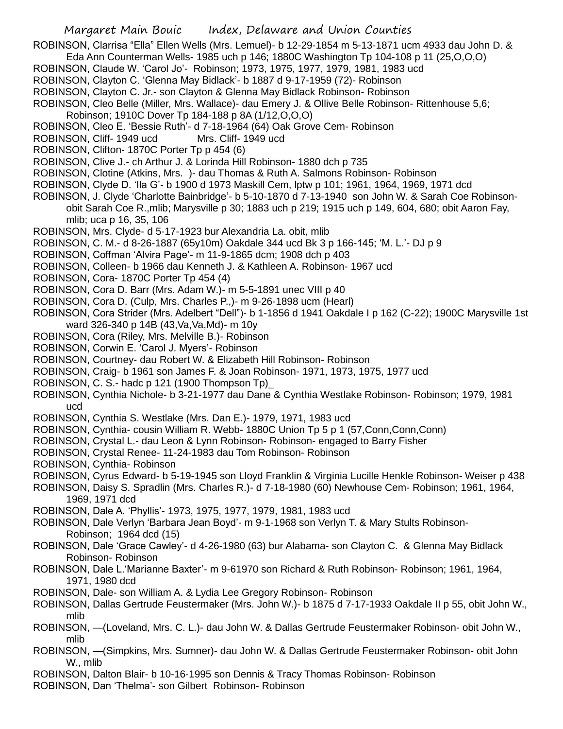ROBINSON, Clarrisa "Ella" Ellen Wells (Mrs. Lemuel)- b 12-29-1854 m 5-13-1871 ucm 4933 dau John D. & Eda Ann Counterman Wells- 1985 uch p 146; 1880C Washington Tp 104-108 p 11 (25,O,O,O)

ROBINSON, Claude W. 'Carol Jo'- Robinson; 1973, 1975, 1977, 1979, 1981, 1983 ucd

ROBINSON, Clayton C. 'Glenna May Bidlack'- b 1887 d 9-17-1959 (72)- Robinson

ROBINSON, Clayton C. Jr.- son Clayton & Glenna May Bidlack Robinson- Robinson

ROBINSON, Cleo Belle (Miller, Mrs. Wallace)- dau Emery J. & Ollive Belle Robinson- Rittenhouse 5,6; Robinson; 1910C Dover Tp 184-188 p 8A (1/12,O,O,O)

ROBINSON, Cleo E. 'Bessie Ruth'- d 7-18-1964 (64) Oak Grove Cem- Robinson

ROBINSON, Cliff- 1949 ucd Mrs. Cliff- 1949 ucd

ROBINSON, Clifton- 1870C Porter Tp p 454 (6)

ROBINSON, Clive J.- ch Arthur J. & Lorinda Hill Robinson- 1880 dch p 735

ROBINSON, Clotine (Atkins, Mrs. )- dau Thomas & Ruth A. Salmons Robinson- Robinson

ROBINSON, Clyde D. 'Ila G'- b 1900 d 1973 Maskill Cem, lptw p 101; 1961, 1964, 1969, 1971 dcd

ROBINSON, J. Clyde 'Charlotte Bainbridge'- b 5-10-1870 d 7-13-1940 son John W. & Sarah Coe Robinson- obit Sarah Coe R.,mlib; Marysville p 30; 1883 uch p 219; 1915 uch p 149, 604, 680; obit Aaron Fay, mlib; uca p 16, 35, 106

ROBINSON, Mrs. Clyde- d 5-17-1923 bur Alexandria La. obit, mlib

ROBINSON, C. M.- d 8-26-1887 (65y10m) Oakdale 344 ucd Bk 3 p 166-145; 'M. L.'- DJ p 9

ROBINSON, Coffman 'Alvira Page'- m 11-9-1865 dcm; 1908 dch p 403

ROBINSON, Colleen- b 1966 dau Kenneth J. & Kathleen A. Robinson- 1967 ucd

ROBINSON, Cora- 1870C Porter Tp 454 (4)

ROBINSON, Cora D. Barr (Mrs. Adam W.)- m 5-5-1891 unec VIII p 40

ROBINSON, Cora D. (Culp, Mrs. Charles P.,)- m 9-26-1898 ucm (Hearl)

ROBINSON, Cora Strider (Mrs. Adelbert "Dell")- b 1-1856 d 1941 Oakdale I p 162 (C-22); 1900C Marysville 1st ward 326-340 p 14B (43,Va,Va,Md)- m 10y

ROBINSON, Cora (Riley, Mrs. Melville B.)- Robinson

ROBINSON, Corwin E. 'Carol J. Myers'- Robinson

ROBINSON, Courtney- dau Robert W. & Elizabeth Hill Robinson- Robinson

ROBINSON, Craig- b 1961 son James F. & Joan Robinson- 1971, 1973, 1975, 1977 ucd

ROBINSON, C. S.- hadc p 121 (1900 Thompson Tp)_

ROBINSON, Cynthia Nichole- b 3-21-1977 dau Dane & Cynthia Westlake Robinson- Robinson; 1979, 1981 ucd

ROBINSON, Cynthia S. Westlake (Mrs. Dan E.)- 1979, 1971, 1983 ucd

ROBINSON, Cynthia- cousin William R. Webb- 1880C Union Tp 5 p 1 (57,Conn,Conn,Conn)

ROBINSON, Crystal L.- dau Leon & Lynn Robinson- Robinson- engaged to Barry Fisher

ROBINSON, Crystal Renee- 11-24-1983 dau Tom Robinson- Robinson

ROBINSON, Cynthia- Robinson

ROBINSON, Cyrus Edward- b 5-19-1945 son Lloyd Franklin & Virginia Lucille Henkle Robinson- Weiser p 438

ROBINSON, Daisy S. Spradlin (Mrs. Charles R.)- d 7-18-1980 (60) Newhouse Cem- Robinson; 1961, 1964, 1969, 1971 dcd

ROBINSON, Dale A. 'Phyllis'- 1973, 1975, 1977, 1979, 1981, 1983 ucd

ROBINSON, Dale Verlyn 'Barbara Jean Boyd'- m 9-1-1968 son Verlyn T. & Mary Stults Robinson- Robinson; 1964 dcd (15)

ROBINSON, Dale 'Grace Cawley'- d 4-26-1980 (63) bur Alabama- son Clayton C. & Glenna May Bidlack Robinson- Robinson

ROBINSON, Dale L.'Marianne Baxter'- m 9-61970 son Richard & Ruth Robinson- Robinson; 1961, 1964, 1971, 1980 dcd

ROBINSON, Dale- son William A. & Lydia Lee Gregory Robinson- Robinson

ROBINSON, Dallas Gertrude Feustermaker (Mrs. John W.)- b 1875 d 7-17-1933 Oakdale II p 55, obit John W., mlib

ROBINSON, —(Loveland, Mrs. C. L.)- dau John W. & Dallas Gertrude Feustermaker Robinson- obit John W., mlib

ROBINSON, —(Simpkins, Mrs. Sumner)- dau John W. & Dallas Gertrude Feustermaker Robinson- obit John W., mlib

ROBINSON, Dalton Blair- b 10-16-1995 son Dennis & Tracy Thomas Robinson- Robinson

ROBINSON, Dan 'Thelma'- son Gilbert Robinson- Robinson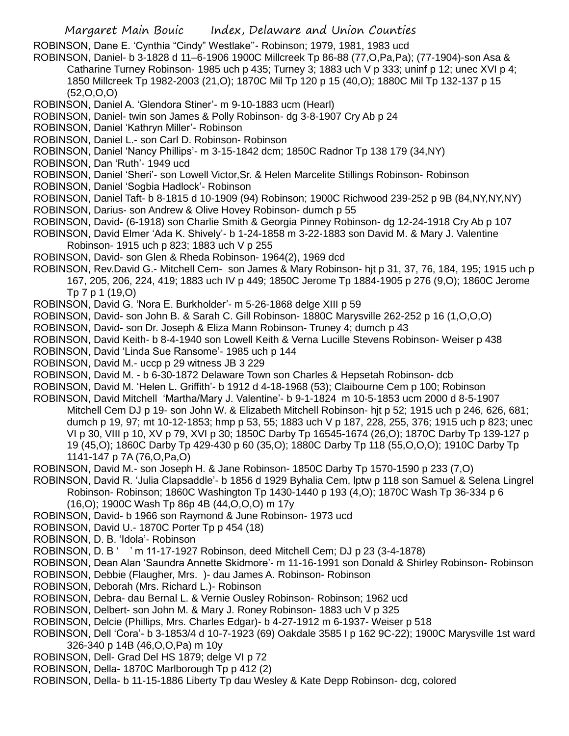ROBINSON, Dane E. 'Cynthia "Cindy" Westlake''- Robinson; 1979, 1981, 1983 ucd

ROBINSON, Daniel- b 3-1828 d 11–6-1906 1900C Millcreek Tp 86-88 (77,O,Pa,Pa); (77-1904)-son Asa & Catharine Turney Robinson- 1985 uch p 435; Turney 3; 1883 uch V p 333; uninf p 12; unec XVI p 4; 1850 Millcreek Tp 1982-2003 (21,O); 1870C Mil Tp 120 p 15 (40,O); 1880C Mil Tp 132-137 p 15 (52,O,O,O)

ROBINSON, Daniel A. 'Glendora Stiner'- m 9-10-1883 ucm (Hearl)

ROBINSON, Daniel- twin son James & Polly Robinson- dg 3-8-1907 Cry Ab p 24

ROBINSON, Daniel 'Kathryn Miller'- Robinson

ROBINSON, Daniel L.- son Carl D. Robinson- Robinson

ROBINSON, Daniel 'Nancy Phillips'- m 3-15-1842 dcm; 1850C Radnor Tp 138 179 (34,NY)

ROBINSON, Dan 'Ruth'- 1949 ucd

ROBINSON, Daniel 'Sheri'- son Lowell Victor,Sr. & Helen Marcelite Stillings Robinson- Robinson

ROBINSON, Daniel 'Sogbia Hadlock'- Robinson

ROBINSON, Daniel Taft- b 8-1815 d 10-1909 (94) Robinson; 1900C Richwood 239-252 p 9B (84,NY,NY,NY)

ROBINSON, Darius- son Andrew & Olive Hovey Robinson- dumch p 55

ROBINSON, David- (6-1918) son Charlie Smith & Georgia Pinney Robinson- dg 12-24-1918 Cry Ab p 107

ROBINSON, David Elmer 'Ada K. Shively'- b 1-24-1858 m 3-22-1883 son David M. & Mary J. Valentine Robinson- 1915 uch p 823; 1883 uch V p 255

ROBINSON, David- son Glen & Rheda Robinson- 1964(2), 1969 dcd

ROBINSON, Rev.David G.- Mitchell Cem- son James & Mary Robinson- hjt p 31, 37, 76, 184, 195; 1915 uch p 167, 205, 206, 224, 419; 1883 uch IV p 449; 1850C Jerome Tp 1884-1905 p 276 (9,O); 1860C Jerome Tp 7 p 1 (19,O)

ROBINSON, David G. 'Nora E. Burkholder'- m 5-26-1868 delge XIII p 59

ROBINSON, David- son John B. & Sarah C. Gill Robinson- 1880C Marysville 262-252 p 16 (1,O,O,O)

ROBINSON, David- son Dr. Joseph & Eliza Mann Robinson- Truney 4; dumch p 43

ROBINSON, David Keith- b 8-4-1940 son Lowell Keith & Verna Lucille Stevens Robinson- Weiser p 438

ROBINSON, David 'Linda Sue Ransome'- 1985 uch p 144

ROBINSON, David M.- uccp p 29 witness JB 3 229

ROBINSON, David M. - b 6-30-1872 Delaware Town son Charles & Hepsetah Robinson- dcb

ROBINSON, David M. 'Helen L. Griffith'- b 1912 d 4-18-1968 (53); Claibourne Cem p 100; Robinson

ROBINSON, David Mitchell 'Martha/Mary J. Valentine'- b 9-1-1824 m 10-5-1853 ucm 2000 d 8-5-1907 Mitchell Cem DJ p 19- son John W. & Elizabeth Mitchell Robinson- hjt p 52; 1915 uch p 246, 626, 681; dumch p 19, 97; mt 10-12-1853; hmp p 53, 55; 1883 uch V p 187, 228, 255, 376; 1915 uch p 823; unec VI p 30, VIII p 10, XV p 79, XVI p 30; 1850C Darby Tp 16545-1674 (26,O); 1870C Darby Tp 139-127 p 19 (45,O); 1860C Darby Tp 429-430 p 60 (35,O); 1880C Darby Tp 118 (55,O,O,O); 1910C Darby Tp 1141-147 p 7A (76,O,Pa,O)

ROBINSON, David M.- son Joseph H. & Jane Robinson- 1850C Darby Tp 1570-1590 p 233 (7,O)

ROBINSON, David R. 'Julia Clapsaddle'- b 1856 d 1929 Byhalia Cem, lptw p 118 son Samuel & Selena Lingrel Robinson- Robinson; 1860C Washington Tp 1430-1440 p 193 (4,O); 1870C Wash Tp 36-334 p 6 (16,O); 1900C Wash Tp 86p 4B (44,O,O,O) m 17y

ROBINSON, David- b 1966 son Raymond & June Robinson- 1973 ucd

ROBINSON, David U.- 1870C Porter Tp p 454 (18)

ROBINSON, D. B. 'Idola'- Robinson

ROBINSON, D. B ' ' m 11-17-1927 Robinson, deed Mitchell Cem; DJ p 23 (3-4-1878)

ROBINSON, Dean Alan 'Saundra Annette Skidmore'- m 11-16-1991 son Donald & Shirley Robinson- Robinson

ROBINSON, Debbie (Flaugher, Mrs. )- dau James A. Robinson- Robinson

ROBINSON, Deborah (Mrs. Richard L.)- Robinson

ROBINSON, Debra- dau Bernal L. & Vernie Ousley Robinson- Robinson; 1962 ucd

ROBINSON, Delbert- son John M. & Mary J. Roney Robinson- 1883 uch V p 325

ROBINSON, Delcie (Phillips, Mrs. Charles Edgar)- b 4-27-1912 m 6-1937- Weiser p 518

ROBINSON, Dell 'Cora'- b 3-1853/4 d 10-7-1923 (69) Oakdale 3585 I p 162 9C-22); 1900C Marysville 1st ward 326-340 p 14B (46,O,O,Pa) m 10y

ROBINSON, Dell- Grad Del HS 1879; delge VI p 72

ROBINSON, Della- 1870C Marlborough Tp p 412 (2)

ROBINSON, Della- b 11-15-1886 Liberty Tp dau Wesley & Kate Depp Robinson- dcg, colored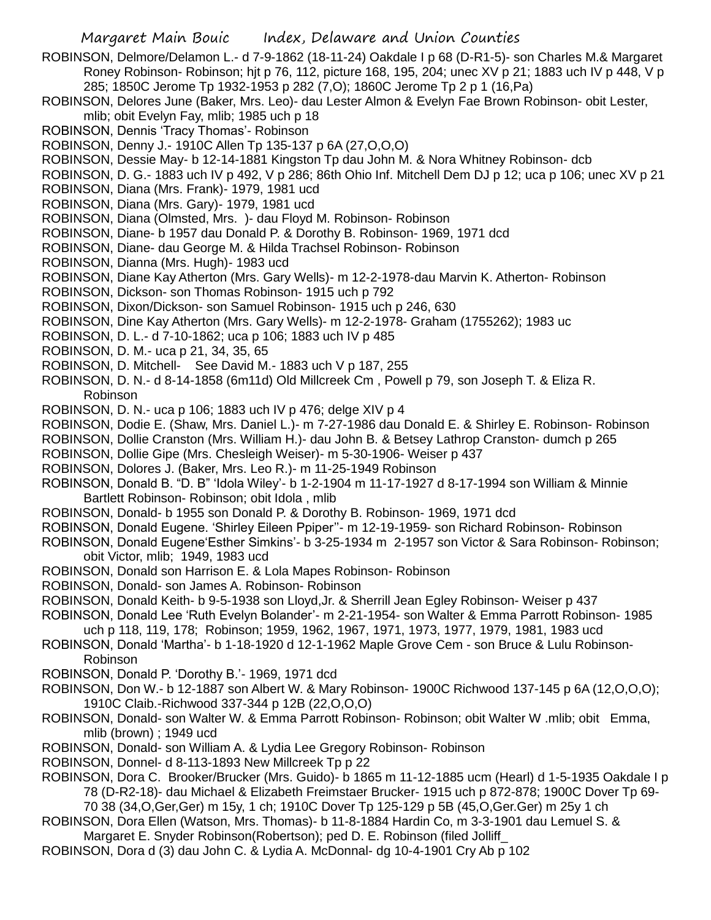ROBINSON, Delmore/Delamon L.- d 7-9-1862 (18-11-24) Oakdale I p 68 (D-R1-5)- son Charles M.& Margaret Roney Robinson- Robinson; hjt p 76, 112, picture 168, 195, 204; unec XV p 21; 1883 uch IV p 448, V p 285; 1850C Jerome Tp 1932-1953 p 282 (7,O); 1860C Jerome Tp 2 p 1 (16,Pa)

ROBINSON, Delores June (Baker, Mrs. Leo)- dau Lester Almon & Evelyn Fae Brown Robinson- obit Lester, mlib; obit Evelyn Fay, mlib; 1985 uch p 18

ROBINSON, Dennis 'Tracy Thomas'- Robinson

ROBINSON, Denny J.- 1910C Allen Tp 135-137 p 6A (27,O,O,O)

ROBINSON, Dessie May- b 12-14-1881 Kingston Tp dau John M. & Nora Whitney Robinson- dcb

ROBINSON, D. G.- 1883 uch IV p 492, V p 286; 86th Ohio Inf. Mitchell Dem DJ p 12; uca p 106; unec XV p 21

ROBINSON, Diana (Mrs. Frank)- 1979, 1981 ucd

ROBINSON, Diana (Mrs. Gary)- 1979, 1981 ucd

ROBINSON, Diana (Olmsted, Mrs. )- dau Floyd M. Robinson- Robinson

ROBINSON, Diane- b 1957 dau Donald P. & Dorothy B. Robinson- 1969, 1971 dcd

ROBINSON, Diane- dau George M. & Hilda Trachsel Robinson- Robinson

ROBINSON, Dianna (Mrs. Hugh)- 1983 ucd

ROBINSON, Diane Kay Atherton (Mrs. Gary Wells)- m 12-2-1978-dau Marvin K. Atherton- Robinson

ROBINSON, Dickson- son Thomas Robinson- 1915 uch p 792

ROBINSON, Dixon/Dickson- son Samuel Robinson- 1915 uch p 246, 630

ROBINSON, Dine Kay Atherton (Mrs. Gary Wells)- m 12-2-1978- Graham (1755262); 1983 uc

ROBINSON, D. L.- d 7-10-1862; uca p 106; 1883 uch IV p 485

ROBINSON, D. M.- uca p 21, 34, 35, 65

ROBINSON, D. Mitchell- See David M.- 1883 uch V p 187, 255

ROBINSON, D. N.- d 8-14-1858 (6m11d) Old Millcreek Cm , Powell p 79, son Joseph T. & Eliza R. Robinson

ROBINSON, D. N.- uca p 106; 1883 uch IV p 476; delge XIV p 4

ROBINSON, Dodie E. (Shaw, Mrs. Daniel L.)- m 7-27-1986 dau Donald E. & Shirley E. Robinson- Robinson

ROBINSON, Dollie Cranston (Mrs. William H.)- dau John B. & Betsey Lathrop Cranston- dumch p 265

ROBINSON, Dollie Gipe (Mrs. Chesleigh Weiser)- m 5-30-1906- Weiser p 437

ROBINSON, Dolores J. (Baker, Mrs. Leo R.)- m 11-25-1949 Robinson

ROBINSON, Donald B. "D. B" 'Idola Wiley'- b 1-2-1904 m 11-17-1927 d 8-17-1994 son William & Minnie Bartlett Robinson- Robinson; obit Idola , mlib

ROBINSON, Donald- b 1955 son Donald P. & Dorothy B. Robinson- 1969, 1971 dcd

ROBINSON, Donald Eugene. 'Shirley Eileen Ppiper''- m 12-19-1959- son Richard Robinson- Robinson

ROBINSON, Donald Eugene'Esther Simkins'- b 3-25-1934 m 2-1957 son Victor & Sara Robinson- Robinson; obit Victor, mlib; 1949, 1983 ucd

ROBINSON, Donald son Harrison E. & Lola Mapes Robinson- Robinson

ROBINSON, Donald- son James A. Robinson- Robinson

ROBINSON, Donald Keith- b 9-5-1938 son Lloyd,Jr. & Sherrill Jean Egley Robinson- Weiser p 437

ROBINSON, Donald Lee 'Ruth Evelyn Bolander'- m 2-21-1954- son Walter & Emma Parrott Robinson- 1985 uch p 118, 119, 178; Robinson; 1959, 1962, 1967, 1971, 1973, 1977, 1979, 1981, 1983 ucd

ROBINSON, Donald 'Martha'- b 1-18-1920 d 12-1-1962 Maple Grove Cem - son Bruce & Lulu Robinson-Robinson

ROBINSON, Donald P. 'Dorothy B.'- 1969, 1971 dcd

ROBINSON, Don W.- b 12-1887 son Albert W. & Mary Robinson- 1900C Richwood 137-145 p 6A (12,O,O,O); 1910C Claib.-Richwood 337-344 p 12B (22,O,O,O)

ROBINSON, Donald- son Walter W. & Emma Parrott Robinson- Robinson; obit Walter W .mlib; obit Emma, mlib (brown) ; 1949 ucd

ROBINSON, Donald- son William A. & Lydia Lee Gregory Robinson- Robinson

ROBINSON, Donnel- d 8-113-1893 New Millcreek Tp p 22

ROBINSON, Dora C. Brooker/Brucker (Mrs. Guido)- b 1865 m 11-12-1885 ucm (Hearl) d 1-5-1935 Oakdale I p 78 (D-R2-18)- dau Michael & Elizabeth Freimstaer Brucker- 1915 uch p 872-878; 1900C Dover Tp 69-70 38 (34,O,Ger,Ger) m 15y, 1 ch; 1910C Dover Tp 125-129 p 5B (45,O,Ger.Ger) m 25y 1 ch

ROBINSON, Dora Ellen (Watson, Mrs. Thomas)- b 11-8-1884 Hardin Co, m 3-3-1901 dau Lemuel S. & Margaret E. Snyder Robinson(Robertson); ped D. E. Robinson (filed Jolliff_

ROBINSON, Dora d (3) dau John C. & Lydia A. McDonnal- dg 10-4-1901 Cry Ab p 102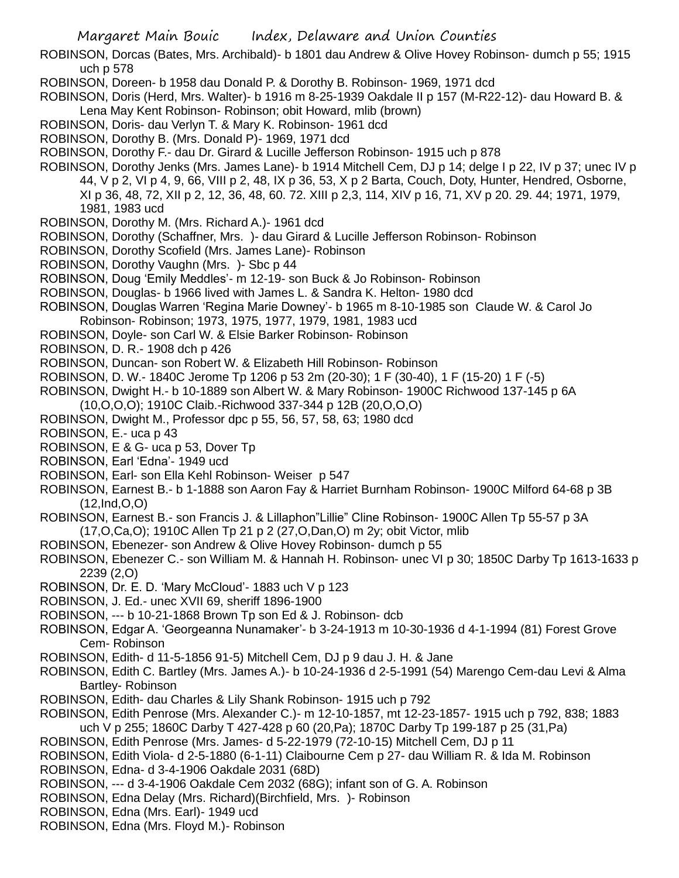ROBINSON, Dorcas (Bates, Mrs. Archibald)- b 1801 dau Andrew & Olive Hovey Robinson- dumch p 55; 1915 uch p 578

ROBINSON, Doreen- b 1958 dau Donald P. & Dorothy B. Robinson- 1969, 1971 dcd

ROBINSON, Doris (Herd, Mrs. Walter)- b 1916 m 8-25-1939 Oakdale II p 157 (M-R22-12)- dau Howard B. & Lena May Kent Robinson- Robinson; obit Howard, mlib (brown)

ROBINSON, Doris- dau Verlyn T. & Mary K. Robinson- 1961 dcd

ROBINSON, Dorothy B. (Mrs. Donald P)- 1969, 1971 dcd

ROBINSON, Dorothy F.- dau Dr. Girard & Lucille Jefferson Robinson- 1915 uch p 878

ROBINSON, Dorothy Jenks (Mrs. James Lane)- b 1914 Mitchell Cem, DJ p 14; delge I p 22, IV p 37; unec IV p 44, V p 2, VI p 4, 9, 66, VIII p 2, 48, IX p 36, 53, X p 2 Barta, Couch, Doty, Hunter, Hendred, Osborne, XI p 36, 48, 72, XII p 2, 12, 36, 48, 60. 72. XIII p 2,3, 114, XIV p 16, 71, XV p 20. 29. 44; 1971, 1979, 1981, 1983 ucd

ROBINSON, Dorothy M. (Mrs. Richard A.)- 1961 dcd

ROBINSON, Dorothy (Schaffner, Mrs. )- dau Girard & Lucille Jefferson Robinson- Robinson

ROBINSON, Dorothy Scofield (Mrs. James Lane)- Robinson

ROBINSON, Dorothy Vaughn (Mrs. )- Sbc p 44

ROBINSON, Doug 'Emily Meddles'- m 12-19- son Buck & Jo Robinson- Robinson

ROBINSON, Douglas- b 1966 lived with James L. & Sandra K. Helton- 1980 dcd

ROBINSON, Douglas Warren 'Regina Marie Downey'- b 1965 m 8-10-1985 son Claude W. & Carol Jo Robinson- Robinson; 1973, 1975, 1977, 1979, 1981, 1983 ucd

ROBINSON, Doyle- son Carl W. & Elsie Barker Robinson- Robinson

ROBINSON, D. R.- 1908 dch p 426

ROBINSON, Duncan- son Robert W. & Elizabeth Hill Robinson- Robinson

ROBINSON, D. W.- 1840C Jerome Tp 1206 p 53 2m (20-30); 1 F (30-40), 1 F (15-20) 1 F (-5)

ROBINSON, Dwight H.- b 10-1889 son Albert W. & Mary Robinson- 1900C Richwood 137-145 p 6A (10,O,O,O); 1910C Claib.-Richwood 337-344 p 12B (20,O,O,O)

ROBINSON, Dwight M., Professor dpc p 55, 56, 57, 58, 63; 1980 dcd

ROBINSON, E.- uca p 43

ROBINSON, E & G- uca p 53, Dover Tp

ROBINSON, Earl 'Edna'- 1949 ucd

ROBINSON, Earl- son Ella Kehl Robinson- Weiser p 547

ROBINSON, Earnest B.- b 1-1888 son Aaron Fay & Harriet Burnham Robinson- 1900C Milford 64-68 p 3B (12,Ind,O,O)

ROBINSON, Earnest B.- son Francis J. & Lillaphon"Lillie" Cline Robinson- 1900C Allen Tp 55-57 p 3A (17,O,Ca,O); 1910C Allen Tp 21 p 2 (27,O,Dan,O) m 2y; obit Victor, mlib

ROBINSON, Ebenezer- son Andrew & Olive Hovey Robinson- dumch p 55

ROBINSON, Ebenezer C.- son William M. & Hannah H. Robinson- unec VI p 30; 1850C Darby Tp 1613-1633 p 2239 (2,O)

ROBINSON, Dr. E. D. 'Mary McCloud'- 1883 uch V p 123

ROBINSON, J. Ed.- unec XVII 69, sheriff 1896-1900

ROBINSON, --- b 10-21-1868 Brown Tp son Ed & J. Robinson- dcb

ROBINSON, Edgar A. 'Georgeanna Nunamaker'- b 3-24-1913 m 10-30-1936 d 4-1-1994 (81) Forest Grove Cem- Robinson

ROBINSON, Edith- d 11-5-1856 91-5) Mitchell Cem, DJ p 9 dau J. H. & Jane

ROBINSON, Edith C. Bartley (Mrs. James A.)- b 10-24-1936 d 2-5-1991 (54) Marengo Cem-dau Levi & Alma Bartley- Robinson

ROBINSON, Edith- dau Charles & Lily Shank Robinson- 1915 uch p 792

ROBINSON, Edith Penrose (Mrs. Alexander C.)- m 12-10-1857, mt 12-23-1857- 1915 uch p 792, 838; 1883 uch V p 255; 1860C Darby T 427-428 p 60 (20,Pa); 1870C Darby Tp 199-187 p 25 (31,Pa)

ROBINSON, Edith Penrose (Mrs. James- d 5-22-1979 (72-10-15) Mitchell Cem, DJ p 11

ROBINSON, Edith Viola- d 2-5-1880 (6-1-11) Claibourne Cem p 27- dau William R. & Ida M. Robinson

ROBINSON, Edna- d 3-4-1906 Oakdale 2031 (68D)

ROBINSON, --- d 3-4-1906 Oakdale Cem 2032 (68G); infant son of G. A. Robinson

ROBINSON, Edna Delay (Mrs. Richard)(Birchfield, Mrs. )- Robinson

ROBINSON, Edna (Mrs. Earl)- 1949 ucd

ROBINSON, Edna (Mrs. Floyd M.)- Robinson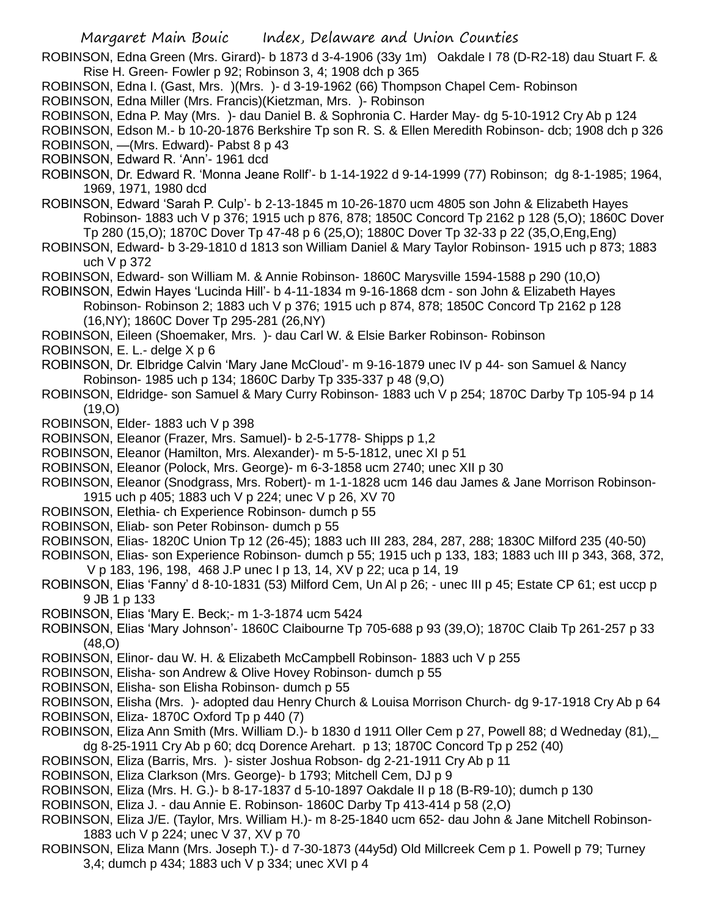ROBINSON, Edna Green (Mrs. Girard)- b 1873 d 3-4-1906 (33y 1m) Oakdale I 78 (D-R2-18) dau Stuart F. & Rise H. Green- Fowler p 92; Robinson 3, 4; 1908 dch p 365

ROBINSON, Edna I. (Gast, Mrs. )(Mrs. )- d 3-19-1962 (66) Thompson Chapel Cem- Robinson

ROBINSON, Edna Miller (Mrs. Francis)(Kietzman, Mrs. )- Robinson

ROBINSON, Edna P. May (Mrs. )- dau Daniel B. & Sophronia C. Harder May- dg 5-10-1912 Cry Ab p 124

ROBINSON, Edson M.- b 10-20-1876 Berkshire Tp son R. S. & Ellen Meredith Robinson- dcb; 1908 dch p 326

ROBINSON, —(Mrs. Edward)- Pabst 8 p 43

ROBINSON, Edward R. 'Ann'- 1961 dcd

ROBINSON, Dr. Edward R. 'Monna Jeane Rollf'- b 1-14-1922 d 9-14-1999 (77) Robinson; dg 8-1-1985; 1964, 1969, 1971, 1980 dcd

ROBINSON, Edward 'Sarah P. Culp'- b 2-13-1845 m 10-26-1870 ucm 4805 son John & Elizabeth Hayes Robinson- 1883 uch V p 376; 1915 uch p 876, 878; 1850C Concord Tp 2162 p 128 (5,O); 1860C Dover Tp 280 (15,O); 1870C Dover Tp 47-48 p 6 (25,O); 1880C Dover Tp 32-33 p 22 (35,O,Eng,Eng)

ROBINSON, Edward- b 3-29-1810 d 1813 son William Daniel & Mary Taylor Robinson- 1915 uch p 873; 1883 uch V p 372

ROBINSON, Edward- son William M. & Annie Robinson- 1860C Marysville 1594-1588 p 290 (10,O)

ROBINSON, Edwin Hayes 'Lucinda Hill'- b 4-11-1834 m 9-16-1868 dcm - son John & Elizabeth Hayes Robinson- Robinson 2; 1883 uch V p 376; 1915 uch p 874, 878; 1850C Concord Tp 2162 p 128 (16,NY); 1860C Dover Tp 295-281 (26,NY)

ROBINSON, Eileen (Shoemaker, Mrs. )- dau Carl W. & Elsie Barker Robinson- Robinson

ROBINSON, E. L.- delge X p 6

ROBINSON, Dr. Elbridge Calvin 'Mary Jane McCloud'- m 9-16-1879 unec IV p 44- son Samuel & Nancy Robinson- 1985 uch p 134; 1860C Darby Tp 335-337 p 48 (9,O)

ROBINSON, Eldridge- son Samuel & Mary Curry Robinson- 1883 uch V p 254; 1870C Darby Tp 105-94 p 14 (19,O)

ROBINSON, Elder- 1883 uch V p 398

ROBINSON, Eleanor (Frazer, Mrs. Samuel)- b 2-5-1778- Shipps p 1,2

ROBINSON, Eleanor (Hamilton, Mrs. Alexander)- m 5-5-1812, unec XI p 51

ROBINSON, Eleanor (Polock, Mrs. George)- m 6-3-1858 ucm 2740; unec XII p 30

ROBINSON, Eleanor (Snodgrass, Mrs. Robert)- m 1-1-1828 ucm 146 dau James & Jane Morrison Robinson- 1915 uch p 405; 1883 uch V p 224; unec V p 26, XV 70

ROBINSON, Elethia- ch Experience Robinson- dumch p 55

ROBINSON, Eliab- son Peter Robinson- dumch p 55

ROBINSON, Elias- 1820C Union Tp 12 (26-45); 1883 uch III 283, 284, 287, 288; 1830C Milford 235 (40-50)

ROBINSON, Elias- son Experience Robinson- dumch p 55; 1915 uch p 133, 183; 1883 uch III p 343, 368, 372, V p 183, 196, 198, 468 J.P unec I p 13, 14, XV p 22; uca p 14, 19

ROBINSON, Elias 'Fanny' d 8-10-1831 (53) Milford Cem, Un Al p 26; - unec III p 45; Estate CP 61; est uccp p 9 JB 1 p 133

ROBINSON, Elias 'Mary E. Beck;- m 1-3-1874 ucm 5424

ROBINSON, Elias 'Mary Johnson'- 1860C Claibourne Tp 705-688 p 93 (39,O); 1870C Claib Tp 261-257 p 33 (48,O)

ROBINSON, Elinor- dau W. H. & Elizabeth McCampbell Robinson- 1883 uch V p 255

ROBINSON, Elisha- son Andrew & Olive Hovey Robinson- dumch p 55

ROBINSON, Elisha- son Elisha Robinson- dumch p 55

ROBINSON, Elisha (Mrs. )- adopted dau Henry Church & Louisa Morrison Church- dg 9-17-1918 Cry Ab p 64

ROBINSON, Eliza- 1870C Oxford Tp p 440 (7)

ROBINSON, Eliza Ann Smith (Mrs. William D.)- b 1830 d 1911 Oller Cem p 27, Powell 88; d Wedneday (81),_ dg 8-25-1911 Cry Ab p 60; dcq Dorence Arehart. p 13; 1870C Concord Tp p 252 (40)

ROBINSON, Eliza (Barris, Mrs. )- sister Joshua Robson- dg 2-21-1911 Cry Ab p 11

ROBINSON, Eliza Clarkson (Mrs. George)- b 1793; Mitchell Cem, DJ p 9

ROBINSON, Eliza (Mrs. H. G.)- b 8-17-1837 d 5-10-1897 Oakdale II p 18 (B-R9-10); dumch p 130

ROBINSON, Eliza J. - dau Annie E. Robinson- 1860C Darby Tp 413-414 p 58 (2,O)

ROBINSON, Eliza J/E. (Taylor, Mrs. William H.)- m 8-25-1840 ucm 652- dau John & Jane Mitchell Robinson- 1883 uch V p 224; unec V 37, XV p 70

ROBINSON, Eliza Mann (Mrs. Joseph T.)- d 7-30-1873 (44y5d) Old Millcreek Cem p 1. Powell p 79; Turney 3,4; dumch p 434; 1883 uch V p 334; unec XVI p 4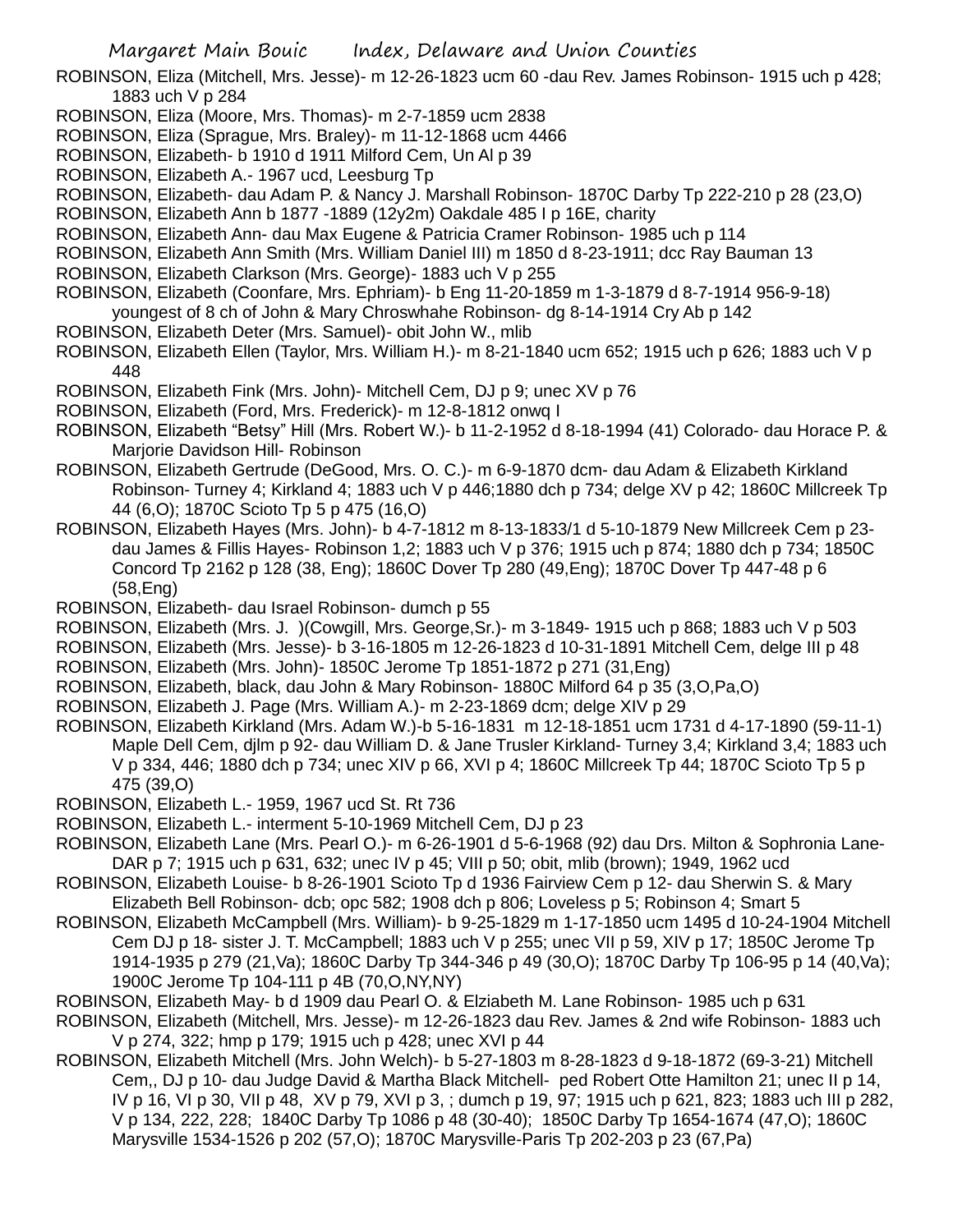ROBINSON, Eliza (Mitchell, Mrs. Jesse)- m 12-26-1823 ucm 60 -dau Rev. James Robinson- 1915 uch p 428; 1883 uch V p 284

ROBINSON, Eliza (Moore, Mrs. Thomas)- m 2-7-1859 ucm 2838

ROBINSON, Eliza (Sprague, Mrs. Braley)- m 11-12-1868 ucm 4466

ROBINSON, Elizabeth- b 1910 d 1911 Milford Cem, Un Al p 39

ROBINSON, Elizabeth A.- 1967 ucd, Leesburg Tp

ROBINSON, Elizabeth- dau Adam P. & Nancy J. Marshall Robinson- 1870C Darby Tp 222-210 p 28 (23,O)

ROBINSON, Elizabeth Ann b 1877 -1889 (12y2m) Oakdale 485 I p 16E, charity

ROBINSON, Elizabeth Ann- dau Max Eugene & Patricia Cramer Robinson- 1985 uch p 114

ROBINSON, Elizabeth Ann Smith (Mrs. William Daniel III) m 1850 d 8-23-1911; dcc Ray Bauman 13

ROBINSON, Elizabeth Clarkson (Mrs. George)- 1883 uch V p 255

ROBINSON, Elizabeth (Coonfare, Mrs. Ephriam)- b Eng 11-20-1859 m 1-3-1879 d 8-7-1914 956-9-18) youngest of 8 ch of John & Mary Chroswhahe Robinson- dg 8-14-1914 Cry Ab p 142

ROBINSON, Elizabeth Deter (Mrs. Samuel)- obit John W., mlib

ROBINSON, Elizabeth Ellen (Taylor, Mrs. William H.)- m 8-21-1840 ucm 652; 1915 uch p 626; 1883 uch V p 448

ROBINSON, Elizabeth Fink (Mrs. John)- Mitchell Cem, DJ p 9; unec XV p 76

ROBINSON, Elizabeth (Ford, Mrs. Frederick)- m 12-8-1812 onwq I

ROBINSON, Elizabeth "Betsy" Hill (Mrs. Robert W.)- b 11-2-1952 d 8-18-1994 (41) Colorado- dau Horace P. & Marjorie Davidson Hill- Robinson

ROBINSON, Elizabeth Gertrude (DeGood, Mrs. O. C.)- m 6-9-1870 dcm- dau Adam & Elizabeth Kirkland Robinson- Turney 4; Kirkland 4; 1883 uch V p 446;1880 dch p 734; delge XV p 42; 1860C Millcreek Tp 44 (6,O); 1870C Scioto Tp 5 p 475 (16,O)

ROBINSON, Elizabeth Hayes (Mrs. John)- b 4-7-1812 m 8-13-1833/1 d 5-10-1879 New Millcreek Cem p 23- dau James & Fillis Hayes- Robinson 1,2; 1883 uch V p 376; 1915 uch p 874; 1880 dch p 734; 1850C Concord Tp 2162 p 128 (38, Eng); 1860C Dover Tp 280 (49,Eng); 1870C Dover Tp 447-48 p 6 (58,Eng)

ROBINSON, Elizabeth- dau Israel Robinson- dumch p 55

ROBINSON, Elizabeth (Mrs. J. )(Cowgill, Mrs. George,Sr.)- m 3-1849- 1915 uch p 868; 1883 uch V p 503

ROBINSON, Elizabeth (Mrs. Jesse)- b 3-16-1805 m 12-26-1823 d 10-31-1891 Mitchell Cem, delge III p 48

ROBINSON, Elizabeth (Mrs. John)- 1850C Jerome Tp 1851-1872 p 271 (31,Eng)

ROBINSON, Elizabeth, black, dau John & Mary Robinson- 1880C Milford 64 p 35 (3,O,Pa,O)

ROBINSON, Elizabeth J. Page (Mrs. William A.)- m 2-23-1869 dcm; delge XIV p 29

ROBINSON, Elizabeth Kirkland (Mrs. Adam W.)-b 5-16-1831 m 12-18-1851 ucm 1731 d 4-17-1890 (59-11-1) Maple Dell Cem, djlm p 92- dau William D. & Jane Trusler Kirkland- Turney 3,4; Kirkland 3,4; 1883 uch V p 334, 446; 1880 dch p 734; unec XIV p 66, XVI p 4; 1860C Millcreek Tp 44; 1870C Scioto Tp 5 p 475 (39,O)

ROBINSON, Elizabeth L.- 1959, 1967 ucd St. Rt 736

ROBINSON, Elizabeth L.- interment 5-10-1969 Mitchell Cem, DJ p 23

ROBINSON, Elizabeth Lane (Mrs. Pearl O.)- m 6-26-1901 d 5-6-1968 (92) dau Drs. Milton & Sophronia Lane- DAR p 7; 1915 uch p 631, 632; unec IV p 45; VIII p 50; obit, mlib (brown); 1949, 1962 ucd

ROBINSON, Elizabeth Louise- b 8-26-1901 Scioto Tp d 1936 Fairview Cem p 12- dau Sherwin S. & Mary Elizabeth Bell Robinson- dcb; opc 582; 1908 dch p 806; Loveless p 5; Robinson 4; Smart 5

ROBINSON, Elizabeth McCampbell (Mrs. William)- b 9-25-1829 m 1-17-1850 ucm 1495 d 10-24-1904 Mitchell Cem DJ p 18- sister J. T. McCampbell; 1883 uch V p 255; unec VII p 59, XIV p 17; 1850C Jerome Tp 1914-1935 p 279 (21,Va); 1860C Darby Tp 344-346 p 49 (30,O); 1870C Darby Tp 106-95 p 14 (40,Va); 1900C Jerome Tp 104-111 p 4B (70,O,NY,NY)

ROBINSON, Elizabeth May- b d 1909 dau Pearl O. & Elziabeth M. Lane Robinson- 1985 uch p 631

ROBINSON, Elizabeth (Mitchell, Mrs. Jesse)- m 12-26-1823 dau Rev. James & 2nd wife Robinson- 1883 uch V p 274, 322; hmp p 179; 1915 uch p 428; unec XVI p 44

ROBINSON, Elizabeth Mitchell (Mrs. John Welch)- b 5-27-1803 m 8-28-1823 d 9-18-1872 (69-3-21) Mitchell Cem,, DJ p 10- dau Judge David & Martha Black Mitchell- ped Robert Otte Hamilton 21; unec II p 14, IV p 16, VI p 30, VII p 48, XV p 79, XVI p 3, ; dumch p 19, 97; 1915 uch p 621, 823; 1883 uch III p 282, V p 134, 222, 228; 1840C Darby Tp 1086 p 48 (30-40); 1850C Darby Tp 1654-1674 (47,O); 1860C Marysville 1534-1526 p 202 (57,O); 1870C Marysville-Paris Tp 202-203 p 23 (67,Pa)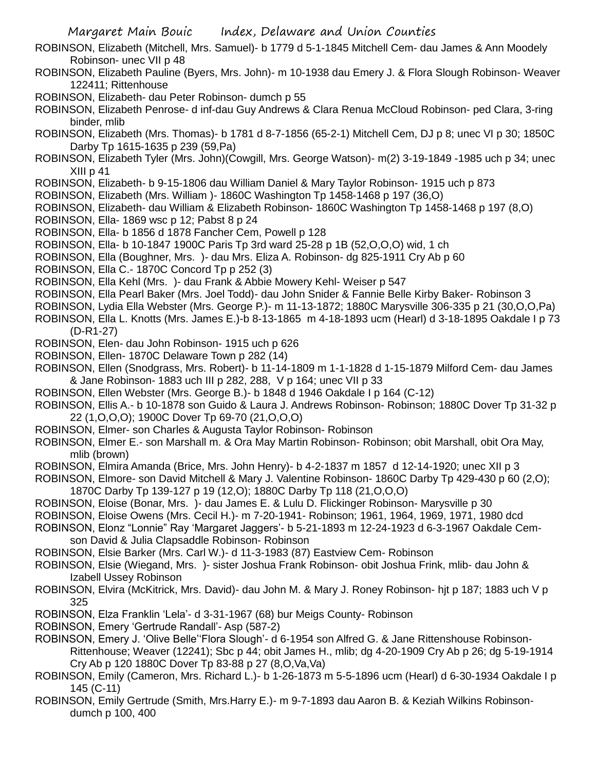ROBINSON, Elizabeth (Mitchell, Mrs. Samuel)- b 1779 d 5-1-1845 Mitchell Cem- dau James & Ann Moodely Robinson- unec VII p 48

ROBINSON, Elizabeth Pauline (Byers, Mrs. John)- m 10-1938 dau Emery J. & Flora Slough Robinson- Weaver 122411; Rittenhouse

ROBINSON, Elizabeth- dau Peter Robinson- dumch p 55

ROBINSON, Elizabeth Penrose- d inf-dau Guy Andrews & Clara Renua McCloud Robinson- ped Clara, 3-ring binder, mlib

ROBINSON, Elizabeth (Mrs. Thomas)- b 1781 d 8-7-1856 (65-2-1) Mitchell Cem, DJ p 8; unec VI p 30; 1850C Darby Tp 1615-1635 p 239 (59,Pa)

ROBINSON, Elizabeth Tyler (Mrs. John)(Cowgill, Mrs. George Watson)- m(2) 3-19-1849 -1985 uch p 34; unec XIII p 41

ROBINSON, Elizabeth- b 9-15-1806 dau William Daniel & Mary Taylor Robinson- 1915 uch p 873

ROBINSON, Elizabeth (Mrs. William )- 1860C Washington Tp 1458-1468 p 197 (36,O)

ROBINSON, Elizabeth- dau William & Elizabeth Robinson- 1860C Washington Tp 1458-1468 p 197 (8,O)

ROBINSON, Ella- 1869 wsc p 12; Pabst 8 p 24

ROBINSON, Ella- b 1856 d 1878 Fancher Cem, Powell p 128

ROBINSON, Ella- b 10-1847 1900C Paris Tp 3rd ward 25-28 p 1B (52,O,O,O) wid, 1 ch

ROBINSON, Ella (Boughner, Mrs. )- dau Mrs. Eliza A. Robinson- dg 825-1911 Cry Ab p 60

ROBINSON, Ella C.- 1870C Concord Tp p 252 (3)

ROBINSON, Ella Kehl (Mrs. )- dau Frank & Abbie Mowery Kehl- Weiser p 547

ROBINSON, Ella Pearl Baker (Mrs. Joel Todd)- dau John Snider & Fannie Belle Kirby Baker- Robinson 3

ROBINSON, Lydia Ella Webster (Mrs. George P.)- m 11-13-1872; 1880C Marysville 306-335 p 21 (30,O,O,Pa)

ROBINSON, Ella L. Knotts (Mrs. James E.)-b 8-13-1865 m 4-18-1893 ucm (Hearl) d 3-18-1895 Oakdale I p 73 (D-R1-27)

ROBINSON, Elen- dau John Robinson- 1915 uch p 626

ROBINSON, Ellen- 1870C Delaware Town p 282 (14)

ROBINSON, Ellen (Snodgrass, Mrs. Robert)- b 11-14-1809 m 1-1-1828 d 1-15-1879 Milford Cem- dau James & Jane Robinson- 1883 uch III p 282, 288, V p 164; unec VII p 33

ROBINSON, Ellen Webster (Mrs. George B.)- b 1848 d 1946 Oakdale I p 164 (C-12)

ROBINSON, Ellis A.- b 10-1878 son Guido & Laura J. Andrews Robinson- Robinson; 1880C Dover Tp 31-32 p 22 (1,O,O,O); 1900C Dover Tp 69-70 (21,O,O,O)

ROBINSON, Elmer- son Charles & Augusta Taylor Robinson- Robinson

ROBINSON, Elmer E.- son Marshall m. & Ora May Martin Robinson- Robinson; obit Marshall, obit Ora May, mlib (brown)

ROBINSON, Elmira Amanda (Brice, Mrs. John Henry)- b 4-2-1837 m 1857 d 12-14-1920; unec XII p 3

ROBINSON, Elmore- son David Mitchell & Mary J. Valentine Robinson- 1860C Darby Tp 429-430 p 60 (2,O); 1870C Darby Tp 139-127 p 19 (12,O); 1880C Darby Tp 118 (21,O,O,O)

ROBINSON, Eloise (Bonar, Mrs. )- dau James E. & Lulu D. Flickinger Robinson- Marysville p 30

ROBINSON, Eloise Owens (Mrs. Cecil H.)- m 7-20-1941- Robinson; 1961, 1964, 1969, 1971, 1980 dcd

ROBINSON, Elonz "Lonnie" Ray 'Margaret Jaggers'- b 5-21-1893 m 12-24-1923 d 6-3-1967 Oakdale Cem- son David & Julia Clapsaddle Robinson- Robinson

ROBINSON, Elsie Barker (Mrs. Carl W.)- d 11-3-1983 (87) Eastview Cem- Robinson

ROBINSON, Elsie (Wiegand, Mrs. )- sister Joshua Frank Robinson- obit Joshua Frink, mlib- dau John & Izabell Ussey Robinson

ROBINSON, Elvira (McKitrick, Mrs. David)- dau John M. & Mary J. Roney Robinson- hjt p 187; 1883 uch V p 325

ROBINSON, Elza Franklin 'Lela'- d 3-31-1967 (68) bur Meigs County- Robinson

ROBINSON, Emery 'Gertrude Randall'- Asp (587-2)

ROBINSON, Emery J. 'Olive Belle''Flora Slough'- d 6-1954 son Alfred G. & Jane Rittenshouse Robinson- Rittenhouse; Weaver (12241); Sbc p 44; obit James H., mlib; dg 4-20-1909 Cry Ab p 26; dg 5-19-1914 Cry Ab p 120 1880C Dover Tp 83-88 p 27 (8,O,Va,Va)

ROBINSON, Emily (Cameron, Mrs. Richard L.)- b 1-26-1873 m 5-5-1896 ucm (Hearl) d 6-30-1934 Oakdale I p 145 (C-11)

ROBINSON, Emily Gertrude (Smith, Mrs.Harry E.)- m 9-7-1893 dau Aaron B. & Keziah Wilkins Robinson- dumch p 100, 400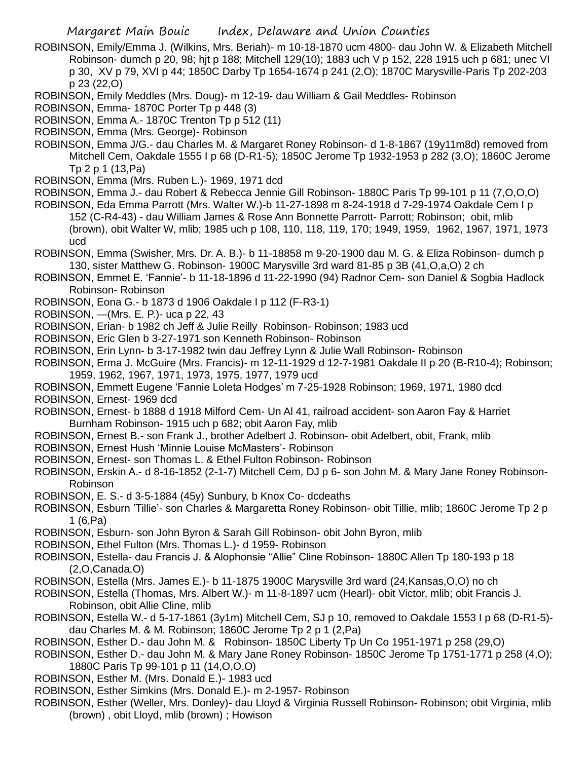ROBINSON, Emily/Emma J. (Wilkins, Mrs. Beriah)- m 10-18-1870 ucm 4800- dau John W. & Elizabeth Mitchell Robinson- dumch p 20, 98; hjt p 188; Mitchell 129(10); 1883 uch V p 152, 228 1915 uch p 681; unec VI p 30, XV p 79, XVI p 44; 1850C Darby Tp 1654-1674 p 241 (2,O); 1870C Marysville-Paris Tp 202-203 p 23 (22,O)

ROBINSON, Emily Meddles (Mrs. Doug)- m 12-19- dau William & Gail Meddles- Robinson

ROBINSON, Emma- 1870C Porter Tp p 448 (3)

ROBINSON, Emma A.- 1870C Trenton Tp p 512 (11)

ROBINSON, Emma (Mrs. George)- Robinson

ROBINSON, Emma J/G.- dau Charles M. & Margaret Roney Robinson- d 1-8-1867 (19y11m8d) removed from Mitchell Cem, Oakdale 1555 I p 68 (D-R1-5); 1850C Jerome Tp 1932-1953 p 282 (3,O); 1860C Jerome Tp 2 p 1 (13,Pa)

ROBINSON, Emma (Mrs. Ruben L.)- 1969, 1971 dcd

ROBINSON, Emma J.- dau Robert & Rebecca Jennie Gill Robinson- 1880C Paris Tp 99-101 p 11 (7,O,O,O)

ROBINSON, Eda Emma Parrott (Mrs. Walter W.)-b 11-27-1898 m 8-24-1918 d 7-29-1974 Oakdale Cem I p 152 (C-R4-43) - dau William James & Rose Ann Bonnette Parrott- Parrott; Robinson; obit, mlib (brown), obit Walter W, mlib; 1985 uch p 108, 110, 118, 119, 170; 1949, 1959, 1962, 1967, 1971, 1973 ucd

ROBINSON, Emma (Swisher, Mrs. Dr. A. B.)- b 11-18858 m 9-20-1900 dau M. G. & Eliza Robinson- dumch p 130, sister Matthew G. Robinson- 1900C Marysville 3rd ward 81-85 p 3B (41,O,a,O) 2 ch

ROBINSON, Emmet E. 'Fannie'- b 11-18-1896 d 11-22-1990 (94) Radnor Cem- son Daniel & Sogbia Hadlock Robinson- Robinson

ROBINSON, Eona G.- b 1873 d 1906 Oakdale I p 112 (F-R3-1)

ROBINSON, —(Mrs. E. P.)- uca p 22, 43

ROBINSON, Erian- b 1982 ch Jeff & Julie Reilly Robinson- Robinson; 1983 ucd

ROBINSON, Eric Glen b 3-27-1971 son Kenneth Robinson- Robinson

ROBINSON, Erin Lynn- b 3-17-1982 twin dau Jeffrey Lynn & Julie Wall Robinson- Robinson

ROBINSON, Erma J. McGuire (Mrs. Francis)- m 12-11-1929 d 12-7-1981 Oakdale II p 20 (B-R10-4); Robinson; 1959, 1962, 1967, 1971, 1973, 1975, 1977, 1979 ucd

ROBINSON, Emmett Eugene 'Fannie Loleta Hodges' m 7-25-1928 Robinson; 1969, 1971, 1980 dcd

ROBINSON, Ernest- 1969 dcd

ROBINSON, Ernest- b 1888 d 1918 Milford Cem- Un Al 41, railroad accident- son Aaron Fay & Harriet Burnham Robinson- 1915 uch p 682; obit Aaron Fay, mlib

ROBINSON, Ernest B.- son Frank J., brother Adelbert J. Robinson- obit Adelbert, obit, Frank, mlib

ROBINSON, Ernest Hush 'Minnie Louise McMasters'- Robinson

ROBINSON, Ernest- son Thomas L. & Ethel Fulton Robinson- Robinson

ROBINSON, Erskin A.- d 8-16-1852 (2-1-7) Mitchell Cem, DJ p 6- son John M. & Mary Jane Roney Robinson- Robinson

ROBINSON, E. S.- d 3-5-1884 (45y) Sunbury, b Knox Co- dcdeaths

ROBINSON, Esburn 'Tillie'- son Charles & Margaretta Roney Robinson- obit Tillie, mlib; 1860C Jerome Tp 2 p 1 (6,Pa)

ROBINSON, Esburn- son John Byron & Sarah Gill Robinson- obit John Byron, mlib

ROBINSON, Ethel Fulton (Mrs. Thomas L.)- d 1959- Robinson

ROBINSON, Estella- dau Francis J. & Alophonsie "Allie" Cline Robinson- 1880C Allen Tp 180-193 p 18 (2,O,Canada,O)

ROBINSON, Estella (Mrs. James E.)- b 11-1875 1900C Marysville 3rd ward (24,Kansas,O,O) no ch

ROBINSON, Estella (Thomas, Mrs. Albert W.)- m 11-8-1897 ucm (Hearl)- obit Victor, mlib; obit Francis J. Robinson, obit Allie Cline, mlib

ROBINSON, Estella W.- d 5-17-1861 (3y1m) Mitchell Cem, SJ p 10, removed to Oakdale 1553 I p 68 (D-R1-5)- dau Charles M. & M. Robinson; 1860C Jerome Tp 2 p 1 (2,Pa)

ROBINSON, Esther D.- dau John M. & Robinson- 1850C Liberty Tp Un Co 1951-1971 p 258 (29,O)

ROBINSON, Esther D.- dau John M. & Mary Jane Roney Robinson- 1850C Jerome Tp 1751-1771 p 258 (4,O); 1880C Paris Tp 99-101 p 11 (14,O,O,O)

ROBINSON, Esther M. (Mrs. Donald E.)- 1983 ucd

ROBINSON, Esther Simkins (Mrs. Donald E.)- m 2-1957- Robinson

ROBINSON, Esther (Weller, Mrs. Donley)- dau Lloyd & Virginia Russell Robinson- Robinson; obit Virginia, mlib (brown) , obit Lloyd, mlib (brown) ; Howison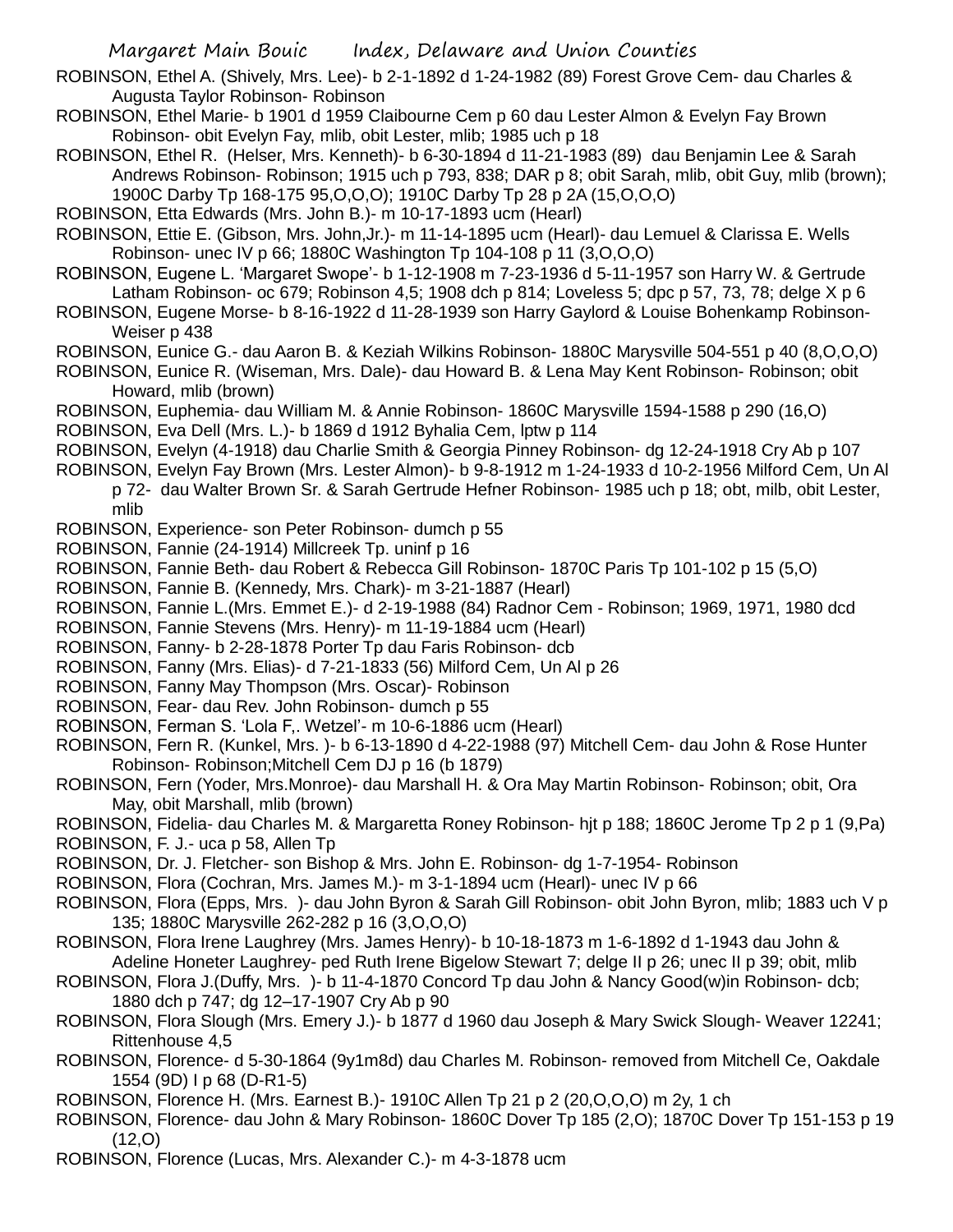ROBINSON, Ethel A. (Shively, Mrs. Lee)- b 2-1-1892 d 1-24-1982 (89) Forest Grove Cem- dau Charles & Augusta Taylor Robinson- Robinson

ROBINSON, Ethel Marie- b 1901 d 1959 Claibourne Cem p 60 dau Lester Almon & Evelyn Fay Brown Robinson- obit Evelyn Fay, mlib, obit Lester, mlib; 1985 uch p 18

ROBINSON, Ethel R. (Helser, Mrs. Kenneth)- b 6-30-1894 d 11-21-1983 (89) dau Benjamin Lee & Sarah Andrews Robinson- Robinson; 1915 uch p 793, 838; DAR p 8; obit Sarah, mlib, obit Guy, mlib (brown); 1900C Darby Tp 168-175 95,O,O,O); 1910C Darby Tp 28 p 2A (15,O,O,O)

ROBINSON, Etta Edwards (Mrs. John B.)- m 10-17-1893 ucm (Hearl)

ROBINSON, Ettie E. (Gibson, Mrs. John,Jr.)- m 11-14-1895 ucm (Hearl)- dau Lemuel & Clarissa E. Wells Robinson- unec IV p 66; 1880C Washington Tp 104-108 p 11 (3,O,O,O)

ROBINSON, Eugene L. 'Margaret Swope'- b 1-12-1908 m 7-23-1936 d 5-11-1957 son Harry W. & Gertrude Latham Robinson- oc 679; Robinson 4,5; 1908 dch p 814; Loveless 5; dpc p 57, 73, 78; delge X p 6

ROBINSON, Eugene Morse- b 8-16-1922 d 11-28-1939 son Harry Gaylord & Louise Bohenkamp Robinson- Weiser p 438

ROBINSON, Eunice G.- dau Aaron B. & Keziah Wilkins Robinson- 1880C Marysville 504-551 p 40 (8,O,O,O)

ROBINSON, Eunice R. (Wiseman, Mrs. Dale)- dau Howard B. & Lena May Kent Robinson- Robinson; obit Howard, mlib (brown)

ROBINSON, Euphemia- dau William M. & Annie Robinson- 1860C Marysville 1594-1588 p 290 (16,O)

ROBINSON, Eva Dell (Mrs. L.)- b 1869 d 1912 Byhalia Cem, lptw p 114

ROBINSON, Evelyn (4-1918) dau Charlie Smith & Georgia Pinney Robinson- dg 12-24-1918 Cry Ab p 107

ROBINSON, Evelyn Fay Brown (Mrs. Lester Almon)- b 9-8-1912 m 1-24-1933 d 10-2-1956 Milford Cem, Un Al p 72- dau Walter Brown Sr. & Sarah Gertrude Hefner Robinson- 1985 uch p 18; obt, milb, obit Lester, mlib

ROBINSON, Experience- son Peter Robinson- dumch p 55

ROBINSON, Fannie (24-1914) Millcreek Tp. uninf p 16

ROBINSON, Fannie Beth- dau Robert & Rebecca Gill Robinson- 1870C Paris Tp 101-102 p 15 (5,O)

ROBINSON, Fannie B. (Kennedy, Mrs. Chark)- m 3-21-1887 (Hearl)

ROBINSON, Fannie L.(Mrs. Emmet E.)- d 2-19-1988 (84) Radnor Cem - Robinson; 1969, 1971, 1980 dcd

ROBINSON, Fannie Stevens (Mrs. Henry)- m 11-19-1884 ucm (Hearl)

ROBINSON, Fanny- b 2-28-1878 Porter Tp dau Faris Robinson- dcb

ROBINSON, Fanny (Mrs. Elias)- d 7-21-1833 (56) Milford Cem, Un Al p 26

ROBINSON, Fanny May Thompson (Mrs. Oscar)- Robinson

ROBINSON, Fear- dau Rev. John Robinson- dumch p 55

ROBINSON, Ferman S. 'Lola F,. Wetzel'- m 10-6-1886 ucm (Hearl)

ROBINSON, Fern R. (Kunkel, Mrs. )- b 6-13-1890 d 4-22-1988 (97) Mitchell Cem- dau John & Rose Hunter Robinson- Robinson;Mitchell Cem DJ p 16 (b 1879)

ROBINSON, Fern (Yoder, Mrs.Monroe)- dau Marshall H. & Ora May Martin Robinson- Robinson; obit, Ora May, obit Marshall, mlib (brown)

ROBINSON, Fidelia- dau Charles M. & Margaretta Roney Robinson- hjt p 188; 1860C Jerome Tp 2 p 1 (9,Pa)

ROBINSON, F. J.- uca p 58, Allen Tp

ROBINSON, Dr. J. Fletcher- son Bishop & Mrs. John E. Robinson- dg 1-7-1954- Robinson

ROBINSON, Flora (Cochran, Mrs. James M.)- m 3-1-1894 ucm (Hearl)- unec IV p 66

ROBINSON, Flora (Epps, Mrs. )- dau John Byron & Sarah Gill Robinson- obit John Byron, mlib; 1883 uch V p 135; 1880C Marysville 262-282 p 16 (3,O,O,O)

ROBINSON, Flora Irene Laughrey (Mrs. James Henry)- b 10-18-1873 m 1-6-1892 d 1-1943 dau John & Adeline Honeter Laughrey- ped Ruth Irene Bigelow Stewart 7; delge II p 26; unec II p 39; obit, mlib

ROBINSON, Flora J.(Duffy, Mrs. )- b 11-4-1870 Concord Tp dau John & Nancy Good(w)in Robinson- dcb; 1880 dch p 747; dg 12–17-1907 Cry Ab p 90

ROBINSON, Flora Slough (Mrs. Emery J.)- b 1877 d 1960 dau Joseph & Mary Swick Slough- Weaver 12241; Rittenhouse 4,5

ROBINSON, Florence- d 5-30-1864 (9y1m8d) dau Charles M. Robinson- removed from Mitchell Ce, Oakdale 1554 (9D) I p 68 (D-R1-5)

ROBINSON, Florence H. (Mrs. Earnest B.)- 1910C Allen Tp 21 p 2 (20,O,O,O) m 2y, 1 ch

ROBINSON, Florence- dau John & Mary Robinson- 1860C Dover Tp 185 (2,O); 1870C Dover Tp 151-153 p 19 (12,O)

ROBINSON, Florence (Lucas, Mrs. Alexander C.)- m 4-3-1878 ucm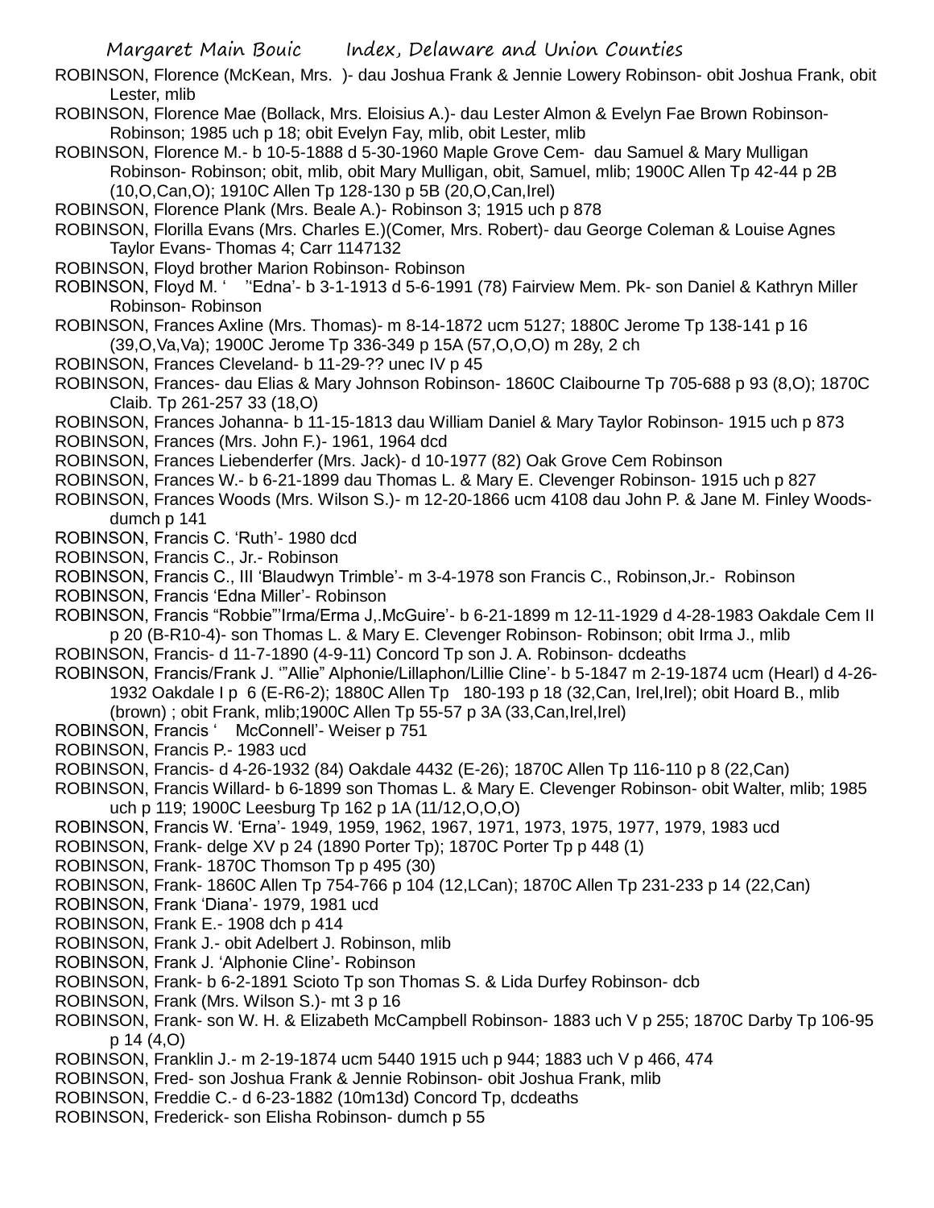ROBINSON, Florence (McKean, Mrs. )- dau Joshua Frank & Jennie Lowery Robinson- obit Joshua Frank, obit Lester, mlib

ROBINSON, Florence Mae (Bollack, Mrs. Eloisius A.)- dau Lester Almon & Evelyn Fae Brown Robinson- Robinson; 1985 uch p 18; obit Evelyn Fay, mlib, obit Lester, mlib

ROBINSON, Florence M.- b 10-5-1888 d 5-30-1960 Maple Grove Cem- dau Samuel & Mary Mulligan Robinson- Robinson; obit, mlib, obit Mary Mulligan, obit, Samuel, mlib; 1900C Allen Tp 42-44 p 2B (10,O,Can,O); 1910C Allen Tp 128-130 p 5B (20,O,Can,Irel)

ROBINSON, Florence Plank (Mrs. Beale A.)- Robinson 3; 1915 uch p 878

ROBINSON, Florilla Evans (Mrs. Charles E.)(Comer, Mrs. Robert)- dau George Coleman & Louise Agnes Taylor Evans- Thomas 4; Carr 1147132

ROBINSON, Floyd brother Marion Robinson- Robinson

ROBINSON, Floyd M. ' "Edna'- b 3-1-1913 d 5-6-1991 (78) Fairview Mem. Pk- son Daniel & Kathryn Miller Robinson- Robinson

ROBINSON, Frances Axline (Mrs. Thomas)- m 8-14-1872 ucm 5127; 1880C Jerome Tp 138-141 p 16 (39,O,Va,Va); 1900C Jerome Tp 336-349 p 15A (57,O,O,O) m 28y, 2 ch

ROBINSON, Frances Cleveland- b 11-29-?? unec IV p 45

ROBINSON, Frances- dau Elias & Mary Johnson Robinson- 1860C Claibourne Tp 705-688 p 93 (8,O); 1870C Claib. Tp 261-257 33 (18,O)

ROBINSON, Frances Johanna- b 11-15-1813 dau William Daniel & Mary Taylor Robinson- 1915 uch p 873

ROBINSON, Frances (Mrs. John F.)- 1961, 1964 dcd

ROBINSON, Frances Liebenderfer (Mrs. Jack)- d 10-1977 (82) Oak Grove Cem Robinson

ROBINSON, Frances W.- b 6-21-1899 dau Thomas L. & Mary E. Clevenger Robinson- 1915 uch p 827

ROBINSON, Frances Woods (Mrs. Wilson S.)- m 12-20-1866 ucm 4108 dau John P. & Jane M. Finley Woods- dumch p 141

ROBINSON, Francis C. 'Ruth'- 1980 dcd

ROBINSON, Francis C., Jr.- Robinson

ROBINSON, Francis C., III 'Blaudwyn Trimble'- m 3-4-1978 son Francis C., Robinson,Jr.- Robinson

ROBINSON, Francis 'Edna Miller'- Robinson

ROBINSON, Francis "Robbie"'Irma/Erma J,.McGuire'- b 6-21-1899 m 12-11-1929 d 4-28-1983 Oakdale Cem II p 20 (B-R10-4)- son Thomas L. & Mary E. Clevenger Robinson- Robinson; obit Irma J., mlib

ROBINSON, Francis- d 11-7-1890 (4-9-11) Concord Tp son J. A. Robinson- dcdeaths

ROBINSON, Francis/Frank J. '"Allie" Alphonie/Lillaphon/Lillie Cline'- b 5-1847 m 2-19-1874 ucm (Hearl) d 4-26-1932 Oakdale I p 6 (E-R6-2); 1880C Allen Tp 180-193 p 18 (32,Can, Irel,Irel); obit Hoard B., mlib (brown) ; obit Frank, mlib;1900C Allen Tp 55-57 p 3A (33,Can,Irel,Irel)

ROBINSON, Francis ' McConnell'- Weiser p 751

ROBINSON, Francis P.- 1983 ucd

ROBINSON, Francis- d 4-26-1932 (84) Oakdale 4432 (E-26); 1870C Allen Tp 116-110 p 8 (22,Can)

ROBINSON, Francis Willard- b 6-1899 son Thomas L. & Mary E. Clevenger Robinson- obit Walter, mlib; 1985 uch p 119; 1900C Leesburg Tp 162 p 1A (11/12,O,O,O)

ROBINSON, Francis W. 'Erna'- 1949, 1959, 1962, 1967, 1971, 1973, 1975, 1977, 1979, 1983 ucd

ROBINSON, Frank- delge XV p 24 (1890 Porter Tp); 1870C Porter Tp p 448 (1)

ROBINSON, Frank- 1870C Thomson Tp p 495 (30)

ROBINSON, Frank- 1860C Allen Tp 754-766 p 104 (12,LCan); 1870C Allen Tp 231-233 p 14 (22,Can)

ROBINSON, Frank 'Diana'- 1979, 1981 ucd

ROBINSON, Frank E.- 1908 dch p 414

ROBINSON, Frank J.- obit Adelbert J. Robinson, mlib

ROBINSON, Frank J. 'Alphonie Cline'- Robinson

ROBINSON, Frank- b 6-2-1891 Scioto Tp son Thomas S. & Lida Durfey Robinson- dcb

ROBINSON, Frank (Mrs. Wilson S.)- mt 3 p 16

ROBINSON, Frank- son W. H. & Elizabeth McCampbell Robinson- 1883 uch V p 255; 1870C Darby Tp 106-95 p 14 (4,O)

ROBINSON, Franklin J.- m 2-19-1874 ucm 5440 1915 uch p 944; 1883 uch V p 466, 474

ROBINSON, Fred- son Joshua Frank & Jennie Robinson- obit Joshua Frank, mlib

ROBINSON, Freddie C.- d 6-23-1882 (10m13d) Concord Tp, dcdeaths

ROBINSON, Frederick- son Elisha Robinson- dumch p 55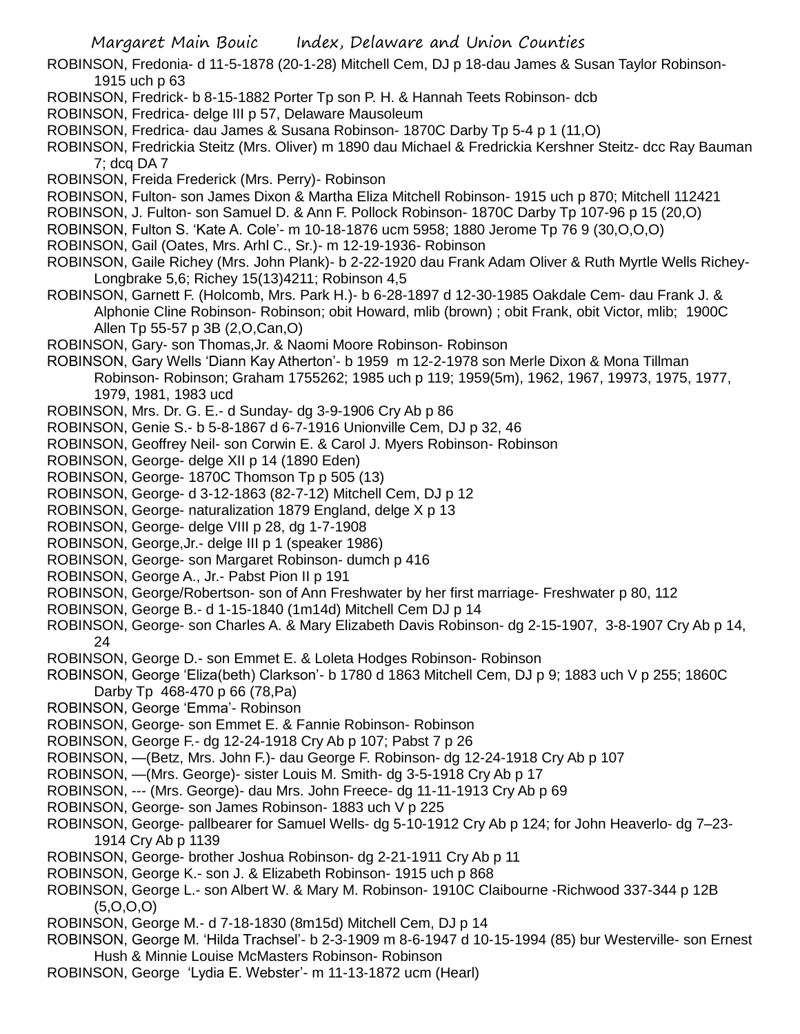ROBINSON, Fredonia- d 11-5-1878 (20-1-28) Mitchell Cem, DJ p 18-dau James & Susan Taylor Robinson- 1915 uch p 63

ROBINSON, Fredrick- b 8-15-1882 Porter Tp son P. H. & Hannah Teets Robinson- dcb

ROBINSON, Fredrica- delge III p 57, Delaware Mausoleum

ROBINSON, Fredrica- dau James & Susana Robinson- 1870C Darby Tp 5-4 p 1 (11,O)

ROBINSON, Fredrickia Steitz (Mrs. Oliver) m 1890 dau Michael & Fredrickia Kershner Steitz- dcc Ray Bauman 7; dcq DA 7

ROBINSON, Freida Frederick (Mrs. Perry)- Robinson

ROBINSON, Fulton- son James Dixon & Martha Eliza Mitchell Robinson- 1915 uch p 870; Mitchell 112421

ROBINSON, J. Fulton- son Samuel D. & Ann F. Pollock Robinson- 1870C Darby Tp 107-96 p 15 (20,O)

ROBINSON, Fulton S. 'Kate A. Cole'- m 10-18-1876 ucm 5958; 1880 Jerome Tp 76 9 (30,O,O,O)

ROBINSON, Gail (Oates, Mrs. Arhl C., Sr.)- m 12-19-1936- Robinson

ROBINSON, Gaile Richey (Mrs. John Plank)- b 2-22-1920 dau Frank Adam Oliver & Ruth Myrtle Wells Richey- Longbrake 5,6; Richey 15(13)4211; Robinson 4,5

ROBINSON, Garnett F. (Holcomb, Mrs. Park H.)- b 6-28-1897 d 12-30-1985 Oakdale Cem- dau Frank J. & Alphonie Cline Robinson- Robinson; obit Howard, mlib (brown) ; obit Frank, obit Victor, mlib; 1900C Allen Tp 55-57 p 3B (2,O,Can,O)

ROBINSON, Gary- son Thomas,Jr. & Naomi Moore Robinson- Robinson

ROBINSON, Gary Wells 'Diann Kay Atherton'- b 1959 m 12-2-1978 son Merle Dixon & Mona Tillman Robinson- Robinson; Graham 1755262; 1985 uch p 119; 1959(5m), 1962, 1967, 19973, 1975, 1977, 1979, 1981, 1983 ucd

ROBINSON, Mrs. Dr. G. E.- d Sunday- dg 3-9-1906 Cry Ab p 86

ROBINSON, Genie S.- b 5-8-1867 d 6-7-1916 Unionville Cem, DJ p 32, 46

ROBINSON, Geoffrey Neil- son Corwin E. & Carol J. Myers Robinson- Robinson

ROBINSON, George- delge XII p 14 (1890 Eden)

ROBINSON, George- 1870C Thomson Tp p 505 (13)

ROBINSON, George- d 3-12-1863 (82-7-12) Mitchell Cem, DJ p 12

ROBINSON, George- naturalization 1879 England, delge X p 13

ROBINSON, George- delge VIII p 28, dg 1-7-1908

ROBINSON, George,Jr.- delge III p 1 (speaker 1986)

ROBINSON, George- son Margaret Robinson- dumch p 416

ROBINSON, George A., Jr.- Pabst Pion II p 191

ROBINSON, George/Robertson- son of Ann Freshwater by her first marriage- Freshwater p 80, 112

ROBINSON, George B.- d 1-15-1840 (1m14d) Mitchell Cem DJ p 14

ROBINSON, George- son Charles A. & Mary Elizabeth Davis Robinson- dg 2-15-1907, 3-8-1907 Cry Ab p 14, 24

ROBINSON, George D.- son Emmet E. & Loleta Hodges Robinson- Robinson

ROBINSON, George 'Eliza(beth) Clarkson'- b 1780 d 1863 Mitchell Cem, DJ p 9; 1883 uch V p 255; 1860C Darby Tp 468-470 p 66 (78,Pa)

ROBINSON, George 'Emma'- Robinson

ROBINSON, George- son Emmet E. & Fannie Robinson- Robinson

ROBINSON, George F.- dg 12-24-1918 Cry Ab p 107; Pabst 7 p 26

ROBINSON, —(Betz, Mrs. John F.)- dau George F. Robinson- dg 12-24-1918 Cry Ab p 107

ROBINSON, —(Mrs. George)- sister Louis M. Smith- dg 3-5-1918 Cry Ab p 17

ROBINSON, --- (Mrs. George)- dau Mrs. John Freece- dg 11-11-1913 Cry Ab p 69

ROBINSON, George- son James Robinson- 1883 uch V p 225

ROBINSON, George- pallbearer for Samuel Wells- dg 5-10-1912 Cry Ab p 124; for John Heaverlo- dg 7–23-1914 Cry Ab p 1139

ROBINSON, George- brother Joshua Robinson- dg 2-21-1911 Cry Ab p 11

ROBINSON, George K.- son J. & Elizabeth Robinson- 1915 uch p 868

ROBINSON, George L.- son Albert W. & Mary M. Robinson- 1910C Claibourne -Richwood 337-344 p 12B (5,O,O,O)

ROBINSON, George M.- d 7-18-1830 (8m15d) Mitchell Cem, DJ p 14

ROBINSON, George M. 'Hilda Trachsel'- b 2-3-1909 m 8-6-1947 d 10-15-1994 (85) bur Westerville- son Ernest Hush & Minnie Louise McMasters Robinson- Robinson

ROBINSON, George 'Lydia E. Webster'- m 11-13-1872 ucm (Hearl)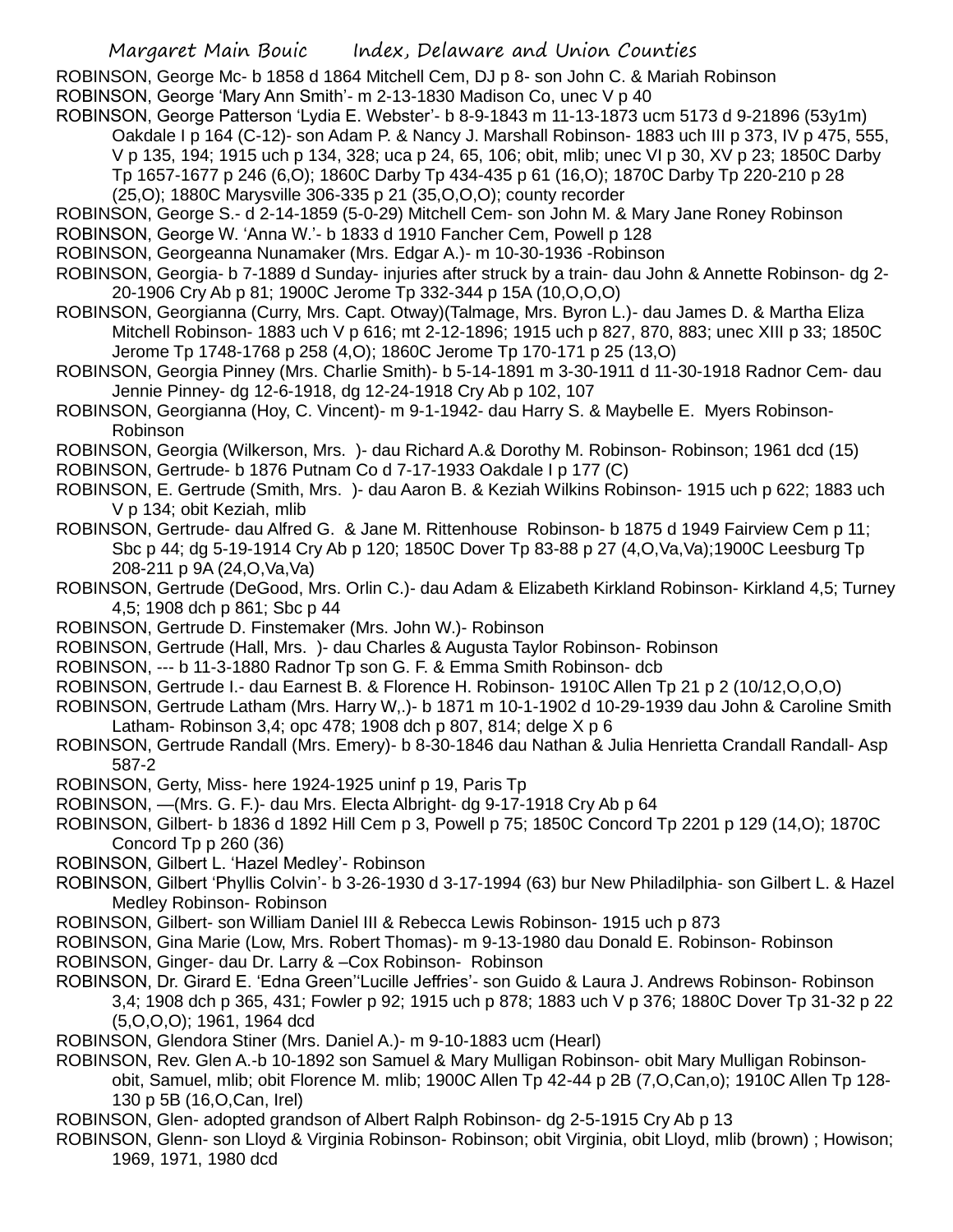ROBINSON, George Mc- b 1858 d 1864 Mitchell Cem, DJ p 8- son John C. & Mariah Robinson

ROBINSON, George 'Mary Ann Smith'- m 2-13-1830 Madison Co, unec V p 40

ROBINSON, George Patterson 'Lydia E. Webster'- b 8-9-1843 m 11-13-1873 ucm 5173 d 9-21896 (53y1m) Oakdale I p 164 (C-12)- son Adam P. & Nancy J. Marshall Robinson- 1883 uch III p 373, IV p 475, 555, V p 135, 194; 1915 uch p 134, 328; uca p 24, 65, 106; obit, mlib; unec VI p 30, XV p 23; 1850C Darby Tp 1657-1677 p 246 (6,O); 1860C Darby Tp 434-435 p 61 (16,O); 1870C Darby Tp 220-210 p 28 (25,O); 1880C Marysville 306-335 p 21 (35,O,O,O); county recorder

ROBINSON, George S.- d 2-14-1859 (5-0-29) Mitchell Cem- son John M. & Mary Jane Roney Robinson

ROBINSON, George W. 'Anna W.'- b 1833 d 1910 Fancher Cem, Powell p 128

ROBINSON, Georgeanna Nunamaker (Mrs. Edgar A.)- m 10-30-1936 -Robinson

ROBINSON, Georgia- b 7-1889 d Sunday- injuries after struck by a train- dau John & Annette Robinson- dg 2-20-1906 Cry Ab p 81; 1900C Jerome Tp 332-344 p 15A (10,O,O,O)

ROBINSON, Georgianna (Curry, Mrs. Capt. Otway)(Talmage, Mrs. Byron L.)- dau James D. & Martha Eliza Mitchell Robinson- 1883 uch V p 616; mt 2-12-1896; 1915 uch p 827, 870, 883; unec XIII p 33; 1850C Jerome Tp 1748-1768 p 258 (4,O); 1860C Jerome Tp 170-171 p 25 (13,O)

ROBINSON, Georgia Pinney (Mrs. Charlie Smith)- b 5-14-1891 m 3-30-1911 d 11-30-1918 Radnor Cem- dau Jennie Pinney- dg 12-6-1918, dg 12-24-1918 Cry Ab p 102, 107

ROBINSON, Georgianna (Hoy, C. Vincent)- m 9-1-1942- dau Harry S. & Maybelle E. Myers Robinson- Robinson

ROBINSON, Georgia (Wilkerson, Mrs. )- dau Richard A.& Dorothy M. Robinson- Robinson; 1961 dcd (15)

ROBINSON, Gertrude- b 1876 Putnam Co d 7-17-1933 Oakdale I p 177 (C)

ROBINSON, E. Gertrude (Smith, Mrs. )- dau Aaron B. & Keziah Wilkins Robinson- 1915 uch p 622; 1883 uch V p 134; obit Keziah, mlib

ROBINSON, Gertrude- dau Alfred G. & Jane M. Rittenhouse Robinson- b 1875 d 1949 Fairview Cem p 11; Sbc p 44; dg 5-19-1914 Cry Ab p 120; 1850C Dover Tp 83-88 p 27 (4,O,Va,Va);1900C Leesburg Tp 208-211 p 9A (24,O,Va,Va)

ROBINSON, Gertrude (DeGood, Mrs. Orlin C.)- dau Adam & Elizabeth Kirkland Robinson- Kirkland 4,5; Turney 4,5; 1908 dch p 861; Sbc p 44

ROBINSON, Gertrude D. Finstemaker (Mrs. John W.)- Robinson

ROBINSON, Gertrude (Hall, Mrs. )- dau Charles & Augusta Taylor Robinson- Robinson

ROBINSON, --- b 11-3-1880 Radnor Tp son G. F. & Emma Smith Robinson- dcb

ROBINSON, Gertrude I.- dau Earnest B. & Florence H. Robinson- 1910C Allen Tp 21 p 2 (10/12,O,O,O)

ROBINSON, Gertrude Latham (Mrs. Harry W,.)- b 1871 m 10-1-1902 d 10-29-1939 dau John & Caroline Smith Latham- Robinson 3,4; opc 478; 1908 dch p 807, 814; delge X p 6

ROBINSON, Gertrude Randall (Mrs. Emery)- b 8-30-1846 dau Nathan & Julia Henrietta Crandall Randall- Asp 587-2

ROBINSON, Gerty, Miss- here 1924-1925 uninf p 19, Paris Tp

ROBINSON, —(Mrs. G. F.)- dau Mrs. Electa Albright- dg 9-17-1918 Cry Ab p 64

ROBINSON, Gilbert- b 1836 d 1892 Hill Cem p 3, Powell p 75; 1850C Concord Tp 2201 p 129 (14,O); 1870C Concord Tp p 260 (36)

ROBINSON, Gilbert L. 'Hazel Medley'- Robinson

ROBINSON, Gilbert 'Phyllis Colvin'- b 3-26-1930 d 3-17-1994 (63) bur New Philadilphia- son Gilbert L. & Hazel Medley Robinson- Robinson

ROBINSON, Gilbert- son William Daniel III & Rebecca Lewis Robinson- 1915 uch p 873

ROBINSON, Gina Marie (Low, Mrs. Robert Thomas)- m 9-13-1980 dau Donald E. Robinson- Robinson

ROBINSON, Ginger- dau Dr. Larry & –Cox Robinson- Robinson

ROBINSON, Dr. Girard E. 'Edna Green''Lucille Jeffries'- son Guido & Laura J. Andrews Robinson- Robinson 3,4; 1908 dch p 365, 431; Fowler p 92; 1915 uch p 878; 1883 uch V p 376; 1880C Dover Tp 31-32 p 22 (5,O,O,O); 1961, 1964 dcd

ROBINSON, Glendora Stiner (Mrs. Daniel A.)- m 9-10-1883 ucm (Hearl)

ROBINSON, Rev. Glen A.-b 10-1892 son Samuel & Mary Mulligan Robinson- obit Mary Mulligan Robinson- obit, Samuel, mlib; obit Florence M. mlib; 1900C Allen Tp 42-44 p 2B (7,O,Can,o); 1910C Allen Tp 128-130 p 5B (16,O,Can, Irel)

ROBINSON, Glen- adopted grandson of Albert Ralph Robinson- dg 2-5-1915 Cry Ab p 13

ROBINSON, Glenn- son Lloyd & Virginia Robinson- Robinson; obit Virginia, obit Lloyd, mlib (brown) ; Howison; 1969, 1971, 1980 dcd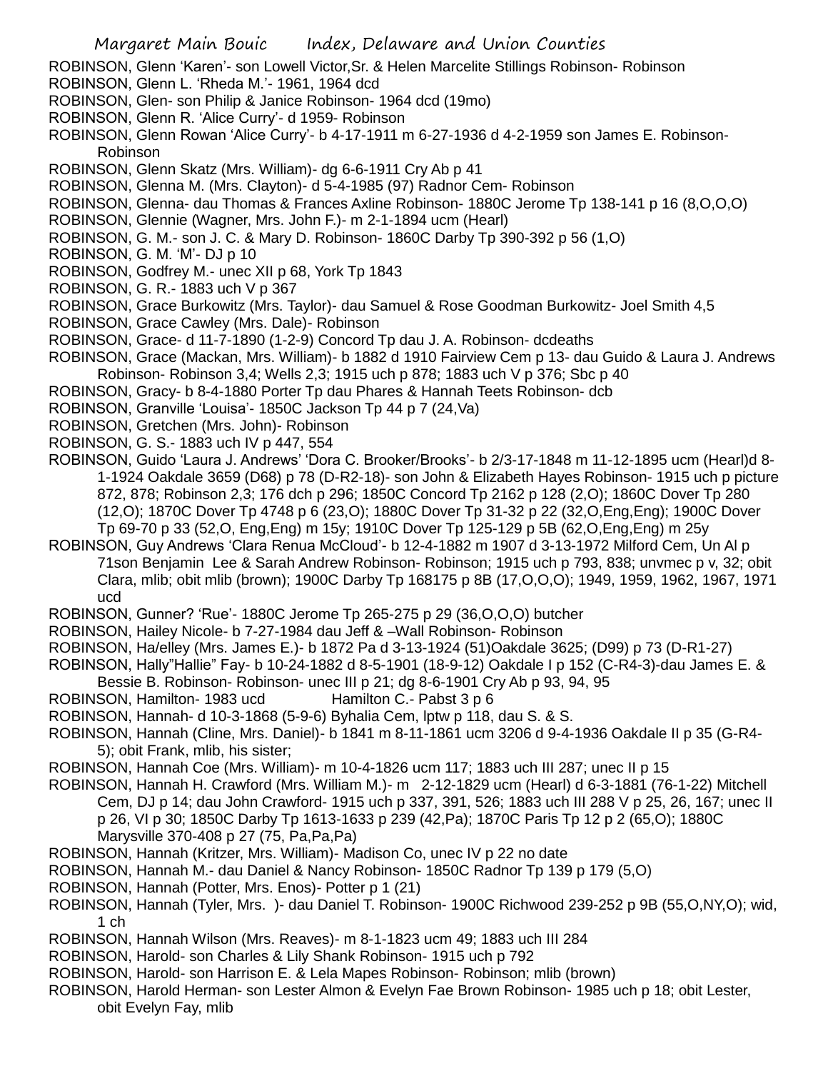ROBINSON, Glenn 'Karen'- son Lowell Victor,Sr. & Helen Marcelite Stillings Robinson- Robinson
ROBINSON, Glenn L. 'Rheda M.'- 1961, 1964 dcd
ROBINSON, Glen- son Philip & Janice Robinson- 1964 dcd (19mo)
ROBINSON, Glenn R. 'Alice Curry'- d 1959- Robinson
ROBINSON, Glenn Rowan 'Alice Curry'- b 4-17-1911 m 6-27-1936 d 4-2-1959 son James E. Robinson- Robinson
ROBINSON, Glenn Skatz (Mrs. William)- dg 6-6-1911 Cry Ab p 41
ROBINSON, Glenna M. (Mrs. Clayton)- d 5-4-1985 (97) Radnor Cem- Robinson
ROBINSON, Glenna- dau Thomas & Frances Axline Robinson- 1880C Jerome Tp 138-141 p 16 (8,O,O,O)
ROBINSON, Glennie (Wagner, Mrs. John F.)- m 2-1-1894 ucm (Hearl)
ROBINSON, G. M.- son J. C. & Mary D. Robinson- 1860C Darby Tp 390-392 p 56 (1,O)
ROBINSON, G. M. 'M'- DJ p 10
ROBINSON, Godfrey M.- unec XII p 68, York Tp 1843
ROBINSON, G. R.- 1883 uch V p 367
ROBINSON, Grace Burkowitz (Mrs. Taylor)- dau Samuel & Rose Goodman Burkowitz- Joel Smith 4,5
ROBINSON, Grace Cawley (Mrs. Dale)- Robinson
ROBINSON, Grace- d 11-7-1890 (1-2-9) Concord Tp dau J. A. Robinson- dcdeaths
ROBINSON, Grace (Mackan, Mrs. William)- b 1882 d 1910 Fairview Cem p 13- dau Guido & Laura J. Andrews Robinson- Robinson 3,4; Wells 2,3; 1915 uch p 878; 1883 uch V p 376; Sbc p 40
ROBINSON, Gracy- b 8-4-1880 Porter Tp dau Phares & Hannah Teets Robinson- dcb
ROBINSON, Granville 'Louisa'- 1850C Jackson Tp 44 p 7 (24,Va)
ROBINSON, Gretchen (Mrs. John)- Robinson
ROBINSON, G. S.- 1883 uch IV p 447, 554
ROBINSON, Guido 'Laura J. Andrews' 'Dora C. Brooker/Brooks'- b 2/3-17-1848 m 11-12-1895 ucm (Hearl)d 8-1-1924 Oakdale 3659 (D68) p 78 (D-R2-18)- son John & Elizabeth Hayes Robinson- 1915 uch p picture 872, 878; Robinson 2,3; 176 dch p 296; 1850C Concord Tp 2162 p 128 (2,O); 1860C Dover Tp 280 (12,O); 1870C Dover Tp 4748 p 6 (23,O); 1880C Dover Tp 31-32 p 22 (32,O,Eng,Eng); 1900C Dover Tp 69-70 p 33 (52,O, Eng,Eng) m 15y; 1910C Dover Tp 125-129 p 5B (62,O,Eng,Eng) m 25y
ROBINSON, Guy Andrews 'Clara Renua McCloud'- b 12-4-1882 m 1907 d 3-13-1972 Milford Cem, Un Al p 71son Benjamin Lee & Sarah Andrew Robinson- Robinson; 1915 uch p 793, 838; unvmec p v, 32; obit Clara, mlib; obit mlib (brown); 1900C Darby Tp 168175 p 8B (17,O,O,O); 1949, 1959, 1962, 1967, 1971 ucd
ROBINSON, Gunner? 'Rue'- 1880C Jerome Tp 265-275 p 29 (36,O,O,O) butcher
ROBINSON, Hailey Nicole- b 7-27-1984 dau Jeff & –Wall Robinson- Robinson
ROBINSON, Ha/elley (Mrs. James E.)- b 1872 Pa d 3-13-1924 (51)Oakdale 3625; (D99) p 73 (D-R1-27)
ROBINSON, Hally"Hallie" Fay- b 10-24-1882 d 8-5-1901 (18-9-12) Oakdale I p 152 (C-R4-3)-dau James E. & Bessie B. Robinson- Robinson- unec III p 21; dg 8-6-1901 Cry Ab p 93, 94, 95
ROBINSON, Hamilton- 1983 ucd Hamilton C.- Pabst 3 p 6
ROBINSON, Hannah- d 10-3-1868 (5-9-6) Byhalia Cem, lptw p 118, dau S. & S.
ROBINSON, Hannah (Cline, Mrs. Daniel)- b 1841 m 8-11-1861 ucm 3206 d 9-4-1936 Oakdale II p 35 (G-R4-5); obit Frank, mlib, his sister;
ROBINSON, Hannah Coe (Mrs. William)- m 10-4-1826 ucm 117; 1883 uch III 287; unec II p 15
ROBINSON, Hannah H. Crawford (Mrs. William M.)- m 2-12-1829 ucm (Hearl) d 6-3-1881 (76-1-22) Mitchell Cem, DJ p 14; dau John Crawford- 1915 uch p 337, 391, 526; 1883 uch III 288 V p 25, 26, 167; unec II p 26, VI p 30; 1850C Darby Tp 1613-1633 p 239 (42,Pa); 1870C Paris Tp 12 p 2 (65,O); 1880C Marysville 370-408 p 27 (75, Pa,Pa,Pa)
ROBINSON, Hannah (Kritzer, Mrs. William)- Madison Co, unec IV p 22 no date
ROBINSON, Hannah M.- dau Daniel & Nancy Robinson- 1850C Radnor Tp 139 p 179 (5,O)
ROBINSON, Hannah (Potter, Mrs. Enos)- Potter p 1 (21)
ROBINSON, Hannah (Tyler, Mrs. )- dau Daniel T. Robinson- 1900C Richwood 239-252 p 9B (55,O,NY,O); wid, 1 ch
ROBINSON, Hannah Wilson (Mrs. Reaves)- m 8-1-1823 ucm 49; 1883 uch III 284
ROBINSON, Harold- son Charles & Lily Shank Robinson- 1915 uch p 792
ROBINSON, Harold- son Harrison E. & Lela Mapes Robinson- Robinson; mlib (brown)
ROBINSON, Harold Herman- son Lester Almon & Evelyn Fae Brown Robinson- 1985 uch p 18; obit Lester, obit Evelyn Fay, mlib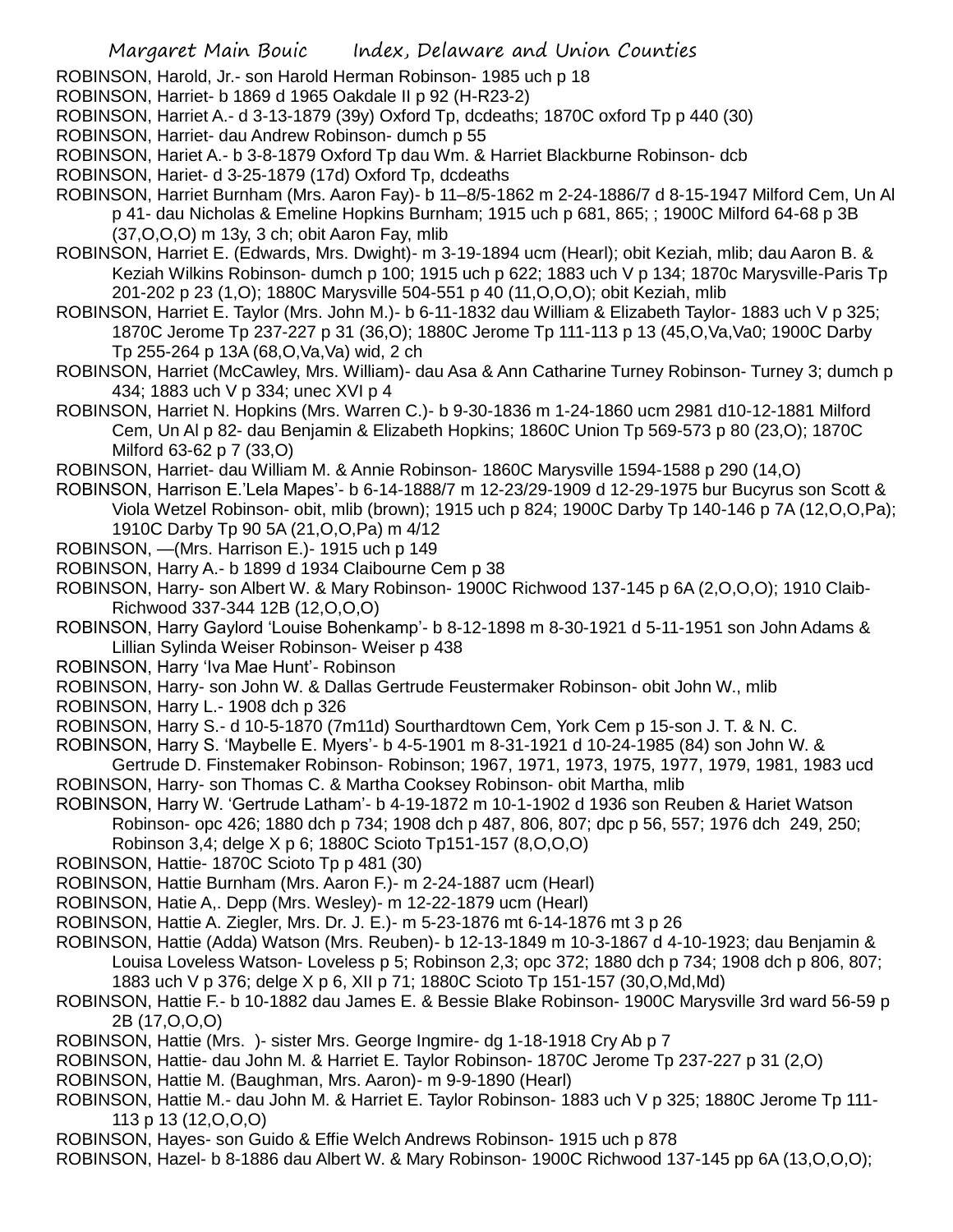ROBINSON, Harold, Jr.- son Harold Herman Robinson- 1985 uch p 18

ROBINSON, Harriet- b 1869 d 1965 Oakdale II p 92 (H-R23-2)

ROBINSON, Harriet A.- d 3-13-1879 (39y) Oxford Tp, dcdeaths; 1870C oxford Tp p 440 (30)

ROBINSON, Harriet- dau Andrew Robinson- dumch p 55

ROBINSON, Hariet A.- b 3-8-1879 Oxford Tp dau Wm. & Harriet Blackburne Robinson- dcb

ROBINSON, Hariet- d 3-25-1879 (17d) Oxford Tp, dcdeaths

ROBINSON, Harriet Burnham (Mrs. Aaron Fay)- b 11–8/5-1862 m 2-24-1886/7 d 8-15-1947 Milford Cem, Un Al p 41- dau Nicholas & Emeline Hopkins Burnham; 1915 uch p 681, 865; ; 1900C Milford 64-68 p 3B (37,O,O,O) m 13y, 3 ch; obit Aaron Fay, mlib

ROBINSON, Harriet E. (Edwards, Mrs. Dwight)- m 3-19-1894 ucm (Hearl); obit Keziah, mlib; dau Aaron B. & Keziah Wilkins Robinson- dumch p 100; 1915 uch p 622; 1883 uch V p 134; 1870c Marysville-Paris Tp 201-202 p 23 (1,O); 1880C Marysville 504-551 p 40 (11,O,O,O); obit Keziah, mlib

ROBINSON, Harriet E. Taylor (Mrs. John M.)- b 6-11-1832 dau William & Elizabeth Taylor- 1883 uch V p 325; 1870C Jerome Tp 237-227 p 31 (36,O); 1880C Jerome Tp 111-113 p 13 (45,O,Va,Va0; 1900C Darby Tp 255-264 p 13A (68,O,Va,Va) wid, 2 ch

ROBINSON, Harriet (McCawley, Mrs. William)- dau Asa & Ann Catharine Turney Robinson- Turney 3; dumch p 434; 1883 uch V p 334; unec XVI p 4

ROBINSON, Harriet N. Hopkins (Mrs. Warren C.)- b 9-30-1836 m 1-24-1860 ucm 2981 d10-12-1881 Milford Cem, Un Al p 82- dau Benjamin & Elizabeth Hopkins; 1860C Union Tp 569-573 p 80 (23,O); 1870C Milford 63-62 p 7 (33,O)

ROBINSON, Harriet- dau William M. & Annie Robinson- 1860C Marysville 1594-1588 p 290 (14,O)

ROBINSON, Harrison E.'Lela Mapes'- b 6-14-1888/7 m 12-23/29-1909 d 12-29-1975 bur Bucyrus son Scott & Viola Wetzel Robinson- obit, mlib (brown); 1915 uch p 824; 1900C Darby Tp 140-146 p 7A (12,O,O,Pa); 1910C Darby Tp 90 5A (21,O,O,Pa) m 4/12

ROBINSON, —(Mrs. Harrison E.)- 1915 uch p 149

ROBINSON, Harry A.- b 1899 d 1934 Claibourne Cem p 38

ROBINSON, Harry- son Albert W. & Mary Robinson- 1900C Richwood 137-145 p 6A (2,O,O,O); 1910 Claib-Richwood 337-344 12B (12,O,O,O)

ROBINSON, Harry Gaylord 'Louise Bohenkamp'- b 8-12-1898 m 8-30-1921 d 5-11-1951 son John Adams & Lillian Sylinda Weiser Robinson- Weiser p 438

ROBINSON, Harry 'Iva Mae Hunt'- Robinson

ROBINSON, Harry- son John W. & Dallas Gertrude Feustermaker Robinson- obit John W., mlib

ROBINSON, Harry L.- 1908 dch p 326

ROBINSON, Harry S.- d 10-5-1870 (7m11d) Sourthardtown Cem, York Cem p 15-son J. T. & N. C.

ROBINSON, Harry S. 'Maybelle E. Myers'- b 4-5-1901 m 8-31-1921 d 10-24-1985 (84) son John W. & Gertrude D. Finstemaker Robinson- Robinson; 1967, 1971, 1973, 1975, 1977, 1979, 1981, 1983 ucd

ROBINSON, Harry- son Thomas C. & Martha Cooksey Robinson- obit Martha, mlib

ROBINSON, Harry W. 'Gertrude Latham'- b 4-19-1872 m 10-1-1902 d 1936 son Reuben & Hariet Watson Robinson- opc 426; 1880 dch p 734; 1908 dch p 487, 806, 807; dpc p 56, 557; 1976 dch 249, 250; Robinson 3,4; delge X p 6; 1880C Scioto Tp151-157 (8,O,O,O)

ROBINSON, Hattie- 1870C Scioto Tp p 481 (30)

ROBINSON, Hattie Burnham (Mrs. Aaron F.)- m 2-24-1887 ucm (Hearl)

ROBINSON, Hatie A,. Depp (Mrs. Wesley)- m 12-22-1879 ucm (Hearl)

ROBINSON, Hattie A. Ziegler, Mrs. Dr. J. E.)- m 5-23-1876 mt 6-14-1876 mt 3 p 26

ROBINSON, Hattie (Adda) Watson (Mrs. Reuben)- b 12-13-1849 m 10-3-1867 d 4-10-1923; dau Benjamin & Louisa Loveless Watson- Loveless p 5; Robinson 2,3; opc 372; 1880 dch p 734; 1908 dch p 806, 807; 1883 uch V p 376; delge X p 6, XII p 71; 1880C Scioto Tp 151-157 (30,O,Md,Md)

ROBINSON, Hattie F.- b 10-1882 dau James E. & Bessie Blake Robinson- 1900C Marysville 3rd ward 56-59 p 2B (17,O,O,O)

ROBINSON, Hattie (Mrs. )- sister Mrs. George Ingmire- dg 1-18-1918 Cry Ab p 7

ROBINSON, Hattie- dau John M. & Harriet E. Taylor Robinson- 1870C Jerome Tp 237-227 p 31 (2,O)

ROBINSON, Hattie M. (Baughman, Mrs. Aaron)- m 9-9-1890 (Hearl)

ROBINSON, Hattie M.- dau John M. & Harriet E. Taylor Robinson- 1883 uch V p 325; 1880C Jerome Tp 111-113 p 13 (12,O,O,O)

ROBINSON, Hayes- son Guido & Effie Welch Andrews Robinson- 1915 uch p 878

ROBINSON, Hazel- b 8-1886 dau Albert W. & Mary Robinson- 1900C Richwood 137-145 pp 6A (13,O,O,O);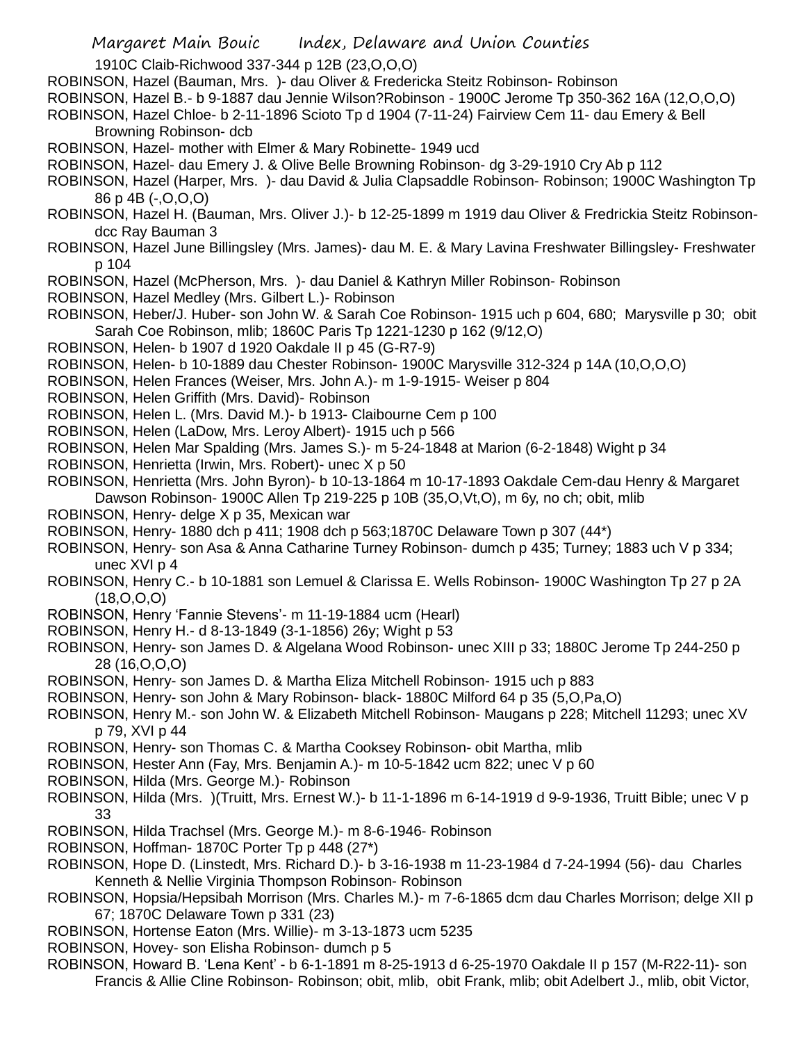1910C Claib-Richwood 337-344 p 12B (23,O,O,O)

ROBINSON, Hazel (Bauman, Mrs. )- dau Oliver & Fredericka Steitz Robinson- Robinson

ROBINSON, Hazel B.- b 9-1887 dau Jennie Wilson?Robinson - 1900C Jerome Tp 350-362 16A (12,O,O,O)

ROBINSON, Hazel Chloe- b 2-11-1896 Scioto Tp d 1904 (7-11-24) Fairview Cem 11- dau Emery & Bell Browning Robinson- dcb

ROBINSON, Hazel- mother with Elmer & Mary Robinette- 1949 ucd

ROBINSON, Hazel- dau Emery J. & Olive Belle Browning Robinson- dg 3-29-1910 Cry Ab p 112

ROBINSON, Hazel (Harper, Mrs. )- dau David & Julia Clapsaddle Robinson- Robinson; 1900C Washington Tp 86 p 4B (-,O,O,O)

ROBINSON, Hazel H. (Bauman, Mrs. Oliver J.)- b 12-25-1899 m 1919 dau Oliver & Fredrickia Steitz Robinson- dcc Ray Bauman 3

ROBINSON, Hazel June Billingsley (Mrs. James)- dau M. E. & Mary Lavina Freshwater Billingsley- Freshwater p 104

ROBINSON, Hazel (McPherson, Mrs. )- dau Daniel & Kathryn Miller Robinson- Robinson

ROBINSON, Hazel Medley (Mrs. Gilbert L.)- Robinson

ROBINSON, Heber/J. Huber- son John W. & Sarah Coe Robinson- 1915 uch p 604, 680; Marysville p 30; obit Sarah Coe Robinson, mlib; 1860C Paris Tp 1221-1230 p 162 (9/12,O)

ROBINSON, Helen- b 1907 d 1920 Oakdale II p 45 (G-R7-9)

ROBINSON, Helen- b 10-1889 dau Chester Robinson- 1900C Marysville 312-324 p 14A (10,O,O,O)

ROBINSON, Helen Frances (Weiser, Mrs. John A.)- m 1-9-1915- Weiser p 804

ROBINSON, Helen Griffith (Mrs. David)- Robinson

ROBINSON, Helen L. (Mrs. David M.)- b 1913- Claibourne Cem p 100

ROBINSON, Helen (LaDow, Mrs. Leroy Albert)- 1915 uch p 566

ROBINSON, Helen Mar Spalding (Mrs. James S.)- m 5-24-1848 at Marion (6-2-1848) Wight p 34

ROBINSON, Henrietta (Irwin, Mrs. Robert)- unec X p 50

ROBINSON, Henrietta (Mrs. John Byron)- b 10-13-1864 m 10-17-1893 Oakdale Cem-dau Henry & Margaret Dawson Robinson- 1900C Allen Tp 219-225 p 10B (35,O,Vt,O), m 6y, no ch; obit, mlib

ROBINSON, Henry- delge X p 35, Mexican war

ROBINSON, Henry- 1880 dch p 411; 1908 dch p 563;1870C Delaware Town p 307 (44*)

ROBINSON, Henry- son Asa & Anna Catharine Turney Robinson- dumch p 435; Turney; 1883 uch V p 334; unec XVI p 4

ROBINSON, Henry C.- b 10-1881 son Lemuel & Clarissa E. Wells Robinson- 1900C Washington Tp 27 p 2A (18,O,O,O)

ROBINSON, Henry 'Fannie Stevens'- m 11-19-1884 ucm (Hearl)

ROBINSON, Henry H.- d 8-13-1849 (3-1-1856) 26y; Wight p 53

ROBINSON, Henry- son James D. & Algelana Wood Robinson- unec XIII p 33; 1880C Jerome Tp 244-250 p 28 (16,O,O,O)

ROBINSON, Henry- son James D. & Martha Eliza Mitchell Robinson- 1915 uch p 883

ROBINSON, Henry- son John & Mary Robinson- black- 1880C Milford 64 p 35 (5,O,Pa,O)

ROBINSON, Henry M.- son John W. & Elizabeth Mitchell Robinson- Maugans p 228; Mitchell 11293; unec XV p 79, XVI p 44

ROBINSON, Henry- son Thomas C. & Martha Cooksey Robinson- obit Martha, mlib

ROBINSON, Hester Ann (Fay, Mrs. Benjamin A.)- m 10-5-1842 ucm 822; unec V p 60

ROBINSON, Hilda (Mrs. George M.)- Robinson

ROBINSON, Hilda (Mrs. )(Truitt, Mrs. Ernest W.)- b 11-1-1896 m 6-14-1919 d 9-9-1936, Truitt Bible; unec V p 33

ROBINSON, Hilda Trachsel (Mrs. George M.)- m 8-6-1946- Robinson

ROBINSON, Hoffman- 1870C Porter Tp p 448 (27*)

ROBINSON, Hope D. (Linstedt, Mrs. Richard D.)- b 3-16-1938 m 11-23-1984 d 7-24-1994 (56)- dau Charles Kenneth & Nellie Virginia Thompson Robinson- Robinson

ROBINSON, Hopsia/Hepsibah Morrison (Mrs. Charles M.)- m 7-6-1865 dcm dau Charles Morrison; delge XII p 67; 1870C Delaware Town p 331 (23)

ROBINSON, Hortense Eaton (Mrs. Willie)- m 3-13-1873 ucm 5235

ROBINSON, Hovey- son Elisha Robinson- dumch p 5

ROBINSON, Howard B. 'Lena Kent' - b 6-1-1891 m 8-25-1913 d 6-25-1970 Oakdale II p 157 (M-R22-11)- son Francis & Allie Cline Robinson- Robinson; obit, mlib, obit Frank, mlib; obit Adelbert J., mlib, obit Victor,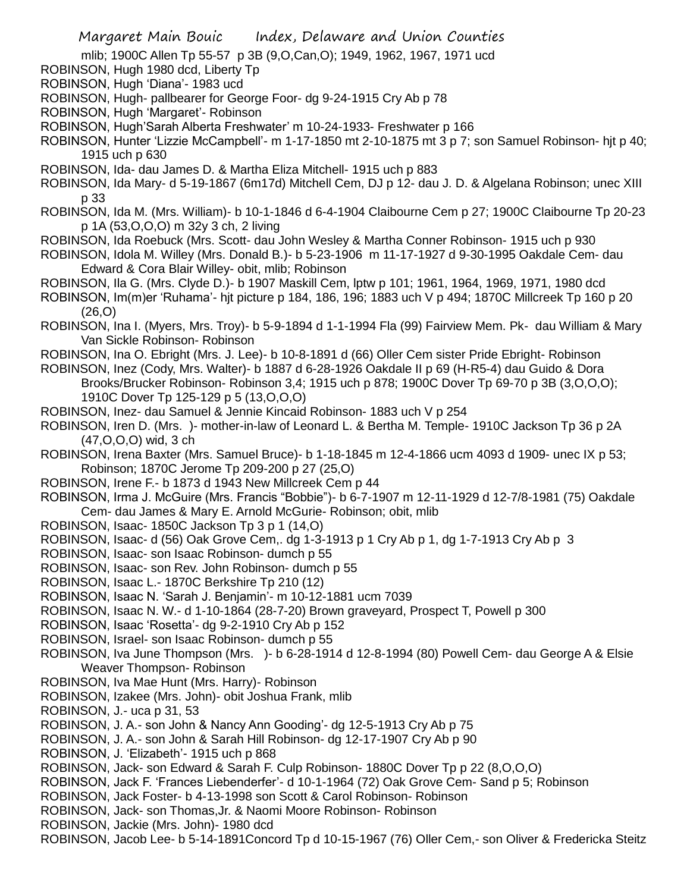mlib; 1900C Allen Tp 55-57 p 3B (9,O,Can,O); 1949, 1962, 1967, 1971 ucd

ROBINSON, Hugh 1980 dcd, Liberty Tp

ROBINSON, Hugh 'Diana'- 1983 ucd

ROBINSON, Hugh- pallbearer for George Foor- dg 9-24-1915 Cry Ab p 78

ROBINSON, Hugh 'Margaret'- Robinson

ROBINSON, Hugh'Sarah Alberta Freshwater' m 10-24-1933- Freshwater p 166

ROBINSON, Hunter 'Lizzie McCampbell'- m 1-17-1850 mt 2-10-1875 mt 3 p 7; son Samuel Robinson- hjt p 40; 1915 uch p 630

ROBINSON, Ida- dau James D. & Martha Eliza Mitchell- 1915 uch p 883

ROBINSON, Ida Mary- d 5-19-1867 (6m17d) Mitchell Cem, DJ p 12- dau J. D. & Algelana Robinson; unec XIII p 33

ROBINSON, Ida M. (Mrs. William)- b 10-1-1846 d 6-4-1904 Claibourne Cem p 27; 1900C Claibourne Tp 20-23 p 1A (53,O,O,O) m 32y 3 ch, 2 living

ROBINSON, Ida Roebuck (Mrs. Scott- dau John Wesley & Martha Conner Robinson- 1915 uch p 930

ROBINSON, Idola M. Willey (Mrs. Donald B.)- b 5-23-1906 m 11-17-1927 d 9-30-1995 Oakdale Cem- dau Edward & Cora Blair Willey- obit, mlib; Robinson

ROBINSON, Ila G. (Mrs. Clyde D.)- b 1907 Maskill Cem, lptw p 101; 1961, 1964, 1969, 1971, 1980 dcd

ROBINSON, Im(m)er 'Ruhama'- hjt picture p 184, 186, 196; 1883 uch V p 494; 1870C Millcreek Tp 160 p 20 (26,O)

ROBINSON, Ina I. (Myers, Mrs. Troy)- b 5-9-1894 d 1-1-1994 Fla (99) Fairview Mem. Pk- dau William & Mary Van Sickle Robinson- Robinson

ROBINSON, Ina O. Ebright (Mrs. J. Lee)- b 10-8-1891 d (66) Oller Cem sister Pride Ebright- Robinson

ROBINSON, Inez (Cody, Mrs. Walter)- b 1887 d 6-28-1926 Oakdale II p 69 (H-R5-4) dau Guido & Dora Brooks/Brucker Robinson- Robinson 3,4; 1915 uch p 878; 1900C Dover Tp 69-70 p 3B (3,O,O,O); 1910C Dover Tp 125-129 p 5 (13,O,O,O)

ROBINSON, Inez- dau Samuel & Jennie Kincaid Robinson- 1883 uch V p 254

ROBINSON, Iren D. (Mrs. )- mother-in-law of Leonard L. & Bertha M. Temple- 1910C Jackson Tp 36 p 2A (47,O,O,O) wid, 3 ch

ROBINSON, Irena Baxter (Mrs. Samuel Bruce)- b 1-18-1845 m 12-4-1866 ucm 4093 d 1909- unec IX p 53; Robinson; 1870C Jerome Tp 209-200 p 27 (25,O)

ROBINSON, Irene F.- b 1873 d 1943 New Millcreek Cem p 44

ROBINSON, Irma J. McGuire (Mrs. Francis "Bobbie")- b 6-7-1907 m 12-11-1929 d 12-7/8-1981 (75) Oakdale Cem- dau James & Mary E. Arnold McGurie- Robinson; obit, mlib

ROBINSON, Isaac- 1850C Jackson Tp 3 p 1 (14,O)

ROBINSON, Isaac- d (56) Oak Grove Cem,. dg 1-3-1913 p 1 Cry Ab p 1, dg 1-7-1913 Cry Ab p 3

ROBINSON, Isaac- son Isaac Robinson- dumch p 55

ROBINSON, Isaac- son Rev. John Robinson- dumch p 55

ROBINSON, Isaac L.- 1870C Berkshire Tp 210 (12)

ROBINSON, Isaac N. 'Sarah J. Benjamin'- m 10-12-1881 ucm 7039

ROBINSON, Isaac N. W.- d 1-10-1864 (28-7-20) Brown graveyard, Prospect T, Powell p 300

ROBINSON, Isaac 'Rosetta'- dg 9-2-1910 Cry Ab p 152

ROBINSON, Israel- son Isaac Robinson- dumch p 55

ROBINSON, Iva June Thompson (Mrs. )- b 6-28-1914 d 12-8-1994 (80) Powell Cem- dau George A & Elsie Weaver Thompson- Robinson

ROBINSON, Iva Mae Hunt (Mrs. Harry)- Robinson

ROBINSON, Izakee (Mrs. John)- obit Joshua Frank, mlib

ROBINSON, J.- uca p 31, 53

ROBINSON, J. A.- son John & Nancy Ann Gooding'- dg 12-5-1913 Cry Ab p 75

ROBINSON, J. A.- son John & Sarah Hill Robinson- dg 12-17-1907 Cry Ab p 90

ROBINSON, J. 'Elizabeth'- 1915 uch p 868

ROBINSON, Jack- son Edward & Sarah F. Culp Robinson- 1880C Dover Tp p 22 (8,O,O,O)

ROBINSON, Jack F. 'Frances Liebenderfer'- d 10-1-1964 (72) Oak Grove Cem- Sand p 5; Robinson

ROBINSON, Jack Foster- b 4-13-1998 son Scott & Carol Robinson- Robinson

ROBINSON, Jack- son Thomas,Jr. & Naomi Moore Robinson- Robinson

ROBINSON, Jackie (Mrs. John)- 1980 dcd

ROBINSON, Jacob Lee- b 5-14-1891Concord Tp d 10-15-1967 (76) Oller Cem,- son Oliver & Fredericka Steitz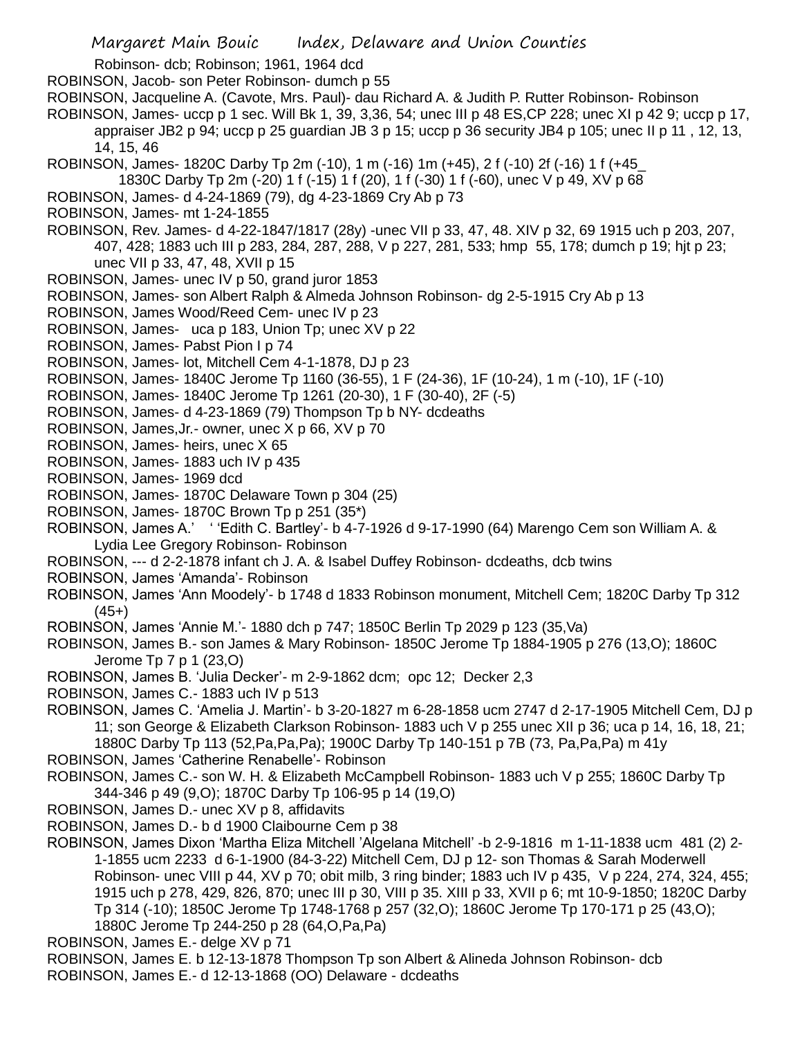Robinson- dcb; Robinson; 1961, 1964 dcd

ROBINSON, Jacob- son Peter Robinson- dumch p 55

ROBINSON, Jacqueline A. (Cavote, Mrs. Paul)- dau Richard A. & Judith P. Rutter Robinson- Robinson

ROBINSON, James- uccp p 1 sec. Will Bk 1, 39, 3,36, 54; unec III p 48 ES,CP 228; unec XI p 42 9; uccp p 17, appraiser JB2 p 94; uccp p 25 guardian JB 3 p 15; uccp p 36 security JB4 p 105; unec II p 11 , 12, 13, 14, 15, 46

ROBINSON, James- 1820C Darby Tp 2m (-10), 1 m (-16) 1m (+45), 2 f (-10) 2f (-16) 1 f (+45_
1830C Darby Tp 2m (-20) 1 f (-15) 1 f (20), 1 f (-30) 1 f (-60), unec V p 49, XV p 68

ROBINSON, James- d 4-24-1869 (79), dg 4-23-1869 Cry Ab p 73

ROBINSON, James- mt 1-24-1855

ROBINSON, Rev. James- d 4-22-1847/1817 (28y) -unec VII p 33, 47, 48. XIV p 32, 69 1915 uch p 203, 207, 407, 428; 1883 uch III p 283, 284, 287, 288, V p 227, 281, 533; hmp 55, 178; dumch p 19; hjt p 23; unec VII p 33, 47, 48, XVII p 15

ROBINSON, James- unec IV p 50, grand juror 1853

ROBINSON, James- son Albert Ralph & Almeda Johnson Robinson- dg 2-5-1915 Cry Ab p 13

ROBINSON, James Wood/Reed Cem- unec IV p 23

ROBINSON, James- uca p 183, Union Tp; unec XV p 22

ROBINSON, James- Pabst Pion I p 74

ROBINSON, James- lot, Mitchell Cem 4-1-1878, DJ p 23

ROBINSON, James- 1840C Jerome Tp 1160 (36-55), 1 F (24-36), 1F (10-24), 1 m (-10), 1F (-10)

ROBINSON, James- 1840C Jerome Tp 1261 (20-30), 1 F (30-40), 2F (-5)

ROBINSON, James- d 4-23-1869 (79) Thompson Tp b NY- dcdeaths

ROBINSON, James,Jr.- owner, unec X p 66, XV p 70

ROBINSON, James- heirs, unec X 65

ROBINSON, James- 1883 uch IV p 435

ROBINSON, James- 1969 dcd

ROBINSON, James- 1870C Delaware Town p 304 (25)

ROBINSON, James- 1870C Brown Tp p 251 (35*)

ROBINSON, James A.' ' 'Edith C. Bartley'- b 4-7-1926 d 9-17-1990 (64) Marengo Cem son William A. & Lydia Lee Gregory Robinson- Robinson

ROBINSON, --- d 2-2-1878 infant ch J. A. & Isabel Duffey Robinson- dcdeaths, dcb twins

ROBINSON, James 'Amanda'- Robinson

ROBINSON, James 'Ann Moodely'- b 1748 d 1833 Robinson monument, Mitchell Cem; 1820C Darby Tp 312 (45+)

ROBINSON, James 'Annie M.'- 1880 dch p 747; 1850C Berlin Tp 2029 p 123 (35,Va)

ROBINSON, James B.- son James & Mary Robinson- 1850C Jerome Tp 1884-1905 p 276 (13,O); 1860C Jerome Tp 7 p 1 (23,O)

ROBINSON, James B. 'Julia Decker'- m 2-9-1862 dcm; opc 12; Decker 2,3

ROBINSON, James C.- 1883 uch IV p 513

ROBINSON, James C. 'Amelia J. Martin'- b 3-20-1827 m 6-28-1858 ucm 2747 d 2-17-1905 Mitchell Cem, DJ p 11; son George & Elizabeth Clarkson Robinson- 1883 uch V p 255 unec XII p 36; uca p 14, 16, 18, 21; 1880C Darby Tp 113 (52,Pa,Pa,Pa); 1900C Darby Tp 140-151 p 7B (73, Pa,Pa,Pa) m 41y

ROBINSON, James 'Catherine Renabelle'- Robinson

ROBINSON, James C.- son W. H. & Elizabeth McCampbell Robinson- 1883 uch V p 255; 1860C Darby Tp 344-346 p 49 (9,O); 1870C Darby Tp 106-95 p 14 (19,O)

ROBINSON, James D.- unec XV p 8, affidavits

ROBINSON, James D.- b d 1900 Claibourne Cem p 38

ROBINSON, James Dixon 'Martha Eliza Mitchell 'Algelana Mitchell' -b 2-9-1816 m 1-11-1838 ucm 481 (2) 2-1-1855 ucm 2233 d 6-1-1900 (84-3-22) Mitchell Cem, DJ p 12- son Thomas & Sarah Moderwell Robinson- unec VIII p 44, XV p 70; obit milb, 3 ring binder; 1883 uch IV p 435, V p 224, 274, 324, 455; 1915 uch p 278, 429, 826, 870; unec III p 30, VIII p 35. XIII p 33, XVII p 6; mt 10-9-1850; 1820C Darby Tp 314 (-10); 1850C Jerome Tp 1748-1768 p 257 (32,O); 1860C Jerome Tp 170-171 p 25 (43,O); 1880C Jerome Tp 244-250 p 28 (64,O,Pa,Pa)

ROBINSON, James E.- delge XV p 71

ROBINSON, James E. b 12-13-1878 Thompson Tp son Albert & Alineda Johnson Robinson- dcb

ROBINSON, James E.- d 12-13-1868 (OO) Delaware - dcdeaths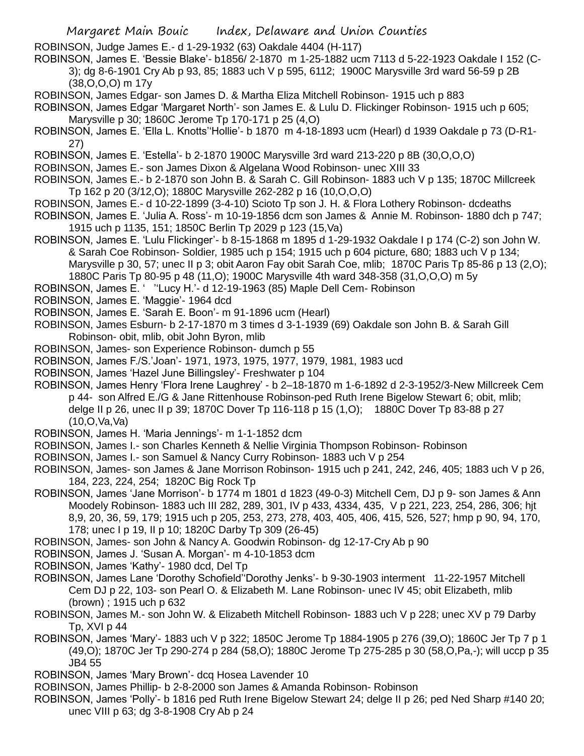ROBINSON, Judge James E.- d 1-29-1932 (63) Oakdale 4404 (H-117)

ROBINSON, James E. 'Bessie Blake'- b1856/ 2-1870 m 1-25-1882 ucm 7113 d 5-22-1923 Oakdale I 152 (C-3); dg 8-6-1901 Cry Ab p 93, 85; 1883 uch V p 595, 6112; 1900C Marysville 3rd ward 56-59 p 2B (38,O,O,O) m 17y

ROBINSON, James Edgar- son James D. & Martha Eliza Mitchell Robinson- 1915 uch p 883

ROBINSON, James Edgar 'Margaret North'- son James E. & Lulu D. Flickinger Robinson- 1915 uch p 605; Marysville p 30; 1860C Jerome Tp 170-171 p 25 (4,O)

ROBINSON, James E. 'Ella L. Knotts''Hollie'- b 1870 m 4-18-1893 ucm (Hearl) d 1939 Oakdale p 73 (D-R1-27)

ROBINSON, James E. 'Estella'- b 2-1870 1900C Marysville 3rd ward 213-220 p 8B (30,O,O,O)

ROBINSON, James E.- son James Dixon & Algelana Wood Robinson- unec XIII 33

ROBINSON, James E.- b 2-1870 son John B. & Sarah C. Gill Robinson- 1883 uch V p 135; 1870C Millcreek Tp 162 p 20 (3/12,O); 1880C Marysville 262-282 p 16 (10,O,O,O)

ROBINSON, James E.- d 10-22-1899 (3-4-10) Scioto Tp son J. H. & Flora Lothery Robinson- dcdeaths

ROBINSON, James E. 'Julia A. Ross'- m 10-19-1856 dcm son James & Annie M. Robinson- 1880 dch p 747; 1915 uch p 1135, 151; 1850C Berlin Tp 2029 p 123 (15,Va)

ROBINSON, James E. 'Lulu Flickinger'- b 8-15-1868 m 1895 d 1-29-1932 Oakdale I p 174 (C-2) son John W. & Sarah Coe Robinson- Soldier, 1985 uch p 154; 1915 uch p 604 picture, 680; 1883 uch V p 134; Marysville p 30, 57; unec II p 3; obit Aaron Fay obit Sarah Coe, mlib; 1870C Paris Tp 85-86 p 13 (2,O); 1880C Paris Tp 80-95 p 48 (11,O); 1900C Marysville 4th ward 348-358 (31,O,O,O) m 5y

ROBINSON, James E. ' ''Lucy H.'- d 12-19-1963 (85) Maple Dell Cem- Robinson

ROBINSON, James E. 'Maggie'- 1964 dcd

ROBINSON, James E. 'Sarah E. Boon'- m 91-1896 ucm (Hearl)

ROBINSON, James Esburn- b 2-17-1870 m 3 times d 3-1-1939 (69) Oakdale son John B. & Sarah Gill Robinson- obit, mlib, obit John Byron, mlib

ROBINSON, James- son Experience Robinson- dumch p 55

ROBINSON, James F./S.'Joan'- 1971, 1973, 1975, 1977, 1979, 1981, 1983 ucd

ROBINSON, James 'Hazel June Billingsley'- Freshwater p 104

ROBINSON, James Henry 'Flora Irene Laughrey' - b 2–18-1870 m 1-6-1892 d 2-3-1952/3-New Millcreek Cem p 44- son Alfred E./G & Jane Rittenhouse Robinson-ped Ruth Irene Bigelow Stewart 6; obit, mlib; delge II p 26, unec II p 39; 1870C Dover Tp 116-118 p 15 (1,O); 1880C Dover Tp 83-88 p 27 (10,O,Va,Va)

ROBINSON, James H. 'Maria Jennings'- m 1-1-1852 dcm

ROBINSON, James I.- son Charles Kenneth & Nellie Virginia Thompson Robinson- Robinson

ROBINSON, James I.- son Samuel & Nancy Curry Robinson- 1883 uch V p 254

ROBINSON, James- son James & Jane Morrison Robinson- 1915 uch p 241, 242, 246, 405; 1883 uch V p 26, 184, 223, 224, 254; 1820C Big Rock Tp

ROBINSON, James 'Jane Morrison'- b 1774 m 1801 d 1823 (49-0-3) Mitchell Cem, DJ p 9- son James & Ann Moodely Robinson- 1883 uch III 282, 289, 301, IV p 433, 4334, 435, V p 221, 223, 254, 286, 306; hjt 8,9, 20, 36, 59, 179; 1915 uch p 205, 253, 273, 278, 403, 405, 406, 415, 526, 527; hmp p 90, 94, 170, 178; unec I p 19, II p 10; 1820C Darby Tp 309 (26-45)

ROBINSON, James- son John & Nancy A. Goodwin Robinson- dg 12-17-Cry Ab p 90

ROBINSON, James J. 'Susan A. Morgan'- m 4-10-1853 dcm

ROBINSON, James 'Kathy'- 1980 dcd, Del Tp

ROBINSON, James Lane 'Dorothy Schofield''Dorothy Jenks'- b 9-30-1903 interment 11-22-1957 Mitchell Cem DJ p 22, 103- son Pearl O. & Elizabeth M. Lane Robinson- unec IV 45; obit Elizabeth, mlib (brown) ; 1915 uch p 632

ROBINSON, James M.- son John W. & Elizabeth Mitchell Robinson- 1883 uch V p 228; unec XV p 79 Darby Tp, XVI p 44

ROBINSON, James 'Mary'- 1883 uch V p 322; 1850C Jerome Tp 1884-1905 p 276 (39,O); 1860C Jer Tp 7 p 1 (49,O); 1870C Jer Tp 290-274 p 284 (58,O); 1880C Jerome Tp 275-285 p 30 (58,O,Pa,-); will uccp p 35 JB4 55

ROBINSON, James 'Mary Brown'- dcq Hosea Lavender 10

ROBINSON, James Phillip- b 2-8-2000 son James & Amanda Robinson- Robinson

ROBINSON, James 'Polly'- b 1816 ped Ruth Irene Bigelow Stewart 24; delge II p 26; ped Ned Sharp #140 20; unec VIII p 63; dg 3-8-1908 Cry Ab p 24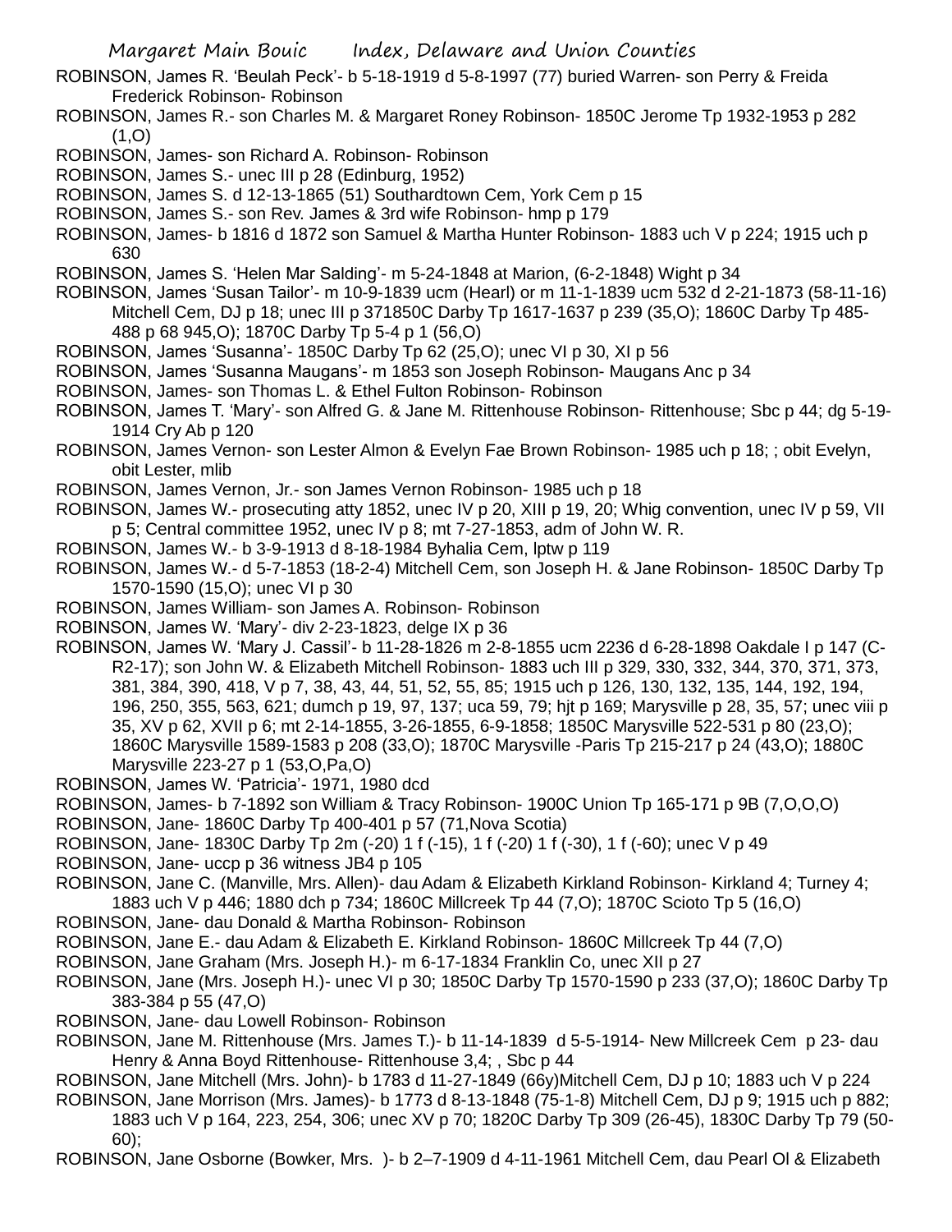ROBINSON, James R. 'Beulah Peck'- b 5-18-1919 d 5-8-1997 (77) buried Warren- son Perry & Freida Frederick Robinson- Robinson

ROBINSON, James R.- son Charles M. & Margaret Roney Robinson- 1850C Jerome Tp 1932-1953 p 282 (1,O)

ROBINSON, James- son Richard A. Robinson- Robinson

ROBINSON, James S.- unec III p 28 (Edinburg, 1952)

ROBINSON, James S. d 12-13-1865 (51) Southardtown Cem, York Cem p 15

ROBINSON, James S.- son Rev. James & 3rd wife Robinson- hmp p 179

ROBINSON, James- b 1816 d 1872 son Samuel & Martha Hunter Robinson- 1883 uch V p 224; 1915 uch p 630

ROBINSON, James S. 'Helen Mar Salding'- m 5-24-1848 at Marion, (6-2-1848) Wight p 34

ROBINSON, James 'Susan Tailor'- m 10-9-1839 ucm (Hearl) or m 11-1-1839 ucm 532 d 2-21-1873 (58-11-16) Mitchell Cem, DJ p 18; unec III p 371850C Darby Tp 1617-1637 p 239 (35,O); 1860C Darby Tp 485-488 p 68 945,O); 1870C Darby Tp 5-4 p 1 (56,O)

ROBINSON, James 'Susanna'- 1850C Darby Tp 62 (25,O); unec VI p 30, XI p 56

ROBINSON, James 'Susanna Maugans'- m 1853 son Joseph Robinson- Maugans Anc p 34

ROBINSON, James- son Thomas L. & Ethel Fulton Robinson- Robinson

ROBINSON, James T. 'Mary'- son Alfred G. & Jane M. Rittenhouse Robinson- Rittenhouse; Sbc p 44; dg 5-19-1914 Cry Ab p 120

ROBINSON, James Vernon- son Lester Almon & Evelyn Fae Brown Robinson- 1985 uch p 18; ; obit Evelyn, obit Lester, mlib

ROBINSON, James Vernon, Jr.- son James Vernon Robinson- 1985 uch p 18

ROBINSON, James W.- prosecuting atty 1852, unec IV p 20, XIII p 19, 20; Whig convention, unec IV p 59, VII p 5; Central committee 1952, unec IV p 8; mt 7-27-1853, adm of John W. R.

ROBINSON, James W.- b 3-9-1913 d 8-18-1984 Byhalia Cem, lptw p 119

ROBINSON, James W.- d 5-7-1853 (18-2-4) Mitchell Cem, son Joseph H. & Jane Robinson- 1850C Darby Tp 1570-1590 (15,O); unec VI p 30

ROBINSON, James William- son James A. Robinson- Robinson

ROBINSON, James W. 'Mary'- div 2-23-1823, delge IX p 36

ROBINSON, James W. 'Mary J. Cassil'- b 11-28-1826 m 2-8-1855 ucm 2236 d 6-28-1898 Oakdale I p 147 (C-R2-17); son John W. & Elizabeth Mitchell Robinson- 1883 uch III p 329, 330, 332, 344, 370, 371, 373, 381, 384, 390, 418, V p 7, 38, 43, 44, 51, 52, 55, 85; 1915 uch p 126, 130, 132, 135, 144, 192, 194, 196, 250, 355, 563, 621; dumch p 19, 97, 137; uca 59, 79; hjt p 169; Marysville p 28, 35, 57; unec viii p 35, XV p 62, XVII p 6; mt 2-14-1855, 3-26-1855, 6-9-1858; 1850C Marysville 522-531 p 80 (23,O); 1860C Marysville 1589-1583 p 208 (33,O); 1870C Marysville -Paris Tp 215-217 p 24 (43,O); 1880C Marysville 223-27 p 1 (53,O,Pa,O)

ROBINSON, James W. 'Patricia'- 1971, 1980 dcd

ROBINSON, James- b 7-1892 son William & Tracy Robinson- 1900C Union Tp 165-171 p 9B (7,O,O,O)

ROBINSON, Jane- 1860C Darby Tp 400-401 p 57 (71,Nova Scotia)

ROBINSON, Jane- 1830C Darby Tp 2m (-20) 1 f (-15), 1 f (-20) 1 f (-30), 1 f (-60); unec V p 49

ROBINSON, Jane- uccp p 36 witness JB4 p 105

ROBINSON, Jane C. (Manville, Mrs. Allen)- dau Adam & Elizabeth Kirkland Robinson- Kirkland 4; Turney 4; 1883 uch V p 446; 1880 dch p 734; 1860C Millcreek Tp 44 (7,O); 1870C Scioto Tp 5 (16,O)

ROBINSON, Jane- dau Donald & Martha Robinson- Robinson

ROBINSON, Jane E.- dau Adam & Elizabeth E. Kirkland Robinson- 1860C Millcreek Tp 44 (7,O)

ROBINSON, Jane Graham (Mrs. Joseph H.)- m 6-17-1834 Franklin Co, unec XII p 27

ROBINSON, Jane (Mrs. Joseph H.)- unec VI p 30; 1850C Darby Tp 1570-1590 p 233 (37,O); 1860C Darby Tp 383-384 p 55 (47,O)

ROBINSON, Jane- dau Lowell Robinson- Robinson

ROBINSON, Jane M. Rittenhouse (Mrs. James T.)- b 11-14-1839 d 5-5-1914- New Millcreek Cem p 23- dau Henry & Anna Boyd Rittenhouse- Rittenhouse 3,4; , Sbc p 44

ROBINSON, Jane Mitchell (Mrs. John)- b 1783 d 11-27-1849 (66y)Mitchell Cem, DJ p 10; 1883 uch V p 224

ROBINSON, Jane Morrison (Mrs. James)- b 1773 d 8-13-1848 (75-1-8) Mitchell Cem, DJ p 9; 1915 uch p 882; 1883 uch V p 164, 223, 254, 306; unec XV p 70; 1820C Darby Tp 309 (26-45), 1830C Darby Tp 79 (50-60);

ROBINSON, Jane Osborne (Bowker, Mrs. )- b 2–7-1909 d 4-11-1961 Mitchell Cem, dau Pearl Ol & Elizabeth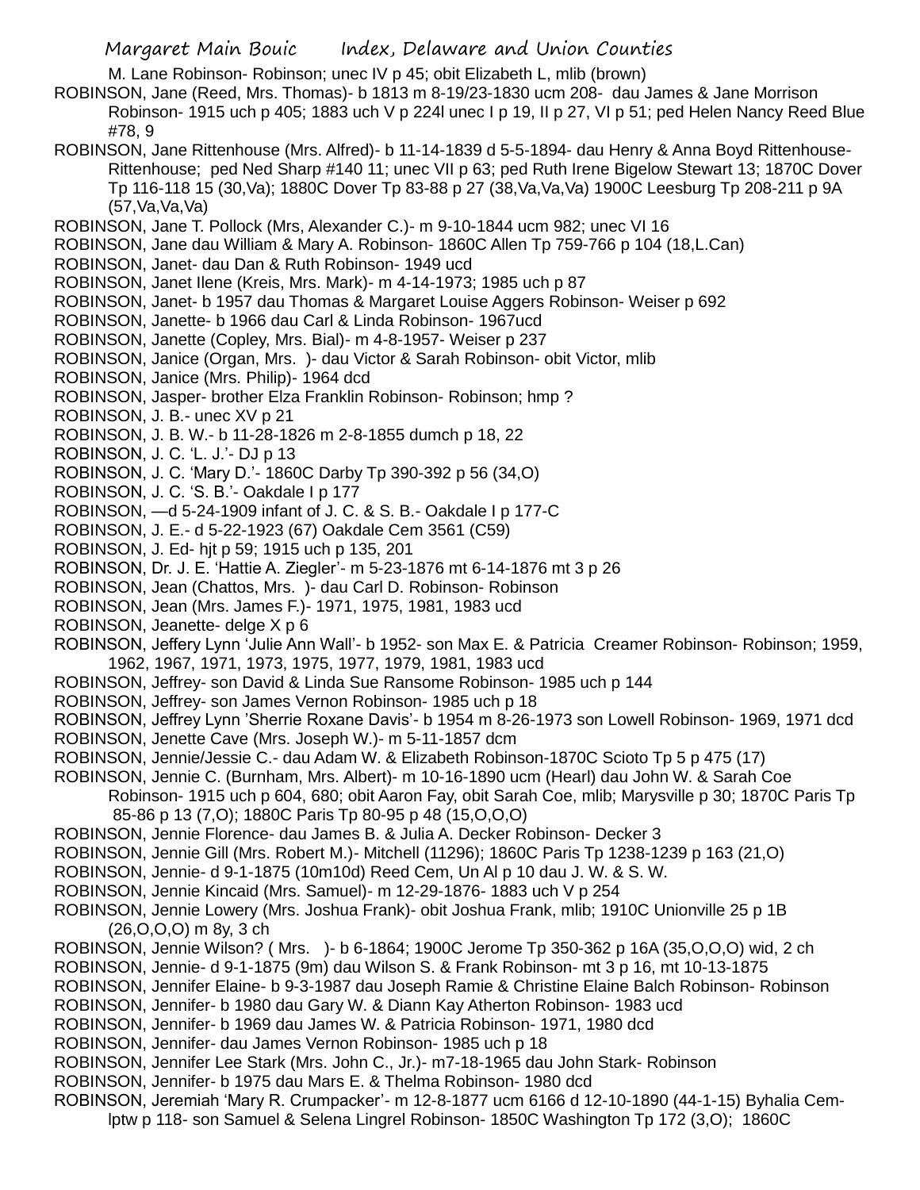M. Lane Robinson- Robinson; unec IV p 45; obit Elizabeth L, mlib (brown)

ROBINSON, Jane (Reed, Mrs. Thomas)- b 1813 m 8-19/23-1830 ucm 208- dau James & Jane Morrison Robinson- 1915 uch p 405; 1883 uch V p 224l unec I p 19, II p 27, VI p 51; ped Helen Nancy Reed Blue #78, 9

ROBINSON, Jane Rittenhouse (Mrs. Alfred)- b 11-14-1839 d 5-5-1894- dau Henry & Anna Boyd Rittenhouse-Rittenhouse; ped Ned Sharp #140 11; unec VII p 63; ped Ruth Irene Bigelow Stewart 13; 1870C Dover Tp 116-118 15 (30,Va); 1880C Dover Tp 83-88 p 27 (38,Va,Va,Va) 1900C Leesburg Tp 208-211 p 9A (57,Va,Va,Va)

ROBINSON, Jane T. Pollock (Mrs, Alexander C.)- m 9-10-1844 ucm 982; unec VI 16

ROBINSON, Jane dau William & Mary A. Robinson- 1860C Allen Tp 759-766 p 104 (18,L.Can)

ROBINSON, Janet- dau Dan & Ruth Robinson- 1949 ucd

ROBINSON, Janet Ilene (Kreis, Mrs. Mark)- m 4-14-1973; 1985 uch p 87

ROBINSON, Janet- b 1957 dau Thomas & Margaret Louise Aggers Robinson- Weiser p 692

ROBINSON, Janette- b 1966 dau Carl & Linda Robinson- 1967ucd

ROBINSON, Janette (Copley, Mrs. Bial)- m 4-8-1957- Weiser p 237

ROBINSON, Janice (Organ, Mrs. )- dau Victor & Sarah Robinson- obit Victor, mlib

ROBINSON, Janice (Mrs. Philip)- 1964 dcd

ROBINSON, Jasper- brother Elza Franklin Robinson- Robinson; hmp ?

ROBINSON, J. B.- unec XV p 21

ROBINSON, J. B. W.- b 11-28-1826 m 2-8-1855 dumch p 18, 22

ROBINSON, J. C. 'L. J.'- DJ p 13

ROBINSON, J. C. 'Mary D.'- 1860C Darby Tp 390-392 p 56 (34,O)

ROBINSON, J. C. 'S. B.'- Oakdale I p 177

ROBINSON, —d 5-24-1909 infant of J. C. & S. B.- Oakdale I p 177-C

ROBINSON, J. E.- d 5-22-1923 (67) Oakdale Cem 3561 (C59)

ROBINSON, J. Ed- hjt p 59; 1915 uch p 135, 201

ROBINSON, Dr. J. E. 'Hattie A. Ziegler'- m 5-23-1876 mt 6-14-1876 mt 3 p 26

ROBINSON, Jean (Chattos, Mrs. )- dau Carl D. Robinson- Robinson

ROBINSON, Jean (Mrs. James F.)- 1971, 1975, 1981, 1983 ucd

ROBINSON, Jeanette- delge X p 6

ROBINSON, Jeffery Lynn 'Julie Ann Wall'- b 1952- son Max E. & Patricia Creamer Robinson- Robinson; 1959, 1962, 1967, 1971, 1973, 1975, 1977, 1979, 1981, 1983 ucd

ROBINSON, Jeffrey- son David & Linda Sue Ransome Robinson- 1985 uch p 144

ROBINSON, Jeffrey- son James Vernon Robinson- 1985 uch p 18

ROBINSON, Jeffrey Lynn 'Sherrie Roxane Davis'- b 1954 m 8-26-1973 son Lowell Robinson- 1969, 1971 dcd

ROBINSON, Jenette Cave (Mrs. Joseph W.)- m 5-11-1857 dcm

ROBINSON, Jennie/Jessie C.- dau Adam W. & Elizabeth Robinson-1870C Scioto Tp 5 p 475 (17)

ROBINSON, Jennie C. (Burnham, Mrs. Albert)- m 10-16-1890 ucm (Hearl) dau John W. & Sarah Coe Robinson- 1915 uch p 604, 680; obit Aaron Fay, obit Sarah Coe, mlib; Marysville p 30; 1870C Paris Tp 85-86 p 13 (7,O); 1880C Paris Tp 80-95 p 48 (15,O,O,O)

ROBINSON, Jennie Florence- dau James B. & Julia A. Decker Robinson- Decker 3

ROBINSON, Jennie Gill (Mrs. Robert M.)- Mitchell (11296); 1860C Paris Tp 1238-1239 p 163 (21,O)

ROBINSON, Jennie- d 9-1-1875 (10m10d) Reed Cem, Un Al p 10 dau J. W. & S. W.

ROBINSON, Jennie Kincaid (Mrs. Samuel)- m 12-29-1876- 1883 uch V p 254

ROBINSON, Jennie Lowery (Mrs. Joshua Frank)- obit Joshua Frank, mlib; 1910C Unionville 25 p 1B (26,O,O,O) m 8y, 3 ch

ROBINSON, Jennie Wilson? ( Mrs. )- b 6-1864; 1900C Jerome Tp 350-362 p 16A (35,O,O,O) wid, 2 ch

ROBINSON, Jennie- d 9-1-1875 (9m) dau Wilson S. & Frank Robinson- mt 3 p 16, mt 10-13-1875

ROBINSON, Jennifer Elaine- b 9-3-1987 dau Joseph Ramie & Christine Elaine Balch Robinson- Robinson

ROBINSON, Jennifer- b 1980 dau Gary W. & Diann Kay Atherton Robinson- 1983 ucd

ROBINSON, Jennifer- b 1969 dau James W. & Patricia Robinson- 1971, 1980 dcd

ROBINSON, Jennifer- dau James Vernon Robinson- 1985 uch p 18

ROBINSON, Jennifer Lee Stark (Mrs. John C., Jr.)- m7-18-1965 dau John Stark- Robinson

ROBINSON, Jennifer- b 1975 dau Mars E. & Thelma Robinson- 1980 dcd

ROBINSON, Jeremiah 'Mary R. Crumpacker'- m 12-8-1877 ucm 6166 d 12-10-1890 (44-1-15) Byhalia Cem-lptw p 118- son Samuel & Selena Lingrel Robinson- 1850C Washington Tp 172 (3,O); 1860C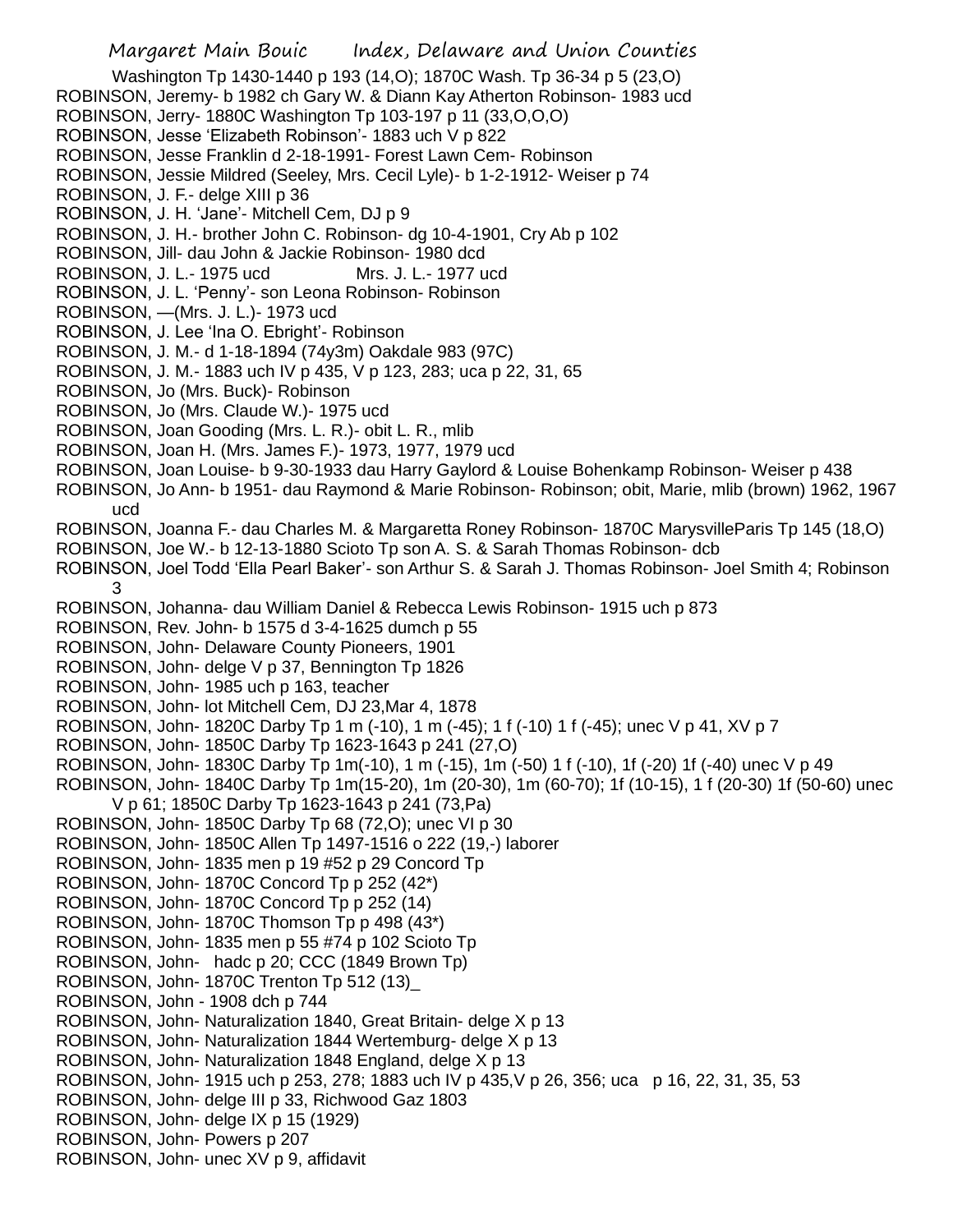Washington Tp 1430-1440 p 193 (14,O); 1870C Wash. Tp 36-34 p 5 (23,O)

ROBINSON, Jeremy- b 1982 ch Gary W. & Diann Kay Atherton Robinson- 1983 ucd

ROBINSON, Jerry- 1880C Washington Tp 103-197 p 11 (33,O,O,O)

ROBINSON, Jesse 'Elizabeth Robinson'- 1883 uch V p 822

ROBINSON, Jesse Franklin d 2-18-1991- Forest Lawn Cem- Robinson

ROBINSON, Jessie Mildred (Seeley, Mrs. Cecil Lyle)- b 1-2-1912- Weiser p 74

ROBINSON, J. F.- delge XIII p 36

ROBINSON, J. H. 'Jane'- Mitchell Cem, DJ p 9

ROBINSON, J. H.- brother John C. Robinson- dg 10-4-1901, Cry Ab p 102

ROBINSON, Jill- dau John & Jackie Robinson- 1980 dcd

ROBINSON, J. L.- 1975 ucd Mrs. J. L.- 1977 ucd

ROBINSON, J. L. 'Penny'- son Leona Robinson- Robinson

ROBINSON, —(Mrs. J. L.)- 1973 ucd

ROBINSON, J. Lee 'Ina O. Ebright'- Robinson

ROBINSON, J. M.- d 1-18-1894 (74y3m) Oakdale 983 (97C)

ROBINSON, J. M.- 1883 uch IV p 435, V p 123, 283; uca p 22, 31, 65

ROBINSON, Jo (Mrs. Buck)- Robinson

ROBINSON, Jo (Mrs. Claude W.)- 1975 ucd

ROBINSON, Joan Gooding (Mrs. L. R.)- obit L. R., mlib

ROBINSON, Joan H. (Mrs. James F.)- 1973, 1977, 1979 ucd

ROBINSON, Joan Louise- b 9-30-1933 dau Harry Gaylord & Louise Bohenkamp Robinson- Weiser p 438

ROBINSON, Jo Ann- b 1951- dau Raymond & Marie Robinson- Robinson; obit, Marie, mlib (brown) 1962, 1967 ucd

ROBINSON, Joanna F.- dau Charles M. & Margaretta Roney Robinson- 1870C MarysvilleParis Tp 145 (18,O)

ROBINSON, Joe W.- b 12-13-1880 Scioto Tp son A. S. & Sarah Thomas Robinson- dcb

ROBINSON, Joel Todd 'Ella Pearl Baker'- son Arthur S. & Sarah J. Thomas Robinson- Joel Smith 4; Robinson 3

ROBINSON, Johanna- dau William Daniel & Rebecca Lewis Robinson- 1915 uch p 873

ROBINSON, Rev. John- b 1575 d 3-4-1625 dumch p 55

ROBINSON, John- Delaware County Pioneers, 1901

ROBINSON, John- delge V p 37, Bennington Tp 1826

ROBINSON, John- 1985 uch p 163, teacher

ROBINSON, John- lot Mitchell Cem, DJ 23,Mar 4, 1878

ROBINSON, John- 1820C Darby Tp 1 m (-10), 1 m (-45); 1 f (-10) 1 f (-45); unec V p 41, XV p 7

ROBINSON, John- 1850C Darby Tp 1623-1643 p 241 (27,O)

ROBINSON, John- 1830C Darby Tp 1m(-10), 1 m (-15), 1m (-50) 1 f (-10), 1f (-20) 1f (-40) unec V p 49

ROBINSON, John- 1840C Darby Tp 1m(15-20), 1m (20-30), 1m (60-70); 1f (10-15), 1 f (20-30) 1f (50-60) unec V p 61; 1850C Darby Tp 1623-1643 p 241 (73,Pa)

ROBINSON, John- 1850C Darby Tp 68 (72,O); unec VI p 30

ROBINSON, John- 1850C Allen Tp 1497-1516 o 222 (19,-) laborer

ROBINSON, John- 1835 men p 19 #52 p 29 Concord Tp

ROBINSON, John- 1870C Concord Tp p 252 (42*)

ROBINSON, John- 1870C Concord Tp p 252 (14)

ROBINSON, John- 1870C Thomson Tp p 498 (43*)

ROBINSON, John- 1835 men p 55 #74 p 102 Scioto Tp

ROBINSON, John- hadc p 20; CCC (1849 Brown Tp)

ROBINSON, John- 1870C Trenton Tp 512 (13)_

ROBINSON, John - 1908 dch p 744

ROBINSON, John- Naturalization 1840, Great Britain- delge X p 13

ROBINSON, John- Naturalization 1844 Wertemburg- delge X p 13

ROBINSON, John- Naturalization 1848 England, delge X p 13

ROBINSON, John- 1915 uch p 253, 278; 1883 uch IV p 435,V p 26, 356; uca p 16, 22, 31, 35, 53

ROBINSON, John- delge III p 33, Richwood Gaz 1803

ROBINSON, John- delge IX p 15 (1929)

ROBINSON, John- Powers p 207

ROBINSON, John- unec XV p 9, affidavit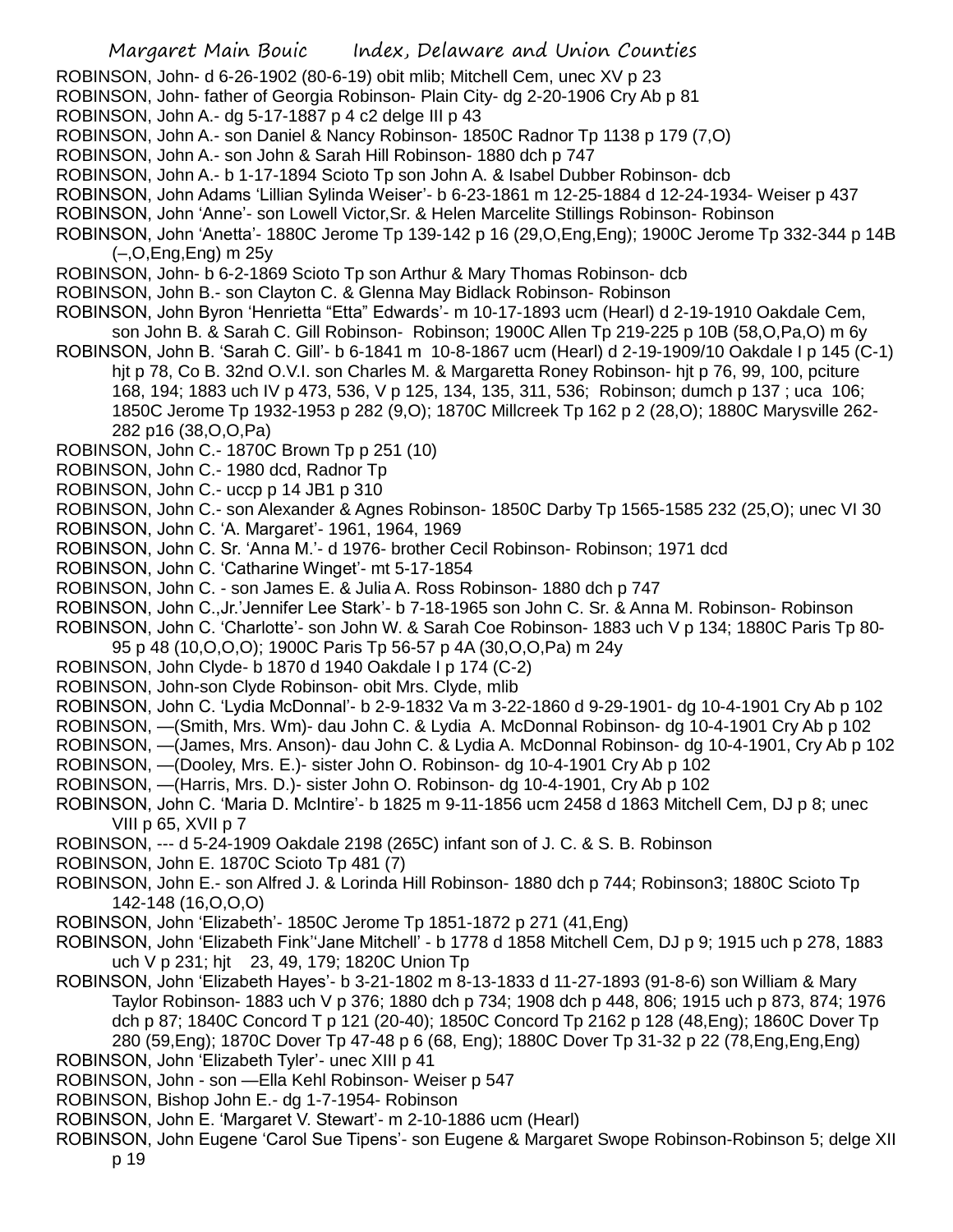ROBINSON, John- d 6-26-1902 (80-6-19) obit mlib; Mitchell Cem, unec XV p 23
ROBINSON, John- father of Georgia Robinson- Plain City- dg 2-20-1906 Cry Ab p 81
ROBINSON, John A.- dg 5-17-1887 p 4 c2 delge III p 43
ROBINSON, John A.- son Daniel & Nancy Robinson- 1850C Radnor Tp 1138 p 179 (7,O)
ROBINSON, John A.- son John & Sarah Hill Robinson- 1880 dch p 747
ROBINSON, John A.- b 1-17-1894 Scioto Tp son John A. & Isabel Dubber Robinson- dcb
ROBINSON, John Adams 'Lillian Sylinda Weiser'- b 6-23-1861 m 12-25-1884 d 12-24-1934- Weiser p 437
ROBINSON, John 'Anne'- son Lowell Victor,Sr. & Helen Marcelite Stillings Robinson- Robinson
ROBINSON, John 'Anetta'- 1880C Jerome Tp 139-142 p 16 (29,O,Eng,Eng); 1900C Jerome Tp 332-344 p 14B (–,O,Eng,Eng) m 25y
ROBINSON, John- b 6-2-1869 Scioto Tp son Arthur & Mary Thomas Robinson- dcb
ROBINSON, John B.- son Clayton C. & Glenna May Bidlack Robinson- Robinson
ROBINSON, John Byron 'Henrietta "Etta" Edwards'- m 10-17-1893 ucm (Hearl) d 2-19-1910 Oakdale Cem, son John B. & Sarah C. Gill Robinson- Robinson; 1900C Allen Tp 219-225 p 10B (58,O,Pa,O) m 6y
ROBINSON, John B. 'Sarah C. Gill'- b 6-1841 m 10-8-1867 ucm (Hearl) d 2-19-1909/10 Oakdale I p 145 (C-1) hjt p 78, Co B. 32nd O.V.I. son Charles M. & Margaretta Roney Robinson- hjt p 76, 99, 100, pciture 168, 194; 1883 uch IV p 473, 536, V p 125, 134, 135, 311, 536; Robinson; dumch p 137 ; uca 106; 1850C Jerome Tp 1932-1953 p 282 (9,O); 1870C Millcreek Tp 162 p 2 (28,O); 1880C Marysville 262-282 p16 (38,O,O,Pa)
ROBINSON, John C.- 1870C Brown Tp p 251 (10)
ROBINSON, John C.- 1980 dcd, Radnor Tp
ROBINSON, John C.- uccp p 14 JB1 p 310
ROBINSON, John C.- son Alexander & Agnes Robinson- 1850C Darby Tp 1565-1585 232 (25,O); unec VI 30
ROBINSON, John C. 'A. Margaret'- 1961, 1964, 1969
ROBINSON, John C. Sr. 'Anna M.'- d 1976- brother Cecil Robinson- Robinson; 1971 dcd
ROBINSON, John C. 'Catharine Winget'- mt 5-17-1854
ROBINSON, John C. - son James E. & Julia A. Ross Robinson- 1880 dch p 747
ROBINSON, John C.,Jr.'Jennifer Lee Stark'- b 7-18-1965 son John C. Sr. & Anna M. Robinson- Robinson
ROBINSON, John C. 'Charlotte'- son John W. & Sarah Coe Robinson- 1883 uch V p 134; 1880C Paris Tp 80-95 p 48 (10,O,O,O); 1900C Paris Tp 56-57 p 4A (30,O,O,Pa) m 24y
ROBINSON, John Clyde- b 1870 d 1940 Oakdale I p 174 (C-2)
ROBINSON, John-son Clyde Robinson- obit Mrs. Clyde, mlib
ROBINSON, John C. 'Lydia McDonnal'- b 2-9-1832 Va m 3-22-1860 d 9-29-1901- dg 10-4-1901 Cry Ab p 102
ROBINSON, —(Smith, Mrs. Wm)- dau John C. & Lydia A. McDonnal Robinson- dg 10-4-1901 Cry Ab p 102
ROBINSON, —(James, Mrs. Anson)- dau John C. & Lydia A. McDonnal Robinson- dg 10-4-1901, Cry Ab p 102
ROBINSON, —(Dooley, Mrs. E.)- sister John O. Robinson- dg 10-4-1901 Cry Ab p 102
ROBINSON, —(Harris, Mrs. D.)- sister John O. Robinson- dg 10-4-1901, Cry Ab p 102
ROBINSON, John C. 'Maria D. McIntire'- b 1825 m 9-11-1856 ucm 2458 d 1863 Mitchell Cem, DJ p 8; unec VIII p 65, XVII p 7
ROBINSON, --- d 5-24-1909 Oakdale 2198 (265C) infant son of J. C. & S. B. Robinson
ROBINSON, John E. 1870C Scioto Tp 481 (7)
ROBINSON, John E.- son Alfred J. & Lorinda Hill Robinson- 1880 dch p 744; Robinson3; 1880C Scioto Tp 142-148 (16,O,O,O)
ROBINSON, John 'Elizabeth'- 1850C Jerome Tp 1851-1872 p 271 (41,Eng)
ROBINSON, John 'Elizabeth Fink''Jane Mitchell' - b 1778 d 1858 Mitchell Cem, DJ p 9; 1915 uch p 278, 1883 uch V p 231; hjt 23, 49, 179; 1820C Union Tp
ROBINSON, John 'Elizabeth Hayes'- b 3-21-1802 m 8-13-1833 d 11-27-1893 (91-8-6) son William & Mary Taylor Robinson- 1883 uch V p 376; 1880 dch p 734; 1908 dch p 448, 806; 1915 uch p 873, 874; 1976 dch p 87; 1840C Concord T p 121 (20-40); 1850C Concord Tp 2162 p 128 (48,Eng); 1860C Dover Tp 280 (59,Eng); 1870C Dover Tp 47-48 p 6 (68, Eng); 1880C Dover Tp 31-32 p 22 (78,Eng,Eng,Eng)
ROBINSON, John 'Elizabeth Tyler'- unec XIII p 41
ROBINSON, John - son —Ella Kehl Robinson- Weiser p 547
ROBINSON, Bishop John E.- dg 1-7-1954- Robinson
ROBINSON, John E. 'Margaret V. Stewart'- m 2-10-1886 ucm (Hearl)
ROBINSON, John Eugene 'Carol Sue Tipens'- son Eugene & Margaret Swope Robinson-Robinson 5; delge XII p 19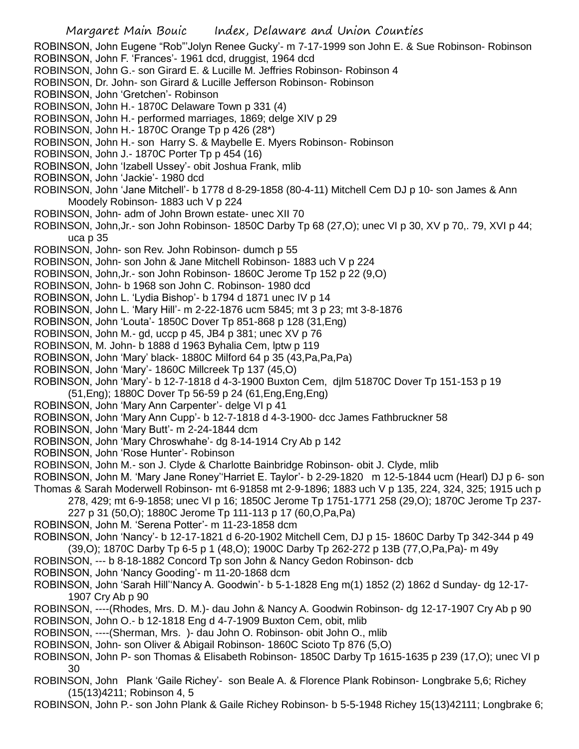ROBINSON, John Eugene “Rob”’Jolyn Renee Gucky’- m 7-17-1999 son John E. & Sue Robinson- Robinson
ROBINSON, John F. ‘Frances’- 1961 dcd, druggist, 1964 dcd
ROBINSON, John G.- son Girard E. & Lucille M. Jeffries Robinson- Robinson 4
ROBINSON, Dr. John- son Girard & Lucille Jefferson Robinson- Robinson
ROBINSON, John ‘Gretchen’- Robinson
ROBINSON, John H.- 1870C Delaware Town p 331 (4)
ROBINSON, John H.- performed marriages, 1869; delge XIV p 29
ROBINSON, John H.- 1870C Orange Tp p 426 (28*)
ROBINSON, John H.- son Harry S. & Maybelle E. Myers Robinson- Robinson
ROBINSON, John J.- 1870C Porter Tp p 454 (16)
ROBINSON, John ‘Izabell Ussey’- obit Joshua Frank, mlib
ROBINSON, John ‘Jackie’- 1980 dcd
ROBINSON, John ‘Jane Mitchell’- b 1778 d 8-29-1858 (80-4-11) Mitchell Cem DJ p 10- son James & Ann Moodely Robinson- 1883 uch V p 224
ROBINSON, John- adm of John Brown estate- unec XII 70
ROBINSON, John,Jr.- son John Robinson- 1850C Darby Tp 68 (27,O); unec VI p 30, XV p 70,. 79, XVI p 44; uca p 35
ROBINSON, John- son Rev. John Robinson- dumch p 55
ROBINSON, John- son John & Jane Mitchell Robinson- 1883 uch V p 224
ROBINSON, John,Jr.- son John Robinson- 1860C Jerome Tp 152 p 22 (9,O)
ROBINSON, John- b 1968 son John C. Robinson- 1980 dcd
ROBINSON, John L. ‘Lydia Bishop’- b 1794 d 1871 unec IV p 14
ROBINSON, John L. ‘Mary Hill’- m 2-22-1876 ucm 5845; mt 3 p 23; mt 3-8-1876
ROBINSON, John ‘Louta’- 1850C Dover Tp 851-868 p 128 (31,Eng)
ROBINSON, John M.- gd, uccp p 45, JB4 p 381; unec XV p 76
ROBINSON, M. John- b 1888 d 1963 Byhalia Cem, lptw p 119
ROBINSON, John ‘Mary’ black- 1880C Milford 64 p 35 (43,Pa,Pa,Pa)
ROBINSON, John ‘Mary’- 1860C Millcreek Tp 137 (45,O)
ROBINSON, John ‘Mary’- b 12-7-1818 d 4-3-1900 Buxton Cem, djlm 51870C Dover Tp 151-153 p 19 (51,Eng); 1880C Dover Tp 56-59 p 24 (61,Eng,Eng,Eng)
ROBINSON, John ‘Mary Ann Carpenter’- delge VI p 41
ROBINSON, John ‘Mary Ann Cupp’- b 12-7-1818 d 4-3-1900- dcc James Fathbruckner 58
ROBINSON, John ‘Mary Butt’- m 2-24-1844 dcm
ROBINSON, John ‘Mary Chroswhahe’- dg 8-14-1914 Cry Ab p 142
ROBINSON, John ‘Rose Hunter’- Robinson
ROBINSON, John M.- son J. Clyde & Charlotte Bainbridge Robinson- obit J. Clyde, mlib
ROBINSON, John M. ‘Mary Jane Roney’‘Harriet E. Taylor’- b 2-29-1820 m 12-5-1844 ucm (Hearl) DJ p 6- son Thomas & Sarah Moderwell Robinson- mt 6-91858 mt 2-9-1896; 1883 uch V p 135, 224, 324, 325; 1915 uch p 278, 429; mt 6-9-1858; unec VI p 16; 1850C Jerome Tp 1751-1771 258 (29,O); 1870C Jerome Tp 237-227 p 31 (50,O); 1880C Jerome Tp 111-113 p 17 (60,O,Pa,Pa)
ROBINSON, John M. ‘Serena Potter’- m 11-23-1858 dcm
ROBINSON, John ‘Nancy’- b 12-17-1821 d 6-20-1902 Mitchell Cem, DJ p 15- 1860C Darby Tp 342-344 p 49 (39,O); 1870C Darby Tp 6-5 p 1 (48,O); 1900C Darby Tp 262-272 p 13B (77,O,Pa,Pa)- m 49y
ROBINSON, --- b 8-18-1882 Concord Tp son John & Nancy Gedon Robinson- dcb
ROBINSON, John ‘Nancy Gooding’- m 11-20-1868 dcm
ROBINSON, John ‘Sarah Hill’‘Nancy A. Goodwin’- b 5-1-1828 Eng m(1) 1852 (2) 1862 d Sunday- dg 12-17-1907 Cry Ab p 90
ROBINSON, ----(Rhodes, Mrs. D. M.)- dau John & Nancy A. Goodwin Robinson- dg 12-17-1907 Cry Ab p 90
ROBINSON, John O.- b 12-1818 Eng d 4-7-1909 Buxton Cem, obit, mlib
ROBINSON, ----(Sherman, Mrs. )- dau John O. Robinson- obit John O., mlib
ROBINSON, John- son Oliver & Abigail Robinson- 1860C Scioto Tp 876 (5,O)
ROBINSON, John P- son Thomas & Elisabeth Robinson- 1850C Darby Tp 1615-1635 p 239 (17,O); unec VI p 30
ROBINSON, John Plank ‘Gaile Richey’- son Beale A. & Florence Plank Robinson- Longbrake 5,6; Richey (15(13)4211; Robinson 4, 5
ROBINSON, John P.- son John Plank & Gaile Richey Robinson- b 5-5-1948 Richey 15(13)42111; Longbrake 6;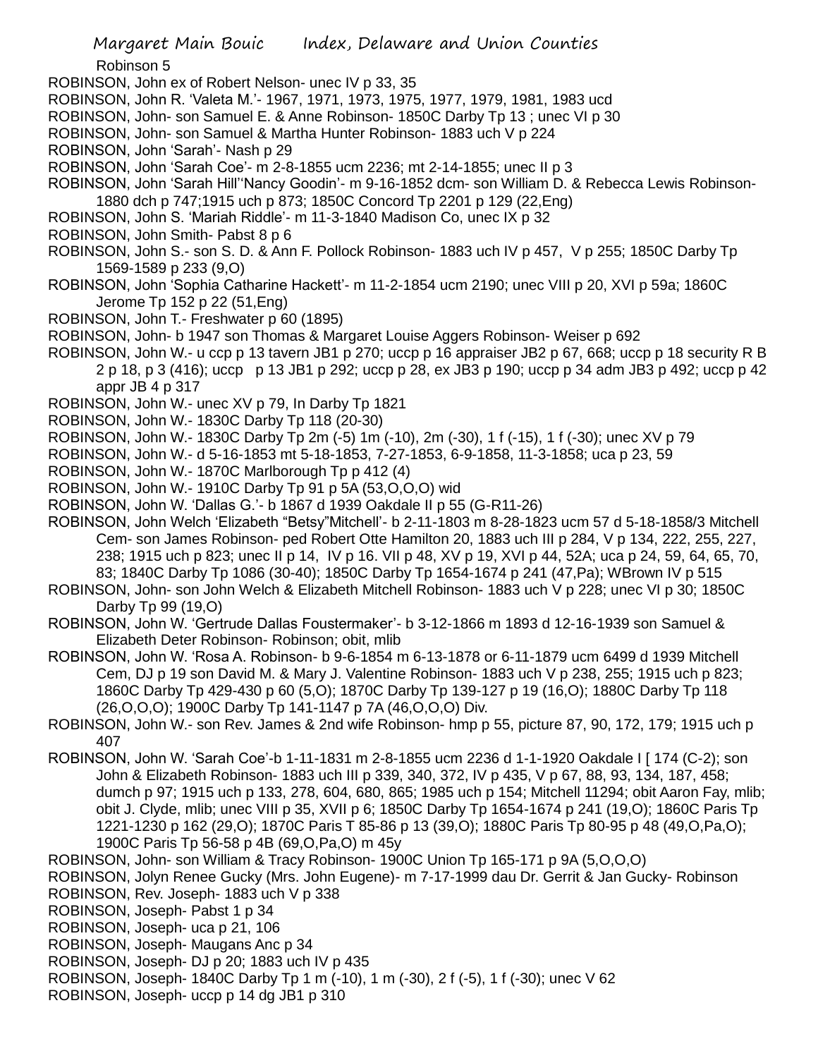Robinson 5

ROBINSON, John ex of Robert Nelson- unec IV p 33, 35

ROBINSON, John R. 'Valeta M.'- 1967, 1971, 1973, 1975, 1977, 1979, 1981, 1983 ucd

ROBINSON, John- son Samuel E. & Anne Robinson- 1850C Darby Tp 13 ; unec VI p 30

ROBINSON, John- son Samuel & Martha Hunter Robinson- 1883 uch V p 224

ROBINSON, John 'Sarah'- Nash p 29

ROBINSON, John 'Sarah Coe'- m 2-8-1855 ucm 2236; mt 2-14-1855; unec II p 3

ROBINSON, John 'Sarah Hill''Nancy Goodin'- m 9-16-1852 dcm- son William D. & Rebecca Lewis Robinson- 1880 dch p 747;1915 uch p 873; 1850C Concord Tp 2201 p 129 (22,Eng)

ROBINSON, John S. 'Mariah Riddle'- m 11-3-1840 Madison Co, unec IX p 32

ROBINSON, John Smith- Pabst 8 p 6

ROBINSON, John S.- son S. D. & Ann F. Pollock Robinson- 1883 uch IV p 457, V p 255; 1850C Darby Tp 1569-1589 p 233 (9,O)

ROBINSON, John 'Sophia Catharine Hackett'- m 11-2-1854 ucm 2190; unec VIII p 20, XVI p 59a; 1860C Jerome Tp 152 p 22 (51,Eng)

ROBINSON, John T.- Freshwater p 60 (1895)

ROBINSON, John- b 1947 son Thomas & Margaret Louise Aggers Robinson- Weiser p 692

ROBINSON, John W.- u ccp p 13 tavern JB1 p 270; uccp p 16 appraiser JB2 p 67, 668; uccp p 18 security R B 2 p 18, p 3 (416); uccp p 13 JB1 p 292; uccp p 28, ex JB3 p 190; uccp p 34 adm JB3 p 492; uccp p 42 appr JB 4 p 317

ROBINSON, John W.- unec XV p 79, In Darby Tp 1821

ROBINSON, John W.- 1830C Darby Tp 118 (20-30)

ROBINSON, John W.- 1830C Darby Tp 2m (-5) 1m (-10), 2m (-30), 1 f (-15), 1 f (-30); unec XV p 79

ROBINSON, John W.- d 5-16-1853 mt 5-18-1853, 7-27-1853, 6-9-1858, 11-3-1858; uca p 23, 59

ROBINSON, John W.- 1870C Marlborough Tp p 412 (4)

ROBINSON, John W.- 1910C Darby Tp 91 p 5A (53,O,O,O) wid

ROBINSON, John W. 'Dallas G.'- b 1867 d 1939 Oakdale II p 55 (G-R11-26)

ROBINSON, John Welch 'Elizabeth "Betsy"Mitchell'- b 2-11-1803 m 8-28-1823 ucm 57 d 5-18-1858/3 Mitchell Cem- son James Robinson- ped Robert Otte Hamilton 20, 1883 uch III p 284, V p 134, 222, 255, 227, 238; 1915 uch p 823; unec II p 14, IV p 16. VII p 48, XV p 19, XVI p 44, 52A; uca p 24, 59, 64, 65, 70, 83; 1840C Darby Tp 1086 (30-40); 1850C Darby Tp 1654-1674 p 241 (47,Pa); WBrown IV p 515

ROBINSON, John- son John Welch & Elizabeth Mitchell Robinson- 1883 uch V p 228; unec VI p 30; 1850C Darby Tp 99 (19,O)

ROBINSON, John W. 'Gertrude Dallas Foustermaker'- b 3-12-1866 m 1893 d 12-16-1939 son Samuel & Elizabeth Deter Robinson- Robinson; obit, mlib

ROBINSON, John W. 'Rosa A. Robinson- b 9-6-1854 m 6-13-1878 or 6-11-1879 ucm 6499 d 1939 Mitchell Cem, DJ p 19 son David M. & Mary J. Valentine Robinson- 1883 uch V p 238, 255; 1915 uch p 823; 1860C Darby Tp 429-430 p 60 (5,O); 1870C Darby Tp 139-127 p 19 (16,O); 1880C Darby Tp 118 (26,O,O,O); 1900C Darby Tp 141-1147 p 7A (46,O,O,O) Div.

ROBINSON, John W.- son Rev. James & 2nd wife Robinson- hmp p 55, picture 87, 90, 172, 179; 1915 uch p 407

ROBINSON, John W. 'Sarah Coe'-b 1-11-1831 m 2-8-1855 ucm 2236 d 1-1-1920 Oakdale I [ 174 (C-2); son John & Elizabeth Robinson- 1883 uch III p 339, 340, 372, IV p 435, V p 67, 88, 93, 134, 187, 458; dumch p 97; 1915 uch p 133, 278, 604, 680, 865; 1985 uch p 154; Mitchell 11294; obit Aaron Fay, mlib; obit J. Clyde, mlib; unec VIII p 35, XVII p 6; 1850C Darby Tp 1654-1674 p 241 (19,O); 1860C Paris Tp 1221-1230 p 162 (29,O); 1870C Paris T 85-86 p 13 (39,O); 1880C Paris Tp 80-95 p 48 (49,O,Pa,O); 1900C Paris Tp 56-58 p 4B (69,O,Pa,O) m 45y

ROBINSON, John- son William & Tracy Robinson- 1900C Union Tp 165-171 p 9A (5,O,O,O)

ROBINSON, Jolyn Renee Gucky (Mrs. John Eugene)- m 7-17-1999 dau Dr. Gerrit & Jan Gucky- Robinson

ROBINSON, Rev. Joseph- 1883 uch V p 338

ROBINSON, Joseph- Pabst 1 p 34

ROBINSON, Joseph- uca p 21, 106

ROBINSON, Joseph- Maugans Anc p 34

ROBINSON, Joseph- DJ p 20; 1883 uch IV p 435

ROBINSON, Joseph- 1840C Darby Tp 1 m (-10), 1 m (-30), 2 f (-5), 1 f (-30); unec V 62

ROBINSON, Joseph- uccp p 14 dg JB1 p 310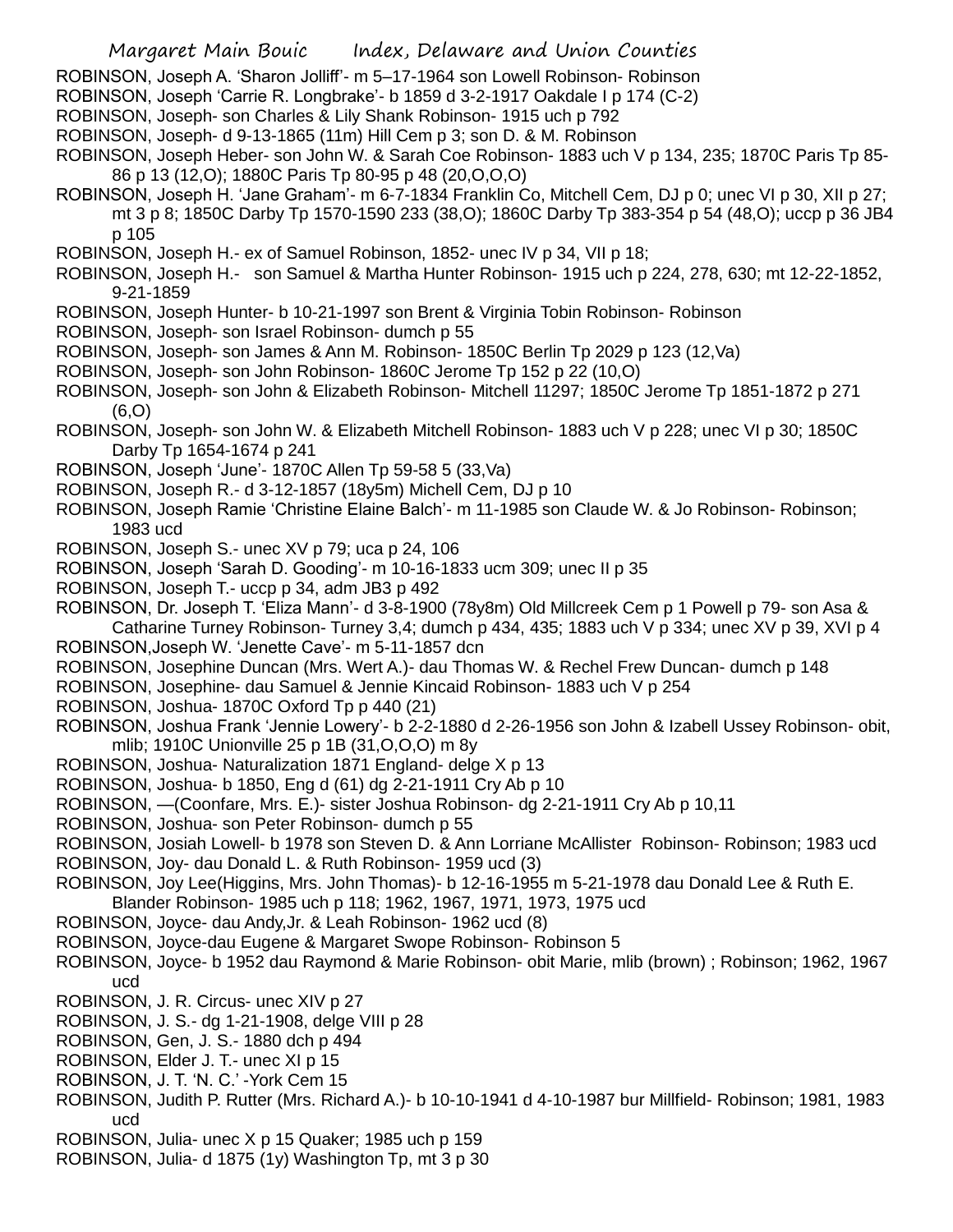ROBINSON, Joseph A. 'Sharon Jolliff'- m 5–17-1964 son Lowell Robinson- Robinson
ROBINSON, Joseph 'Carrie R. Longbrake'- b 1859 d 3-2-1917 Oakdale I p 174 (C-2)
ROBINSON, Joseph- son Charles & Lily Shank Robinson- 1915 uch p 792
ROBINSON, Joseph- d 9-13-1865 (11m) Hill Cem p 3; son D. & M. Robinson
ROBINSON, Joseph Heber- son John W. & Sarah Coe Robinson- 1883 uch V p 134, 235; 1870C Paris Tp 85-86 p 13 (12,O); 1880C Paris Tp 80-95 p 48 (20,O,O,O)
ROBINSON, Joseph H. 'Jane Graham'- m 6-7-1834 Franklin Co, Mitchell Cem, DJ p 0; unec VI p 30, XII p 27; mt 3 p 8; 1850C Darby Tp 1570-1590 233 (38,O); 1860C Darby Tp 383-354 p 54 (48,O); uccp p 36 JB4 p 105
ROBINSON, Joseph H.- ex of Samuel Robinson, 1852- unec IV p 34, VII p 18;
ROBINSON, Joseph H.- son Samuel & Martha Hunter Robinson- 1915 uch p 224, 278, 630; mt 12-22-1852, 9-21-1859
ROBINSON, Joseph Hunter- b 10-21-1997 son Brent & Virginia Tobin Robinson- Robinson
ROBINSON, Joseph- son Israel Robinson- dumch p 55
ROBINSON, Joseph- son James & Ann M. Robinson- 1850C Berlin Tp 2029 p 123 (12,Va)
ROBINSON, Joseph- son John Robinson- 1860C Jerome Tp 152 p 22 (10,O)
ROBINSON, Joseph- son John & Elizabeth Robinson- Mitchell 11297; 1850C Jerome Tp 1851-1872 p 271 (6,O)
ROBINSON, Joseph- son John W. & Elizabeth Mitchell Robinson- 1883 uch V p 228; unec VI p 30; 1850C Darby Tp 1654-1674 p 241
ROBINSON, Joseph 'June'- 1870C Allen Tp 59-58 5 (33,Va)
ROBINSON, Joseph R.- d 3-12-1857 (18y5m) Michell Cem, DJ p 10
ROBINSON, Joseph Ramie 'Christine Elaine Balch'- m 11-1985 son Claude W. & Jo Robinson- Robinson; 1983 ucd
ROBINSON, Joseph S.- unec XV p 79; uca p 24, 106
ROBINSON, Joseph 'Sarah D. Gooding'- m 10-16-1833 ucm 309; unec II p 35
ROBINSON, Joseph T.- uccp p 34, adm JB3 p 492
ROBINSON, Dr. Joseph T. 'Eliza Mann'- d 3-8-1900 (78y8m) Old Millcreek Cem p 1 Powell p 79- son Asa & Catharine Turney Robinson- Turney 3,4; dumch p 434, 435; 1883 uch V p 334; unec XV p 39, XVI p 4
ROBINSON,Joseph W. 'Jenette Cave'- m 5-11-1857 dcn
ROBINSON, Josephine Duncan (Mrs. Wert A.)- dau Thomas W. & Rechel Frew Duncan- dumch p 148
ROBINSON, Josephine- dau Samuel & Jennie Kincaid Robinson- 1883 uch V p 254
ROBINSON, Joshua- 1870C Oxford Tp p 440 (21)
ROBINSON, Joshua Frank 'Jennie Lowery'- b 2-2-1880 d 2-26-1956 son John & Izabell Ussey Robinson- obit, mlib; 1910C Unionville 25 p 1B (31,O,O,O) m 8y
ROBINSON, Joshua- Naturalization 1871 England- delge X p 13
ROBINSON, Joshua- b 1850, Eng d (61) dg 2-21-1911 Cry Ab p 10
ROBINSON, —(Coonfare, Mrs. E.)- sister Joshua Robinson- dg 2-21-1911 Cry Ab p 10,11
ROBINSON, Joshua- son Peter Robinson- dumch p 55
ROBINSON, Josiah Lowell- b 1978 son Steven D. & Ann Lorriane McAllister Robinson- Robinson; 1983 ucd
ROBINSON, Joy- dau Donald L. & Ruth Robinson- 1959 ucd (3)
ROBINSON, Joy Lee(Higgins, Mrs. John Thomas)- b 12-16-1955 m 5-21-1978 dau Donald Lee & Ruth E. Blander Robinson- 1985 uch p 118; 1962, 1967, 1971, 1973, 1975 ucd
ROBINSON, Joyce- dau Andy,Jr. & Leah Robinson- 1962 ucd (8)
ROBINSON, Joyce-dau Eugene & Margaret Swope Robinson- Robinson 5
ROBINSON, Joyce- b 1952 dau Raymond & Marie Robinson- obit Marie, mlib (brown) ; Robinson; 1962, 1967 ucd
ROBINSON, J. R. Circus- unec XIV p 27
ROBINSON, J. S.- dg 1-21-1908, delge VIII p 28
ROBINSON, Gen, J. S.- 1880 dch p 494
ROBINSON, Elder J. T.- unec XI p 15
ROBINSON, J. T. 'N. C.' -York Cem 15
ROBINSON, Judith P. Rutter (Mrs. Richard A.)- b 10-10-1941 d 4-10-1987 bur Millfield- Robinson; 1981, 1983 ucd
ROBINSON, Julia- unec X p 15 Quaker; 1985 uch p 159
ROBINSON, Julia- d 1875 (1y) Washington Tp, mt 3 p 30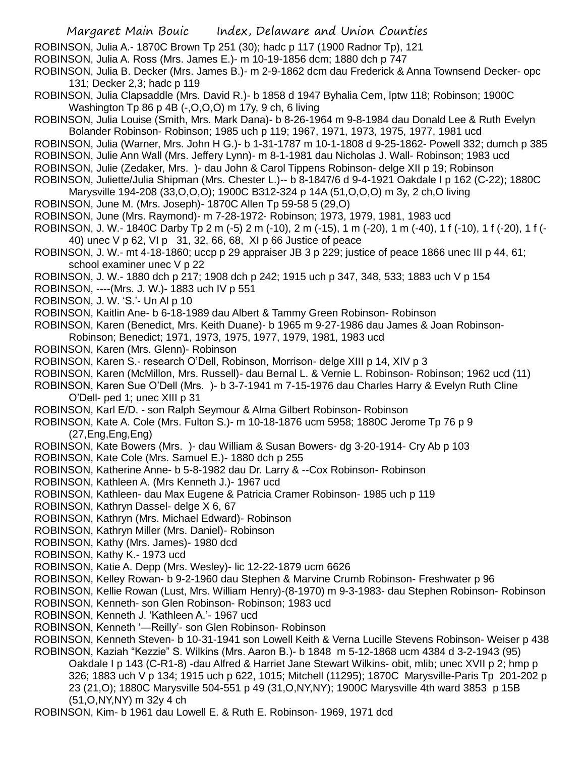ROBINSON, Julia A.- 1870C Brown Tp 251 (30); hadc p 117 (1900 Radnor Tp), 121

ROBINSON, Julia A. Ross (Mrs. James E.)- m 10-19-1856 dcm; 1880 dch p 747

ROBINSON, Julia B. Decker (Mrs. James B.)- m 2-9-1862 dcm dau Frederick & Anna Townsend Decker- opc 131; Decker 2,3; hadc p 119

ROBINSON, Julia Clapsaddle (Mrs. David R.)- b 1858 d 1947 Byhalia Cem, lptw 118; Robinson; 1900C Washington Tp 86 p 4B (-,O,O,O) m 17y, 9 ch, 6 living

ROBINSON, Julia Louise (Smith, Mrs. Mark Dana)- b 8-26-1964 m 9-8-1984 dau Donald Lee & Ruth Evelyn Bolander Robinson- Robinson; 1985 uch p 119; 1967, 1971, 1973, 1975, 1977, 1981 ucd

ROBINSON, Julia (Warner, Mrs. John H G.)- b 1-31-1787 m 10-1-1808 d 9-25-1862- Powell 332; dumch p 385

ROBINSON, Julie Ann Wall (Mrs. Jeffery Lynn)- m 8-1-1981 dau Nicholas J. Wall- Robinson; 1983 ucd

ROBINSON, Julie (Zedaker, Mrs. )- dau John & Carol Tippens Robinson- delge XII p 19; Robinson

ROBINSON, Juliette/Julia Shipman (Mrs. Chester L.)-- b 8-1847/6 d 9-4-1921 Oakdale I p 162 (C-22); 1880C Marysville 194-208 (33,O,O,O); 1900C B312-324 p 14A (51,O,O,O) m 3y, 2 ch,O living

ROBINSON, June M. (Mrs. Joseph)- 1870C Allen Tp 59-58 5 (29,O)

ROBINSON, June (Mrs. Raymond)- m 7-28-1972- Robinson; 1973, 1979, 1981, 1983 ucd

ROBINSON, J. W.- 1840C Darby Tp 2 m (-5) 2 m (-10), 2 m (-15), 1 m (-20), 1 m (-40), 1 f (-10), 1 f (-20), 1 f (-40) unec V p 62, VI p 31, 32, 66, 68, XI p 66 Justice of peace

ROBINSON, J. W.- mt 4-18-1860; uccp p 29 appraiser JB 3 p 229; justice of peace 1866 unec III p 44, 61; school examiner unec V p 22

ROBINSON, J. W.- 1880 dch p 217; 1908 dch p 242; 1915 uch p 347, 348, 533; 1883 uch V p 154

ROBINSON, ----(Mrs. J. W.)- 1883 uch IV p 551

ROBINSON, J. W. 'S.'- Un Al p 10

ROBINSON, Kaitlin Ane- b 6-18-1989 dau Albert & Tammy Green Robinson- Robinson

ROBINSON, Karen (Benedict, Mrs. Keith Duane)- b 1965 m 9-27-1986 dau James & Joan Robinson- Robinson; Benedict; 1971, 1973, 1975, 1977, 1979, 1981, 1983 ucd

ROBINSON, Karen (Mrs. Glenn)- Robinson

ROBINSON, Karen S.- research O'Dell, Robinson, Morrison- delge XIII p 14, XIV p 3

ROBINSON, Karen (McMillon, Mrs. Russell)- dau Bernal L. & Vernie L. Robinson- Robinson; 1962 ucd (11)

ROBINSON, Karen Sue O'Dell (Mrs. )- b 3-7-1941 m 7-15-1976 dau Charles Harry & Evelyn Ruth Cline O'Dell- ped 1; unec XIII p 31

ROBINSON, Karl E/D. - son Ralph Seymour & Alma Gilbert Robinson- Robinson

ROBINSON, Kate A. Cole (Mrs. Fulton S.)- m 10-18-1876 ucm 5958; 1880C Jerome Tp 76 p 9 (27,Eng,Eng,Eng)

ROBINSON, Kate Bowers (Mrs. )- dau William & Susan Bowers- dg 3-20-1914- Cry Ab p 103

ROBINSON, Kate Cole (Mrs. Samuel E.)- 1880 dch p 255

ROBINSON, Katherine Anne- b 5-8-1982 dau Dr. Larry & --Cox Robinson- Robinson

ROBINSON, Kathleen A. (Mrs Kenneth J.)- 1967 ucd

ROBINSON, Kathleen- dau Max Eugene & Patricia Cramer Robinson- 1985 uch p 119

ROBINSON, Kathryn Dassel- delge X 6, 67

ROBINSON, Kathryn (Mrs. Michael Edward)- Robinson

ROBINSON, Kathryn Miller (Mrs. Daniel)- Robinson

ROBINSON, Kathy (Mrs. James)- 1980 dcd

ROBINSON, Kathy K.- 1973 ucd

ROBINSON, Katie A. Depp (Mrs. Wesley)- lic 12-22-1879 ucm 6626

ROBINSON, Kelley Rowan- b 9-2-1960 dau Stephen & Marvine Crumb Robinson- Freshwater p 96

ROBINSON, Kellie Rowan (Lust, Mrs. William Henry)-(8-1970) m 9-3-1983- dau Stephen Robinson- Robinson

ROBINSON, Kenneth- son Glen Robinson- Robinson; 1983 ucd

ROBINSON, Kenneth J. 'Kathleen A.'- 1967 ucd

ROBINSON, Kenneth '—Reilly'- son Glen Robinson- Robinson

ROBINSON, Kenneth Steven- b 10-31-1941 son Lowell Keith & Verna Lucille Stevens Robinson- Weiser p 438

ROBINSON, Kaziah "Kezzie" S. Wilkins (Mrs. Aaron B.)- b 1848 m 5-12-1868 ucm 4384 d 3-2-1943 (95) Oakdale I p 143 (C-R1-8) -dau Alfred & Harriet Jane Stewart Wilkins- obit, mlib; unec XVII p 2; hmp p 326; 1883 uch V p 134; 1915 uch p 622, 1015; Mitchell (11295); 1870C Marysville-Paris Tp 201-202 p 23 (21,O); 1880C Marysville 504-551 p 49 (31,O,NY,NY); 1900C Marysville 4th ward 3853 p 15B (51,O,NY,NY) m 32y 4 ch

ROBINSON, Kim- b 1961 dau Lowell E. & Ruth E. Robinson- 1969, 1971 dcd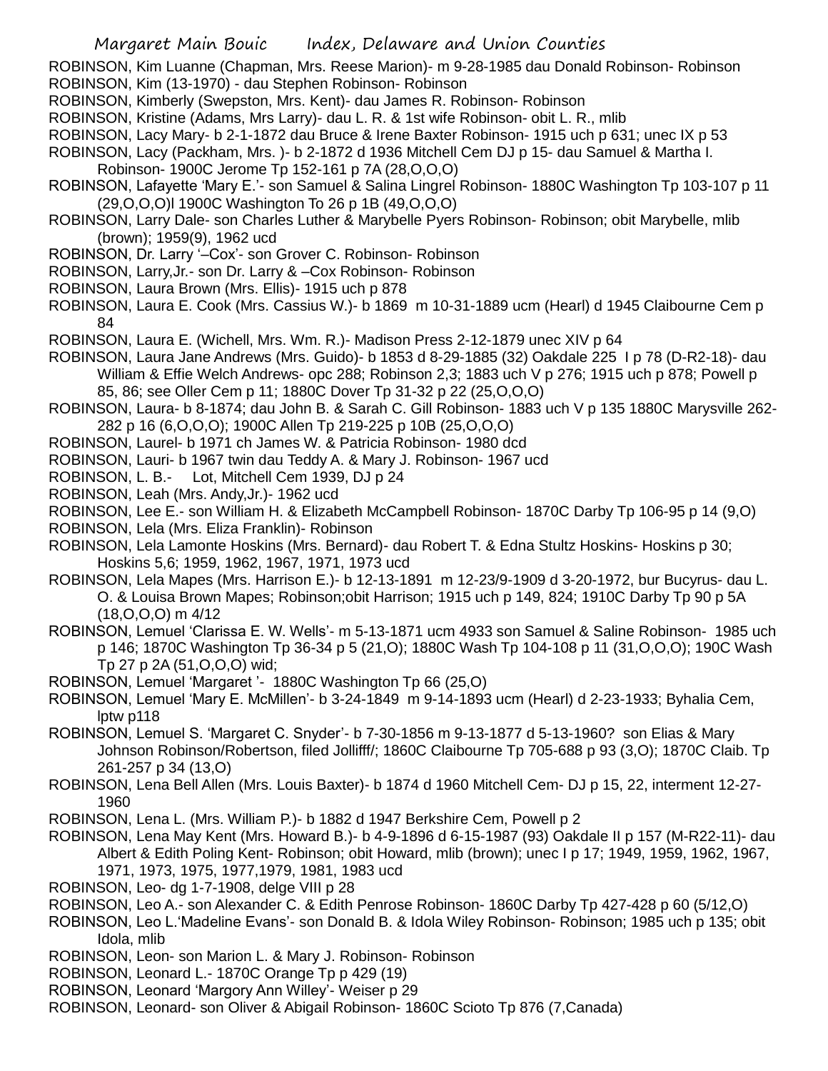ROBINSON, Kim Luanne (Chapman, Mrs. Reese Marion)- m 9-28-1985 dau Donald Robinson- Robinson

ROBINSON, Kim (13-1970) - dau Stephen Robinson- Robinson

ROBINSON, Kimberly (Swepston, Mrs. Kent)- dau James R. Robinson- Robinson

ROBINSON, Kristine (Adams, Mrs Larry)- dau L. R. & 1st wife Robinson- obit L. R., mlib

ROBINSON, Lacy Mary- b 2-1-1872 dau Bruce & Irene Baxter Robinson- 1915 uch p 631; unec IX p 53

ROBINSON, Lacy (Packham, Mrs. )- b 2-1872 d 1936 Mitchell Cem DJ p 15- dau Samuel & Martha I. Robinson- 1900C Jerome Tp 152-161 p 7A (28,O,O,O)

ROBINSON, Lafayette 'Mary E.'- son Samuel & Salina Lingrel Robinson- 1880C Washington Tp 103-107 p 11 (29,O,O,O)l 1900C Washington To 26 p 1B (49,O,O,O)

ROBINSON, Larry Dale- son Charles Luther & Marybelle Pyers Robinson- Robinson; obit Marybelle, mlib (brown); 1959(9), 1962 ucd

ROBINSON, Dr. Larry '–Cox'- son Grover C. Robinson- Robinson

ROBINSON, Larry,Jr.- son Dr. Larry & –Cox Robinson- Robinson

ROBINSON, Laura Brown (Mrs. Ellis)- 1915 uch p 878

ROBINSON, Laura E. Cook (Mrs. Cassius W.)- b 1869 m 10-31-1889 ucm (Hearl) d 1945 Claibourne Cem p 84

ROBINSON, Laura E. (Wichell, Mrs. Wm. R.)- Madison Press 2-12-1879 unec XIV p 64

ROBINSON, Laura Jane Andrews (Mrs. Guido)- b 1853 d 8-29-1885 (32) Oakdale 225 I p 78 (D-R2-18)- dau William & Effie Welch Andrews- opc 288; Robinson 2,3; 1883 uch V p 276; 1915 uch p 878; Powell p 85, 86; see Oller Cem p 11; 1880C Dover Tp 31-32 p 22 (25,O,O,O)

ROBINSON, Laura- b 8-1874; dau John B. & Sarah C. Gill Robinson- 1883 uch V p 135 1880C Marysville 262-282 p 16 (6,O,O,O); 1900C Allen Tp 219-225 p 10B (25,O,O,O)

ROBINSON, Laurel- b 1971 ch James W. & Patricia Robinson- 1980 dcd

ROBINSON, Lauri- b 1967 twin dau Teddy A. & Mary J. Robinson- 1967 ucd

ROBINSON, L. B.- Lot, Mitchell Cem 1939, DJ p 24

ROBINSON, Leah (Mrs. Andy,Jr.)- 1962 ucd

ROBINSON, Lee E.- son William H. & Elizabeth McCampbell Robinson- 1870C Darby Tp 106-95 p 14 (9,O)

ROBINSON, Lela (Mrs. Eliza Franklin)- Robinson

ROBINSON, Lela Lamonte Hoskins (Mrs. Bernard)- dau Robert T. & Edna Stultz Hoskins- Hoskins p 30; Hoskins 5,6; 1959, 1962, 1967, 1971, 1973 ucd

ROBINSON, Lela Mapes (Mrs. Harrison E.)- b 12-13-1891 m 12-23/9-1909 d 3-20-1972, bur Bucyrus- dau L. O. & Louisa Brown Mapes; Robinson;obit Harrison; 1915 uch p 149, 824; 1910C Darby Tp 90 p 5A (18,O,O,O) m 4/12

ROBINSON, Lemuel 'Clarissa E. W. Wells'- m 5-13-1871 ucm 4933 son Samuel & Saline Robinson- 1985 uch p 146; 1870C Washington Tp 36-34 p 5 (21,O); 1880C Wash Tp 104-108 p 11 (31,O,O,O); 190C Wash Tp 27 p 2A (51,O,O,O) wid;

ROBINSON, Lemuel 'Margaret '- 1880C Washington Tp 66 (25,O)

ROBINSON, Lemuel 'Mary E. McMillen'- b 3-24-1849 m 9-14-1893 ucm (Hearl) d 2-23-1933; Byhalia Cem, lptw p118

ROBINSON, Lemuel S. 'Margaret C. Snyder'- b 7-30-1856 m 9-13-1877 d 5-13-1960? son Elias & Mary Johnson Robinson/Robertson, filed Jollifff/; 1860C Claibourne Tp 705-688 p 93 (3,O); 1870C Claib. Tp 261-257 p 34 (13,O)

ROBINSON, Lena Bell Allen (Mrs. Louis Baxter)- b 1874 d 1960 Mitchell Cem- DJ p 15, 22, interment 12-27-1960

ROBINSON, Lena L. (Mrs. William P.)- b 1882 d 1947 Berkshire Cem, Powell p 2

ROBINSON, Lena May Kent (Mrs. Howard B.)- b 4-9-1896 d 6-15-1987 (93) Oakdale II p 157 (M-R22-11)- dau Albert & Edith Poling Kent- Robinson; obit Howard, mlib (brown); unec I p 17; 1949, 1959, 1962, 1967, 1971, 1973, 1975, 1977,1979, 1981, 1983 ucd

ROBINSON, Leo- dg 1-7-1908, delge VIII p 28

ROBINSON, Leo A.- son Alexander C. & Edith Penrose Robinson- 1860C Darby Tp 427-428 p 60 (5/12,O)

ROBINSON, Leo L.'Madeline Evans'- son Donald B. & Idola Wiley Robinson- Robinson; 1985 uch p 135; obit Idola, mlib

ROBINSON, Leon- son Marion L. & Mary J. Robinson- Robinson

ROBINSON, Leonard L.- 1870C Orange Tp p 429 (19)

ROBINSON, Leonard 'Margory Ann Willey'- Weiser p 29

ROBINSON, Leonard- son Oliver & Abigail Robinson- 1860C Scioto Tp 876 (7,Canada)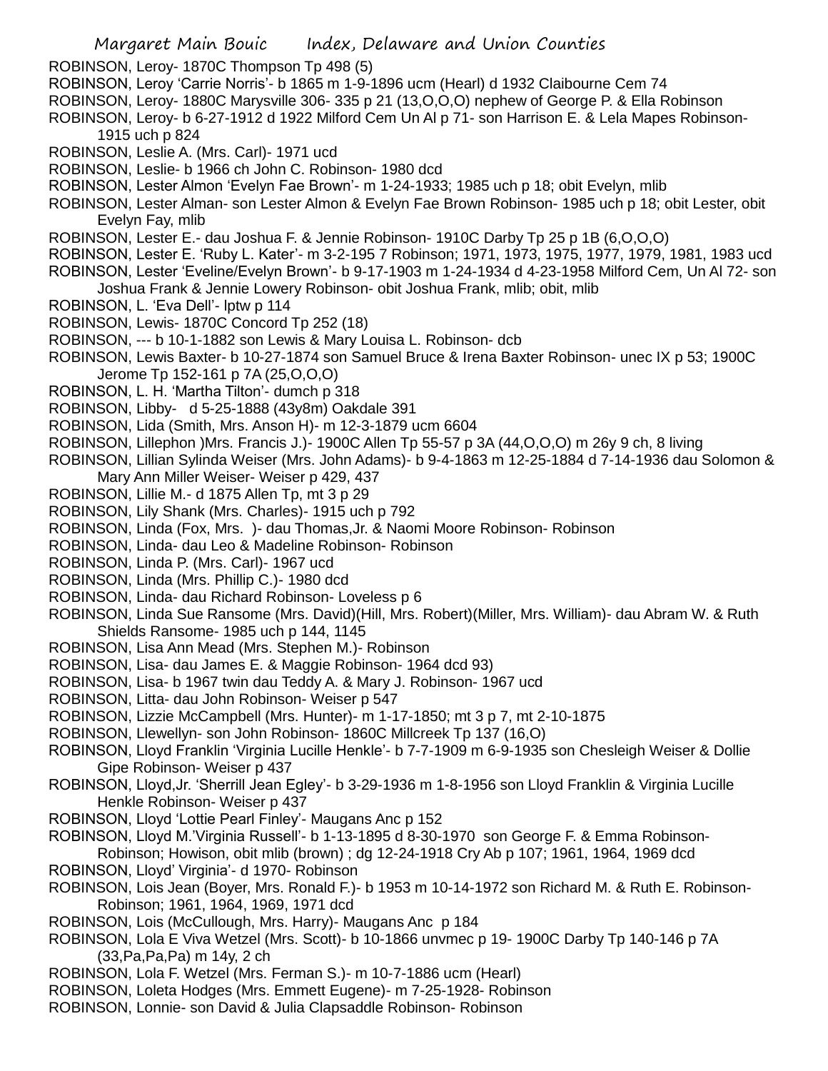ROBINSON, Leroy- 1870C Thompson Tp 498 (5)

ROBINSON, Leroy 'Carrie Norris'- b 1865 m 1-9-1896 ucm (Hearl) d 1932 Claibourne Cem 74

ROBINSON, Leroy- 1880C Marysville 306- 335 p 21 (13,O,O,O) nephew of George P. & Ella Robinson

ROBINSON, Leroy- b 6-27-1912 d 1922 Milford Cem Un Al p 71- son Harrison E. & Lela Mapes Robinson- 1915 uch p 824

ROBINSON, Leslie A. (Mrs. Carl)- 1971 ucd

ROBINSON, Leslie- b 1966 ch John C. Robinson- 1980 dcd

ROBINSON, Lester Almon 'Evelyn Fae Brown'- m 1-24-1933; 1985 uch p 18; obit Evelyn, mlib

ROBINSON, Lester Alman- son Lester Almon & Evelyn Fae Brown Robinson- 1985 uch p 18; obit Lester, obit Evelyn Fay, mlib

ROBINSON, Lester E.- dau Joshua F. & Jennie Robinson- 1910C Darby Tp 25 p 1B (6,O,O,O)

ROBINSON, Lester E. 'Ruby L. Kater'- m 3-2-195 7 Robinson; 1971, 1973, 1975, 1977, 1979, 1981, 1983 ucd

ROBINSON, Lester 'Eveline/Evelyn Brown'- b 9-17-1903 m 1-24-1934 d 4-23-1958 Milford Cem, Un Al 72- son Joshua Frank & Jennie Lowery Robinson- obit Joshua Frank, mlib; obit, mlib

ROBINSON, L. 'Eva Dell'- lptw p 114

ROBINSON, Lewis- 1870C Concord Tp 252 (18)

ROBINSON, --- b 10-1-1882 son Lewis & Mary Louisa L. Robinson- dcb

ROBINSON, Lewis Baxter- b 10-27-1874 son Samuel Bruce & Irena Baxter Robinson- unec IX p 53; 1900C Jerome Tp 152-161 p 7A (25,O,O,O)

ROBINSON, L. H. 'Martha Tilton'- dumch p 318

ROBINSON, Libby- d 5-25-1888 (43y8m) Oakdale 391

ROBINSON, Lida (Smith, Mrs. Anson H)- m 12-3-1879 ucm 6604

ROBINSON, Lillephon )Mrs. Francis J.)- 1900C Allen Tp 55-57 p 3A (44,O,O,O) m 26y 9 ch, 8 living

ROBINSON, Lillian Sylinda Weiser (Mrs. John Adams)- b 9-4-1863 m 12-25-1884 d 7-14-1936 dau Solomon & Mary Ann Miller Weiser- Weiser p 429, 437

ROBINSON, Lillie M.- d 1875 Allen Tp, mt 3 p 29

ROBINSON, Lily Shank (Mrs. Charles)- 1915 uch p 792

ROBINSON, Linda (Fox, Mrs. )- dau Thomas,Jr. & Naomi Moore Robinson- Robinson

ROBINSON, Linda- dau Leo & Madeline Robinson- Robinson

ROBINSON, Linda P. (Mrs. Carl)- 1967 ucd

ROBINSON, Linda (Mrs. Phillip C.)- 1980 dcd

ROBINSON, Linda- dau Richard Robinson- Loveless p 6

ROBINSON, Linda Sue Ransome (Mrs. David)(Hill, Mrs. Robert)(Miller, Mrs. William)- dau Abram W. & Ruth Shields Ransome- 1985 uch p 144, 1145

ROBINSON, Lisa Ann Mead (Mrs. Stephen M.)- Robinson

ROBINSON, Lisa- dau James E. & Maggie Robinson- 1964 dcd 93)

ROBINSON, Lisa- b 1967 twin dau Teddy A. & Mary J. Robinson- 1967 ucd

ROBINSON, Litta- dau John Robinson- Weiser p 547

ROBINSON, Lizzie McCampbell (Mrs. Hunter)- m 1-17-1850; mt 3 p 7, mt 2-10-1875

ROBINSON, Llewellyn- son John Robinson- 1860C Millcreek Tp 137 (16,O)

ROBINSON, Lloyd Franklin 'Virginia Lucille Henkle'- b 7-7-1909 m 6-9-1935 son Chesleigh Weiser & Dollie Gipe Robinson- Weiser p 437

ROBINSON, Lloyd,Jr. 'Sherrill Jean Egley'- b 3-29-1936 m 1-8-1956 son Lloyd Franklin & Virginia Lucille Henkle Robinson- Weiser p 437

ROBINSON, Lloyd 'Lottie Pearl Finley'- Maugans Anc p 152

ROBINSON, Lloyd M.'Virginia Russell'- b 1-13-1895 d 8-30-1970 son George F. & Emma Robinson- Robinson; Howison, obit mlib (brown) ; dg 12-24-1918 Cry Ab p 107; 1961, 1964, 1969 dcd

ROBINSON, Lloyd' Virginia'- d 1970- Robinson

ROBINSON, Lois Jean (Boyer, Mrs. Ronald F.)- b 1953 m 10-14-1972 son Richard M. & Ruth E. Robinson- Robinson; 1961, 1964, 1969, 1971 dcd

ROBINSON, Lois (McCullough, Mrs. Harry)- Maugans Anc p 184

ROBINSON, Lola E Viva Wetzel (Mrs. Scott)- b 10-1866 unvmec p 19- 1900C Darby Tp 140-146 p 7A (33,Pa,Pa,Pa) m 14y, 2 ch

ROBINSON, Lola F. Wetzel (Mrs. Ferman S.)- m 10-7-1886 ucm (Hearl)

ROBINSON, Loleta Hodges (Mrs. Emmett Eugene)- m 7-25-1928- Robinson

ROBINSON, Lonnie- son David & Julia Clapsaddle Robinson- Robinson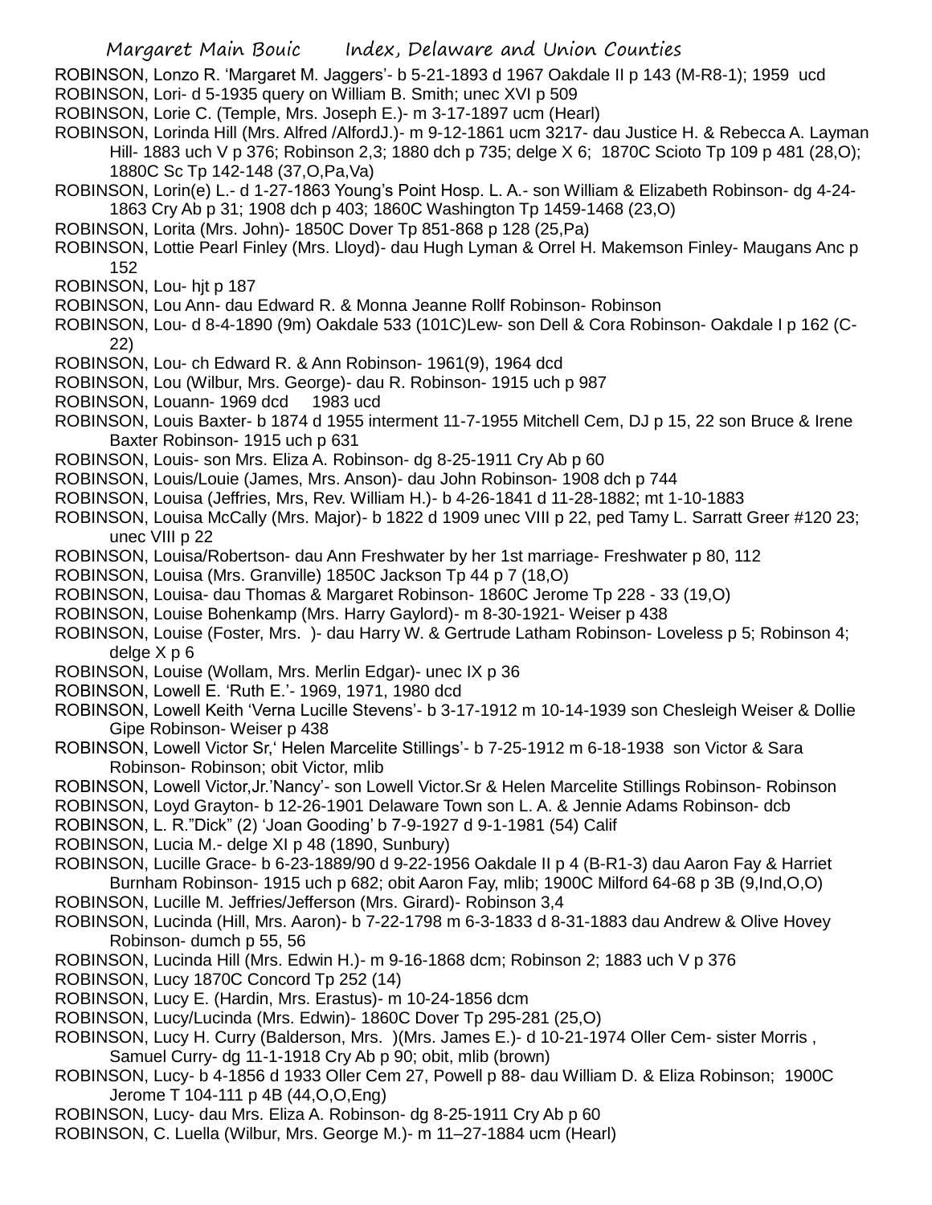ROBINSON, Lonzo R. 'Margaret M. Jaggers'- b 5-21-1893 d 1967 Oakdale II p 143 (M-R8-1); 1959 ucd

ROBINSON, Lori- d 5-1935 query on William B. Smith; unec XVI p 509

ROBINSON, Lorie C. (Temple, Mrs. Joseph E.)- m 3-17-1897 ucm (Hearl)

ROBINSON, Lorinda Hill (Mrs. Alfred /AlfordJ.)- m 9-12-1861 ucm 3217- dau Justice H. & Rebecca A. Layman Hill- 1883 uch V p 376; Robinson 2,3; 1880 dch p 735; delge X 6; 1870C Scioto Tp 109 p 481 (28,O); 1880C Sc Tp 142-148 (37,O,Pa,Va)

ROBINSON, Lorin(e) L.- d 1-27-1863 Young's Point Hosp. L. A.- son William & Elizabeth Robinson- dg 4-24-1863 Cry Ab p 31; 1908 dch p 403; 1860C Washington Tp 1459-1468 (23,O)

ROBINSON, Lorita (Mrs. John)- 1850C Dover Tp 851-868 p 128 (25,Pa)

ROBINSON, Lottie Pearl Finley (Mrs. Lloyd)- dau Hugh Lyman & Orrel H. Makemson Finley- Maugans Anc p 152

ROBINSON, Lou- hjt p 187

ROBINSON, Lou Ann- dau Edward R. & Monna Jeanne Rollf Robinson- Robinson

ROBINSON, Lou- d 8-4-1890 (9m) Oakdale 533 (101C)Lew- son Dell & Cora Robinson- Oakdale I p 162 (C-22)

ROBINSON, Lou- ch Edward R. & Ann Robinson- 1961(9), 1964 dcd

ROBINSON, Lou (Wilbur, Mrs. George)- dau R. Robinson- 1915 uch p 987

ROBINSON, Louann- 1969 dcd 1983 ucd

ROBINSON, Louis Baxter- b 1874 d 1955 interment 11-7-1955 Mitchell Cem, DJ p 15, 22 son Bruce & Irene Baxter Robinson- 1915 uch p 631

ROBINSON, Louis- son Mrs. Eliza A. Robinson- dg 8-25-1911 Cry Ab p 60

ROBINSON, Louis/Louie (James, Mrs. Anson)- dau John Robinson- 1908 dch p 744

ROBINSON, Louisa (Jeffries, Mrs, Rev. William H.)- b 4-26-1841 d 11-28-1882; mt 1-10-1883

ROBINSON, Louisa McCally (Mrs. Major)- b 1822 d 1909 unec VIII p 22, ped Tamy L. Sarratt Greer #120 23; unec VIII p 22

ROBINSON, Louisa/Robertson- dau Ann Freshwater by her 1st marriage- Freshwater p 80, 112

ROBINSON, Louisa (Mrs. Granville) 1850C Jackson Tp 44 p 7 (18,O)

ROBINSON, Louisa- dau Thomas & Margaret Robinson- 1860C Jerome Tp 228 - 33 (19,O)

ROBINSON, Louise Bohenkamp (Mrs. Harry Gaylord)- m 8-30-1921- Weiser p 438

ROBINSON, Louise (Foster, Mrs. )- dau Harry W. & Gertrude Latham Robinson- Loveless p 5; Robinson 4; delge X p 6

ROBINSON, Louise (Wollam, Mrs. Merlin Edgar)- unec IX p 36

ROBINSON, Lowell E. 'Ruth E.'- 1969, 1971, 1980 dcd

ROBINSON, Lowell Keith 'Verna Lucille Stevens'- b 3-17-1912 m 10-14-1939 son Chesleigh Weiser & Dollie Gipe Robinson- Weiser p 438

ROBINSON, Lowell Victor Sr,' Helen Marcelite Stillings'- b 7-25-1912 m 6-18-1938 son Victor & Sara Robinson- Robinson; obit Victor, mlib

ROBINSON, Lowell Victor,Jr.'Nancy'- son Lowell Victor.Sr & Helen Marcelite Stillings Robinson- Robinson

ROBINSON, Loyd Grayton- b 12-26-1901 Delaware Town son L. A. & Jennie Adams Robinson- dcb

ROBINSON, L. R."Dick" (2) 'Joan Gooding' b 7-9-1927 d 9-1-1981 (54) Calif

ROBINSON, Lucia M.- delge XI p 48 (1890, Sunbury)

ROBINSON, Lucille Grace- b 6-23-1889/90 d 9-22-1956 Oakdale II p 4 (B-R1-3) dau Aaron Fay & Harriet Burnham Robinson- 1915 uch p 682; obit Aaron Fay, mlib; 1900C Milford 64-68 p 3B (9,Ind,O,O)

ROBINSON, Lucille M. Jeffries/Jefferson (Mrs. Girard)- Robinson 3,4

ROBINSON, Lucinda (Hill, Mrs. Aaron)- b 7-22-1798 m 6-3-1833 d 8-31-1883 dau Andrew & Olive Hovey Robinson- dumch p 55, 56

ROBINSON, Lucinda Hill (Mrs. Edwin H.)- m 9-16-1868 dcm; Robinson 2; 1883 uch V p 376

ROBINSON, Lucy 1870C Concord Tp 252 (14)

ROBINSON, Lucy E. (Hardin, Mrs. Erastus)- m 10-24-1856 dcm

ROBINSON, Lucy/Lucinda (Mrs. Edwin)- 1860C Dover Tp 295-281 (25,O)

ROBINSON, Lucy H. Curry (Balderson, Mrs. )(Mrs. James E.)- d 10-21-1974 Oller Cem- sister Morris , Samuel Curry- dg 11-1-1918 Cry Ab p 90; obit, mlib (brown)

ROBINSON, Lucy- b 4-1856 d 1933 Oller Cem 27, Powell p 88- dau William D. & Eliza Robinson; 1900C Jerome T 104-111 p 4B (44,O,O,Eng)

ROBINSON, Lucy- dau Mrs. Eliza A. Robinson- dg 8-25-1911 Cry Ab p 60

ROBINSON, C. Luella (Wilbur, Mrs. George M.)- m 11–27-1884 ucm (Hearl)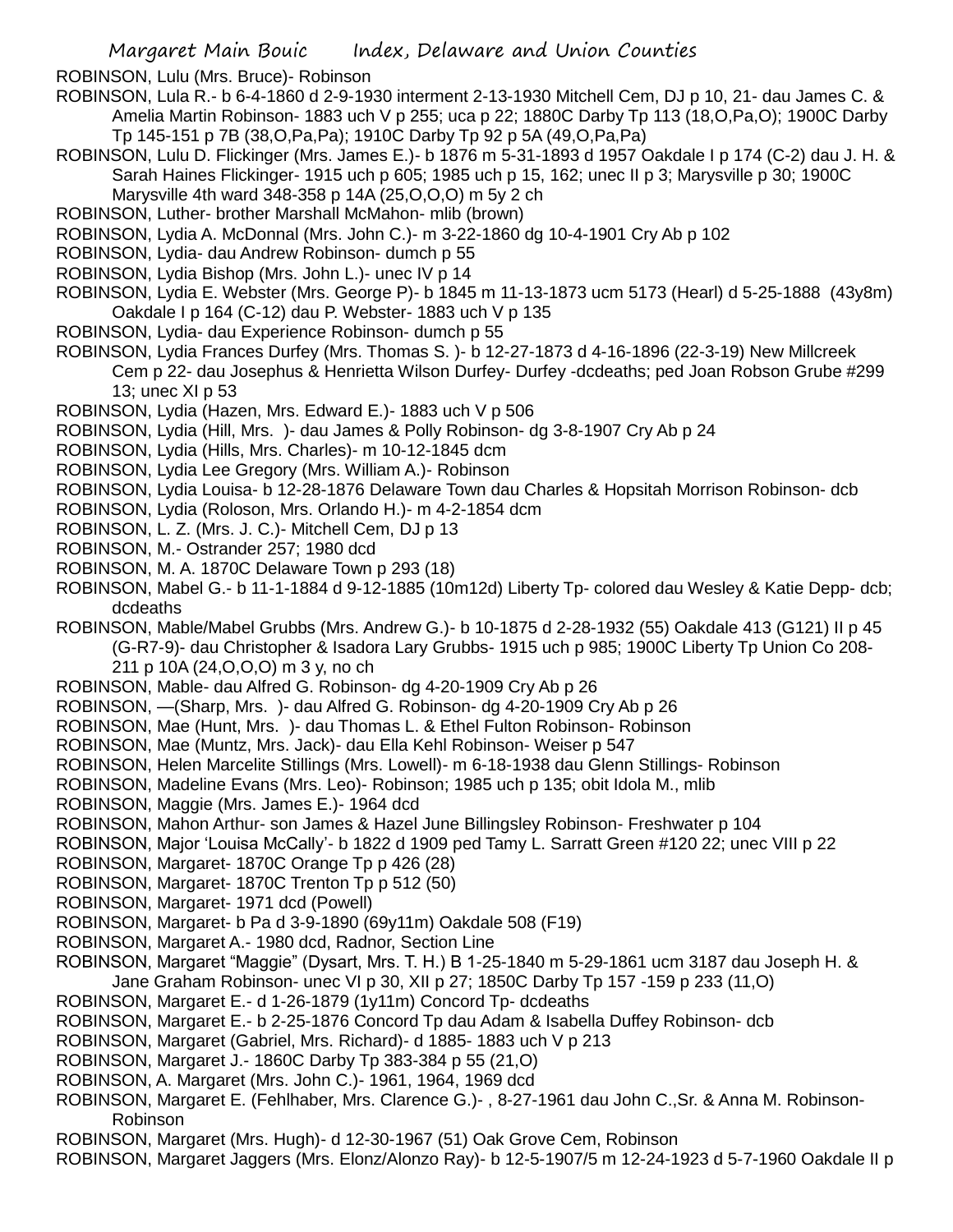ROBINSON, Lulu (Mrs. Bruce)- Robinson

ROBINSON, Lula R.- b 6-4-1860 d 2-9-1930 interment 2-13-1930 Mitchell Cem, DJ p 10, 21- dau James C. & Amelia Martin Robinson- 1883 uch V p 255; uca p 22; 1880C Darby Tp 113 (18,O,Pa,O); 1900C Darby Tp 145-151 p 7B (38,O,Pa,Pa); 1910C Darby Tp 92 p 5A (49,O,Pa,Pa)

ROBINSON, Lulu D. Flickinger (Mrs. James E.)- b 1876 m 5-31-1893 d 1957 Oakdale I p 174 (C-2) dau J. H. & Sarah Haines Flickinger- 1915 uch p 605; 1985 uch p 15, 162; unec II p 3; Marysville p 30; 1900C Marysville 4th ward 348-358 p 14A (25,O,O,O) m 5y 2 ch

ROBINSON, Luther- brother Marshall McMahon- mlib (brown)

ROBINSON, Lydia A. McDonnal (Mrs. John C.)- m 3-22-1860 dg 10-4-1901 Cry Ab p 102

ROBINSON, Lydia- dau Andrew Robinson- dumch p 55

ROBINSON, Lydia Bishop (Mrs. John L.)- unec IV p 14

ROBINSON, Lydia E. Webster (Mrs. George P)- b 1845 m 11-13-1873 ucm 5173 (Hearl) d 5-25-1888 (43y8m) Oakdale I p 164 (C-12) dau P. Webster- 1883 uch V p 135

ROBINSON, Lydia- dau Experience Robinson- dumch p 55

ROBINSON, Lydia Frances Durfey (Mrs. Thomas S. )- b 12-27-1873 d 4-16-1896 (22-3-19) New Millcreek Cem p 22- dau Josephus & Henrietta Wilson Durfey- Durfey -dcdeaths; ped Joan Robson Grube #299 13; unec XI p 53

ROBINSON, Lydia (Hazen, Mrs. Edward E.)- 1883 uch V p 506

ROBINSON, Lydia (Hill, Mrs. )- dau James & Polly Robinson- dg 3-8-1907 Cry Ab p 24

ROBINSON, Lydia (Hills, Mrs. Charles)- m 10-12-1845 dcm

ROBINSON, Lydia Lee Gregory (Mrs. William A.)- Robinson

ROBINSON, Lydia Louisa- b 12-28-1876 Delaware Town dau Charles & Hopsitah Morrison Robinson- dcb

ROBINSON, Lydia (Roloson, Mrs. Orlando H.)- m 4-2-1854 dcm

ROBINSON, L. Z. (Mrs. J. C.)- Mitchell Cem, DJ p 13

ROBINSON, M.- Ostrander 257; 1980 dcd

ROBINSON, M. A. 1870C Delaware Town p 293 (18)

ROBINSON, Mabel G.- b 11-1-1884 d 9-12-1885 (10m12d) Liberty Tp- colored dau Wesley & Katie Depp- dcb; dcdeaths

ROBINSON, Mable/Mabel Grubbs (Mrs. Andrew G.)- b 10-1875 d 2-28-1932 (55) Oakdale 413 (G121) II p 45 (G-R7-9)- dau Christopher & Isadora Lary Grubbs- 1915 uch p 985; 1900C Liberty Tp Union Co 208-211 p 10A (24,O,O,O) m 3 y, no ch

ROBINSON, Mable- dau Alfred G. Robinson- dg 4-20-1909 Cry Ab p 26

ROBINSON, —(Sharp, Mrs. )- dau Alfred G. Robinson- dg 4-20-1909 Cry Ab p 26

ROBINSON, Mae (Hunt, Mrs. )- dau Thomas L. & Ethel Fulton Robinson- Robinson

ROBINSON, Mae (Muntz, Mrs. Jack)- dau Ella Kehl Robinson- Weiser p 547

ROBINSON, Helen Marcelite Stillings (Mrs. Lowell)- m 6-18-1938 dau Glenn Stillings- Robinson

ROBINSON, Madeline Evans (Mrs. Leo)- Robinson; 1985 uch p 135; obit Idola M., mlib

ROBINSON, Maggie (Mrs. James E.)- 1964 dcd

ROBINSON, Mahon Arthur- son James & Hazel June Billingsley Robinson- Freshwater p 104

ROBINSON, Major 'Louisa McCally'- b 1822 d 1909 ped Tamy L. Sarratt Green #120 22; unec VIII p 22

ROBINSON, Margaret- 1870C Orange Tp p 426 (28)

ROBINSON, Margaret- 1870C Trenton Tp p 512 (50)

ROBINSON, Margaret- 1971 dcd (Powell)

ROBINSON, Margaret- b Pa d 3-9-1890 (69y11m) Oakdale 508 (F19)

ROBINSON, Margaret A.- 1980 dcd, Radnor, Section Line

ROBINSON, Margaret "Maggie" (Dysart, Mrs. T. H.) B 1-25-1840 m 5-29-1861 ucm 3187 dau Joseph H. & Jane Graham Robinson- unec VI p 30, XII p 27; 1850C Darby Tp 157 -159 p 233 (11,O)

ROBINSON, Margaret E.- d 1-26-1879 (1y11m) Concord Tp- dcdeaths

ROBINSON, Margaret E.- b 2-25-1876 Concord Tp dau Adam & Isabella Duffey Robinson- dcb

ROBINSON, Margaret (Gabriel, Mrs. Richard)- d 1885- 1883 uch V p 213

ROBINSON, Margaret J.- 1860C Darby Tp 383-384 p 55 (21,O)

ROBINSON, A. Margaret (Mrs. John C.)- 1961, 1964, 1969 dcd

ROBINSON, Margaret E. (Fehlhaber, Mrs. Clarence G.)- , 8-27-1961 dau John C.,Sr. & Anna M. Robinson- Robinson

ROBINSON, Margaret (Mrs. Hugh)- d 12-30-1967 (51) Oak Grove Cem, Robinson

ROBINSON, Margaret Jaggers (Mrs. Elonz/Alonzo Ray)- b 12-5-1907/5 m 12-24-1923 d 5-7-1960 Oakdale II p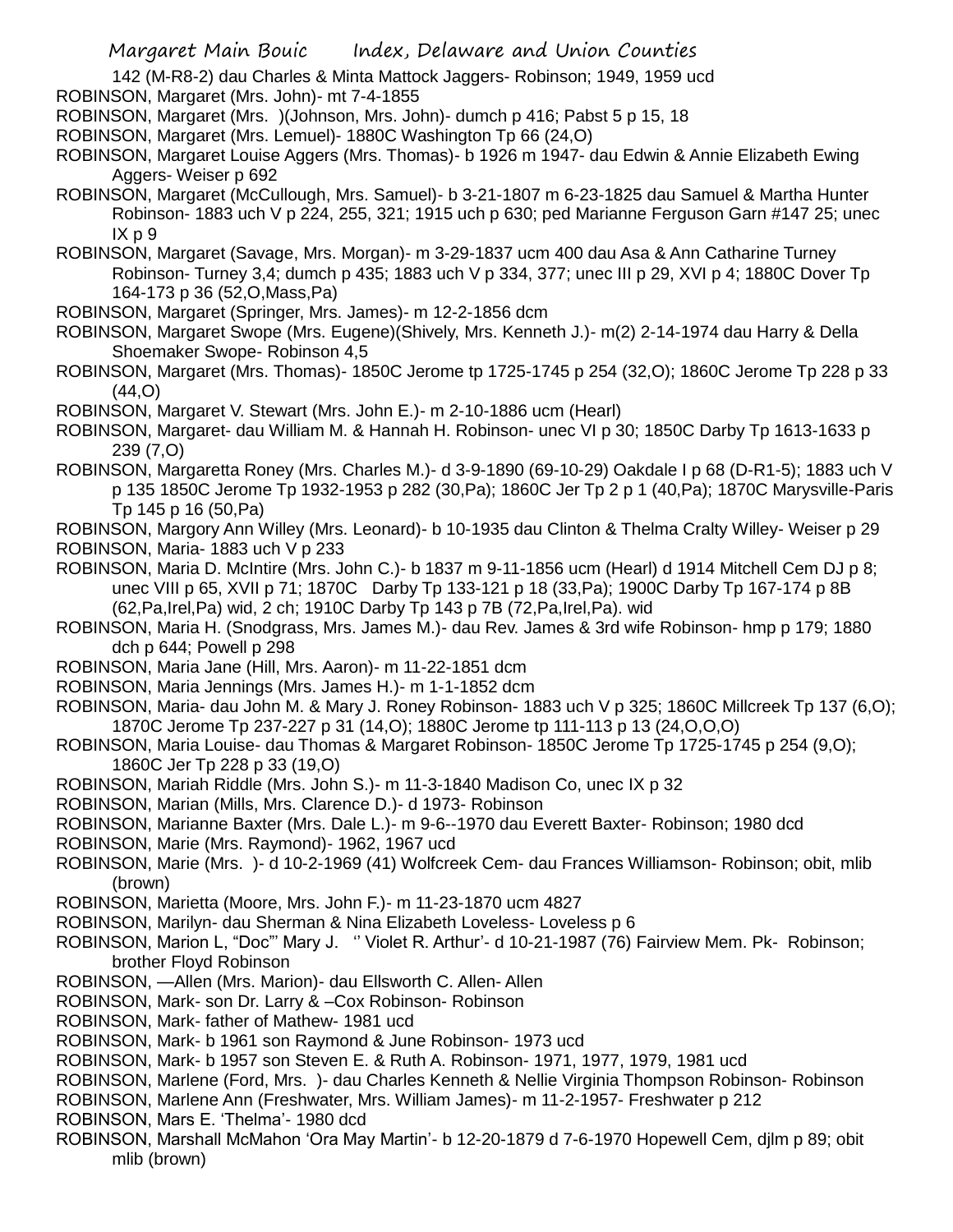142 (M-R8-2) dau Charles & Minta Mattock Jaggers- Robinson; 1949, 1959 ucd

ROBINSON, Margaret (Mrs. John)- mt 7-4-1855

ROBINSON, Margaret (Mrs. )(Johnson, Mrs. John)- dumch p 416; Pabst 5 p 15, 18

ROBINSON, Margaret (Mrs. Lemuel)- 1880C Washington Tp 66 (24,O)

ROBINSON, Margaret Louise Aggers (Mrs. Thomas)- b 1926 m 1947- dau Edwin & Annie Elizabeth Ewing Aggers- Weiser p 692

ROBINSON, Margaret (McCullough, Mrs. Samuel)- b 3-21-1807 m 6-23-1825 dau Samuel & Martha Hunter Robinson- 1883 uch V p 224, 255, 321; 1915 uch p 630; ped Marianne Ferguson Garn #147 25; unec IX p 9

ROBINSON, Margaret (Savage, Mrs. Morgan)- m 3-29-1837 ucm 400 dau Asa & Ann Catharine Turney Robinson- Turney 3,4; dumch p 435; 1883 uch V p 334, 377; unec III p 29, XVI p 4; 1880C Dover Tp 164-173 p 36 (52,O,Mass,Pa)

ROBINSON, Margaret (Springer, Mrs. James)- m 12-2-1856 dcm

ROBINSON, Margaret Swope (Mrs. Eugene)(Shively, Mrs. Kenneth J.)- m(2) 2-14-1974 dau Harry & Della Shoemaker Swope- Robinson 4,5

ROBINSON, Margaret (Mrs. Thomas)- 1850C Jerome tp 1725-1745 p 254 (32,O); 1860C Jerome Tp 228 p 33 (44,O)

ROBINSON, Margaret V. Stewart (Mrs. John E.)- m 2-10-1886 ucm (Hearl)

ROBINSON, Margaret- dau William M. & Hannah H. Robinson- unec VI p 30; 1850C Darby Tp 1613-1633 p 239 (7,O)

ROBINSON, Margaretta Roney (Mrs. Charles M.)- d 3-9-1890 (69-10-29) Oakdale I p 68 (D-R1-5); 1883 uch V p 135 1850C Jerome Tp 1932-1953 p 282 (30,Pa); 1860C Jer Tp 2 p 1 (40,Pa); 1870C Marysville-Paris Tp 145 p 16 (50,Pa)

ROBINSON, Margory Ann Willey (Mrs. Leonard)- b 10-1935 dau Clinton & Thelma Cralty Willey- Weiser p 29

ROBINSON, Maria- 1883 uch V p 233

ROBINSON, Maria D. McIntire (Mrs. John C.)- b 1837 m 9-11-1856 ucm (Hearl) d 1914 Mitchell Cem DJ p 8; unec VIII p 65, XVII p 71; 1870C Darby Tp 133-121 p 18 (33,Pa); 1900C Darby Tp 167-174 p 8B (62,Pa,Irel,Pa) wid, 2 ch; 1910C Darby Tp 143 p 7B (72,Pa,Irel,Pa). wid

ROBINSON, Maria H. (Snodgrass, Mrs. James M.)- dau Rev. James & 3rd wife Robinson- hmp p 179; 1880 dch p 644; Powell p 298

ROBINSON, Maria Jane (Hill, Mrs. Aaron)- m 11-22-1851 dcm

ROBINSON, Maria Jennings (Mrs. James H.)- m 1-1-1852 dcm

ROBINSON, Maria- dau John M. & Mary J. Roney Robinson- 1883 uch V p 325; 1860C Millcreek Tp 137 (6,O); 1870C Jerome Tp 237-227 p 31 (14,O); 1880C Jerome tp 111-113 p 13 (24,O,O,O)

ROBINSON, Maria Louise- dau Thomas & Margaret Robinson- 1850C Jerome Tp 1725-1745 p 254 (9,O); 1860C Jer Tp 228 p 33 (19,O)

ROBINSON, Mariah Riddle (Mrs. John S.)- m 11-3-1840 Madison Co, unec IX p 32

ROBINSON, Marian (Mills, Mrs. Clarence D.)- d 1973- Robinson

ROBINSON, Marianne Baxter (Mrs. Dale L.)- m 9-6--1970 dau Everett Baxter- Robinson; 1980 dcd

ROBINSON, Marie (Mrs. Raymond)- 1962, 1967 ucd

ROBINSON, Marie (Mrs. )- d 10-2-1969 (41) Wolfcreek Cem- dau Frances Williamson- Robinson; obit, mlib (brown)

ROBINSON, Marietta (Moore, Mrs. John F.)- m 11-23-1870 ucm 4827

ROBINSON, Marilyn- dau Sherman & Nina Elizabeth Loveless- Loveless p 6

ROBINSON, Marion L, "Doc"' Mary J. '' Violet R. Arthur'- d 10-21-1987 (76) Fairview Mem. Pk- Robinson; brother Floyd Robinson

ROBINSON, —Allen (Mrs. Marion)- dau Ellsworth C. Allen- Allen

ROBINSON, Mark- son Dr. Larry & –Cox Robinson- Robinson

ROBINSON, Mark- father of Mathew- 1981 ucd

ROBINSON, Mark- b 1961 son Raymond & June Robinson- 1973 ucd

ROBINSON, Mark- b 1957 son Steven E. & Ruth A. Robinson- 1971, 1977, 1979, 1981 ucd

ROBINSON, Marlene (Ford, Mrs. )- dau Charles Kenneth & Nellie Virginia Thompson Robinson- Robinson

ROBINSON, Marlene Ann (Freshwater, Mrs. William James)- m 11-2-1957- Freshwater p 212

ROBINSON, Mars E. 'Thelma'- 1980 dcd

ROBINSON, Marshall McMahon 'Ora May Martin'- b 12-20-1879 d 7-6-1970 Hopewell Cem, djlm p 89; obit mlib (brown)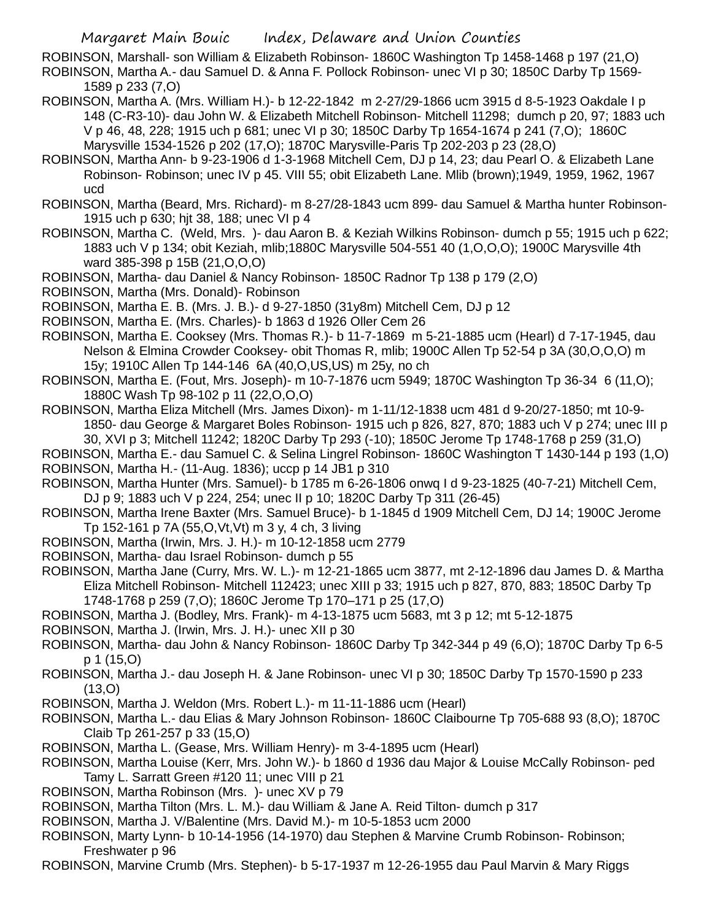ROBINSON, Marshall- son William & Elizabeth Robinson- 1860C Washington Tp 1458-1468 p 197 (21,O)

ROBINSON, Martha A.- dau Samuel D. & Anna F. Pollock Robinson- unec VI p 30; 1850C Darby Tp 1569-1589 p 233 (7,O)

ROBINSON, Martha A. (Mrs. William H.)- b 12-22-1842 m 2-27/29-1866 ucm 3915 d 8-5-1923 Oakdale I p 148 (C-R3-10)- dau John W. & Elizabeth Mitchell Robinson- Mitchell 11298; dumch p 20, 97; 1883 uch V p 46, 48, 228; 1915 uch p 681; unec VI p 30; 1850C Darby Tp 1654-1674 p 241 (7,O); 1860C Marysville 1534-1526 p 202 (17,O); 1870C Marysville-Paris Tp 202-203 p 23 (28,O)

ROBINSON, Martha Ann- b 9-23-1906 d 1-3-1968 Mitchell Cem, DJ p 14, 23; dau Pearl O. & Elizabeth Lane Robinson- Robinson; unec IV p 45. VIII 55; obit Elizabeth Lane. Mlib (brown);1949, 1959, 1962, 1967 ucd

ROBINSON, Martha (Beard, Mrs. Richard)- m 8-27/28-1843 ucm 899- dau Samuel & Martha hunter Robinson- 1915 uch p 630; hjt 38, 188; unec VI p 4

ROBINSON, Martha C. (Weld, Mrs. )- dau Aaron B. & Keziah Wilkins Robinson- dumch p 55; 1915 uch p 622; 1883 uch V p 134; obit Keziah, mlib;1880C Marysville 504-551 40 (1,O,O,O); 1900C Marysville 4th ward 385-398 p 15B (21,O,O,O)

ROBINSON, Martha- dau Daniel & Nancy Robinson- 1850C Radnor Tp 138 p 179 (2,O)

ROBINSON, Martha (Mrs. Donald)- Robinson

ROBINSON, Martha E. B. (Mrs. J. B.)- d 9-27-1850 (31y8m) Mitchell Cem, DJ p 12

ROBINSON, Martha E. (Mrs. Charles)- b 1863 d 1926 Oller Cem 26

ROBINSON, Martha E. Cooksey (Mrs. Thomas R.)- b 11-7-1869 m 5-21-1885 ucm (Hearl) d 7-17-1945, dau Nelson & Elmina Crowder Cooksey- obit Thomas R, mlib; 1900C Allen Tp 52-54 p 3A (30,O,O,O) m 15y; 1910C Allen Tp 144-146 6A (40,O,US,US) m 25y, no ch

ROBINSON, Martha E. (Fout, Mrs. Joseph)- m 10-7-1876 ucm 5949; 1870C Washington Tp 36-34 6 (11,O); 1880C Wash Tp 98-102 p 11 (22,O,O,O)

ROBINSON, Martha Eliza Mitchell (Mrs. James Dixon)- m 1-11/12-1838 ucm 481 d 9-20/27-1850; mt 10-9-1850- dau George & Margaret Boles Robinson- 1915 uch p 826, 827, 870; 1883 uch V p 274; unec III p 30, XVI p 3; Mitchell 11242; 1820C Darby Tp 293 (-10); 1850C Jerome Tp 1748-1768 p 259 (31,O)

ROBINSON, Martha E.- dau Samuel C. & Selina Lingrel Robinson- 1860C Washington T 1430-144 p 193 (1,O)

ROBINSON, Martha H.- (11-Aug. 1836); uccp p 14 JB1 p 310

ROBINSON, Martha Hunter (Mrs. Samuel)- b 1785 m 6-26-1806 onwq I d 9-23-1825 (40-7-21) Mitchell Cem, DJ p 9; 1883 uch V p 224, 254; unec II p 10; 1820C Darby Tp 311 (26-45)

ROBINSON, Martha Irene Baxter (Mrs. Samuel Bruce)- b 1-1845 d 1909 Mitchell Cem, DJ 14; 1900C Jerome Tp 152-161 p 7A (55,O,Vt,Vt) m 3 y, 4 ch, 3 living

ROBINSON, Martha (Irwin, Mrs. J. H.)- m 10-12-1858 ucm 2779

ROBINSON, Martha- dau Israel Robinson- dumch p 55

ROBINSON, Martha Jane (Curry, Mrs. W. L.)- m 12-21-1865 ucm 3877, mt 2-12-1896 dau James D. & Martha Eliza Mitchell Robinson- Mitchell 112423; unec XIII p 33; 1915 uch p 827, 870, 883; 1850C Darby Tp 1748-1768 p 259 (7,O); 1860C Jerome Tp 170–171 p 25 (17,O)

ROBINSON, Martha J. (Bodley, Mrs. Frank)- m 4-13-1875 ucm 5683, mt 3 p 12; mt 5-12-1875

ROBINSON, Martha J. (Irwin, Mrs. J. H.)- unec XII p 30

ROBINSON, Martha- dau John & Nancy Robinson- 1860C Darby Tp 342-344 p 49 (6,O); 1870C Darby Tp 6-5 p 1 (15,O)

ROBINSON, Martha J.- dau Joseph H. & Jane Robinson- unec VI p 30; 1850C Darby Tp 1570-1590 p 233 (13,O)

ROBINSON, Martha J. Weldon (Mrs. Robert L.)- m 11-11-1886 ucm (Hearl)

ROBINSON, Martha L.- dau Elias & Mary Johnson Robinson- 1860C Claibourne Tp 705-688 93 (8,O); 1870C Claib Tp 261-257 p 33 (15,O)

ROBINSON, Martha L. (Gease, Mrs. William Henry)- m 3-4-1895 ucm (Hearl)

ROBINSON, Martha Louise (Kerr, Mrs. John W.)- b 1860 d 1936 dau Major & Louise McCally Robinson- ped Tamy L. Sarratt Green #120 11; unec VIII p 21

ROBINSON, Martha Robinson (Mrs. )- unec XV p 79

ROBINSON, Martha Tilton (Mrs. L. M.)- dau William & Jane A. Reid Tilton- dumch p 317

ROBINSON, Martha J. V/Balentine (Mrs. David M.)- m 10-5-1853 ucm 2000

ROBINSON, Marty Lynn- b 10-14-1956 (14-1970) dau Stephen & Marvine Crumb Robinson- Robinson; Freshwater p 96

ROBINSON, Marvine Crumb (Mrs. Stephen)- b 5-17-1937 m 12-26-1955 dau Paul Marvin & Mary Riggs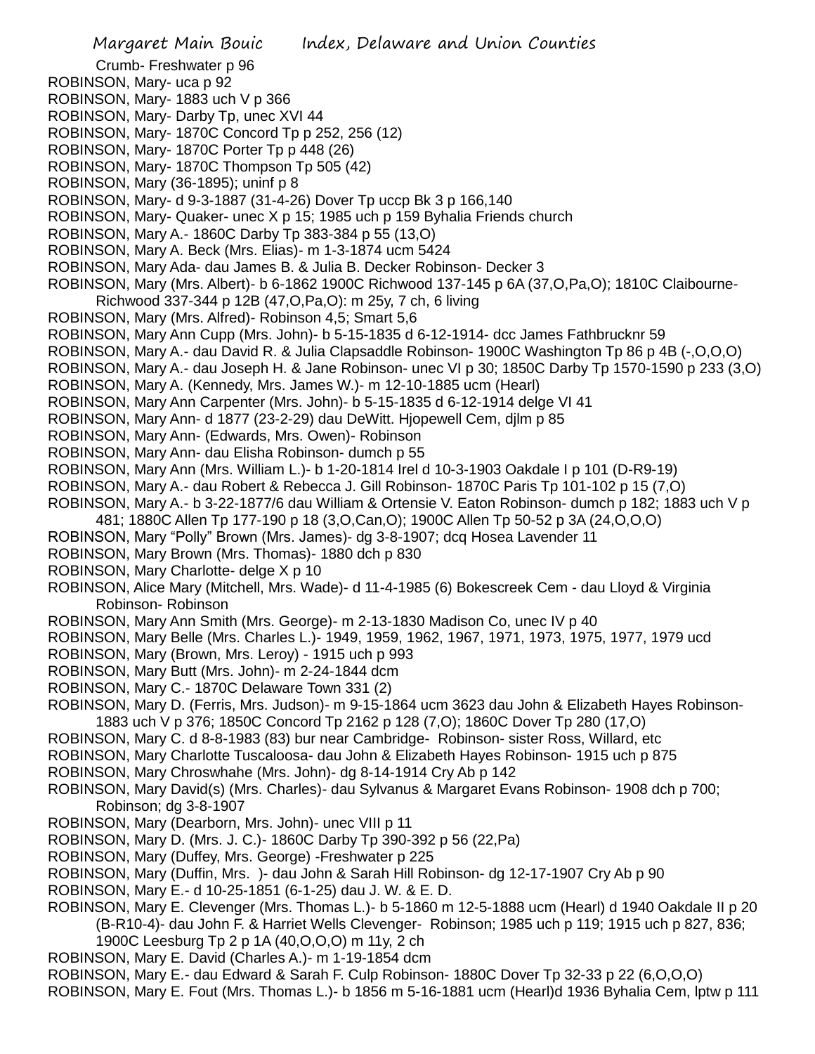Crumb- Freshwater p 96

ROBINSON, Mary- uca p 92

ROBINSON, Mary- 1883 uch V p 366

ROBINSON, Mary- Darby Tp, unec XVI 44

ROBINSON, Mary- 1870C Concord Tp p 252, 256 (12)

ROBINSON, Mary- 1870C Porter Tp p 448 (26)

ROBINSON, Mary- 1870C Thompson Tp 505 (42)

ROBINSON, Mary (36-1895); uninf p 8

ROBINSON, Mary- d 9-3-1887 (31-4-26) Dover Tp uccp Bk 3 p 166,140

ROBINSON, Mary- Quaker- unec X p 15; 1985 uch p 159 Byhalia Friends church

ROBINSON, Mary A.- 1860C Darby Tp 383-384 p 55 (13,O)

ROBINSON, Mary A. Beck (Mrs. Elias)- m 1-3-1874 ucm 5424

ROBINSON, Mary Ada- dau James B. & Julia B. Decker Robinson- Decker 3

ROBINSON, Mary (Mrs. Albert)- b 6-1862 1900C Richwood 137-145 p 6A (37,O,Pa,O); 1810C Claibourne-Richwood 337-344 p 12B (47,O,Pa,O): m 25y, 7 ch, 6 living

ROBINSON, Mary (Mrs. Alfred)- Robinson 4,5; Smart 5,6

ROBINSON, Mary Ann Cupp (Mrs. John)- b 5-15-1835 d 6-12-1914- dcc James Fathbrucknr 59

ROBINSON, Mary A.- dau David R. & Julia Clapsaddle Robinson- 1900C Washington Tp 86 p 4B (-,O,O,O)

ROBINSON, Mary A.- dau Joseph H. & Jane Robinson- unec VI p 30; 1850C Darby Tp 1570-1590 p 233 (3,O)

ROBINSON, Mary A. (Kennedy, Mrs. James W.)- m 12-10-1885 ucm (Hearl)

ROBINSON, Mary Ann Carpenter (Mrs. John)- b 5-15-1835 d 6-12-1914 delge VI 41

ROBINSON, Mary Ann- d 1877 (23-2-29) dau DeWitt. Hjopewell Cem, djlm p 85

ROBINSON, Mary Ann- (Edwards, Mrs. Owen)- Robinson

ROBINSON, Mary Ann- dau Elisha Robinson- dumch p 55

ROBINSON, Mary Ann (Mrs. William L.)- b 1-20-1814 Irel d 10-3-1903 Oakdale I p 101 (D-R9-19)

ROBINSON, Mary A.- dau Robert & Rebecca J. Gill Robinson- 1870C Paris Tp 101-102 p 15 (7,O)

ROBINSON, Mary A.- b 3-22-1877/6 dau William & Ortensie V. Eaton Robinson- dumch p 182; 1883 uch V p 481; 1880C Allen Tp 177-190 p 18 (3,O,Can,O); 1900C Allen Tp 50-52 p 3A (24,O,O,O)

ROBINSON, Mary "Polly" Brown (Mrs. James)- dg 3-8-1907; dcq Hosea Lavender 11

ROBINSON, Mary Brown (Mrs. Thomas)- 1880 dch p 830

ROBINSON, Mary Charlotte- delge X p 10

ROBINSON, Alice Mary (Mitchell, Mrs. Wade)- d 11-4-1985 (6) Bokescreek Cem - dau Lloyd & Virginia Robinson- Robinson

ROBINSON, Mary Ann Smith (Mrs. George)- m 2-13-1830 Madison Co, unec IV p 40

ROBINSON, Mary Belle (Mrs. Charles L.)- 1949, 1959, 1962, 1967, 1971, 1973, 1975, 1977, 1979 ucd

ROBINSON, Mary (Brown, Mrs. Leroy) - 1915 uch p 993

ROBINSON, Mary Butt (Mrs. John)- m 2-24-1844 dcm

ROBINSON, Mary C.- 1870C Delaware Town 331 (2)

ROBINSON, Mary D. (Ferris, Mrs. Judson)- m 9-15-1864 ucm 3623 dau John & Elizabeth Hayes Robinson- 1883 uch V p 376; 1850C Concord Tp 2162 p 128 (7,O); 1860C Dover Tp 280 (17,O)

ROBINSON, Mary C. d 8-8-1983 (83) bur near Cambridge- Robinson- sister Ross, Willard, etc

ROBINSON, Mary Charlotte Tuscaloosa- dau John & Elizabeth Hayes Robinson- 1915 uch p 875

ROBINSON, Mary Chroswhahe (Mrs. John)- dg 8-14-1914 Cry Ab p 142

ROBINSON, Mary David(s) (Mrs. Charles)- dau Sylvanus & Margaret Evans Robinson- 1908 dch p 700; Robinson; dg 3-8-1907

ROBINSON, Mary (Dearborn, Mrs. John)- unec VIII p 11

ROBINSON, Mary D. (Mrs. J. C.)- 1860C Darby Tp 390-392 p 56 (22,Pa)

ROBINSON, Mary (Duffey, Mrs. George) -Freshwater p 225

ROBINSON, Mary (Duffin, Mrs. )- dau John & Sarah Hill Robinson- dg 12-17-1907 Cry Ab p 90

ROBINSON, Mary E.- d 10-25-1851 (6-1-25) dau J. W. & E. D.

ROBINSON, Mary E. Clevenger (Mrs. Thomas L.)- b 5-1860 m 12-5-1888 ucm (Hearl) d 1940 Oakdale II p 20 (B-R10-4)- dau John F. & Harriet Wells Clevenger- Robinson; 1985 uch p 119; 1915 uch p 827, 836; 1900C Leesburg Tp 2 p 1A (40,O,O,O) m 11y, 2 ch

ROBINSON, Mary E. David (Charles A.)- m 1-19-1854 dcm

ROBINSON, Mary E.- dau Edward & Sarah F. Culp Robinson- 1880C Dover Tp 32-33 p 22 (6,O,O,O)

ROBINSON, Mary E. Fout (Mrs. Thomas L.)- b 1856 m 5-16-1881 ucm (Hearl)d 1936 Byhalia Cem, lptw p 111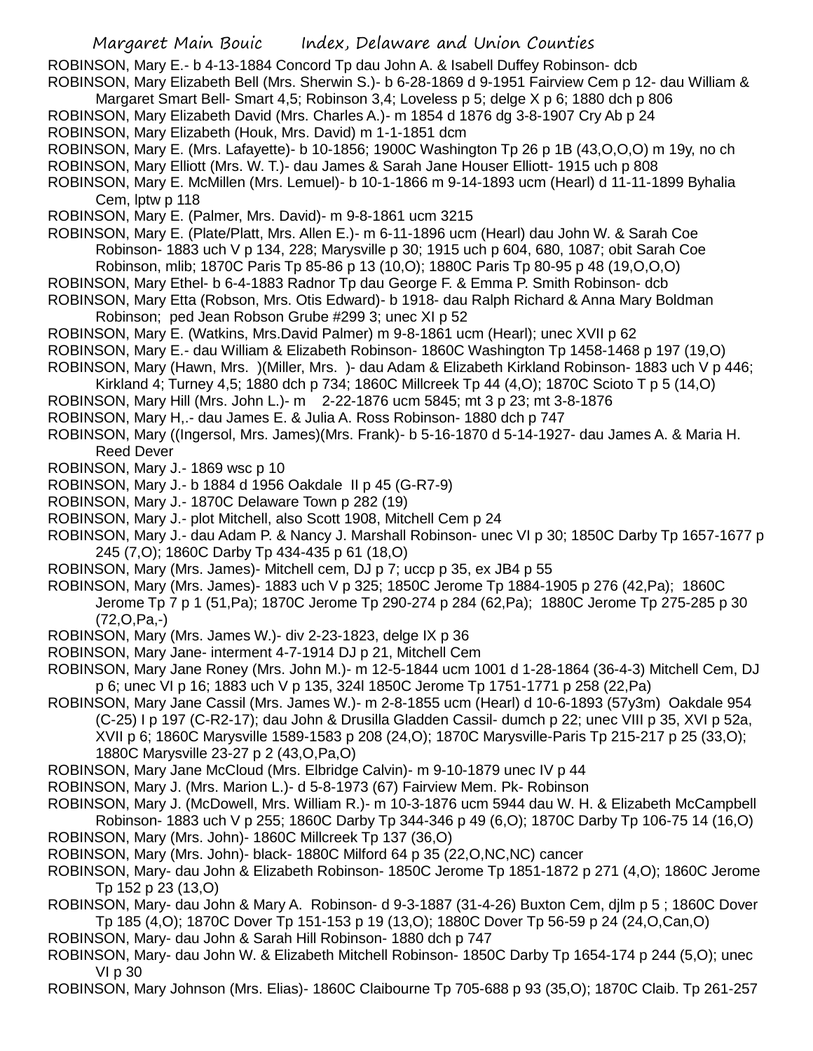ROBINSON, Mary E.- b 4-13-1884 Concord Tp dau John A. & Isabell Duffey Robinson- dcb

ROBINSON, Mary Elizabeth Bell (Mrs. Sherwin S.)- b 6-28-1869 d 9-1951 Fairview Cem p 12- dau William & Margaret Smart Bell- Smart 4,5; Robinson 3,4; Loveless p 5; delge X p 6; 1880 dch p 806

ROBINSON, Mary Elizabeth David (Mrs. Charles A.)- m 1854 d 1876 dg 3-8-1907 Cry Ab p 24

ROBINSON, Mary Elizabeth (Houk, Mrs. David) m 1-1-1851 dcm

ROBINSON, Mary E. (Mrs. Lafayette)- b 10-1856; 1900C Washington Tp 26 p 1B (43,O,O,O) m 19y, no ch

ROBINSON, Mary Elliott (Mrs. W. T.)- dau James & Sarah Jane Houser Elliott- 1915 uch p 808

ROBINSON, Mary E. McMillen (Mrs. Lemuel)- b 10-1-1866 m 9-14-1893 ucm (Hearl) d 11-11-1899 Byhalia Cem, lptw p 118

ROBINSON, Mary E. (Palmer, Mrs. David)- m 9-8-1861 ucm 3215

ROBINSON, Mary E. (Plate/Platt, Mrs. Allen E.)- m 6-11-1896 ucm (Hearl) dau John W. & Sarah Coe Robinson- 1883 uch V p 134, 228; Marysville p 30; 1915 uch p 604, 680, 1087; obit Sarah Coe Robinson, mlib; 1870C Paris Tp 85-86 p 13 (10,O); 1880C Paris Tp 80-95 p 48 (19,O,O,O)

ROBINSON, Mary Ethel- b 6-4-1883 Radnor Tp dau George F. & Emma P. Smith Robinson- dcb

ROBINSON, Mary Etta (Robson, Mrs. Otis Edward)- b 1918- dau Ralph Richard & Anna Mary Boldman Robinson; ped Jean Robson Grube #299 3; unec XI p 52

ROBINSON, Mary E. (Watkins, Mrs.David Palmer) m 9-8-1861 ucm (Hearl); unec XVII p 62

ROBINSON, Mary E.- dau William & Elizabeth Robinson- 1860C Washington Tp 1458-1468 p 197 (19,O)

ROBINSON, Mary (Hawn, Mrs. )(Miller, Mrs. )- dau Adam & Elizabeth Kirkland Robinson- 1883 uch V p 446; Kirkland 4; Turney 4,5; 1880 dch p 734; 1860C Millcreek Tp 44 (4,O); 1870C Scioto T p 5 (14,O)

ROBINSON, Mary Hill (Mrs. John L.)- m 2-22-1876 ucm 5845; mt 3 p 23; mt 3-8-1876

ROBINSON, Mary H,.- dau James E. & Julia A. Ross Robinson- 1880 dch p 747

ROBINSON, Mary ((Ingersol, Mrs. James)(Mrs. Frank)- b 5-16-1870 d 5-14-1927- dau James A. & Maria H. Reed Dever

ROBINSON, Mary J.- 1869 wsc p 10

ROBINSON, Mary J.- b 1884 d 1956 Oakdale II p 45 (G-R7-9)

ROBINSON, Mary J.- 1870C Delaware Town p 282 (19)

ROBINSON, Mary J.- plot Mitchell, also Scott 1908, Mitchell Cem p 24

ROBINSON, Mary J.- dau Adam P. & Nancy J. Marshall Robinson- unec VI p 30; 1850C Darby Tp 1657-1677 p 245 (7,O); 1860C Darby Tp 434-435 p 61 (18,O)

ROBINSON, Mary (Mrs. James)- Mitchell cem, DJ p 7; uccp p 35, ex JB4 p 55

ROBINSON, Mary (Mrs. James)- 1883 uch V p 325; 1850C Jerome Tp 1884-1905 p 276 (42,Pa); 1860C Jerome Tp 7 p 1 (51,Pa); 1870C Jerome Tp 290-274 p 284 (62,Pa); 1880C Jerome Tp 275-285 p 30 (72,O,Pa,-)

ROBINSON, Mary (Mrs. James W.)- div 2-23-1823, delge IX p 36

ROBINSON, Mary Jane- interment 4-7-1914 DJ p 21, Mitchell Cem

ROBINSON, Mary Jane Roney (Mrs. John M.)- m 12-5-1844 ucm 1001 d 1-28-1864 (36-4-3) Mitchell Cem, DJ p 6; unec VI p 16; 1883 uch V p 135, 324l 1850C Jerome Tp 1751-1771 p 258 (22,Pa)

ROBINSON, Mary Jane Cassil (Mrs. James W.)- m 2-8-1855 ucm (Hearl) d 10-6-1893 (57y3m) Oakdale 954 (C-25) I p 197 (C-R2-17); dau John & Drusilla Gladden Cassil- dumch p 22; unec VIII p 35, XVI p 52a, XVII p 6; 1860C Marysville 1589-1583 p 208 (24,O); 1870C Marysville-Paris Tp 215-217 p 25 (33,O); 1880C Marysville 23-27 p 2 (43,O,Pa,O)

ROBINSON, Mary Jane McCloud (Mrs. Elbridge Calvin)- m 9-10-1879 unec IV p 44

ROBINSON, Mary J. (Mrs. Marion L.)- d 5-8-1973 (67) Fairview Mem. Pk- Robinson

ROBINSON, Mary J. (McDowell, Mrs. William R.)- m 10-3-1876 ucm 5944 dau W. H. & Elizabeth McCampbell Robinson- 1883 uch V p 255; 1860C Darby Tp 344-346 p 49 (6,O); 1870C Darby Tp 106-75 14 (16,O)

ROBINSON, Mary (Mrs. John)- 1860C Millcreek Tp 137 (36,O)

ROBINSON, Mary (Mrs. John)- black- 1880C Milford 64 p 35 (22,O,NC,NC) cancer

ROBINSON, Mary- dau John & Elizabeth Robinson- 1850C Jerome Tp 1851-1872 p 271 (4,O); 1860C Jerome Tp 152 p 23 (13,O)

ROBINSON, Mary- dau John & Mary A. Robinson- d 9-3-1887 (31-4-26) Buxton Cem, djlm p 5 ; 1860C Dover Tp 185 (4,O); 1870C Dover Tp 151-153 p 19 (13,O); 1880C Dover Tp 56-59 p 24 (24,O,Can,O)

ROBINSON, Mary- dau John & Sarah Hill Robinson- 1880 dch p 747

ROBINSON, Mary- dau John W. & Elizabeth Mitchell Robinson- 1850C Darby Tp 1654-174 p 244 (5,O); unec VI p 30

ROBINSON, Mary Johnson (Mrs. Elias)- 1860C Claibourne Tp 705-688 p 93 (35,O); 1870C Claib. Tp 261-257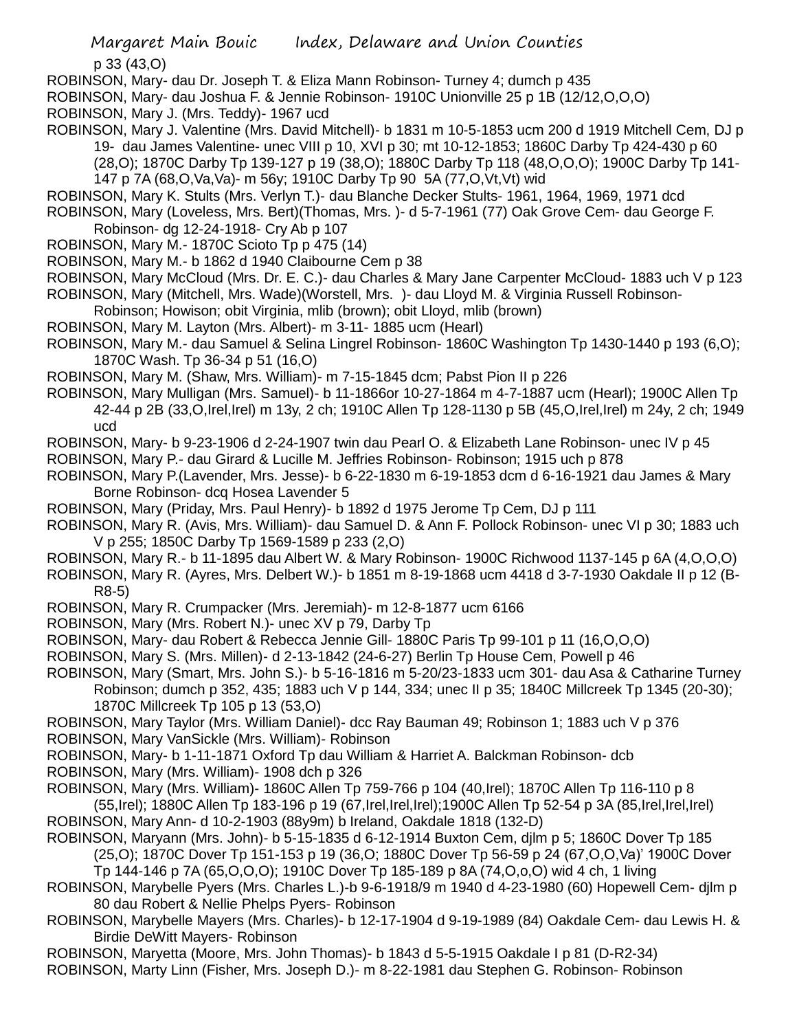p 33 (43,O)

ROBINSON, Mary- dau Dr. Joseph T. & Eliza Mann Robinson- Turney 4; dumch p 435

ROBINSON, Mary- dau Joshua F. & Jennie Robinson- 1910C Unionville 25 p 1B (12/12,O,O,O)

ROBINSON, Mary J. (Mrs. Teddy)- 1967 ucd

ROBINSON, Mary J. Valentine (Mrs. David Mitchell)- b 1831 m 10-5-1853 ucm 200 d 1919 Mitchell Cem, DJ p 19- dau James Valentine- unec VIII p 10, XVI p 30; mt 10-12-1853; 1860C Darby Tp 424-430 p 60 (28,O); 1870C Darby Tp 139-127 p 19 (38,O); 1880C Darby Tp 118 (48,O,O,O); 1900C Darby Tp 141-147 p 7A (68,O,Va,Va)- m 56y; 1910C Darby Tp 90 5A (77,O,Vt,Vt) wid

ROBINSON, Mary K. Stults (Mrs. Verlyn T.)- dau Blanche Decker Stults- 1961, 1964, 1969, 1971 dcd

ROBINSON, Mary (Loveless, Mrs. Bert)(Thomas, Mrs. )- d 5-7-1961 (77) Oak Grove Cem- dau George F. Robinson- dg 12-24-1918- Cry Ab p 107

ROBINSON, Mary M.- 1870C Scioto Tp p 475 (14)

ROBINSON, Mary M.- b 1862 d 1940 Claibourne Cem p 38

ROBINSON, Mary McCloud (Mrs. Dr. E. C.)- dau Charles & Mary Jane Carpenter McCloud- 1883 uch V p 123

ROBINSON, Mary (Mitchell, Mrs. Wade)(Worstell, Mrs. )- dau Lloyd M. & Virginia Russell Robinson- Robinson; Howison; obit Virginia, mlib (brown); obit Lloyd, mlib (brown)

ROBINSON, Mary M. Layton (Mrs. Albert)- m 3-11- 1885 ucm (Hearl)

ROBINSON, Mary M.- dau Samuel & Selina Lingrel Robinson- 1860C Washington Tp 1430-1440 p 193 (6,O); 1870C Wash. Tp 36-34 p 51 (16,O)

ROBINSON, Mary M. (Shaw, Mrs. William)- m 7-15-1845 dcm; Pabst Pion II p 226

ROBINSON, Mary Mulligan (Mrs. Samuel)- b 11-1866or 10-27-1864 m 4-7-1887 ucm (Hearl); 1900C Allen Tp 42-44 p 2B (33,O,Irel,Irel) m 13y, 2 ch; 1910C Allen Tp 128-1130 p 5B (45,O,Irel,Irel) m 24y, 2 ch; 1949 ucd

ROBINSON, Mary- b 9-23-1906 d 2-24-1907 twin dau Pearl O. & Elizabeth Lane Robinson- unec IV p 45

ROBINSON, Mary P.- dau Girard & Lucille M. Jeffries Robinson- Robinson; 1915 uch p 878

ROBINSON, Mary P.(Lavender, Mrs. Jesse)- b 6-22-1830 m 6-19-1853 dcm d 6-16-1921 dau James & Mary Borne Robinson- dcq Hosea Lavender 5

ROBINSON, Mary (Priday, Mrs. Paul Henry)- b 1892 d 1975 Jerome Tp Cem, DJ p 111

ROBINSON, Mary R. (Avis, Mrs. William)- dau Samuel D. & Ann F. Pollock Robinson- unec VI p 30; 1883 uch V p 255; 1850C Darby Tp 1569-1589 p 233 (2,O)

ROBINSON, Mary R.- b 11-1895 dau Albert W. & Mary Robinson- 1900C Richwood 1137-145 p 6A (4,O,O,O)

ROBINSON, Mary R. (Ayres, Mrs. Delbert W.)- b 1851 m 8-19-1868 ucm 4418 d 3-7-1930 Oakdale II p 12 (B-R8-5)

ROBINSON, Mary R. Crumpacker (Mrs. Jeremiah)- m 12-8-1877 ucm 6166

ROBINSON, Mary (Mrs. Robert N.)- unec XV p 79, Darby Tp

ROBINSON, Mary- dau Robert & Rebecca Jennie Gill- 1880C Paris Tp 99-101 p 11 (16,O,O,O)

ROBINSON, Mary S. (Mrs. Millen)- d 2-13-1842 (24-6-27) Berlin Tp House Cem, Powell p 46

ROBINSON, Mary (Smart, Mrs. John S.)- b 5-16-1816 m 5-20/23-1833 ucm 301- dau Asa & Catharine Turney Robinson; dumch p 352, 435; 1883 uch V p 144, 334; unec II p 35; 1840C Millcreek Tp 1345 (20-30); 1870C Millcreek Tp 105 p 13 (53,O)

ROBINSON, Mary Taylor (Mrs. William Daniel)- dcc Ray Bauman 49; Robinson 1; 1883 uch V p 376

ROBINSON, Mary VanSickle (Mrs. William)- Robinson

ROBINSON, Mary- b 1-11-1871 Oxford Tp dau William & Harriet A. Balckman Robinson- dcb

ROBINSON, Mary (Mrs. William)- 1908 dch p 326

ROBINSON, Mary (Mrs. William)- 1860C Allen Tp 759-766 p 104 (40,Irel); 1870C Allen Tp 116-110 p 8 (55,Irel); 1880C Allen Tp 183-196 p 19 (67,Irel,Irel,Irel);1900C Allen Tp 52-54 p 3A (85,Irel,Irel,Irel)

ROBINSON, Mary Ann- d 10-2-1903 (88y9m) b Ireland, Oakdale 1818 (132-D)

ROBINSON, Maryann (Mrs. John)- b 5-15-1835 d 6-12-1914 Buxton Cem, djlm p 5; 1860C Dover Tp 185 (25,O); 1870C Dover Tp 151-153 p 19 (36,O; 1880C Dover Tp 56-59 p 24 (67,O,O,Va)' 1900C Dover Tp 144-146 p 7A (65,O,O,O); 1910C Dover Tp 185-189 p 8A (74,O,o,O) wid 4 ch, 1 living

ROBINSON, Marybelle Pyers (Mrs. Charles L.)-b 9-6-1918/9 m 1940 d 4-23-1980 (60) Hopewell Cem- djlm p 80 dau Robert & Nellie Phelps Pyers- Robinson

ROBINSON, Marybelle Mayers (Mrs. Charles)- b 12-17-1904 d 9-19-1989 (84) Oakdale Cem- dau Lewis H. & Birdie DeWitt Mayers- Robinson

ROBINSON, Maryetta (Moore, Mrs. John Thomas)- b 1843 d 5-5-1915 Oakdale I p 81 (D-R2-34)

ROBINSON, Marty Linn (Fisher, Mrs. Joseph D.)- m 8-22-1981 dau Stephen G. Robinson- Robinson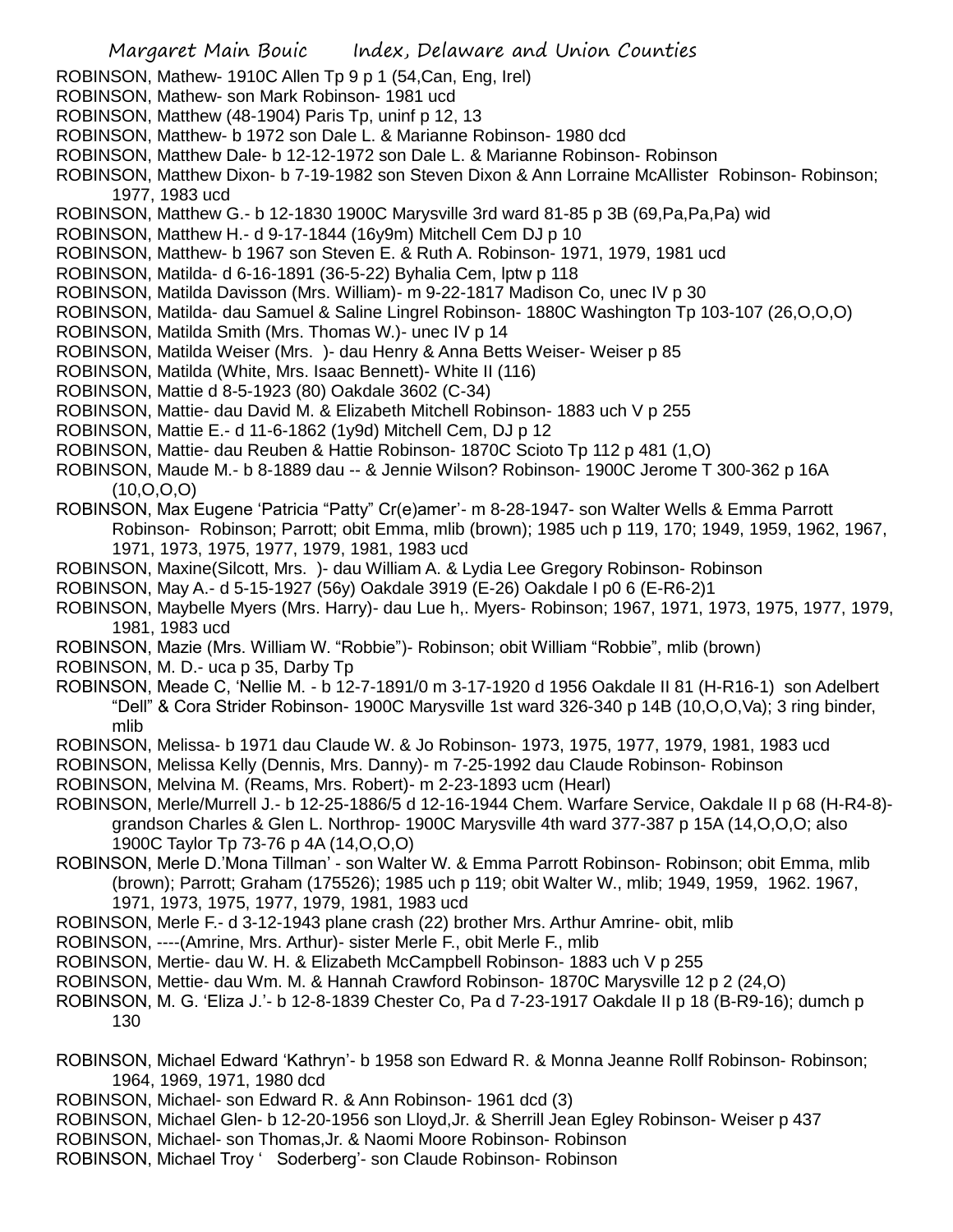ROBINSON, Mathew- 1910C Allen Tp 9 p 1 (54,Can, Eng, Irel)

ROBINSON, Mathew- son Mark Robinson- 1981 ucd

ROBINSON, Matthew (48-1904) Paris Tp, uninf p 12, 13

ROBINSON, Matthew- b 1972 son Dale L. & Marianne Robinson- 1980 dcd

ROBINSON, Matthew Dale- b 12-12-1972 son Dale L. & Marianne Robinson- Robinson

ROBINSON, Matthew Dixon- b 7-19-1982 son Steven Dixon & Ann Lorraine McAllister Robinson- Robinson; 1977, 1983 ucd

ROBINSON, Matthew G.- b 12-1830 1900C Marysville 3rd ward 81-85 p 3B (69,Pa,Pa,Pa) wid

ROBINSON, Matthew H.- d 9-17-1844 (16y9m) Mitchell Cem DJ p 10

ROBINSON, Matthew- b 1967 son Steven E. & Ruth A. Robinson- 1971, 1979, 1981 ucd

ROBINSON, Matilda- d 6-16-1891 (36-5-22) Byhalia Cem, lptw p 118

ROBINSON, Matilda Davisson (Mrs. William)- m 9-22-1817 Madison Co, unec IV p 30

ROBINSON, Matilda- dau Samuel & Saline Lingrel Robinson- 1880C Washington Tp 103-107 (26,O,O,O)

ROBINSON, Matilda Smith (Mrs. Thomas W.)- unec IV p 14

ROBINSON, Matilda Weiser (Mrs. )- dau Henry & Anna Betts Weiser- Weiser p 85

ROBINSON, Matilda (White, Mrs. Isaac Bennett)- White II (116)

ROBINSON, Mattie d 8-5-1923 (80) Oakdale 3602 (C-34)

ROBINSON, Mattie- dau David M. & Elizabeth Mitchell Robinson- 1883 uch V p 255

ROBINSON, Mattie E.- d 11-6-1862 (1y9d) Mitchell Cem, DJ p 12

ROBINSON, Mattie- dau Reuben & Hattie Robinson- 1870C Scioto Tp 112 p 481 (1,O)

ROBINSON, Maude M.- b 8-1889 dau -- & Jennie Wilson? Robinson- 1900C Jerome T 300-362 p 16A (10,O,O,O)

ROBINSON, Max Eugene 'Patricia "Patty" Cr(e)amer'- m 8-28-1947- son Walter Wells & Emma Parrott Robinson- Robinson; Parrott; obit Emma, mlib (brown); 1985 uch p 119, 170; 1949, 1959, 1962, 1967, 1971, 1973, 1975, 1977, 1979, 1981, 1983 ucd

ROBINSON, Maxine(Silcott, Mrs. )- dau William A. & Lydia Lee Gregory Robinson- Robinson

ROBINSON, May A.- d 5-15-1927 (56y) Oakdale 3919 (E-26) Oakdale I p0 6 (E-R6-2)1

ROBINSON, Maybelle Myers (Mrs. Harry)- dau Lue h,. Myers- Robinson; 1967, 1971, 1973, 1975, 1977, 1979, 1981, 1983 ucd

ROBINSON, Mazie (Mrs. William W. "Robbie")- Robinson; obit William "Robbie", mlib (brown)

ROBINSON, M. D.- uca p 35, Darby Tp

ROBINSON, Meade C, 'Nellie M. - b 12-7-1891/0 m 3-17-1920 d 1956 Oakdale II 81 (H-R16-1) son Adelbert "Dell" & Cora Strider Robinson- 1900C Marysville 1st ward 326-340 p 14B (10,O,O,Va); 3 ring binder, mlib

ROBINSON, Melissa- b 1971 dau Claude W. & Jo Robinson- 1973, 1975, 1977, 1979, 1981, 1983 ucd

ROBINSON, Melissa Kelly (Dennis, Mrs. Danny)- m 7-25-1992 dau Claude Robinson- Robinson

ROBINSON, Melvina M. (Reams, Mrs. Robert)- m 2-23-1893 ucm (Hearl)

ROBINSON, Merle/Murrell J.- b 12-25-1886/5 d 12-16-1944 Chem. Warfare Service, Oakdale II p 68 (H-R4-8)- grandson Charles & Glen L. Northrop- 1900C Marysville 4th ward 377-387 p 15A (14,O,O,O; also 1900C Taylor Tp 73-76 p 4A (14,O,O,O)

ROBINSON, Merle D.'Mona Tillman' - son Walter W. & Emma Parrott Robinson- Robinson; obit Emma, mlib (brown); Parrott; Graham (175526); 1985 uch p 119; obit Walter W., mlib; 1949, 1959, 1962. 1967, 1971, 1973, 1975, 1977, 1979, 1981, 1983 ucd

ROBINSON, Merle F.- d 3-12-1943 plane crash (22) brother Mrs. Arthur Amrine- obit, mlib

ROBINSON, ----(Amrine, Mrs. Arthur)- sister Merle F., obit Merle F., mlib

ROBINSON, Mertie- dau W. H. & Elizabeth McCampbell Robinson- 1883 uch V p 255

ROBINSON, Mettie- dau Wm. M. & Hannah Crawford Robinson- 1870C Marysville 12 p 2 (24,O)

ROBINSON, M. G. 'Eliza J.'- b 12-8-1839 Chester Co, Pa d 7-23-1917 Oakdale II p 18 (B-R9-16); dumch p 130

ROBINSON, Michael Edward 'Kathryn'- b 1958 son Edward R. & Monna Jeanne Rollf Robinson- Robinson; 1964, 1969, 1971, 1980 dcd

ROBINSON, Michael- son Edward R. & Ann Robinson- 1961 dcd (3)

ROBINSON, Michael Glen- b 12-20-1956 son Lloyd,Jr. & Sherrill Jean Egley Robinson- Weiser p 437

ROBINSON, Michael- son Thomas,Jr. & Naomi Moore Robinson- Robinson

ROBINSON, Michael Troy ' Soderberg'- son Claude Robinson- Robinson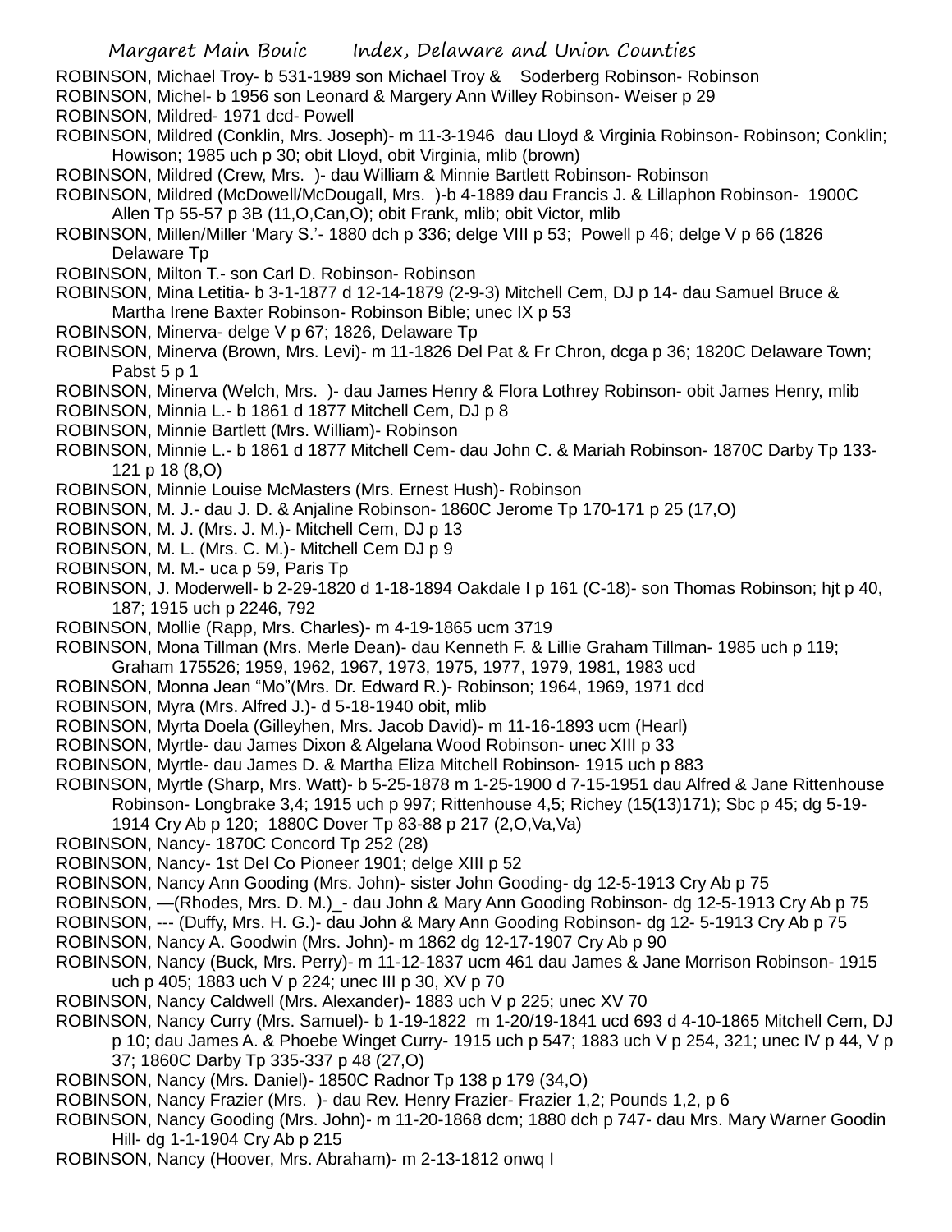ROBINSON, Michael Troy- b 531-1989 son Michael Troy & Soderberg Robinson- Robinson

ROBINSON, Michel- b 1956 son Leonard & Margery Ann Willey Robinson- Weiser p 29

ROBINSON, Mildred- 1971 dcd- Powell

ROBINSON, Mildred (Conklin, Mrs. Joseph)- m 11-3-1946 dau Lloyd & Virginia Robinson- Robinson; Conklin; Howison; 1985 uch p 30; obit Lloyd, obit Virginia, mlib (brown)

ROBINSON, Mildred (Crew, Mrs. )- dau William & Minnie Bartlett Robinson- Robinson

ROBINSON, Mildred (McDowell/McDougall, Mrs. )-b 4-1889 dau Francis J. & Lillaphon Robinson- 1900C Allen Tp 55-57 p 3B (11,O,Can,O); obit Frank, mlib; obit Victor, mlib

ROBINSON, Millen/Miller 'Mary S.'- 1880 dch p 336; delge VIII p 53; Powell p 46; delge V p 66 (1826 Delaware Tp

ROBINSON, Milton T.- son Carl D. Robinson- Robinson

ROBINSON, Mina Letitia- b 3-1-1877 d 12-14-1879 (2-9-3) Mitchell Cem, DJ p 14- dau Samuel Bruce & Martha Irene Baxter Robinson- Robinson Bible; unec IX p 53

ROBINSON, Minerva- delge V p 67; 1826, Delaware Tp

ROBINSON, Minerva (Brown, Mrs. Levi)- m 11-1826 Del Pat & Fr Chron, dcga p 36; 1820C Delaware Town; Pabst 5 p 1

ROBINSON, Minerva (Welch, Mrs. )- dau James Henry & Flora Lothrey Robinson- obit James Henry, mlib

ROBINSON, Minnia L.- b 1861 d 1877 Mitchell Cem, DJ p 8

ROBINSON, Minnie Bartlett (Mrs. William)- Robinson

ROBINSON, Minnie L.- b 1861 d 1877 Mitchell Cem- dau John C. & Mariah Robinson- 1870C Darby Tp 133-121 p 18 (8,O)

ROBINSON, Minnie Louise McMasters (Mrs. Ernest Hush)- Robinson

ROBINSON, M. J.- dau J. D. & Anjaline Robinson- 1860C Jerome Tp 170-171 p 25 (17,O)

ROBINSON, M. J. (Mrs. J. M.)- Mitchell Cem, DJ p 13

ROBINSON, M. L. (Mrs. C. M.)- Mitchell Cem DJ p 9

ROBINSON, M. M.- uca p 59, Paris Tp

ROBINSON, J. Moderwell- b 2-29-1820 d 1-18-1894 Oakdale I p 161 (C-18)- son Thomas Robinson; hjt p 40, 187; 1915 uch p 2246, 792

ROBINSON, Mollie (Rapp, Mrs. Charles)- m 4-19-1865 ucm 3719

ROBINSON, Mona Tillman (Mrs. Merle Dean)- dau Kenneth F. & Lillie Graham Tillman- 1985 uch p 119; Graham 175526; 1959, 1962, 1967, 1973, 1975, 1977, 1979, 1981, 1983 ucd

ROBINSON, Monna Jean "Mo"(Mrs. Dr. Edward R.)- Robinson; 1964, 1969, 1971 dcd

ROBINSON, Myra (Mrs. Alfred J.)- d 5-18-1940 obit, mlib

ROBINSON, Myrta Doela (Gilleyhen, Mrs. Jacob David)- m 11-16-1893 ucm (Hearl)

ROBINSON, Myrtle- dau James Dixon & Algelana Wood Robinson- unec XIII p 33

ROBINSON, Myrtle- dau James D. & Martha Eliza Mitchell Robinson- 1915 uch p 883

ROBINSON, Myrtle (Sharp, Mrs. Watt)- b 5-25-1878 m 1-25-1900 d 7-15-1951 dau Alfred & Jane Rittenhouse Robinson- Longbrake 3,4; 1915 uch p 997; Rittenhouse 4,5; Richey (15(13)171); Sbc p 45; dg 5-19-1914 Cry Ab p 120; 1880C Dover Tp 83-88 p 217 (2,O,Va,Va)

ROBINSON, Nancy- 1870C Concord Tp 252 (28)

ROBINSON, Nancy- 1st Del Co Pioneer 1901; delge XIII p 52

ROBINSON, Nancy Ann Gooding (Mrs. John)- sister John Gooding- dg 12-5-1913 Cry Ab p 75

ROBINSON, —(Rhodes, Mrs. D. M.)_- dau John & Mary Ann Gooding Robinson- dg 12-5-1913 Cry Ab p 75

ROBINSON, --- (Duffy, Mrs. H. G.)- dau John & Mary Ann Gooding Robinson- dg 12- 5-1913 Cry Ab p 75

ROBINSON, Nancy A. Goodwin (Mrs. John)- m 1862 dg 12-17-1907 Cry Ab p 90

ROBINSON, Nancy (Buck, Mrs. Perry)- m 11-12-1837 ucm 461 dau James & Jane Morrison Robinson- 1915 uch p 405; 1883 uch V p 224; unec III p 30, XV p 70

ROBINSON, Nancy Caldwell (Mrs. Alexander)- 1883 uch V p 225; unec XV 70

ROBINSON, Nancy Curry (Mrs. Samuel)- b 1-19-1822 m 1-20/19-1841 ucd 693 d 4-10-1865 Mitchell Cem, DJ p 10; dau James A. & Phoebe Winget Curry- 1915 uch p 547; 1883 uch V p 254, 321; unec IV p 44, V p 37; 1860C Darby Tp 335-337 p 48 (27,O)

ROBINSON, Nancy (Mrs. Daniel)- 1850C Radnor Tp 138 p 179 (34,O)

ROBINSON, Nancy Frazier (Mrs. )- dau Rev. Henry Frazier- Frazier 1,2; Pounds 1,2, p 6

ROBINSON, Nancy Gooding (Mrs. John)- m 11-20-1868 dcm; 1880 dch p 747- dau Mrs. Mary Warner Goodin Hill- dg 1-1-1904 Cry Ab p 215

ROBINSON, Nancy (Hoover, Mrs. Abraham)- m 2-13-1812 onwq I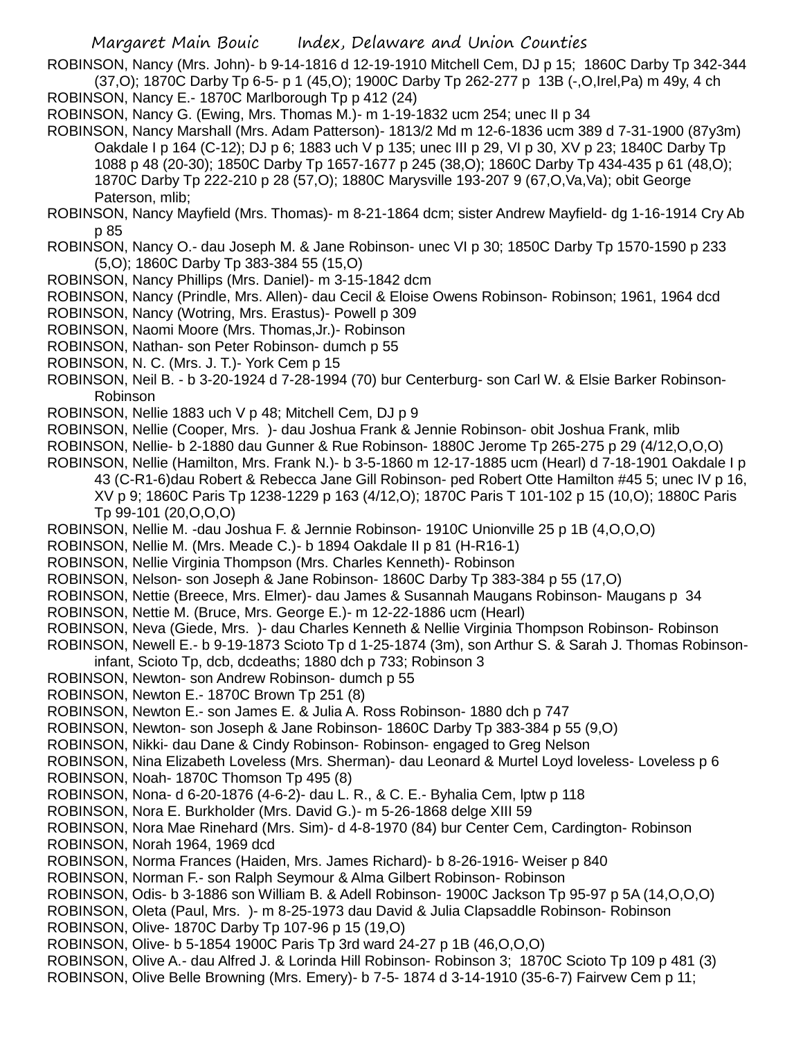ROBINSON, Nancy (Mrs. John)- b 9-14-1816 d 12-19-1910 Mitchell Cem, DJ p 15; 1860C Darby Tp 342-344 (37,O); 1870C Darby Tp 6-5- p 1 (45,O); 1900C Darby Tp 262-277 p 13B (-,O,Irel,Pa) m 49y, 4 ch

ROBINSON, Nancy E.- 1870C Marlborough Tp p 412 (24)

ROBINSON, Nancy G. (Ewing, Mrs. Thomas M.)- m 1-19-1832 ucm 254; unec II p 34

ROBINSON, Nancy Marshall (Mrs. Adam Patterson)- 1813/2 Md m 12-6-1836 ucm 389 d 7-31-1900 (87y3m) Oakdale I p 164 (C-12); DJ p 6; 1883 uch V p 135; unec III p 29, VI p 30, XV p 23; 1840C Darby Tp 1088 p 48 (20-30); 1850C Darby Tp 1657-1677 p 245 (38,O); 1860C Darby Tp 434-435 p 61 (48,O); 1870C Darby Tp 222-210 p 28 (57,O); 1880C Marysville 193-207 9 (67,O,Va,Va); obit George Paterson, mlib;

ROBINSON, Nancy Mayfield (Mrs. Thomas)- m 8-21-1864 dcm; sister Andrew Mayfield- dg 1-16-1914 Cry Ab p 85

ROBINSON, Nancy O.- dau Joseph M. & Jane Robinson- unec VI p 30; 1850C Darby Tp 1570-1590 p 233 (5,O); 1860C Darby Tp 383-384 55 (15,O)

ROBINSON, Nancy Phillips (Mrs. Daniel)- m 3-15-1842 dcm

ROBINSON, Nancy (Prindle, Mrs. Allen)- dau Cecil & Eloise Owens Robinson- Robinson; 1961, 1964 dcd

ROBINSON, Nancy (Wotring, Mrs. Erastus)- Powell p 309

ROBINSON, Naomi Moore (Mrs. Thomas,Jr.)- Robinson

ROBINSON, Nathan- son Peter Robinson- dumch p 55

ROBINSON, N. C. (Mrs. J. T.)- York Cem p 15

ROBINSON, Neil B. - b 3-20-1924 d 7-28-1994 (70) bur Centerburg- son Carl W. & Elsie Barker Robinson- Robinson

ROBINSON, Nellie 1883 uch V p 48; Mitchell Cem, DJ p 9

ROBINSON, Nellie (Cooper, Mrs. )- dau Joshua Frank & Jennie Robinson- obit Joshua Frank, mlib

ROBINSON, Nellie- b 2-1880 dau Gunner & Rue Robinson- 1880C Jerome Tp 265-275 p 29 (4/12,O,O,O)

ROBINSON, Nellie (Hamilton, Mrs. Frank N.)- b 3-5-1860 m 12-17-1885 ucm (Hearl) d 7-18-1901 Oakdale I p 43 (C-R1-6)dau Robert & Rebecca Jane Gill Robinson- ped Robert Otte Hamilton #45 5; unec IV p 16, XV p 9; 1860C Paris Tp 1238-1229 p 163 (4/12,O); 1870C Paris T 101-102 p 15 (10,O); 1880C Paris Tp 99-101 (20,O,O,O)

ROBINSON, Nellie M. -dau Joshua F. & Jernnie Robinson- 1910C Unionville 25 p 1B (4,O,O,O)

ROBINSON, Nellie M. (Mrs. Meade C.)- b 1894 Oakdale II p 81 (H-R16-1)

ROBINSON, Nellie Virginia Thompson (Mrs. Charles Kenneth)- Robinson

ROBINSON, Nelson- son Joseph & Jane Robinson- 1860C Darby Tp 383-384 p 55 (17,O)

ROBINSON, Nettie (Breece, Mrs. Elmer)- dau James & Susannah Maugans Robinson- Maugans p 34

ROBINSON, Nettie M. (Bruce, Mrs. George E.)- m 12-22-1886 ucm (Hearl)

ROBINSON, Neva (Giede, Mrs. )- dau Charles Kenneth & Nellie Virginia Thompson Robinson- Robinson

ROBINSON, Newell E.- b 9-19-1873 Scioto Tp d 1-25-1874 (3m), son Arthur S. & Sarah J. Thomas Robinson- infant, Scioto Tp, dcb, dcdeaths; 1880 dch p 733; Robinson 3

ROBINSON, Newton- son Andrew Robinson- dumch p 55

ROBINSON, Newton E.- 1870C Brown Tp 251 (8)

ROBINSON, Newton E.- son James E. & Julia A. Ross Robinson- 1880 dch p 747

ROBINSON, Newton- son Joseph & Jane Robinson- 1860C Darby Tp 383-384 p 55 (9,O)

ROBINSON, Nikki- dau Dane & Cindy Robinson- Robinson- engaged to Greg Nelson

ROBINSON, Nina Elizabeth Loveless (Mrs. Sherman)- dau Leonard & Murtel Loyd loveless- Loveless p 6

ROBINSON, Noah- 1870C Thomson Tp 495 (8)

ROBINSON, Nona- d 6-20-1876 (4-6-2)- dau L. R., & C. E.- Byhalia Cem, lptw p 118

ROBINSON, Nora E. Burkholder (Mrs. David G.)- m 5-26-1868 delge XIII 59

ROBINSON, Nora Mae Rinehard (Mrs. Sim)- d 4-8-1970 (84) bur Center Cem, Cardington- Robinson

ROBINSON, Norah 1964, 1969 dcd

ROBINSON, Norma Frances (Haiden, Mrs. James Richard)- b 8-26-1916- Weiser p 840

ROBINSON, Norman F.- son Ralph Seymour & Alma Gilbert Robinson- Robinson

ROBINSON, Odis- b 3-1886 son William B. & Adell Robinson- 1900C Jackson Tp 95-97 p 5A (14,O,O,O)

ROBINSON, Oleta (Paul, Mrs. )- m 8-25-1973 dau David & Julia Clapsaddle Robinson- Robinson

ROBINSON, Olive- 1870C Darby Tp 107-96 p 15 (19,O)

ROBINSON, Olive- b 5-1854 1900C Paris Tp 3rd ward 24-27 p 1B (46,O,O,O)

ROBINSON, Olive A.- dau Alfred J. & Lorinda Hill Robinson- Robinson 3; 1870C Scioto Tp 109 p 481 (3)

ROBINSON, Olive Belle Browning (Mrs. Emery)- b 7-5- 1874 d 3-14-1910 (35-6-7) Fairvew Cem p 11;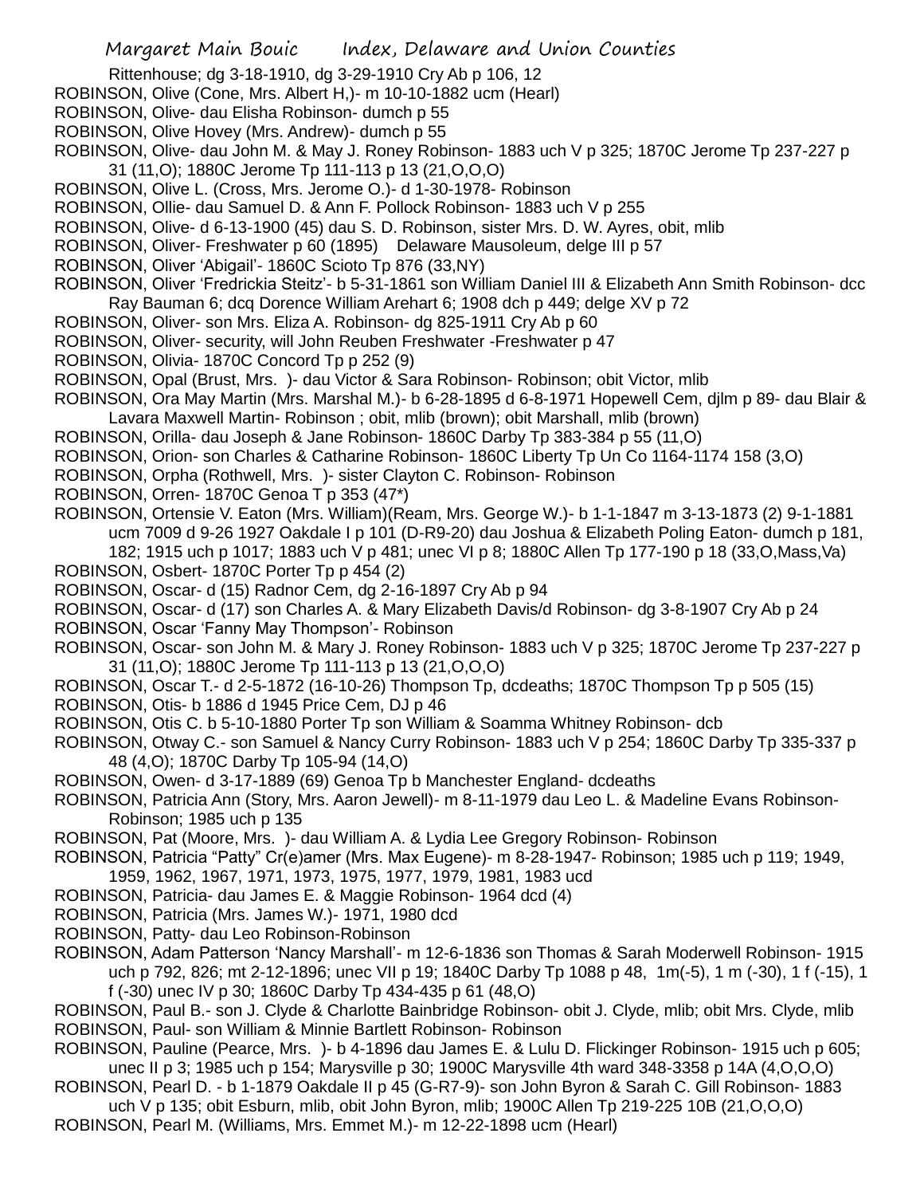Rittenhouse; dg 3-18-1910, dg 3-29-1910 Cry Ab p 106, 12

ROBINSON, Olive (Cone, Mrs. Albert H,)- m 10-10-1882 ucm (Hearl)

ROBINSON, Olive- dau Elisha Robinson- dumch p 55

ROBINSON, Olive Hovey (Mrs. Andrew)- dumch p 55

ROBINSON, Olive- dau John M. & May J. Roney Robinson- 1883 uch V p 325; 1870C Jerome Tp 237-227 p 31 (11,O); 1880C Jerome Tp 111-113 p 13 (21,O,O,O)

ROBINSON, Olive L. (Cross, Mrs. Jerome O.)- d 1-30-1978- Robinson

ROBINSON, Ollie- dau Samuel D. & Ann F. Pollock Robinson- 1883 uch V p 255

ROBINSON, Olive- d 6-13-1900 (45) dau S. D. Robinson, sister Mrs. D. W. Ayres, obit, mlib

ROBINSON, Oliver- Freshwater p 60 (1895) Delaware Mausoleum, delge III p 57

ROBINSON, Oliver 'Abigail'- 1860C Scioto Tp 876 (33,NY)

ROBINSON, Oliver 'Fredrickia Steitz'- b 5-31-1861 son William Daniel III & Elizabeth Ann Smith Robinson- dcc Ray Bauman 6; dcq Dorence William Arehart 6; 1908 dch p 449; delge XV p 72

ROBINSON, Oliver- son Mrs. Eliza A. Robinson- dg 825-1911 Cry Ab p 60

ROBINSON, Oliver- security, will John Reuben Freshwater -Freshwater p 47

ROBINSON, Olivia- 1870C Concord Tp p 252 (9)

ROBINSON, Opal (Brust, Mrs. )- dau Victor & Sara Robinson- Robinson; obit Victor, mlib

ROBINSON, Ora May Martin (Mrs. Marshal M.)- b 6-28-1895 d 6-8-1971 Hopewell Cem, djlm p 89- dau Blair & Lavara Maxwell Martin- Robinson ; obit, mlib (brown); obit Marshall, mlib (brown)

ROBINSON, Orilla- dau Joseph & Jane Robinson- 1860C Darby Tp 383-384 p 55 (11,O)

ROBINSON, Orion- son Charles & Catharine Robinson- 1860C Liberty Tp Un Co 1164-1174 158 (3,O)

ROBINSON, Orpha (Rothwell, Mrs. )- sister Clayton C. Robinson- Robinson

ROBINSON, Orren- 1870C Genoa T p 353 (47*)

ROBINSON, Ortensie V. Eaton (Mrs. William)(Ream, Mrs. George W.)- b 1-1-1847 m 3-13-1873 (2) 9-1-1881 ucm 7009 d 9-26 1927 Oakdale I p 101 (D-R9-20) dau Joshua & Elizabeth Poling Eaton- dumch p 181, 182; 1915 uch p 1017; 1883 uch V p 481; unec VI p 8; 1880C Allen Tp 177-190 p 18 (33,O,Mass,Va)

ROBINSON, Osbert- 1870C Porter Tp p 454 (2)

ROBINSON, Oscar- d (15) Radnor Cem, dg 2-16-1897 Cry Ab p 94

ROBINSON, Oscar- d (17) son Charles A. & Mary Elizabeth Davis/d Robinson- dg 3-8-1907 Cry Ab p 24

ROBINSON, Oscar 'Fanny May Thompson'- Robinson

ROBINSON, Oscar- son John M. & Mary J. Roney Robinson- 1883 uch V p 325; 1870C Jerome Tp 237-227 p 31 (11,O); 1880C Jerome Tp 111-113 p 13 (21,O,O,O)

ROBINSON, Oscar T.- d 2-5-1872 (16-10-26) Thompson Tp, dcdeaths; 1870C Thompson Tp p 505 (15)

ROBINSON, Otis- b 1886 d 1945 Price Cem, DJ p 46

ROBINSON, Otis C. b 5-10-1880 Porter Tp son William & Soamma Whitney Robinson- dcb

ROBINSON, Otway C.- son Samuel & Nancy Curry Robinson- 1883 uch V p 254; 1860C Darby Tp 335-337 p 48 (4,O); 1870C Darby Tp 105-94 (14,O)

ROBINSON, Owen- d 3-17-1889 (69) Genoa Tp b Manchester England- dcdeaths

ROBINSON, Patricia Ann (Story, Mrs. Aaron Jewell)- m 8-11-1979 dau Leo L. & Madeline Evans Robinson- Robinson; 1985 uch p 135

ROBINSON, Pat (Moore, Mrs. )- dau William A. & Lydia Lee Gregory Robinson- Robinson

ROBINSON, Patricia "Patty" Cr(e)amer (Mrs. Max Eugene)- m 8-28-1947- Robinson; 1985 uch p 119; 1949, 1959, 1962, 1967, 1971, 1973, 1975, 1977, 1979, 1981, 1983 ucd

ROBINSON, Patricia- dau James E. & Maggie Robinson- 1964 dcd (4)

ROBINSON, Patricia (Mrs. James W.)- 1971, 1980 dcd

ROBINSON, Patty- dau Leo Robinson-Robinson

ROBINSON, Adam Patterson 'Nancy Marshall'- m 12-6-1836 son Thomas & Sarah Moderwell Robinson- 1915 uch p 792, 826; mt 2-12-1896; unec VII p 19; 1840C Darby Tp 1088 p 48, 1m(-5), 1 m (-30), 1 f (-15), 1 f (-30) unec IV p 30; 1860C Darby Tp 434-435 p 61 (48,O)

ROBINSON, Paul B.- son J. Clyde & Charlotte Bainbridge Robinson- obit J. Clyde, mlib; obit Mrs. Clyde, mlib

ROBINSON, Paul- son William & Minnie Bartlett Robinson- Robinson

ROBINSON, Pauline (Pearce, Mrs. )- b 4-1896 dau James E. & Lulu D. Flickinger Robinson- 1915 uch p 605; unec II p 3; 1985 uch p 154; Marysville p 30; 1900C Marysville 4th ward 348-3358 p 14A (4,O,O,O)

ROBINSON, Pearl D. - b 1-1879 Oakdale II p 45 (G-R7-9)- son John Byron & Sarah C. Gill Robinson- 1883 uch V p 135; obit Esburn, mlib, obit John Byron, mlib; 1900C Allen Tp 219-225 10B (21,O,O,O)

ROBINSON, Pearl M. (Williams, Mrs. Emmet M.)- m 12-22-1898 ucm (Hearl)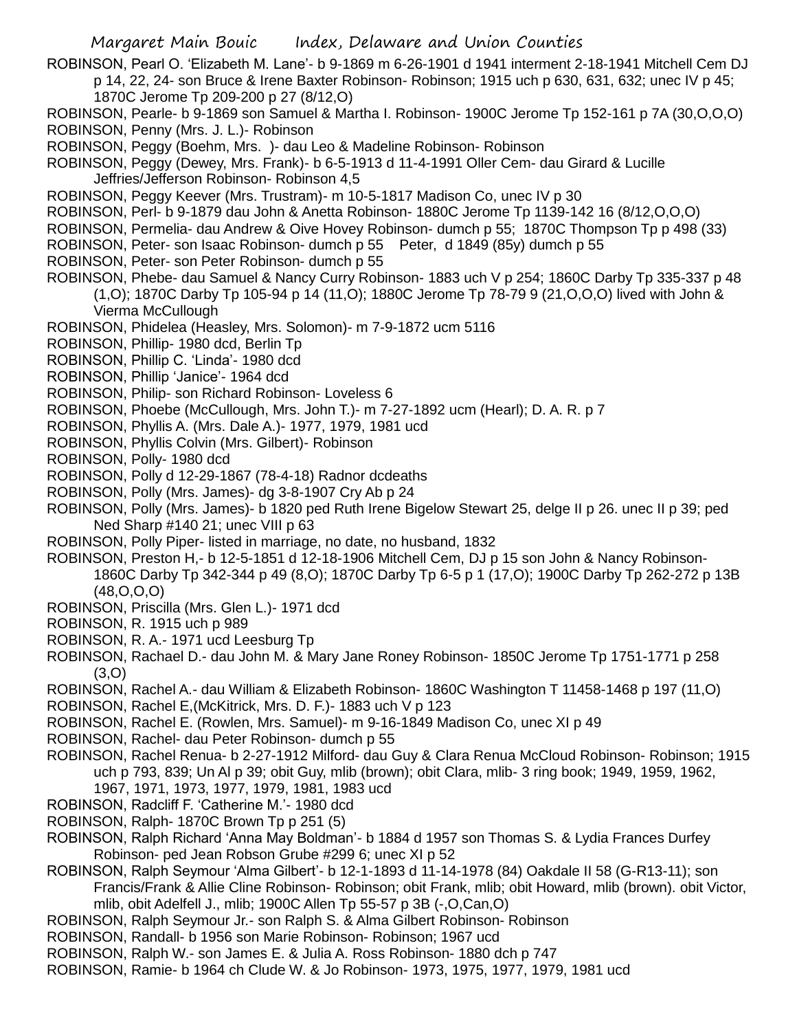ROBINSON, Pearl O. 'Elizabeth M. Lane'- b 9-1869 m 6-26-1901 d 1941 interment 2-18-1941 Mitchell Cem DJ p 14, 22, 24- son Bruce & Irene Baxter Robinson- Robinson; 1915 uch p 630, 631, 632; unec IV p 45; 1870C Jerome Tp 209-200 p 27 (8/12,O)

ROBINSON, Pearle- b 9-1869 son Samuel & Martha I. Robinson- 1900C Jerome Tp 152-161 p 7A (30,O,O,O)

ROBINSON, Penny (Mrs. J. L.)- Robinson

ROBINSON, Peggy (Boehm, Mrs. )- dau Leo & Madeline Robinson- Robinson

ROBINSON, Peggy (Dewey, Mrs. Frank)- b 6-5-1913 d 11-4-1991 Oller Cem- dau Girard & Lucille Jeffries/Jefferson Robinson- Robinson 4,5

ROBINSON, Peggy Keever (Mrs. Trustram)- m 10-5-1817 Madison Co, unec IV p 30

ROBINSON, Perl- b 9-1879 dau John & Anetta Robinson- 1880C Jerome Tp 1139-142 16 (8/12,O,O,O)

ROBINSON, Permelia- dau Andrew & Oive Hovey Robinson- dumch p 55; 1870C Thompson Tp p 498 (33)

ROBINSON, Peter- son Isaac Robinson- dumch p 55 Peter, d 1849 (85y) dumch p 55

ROBINSON, Peter- son Peter Robinson- dumch p 55

ROBINSON, Phebe- dau Samuel & Nancy Curry Robinson- 1883 uch V p 254; 1860C Darby Tp 335-337 p 48 (1,O); 1870C Darby Tp 105-94 p 14 (11,O); 1880C Jerome Tp 78-79 9 (21,O,O,O) lived with John & Vierma McCullough

ROBINSON, Phidelea (Heasley, Mrs. Solomon)- m 7-9-1872 ucm 5116

ROBINSON, Phillip- 1980 dcd, Berlin Tp

ROBINSON, Phillip C. 'Linda'- 1980 dcd

ROBINSON, Phillip 'Janice'- 1964 dcd

ROBINSON, Philip- son Richard Robinson- Loveless 6

ROBINSON, Phoebe (McCullough, Mrs. John T.)- m 7-27-1892 ucm (Hearl); D. A. R. p 7

ROBINSON, Phyllis A. (Mrs. Dale A.)- 1977, 1979, 1981 ucd

ROBINSON, Phyllis Colvin (Mrs. Gilbert)- Robinson

ROBINSON, Polly- 1980 dcd

ROBINSON, Polly d 12-29-1867 (78-4-18) Radnor dcdeaths

ROBINSON, Polly (Mrs. James)- dg 3-8-1907 Cry Ab p 24

ROBINSON, Polly (Mrs. James)- b 1820 ped Ruth Irene Bigelow Stewart 25, delge II p 26. unec II p 39; ped Ned Sharp #140 21; unec VIII p 63

ROBINSON, Polly Piper- listed in marriage, no date, no husband, 1832

ROBINSON, Preston H,- b 12-5-1851 d 12-18-1906 Mitchell Cem, DJ p 15 son John & Nancy Robinson- 1860C Darby Tp 342-344 p 49 (8,O); 1870C Darby Tp 6-5 p 1 (17,O); 1900C Darby Tp 262-272 p 13B (48,O,O,O)

ROBINSON, Priscilla (Mrs. Glen L.)- 1971 dcd

ROBINSON, R. 1915 uch p 989

ROBINSON, R. A.- 1971 ucd Leesburg Tp

ROBINSON, Rachael D.- dau John M. & Mary Jane Roney Robinson- 1850C Jerome Tp 1751-1771 p 258 (3,O)

ROBINSON, Rachel A.- dau William & Elizabeth Robinson- 1860C Washington T 11458-1468 p 197 (11,O)

ROBINSON, Rachel E,(McKitrick, Mrs. D. F.)- 1883 uch V p 123

ROBINSON, Rachel E. (Rowlen, Mrs. Samuel)- m 9-16-1849 Madison Co, unec XI p 49

ROBINSON, Rachel- dau Peter Robinson- dumch p 55

ROBINSON, Rachel Renua- b 2-27-1912 Milford- dau Guy & Clara Renua McCloud Robinson- Robinson; 1915 uch p 793, 839; Un Al p 39; obit Guy, mlib (brown); obit Clara, mlib- 3 ring book; 1949, 1959, 1962, 1967, 1971, 1973, 1977, 1979, 1981, 1983 ucd

ROBINSON, Radcliff F. 'Catherine M.'- 1980 dcd

ROBINSON, Ralph- 1870C Brown Tp p 251 (5)

ROBINSON, Ralph Richard 'Anna May Boldman'- b 1884 d 1957 son Thomas S. & Lydia Frances Durfey Robinson- ped Jean Robson Grube #299 6; unec XI p 52

ROBINSON, Ralph Seymour 'Alma Gilbert'- b 12-1-1893 d 11-14-1978 (84) Oakdale II 58 (G-R13-11); son Francis/Frank & Allie Cline Robinson- Robinson; obit Frank, mlib; obit Howard, mlib (brown). obit Victor, mlib, obit Adelfell J., mlib; 1900C Allen Tp 55-57 p 3B (-,O,Can,O)

ROBINSON, Ralph Seymour Jr.- son Ralph S. & Alma Gilbert Robinson- Robinson

ROBINSON, Randall- b 1956 son Marie Robinson- Robinson; 1967 ucd

ROBINSON, Ralph W.- son James E. & Julia A. Ross Robinson- 1880 dch p 747

ROBINSON, Ramie- b 1964 ch Clude W. & Jo Robinson- 1973, 1975, 1977, 1979, 1981 ucd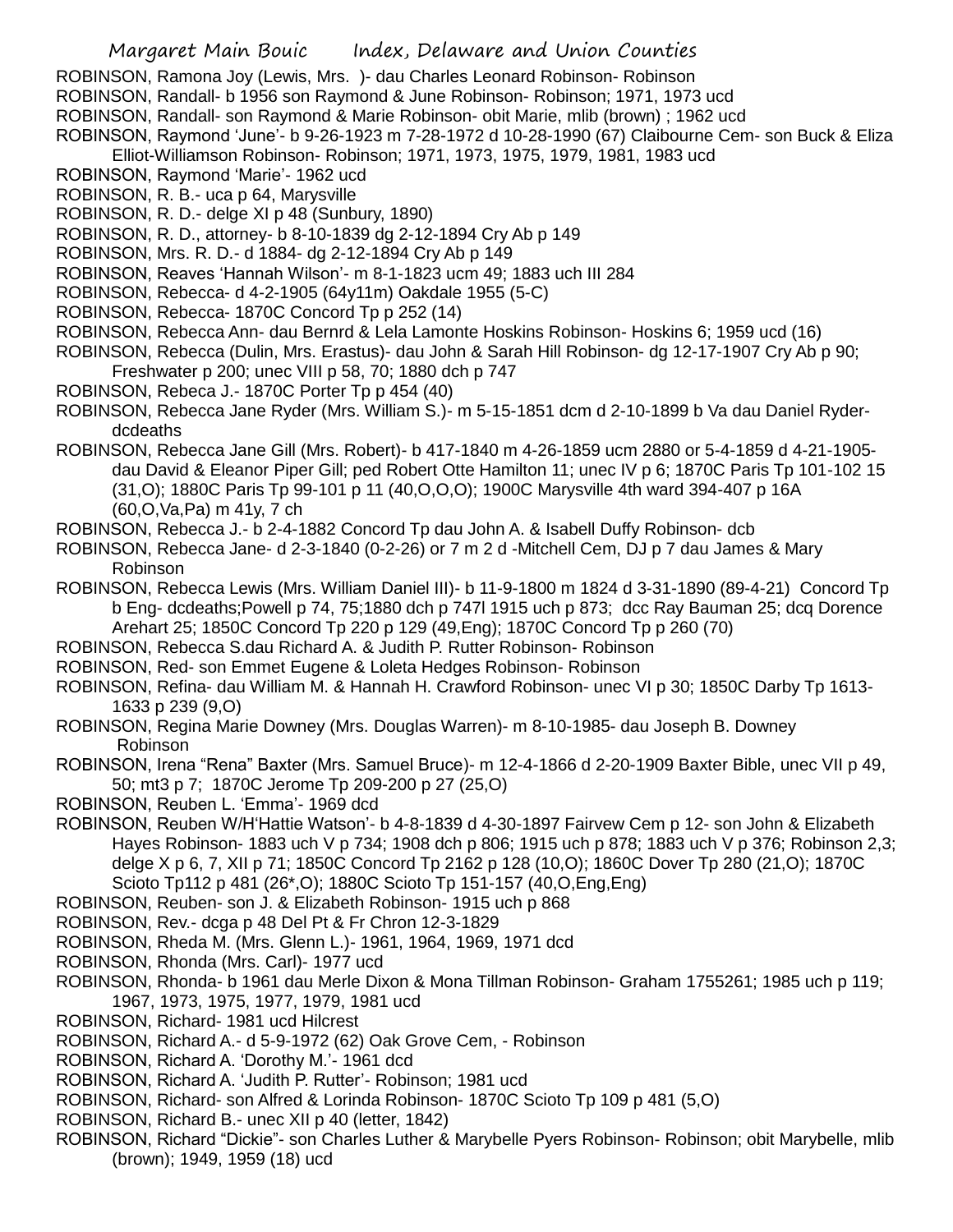ROBINSON, Ramona Joy (Lewis, Mrs. )- dau Charles Leonard Robinson- Robinson

ROBINSON, Randall- b 1956 son Raymond & June Robinson- Robinson; 1971, 1973 ucd

ROBINSON, Randall- son Raymond & Marie Robinson- obit Marie, mlib (brown) ; 1962 ucd

ROBINSON, Raymond 'June'- b 9-26-1923 m 7-28-1972 d 10-28-1990 (67) Claibourne Cem- son Buck & Eliza Elliot-Williamson Robinson- Robinson; 1971, 1973, 1975, 1979, 1981, 1983 ucd

ROBINSON, Raymond 'Marie'- 1962 ucd

ROBINSON, R. B.- uca p 64, Marysville

ROBINSON, R. D.- delge XI p 48 (Sunbury, 1890)

ROBINSON, R. D., attorney- b 8-10-1839 dg 2-12-1894 Cry Ab p 149

ROBINSON, Mrs. R. D.- d 1884- dg 2-12-1894 Cry Ab p 149

ROBINSON, Reaves 'Hannah Wilson'- m 8-1-1823 ucm 49; 1883 uch III 284

ROBINSON, Rebecca- d 4-2-1905 (64y11m) Oakdale 1955 (5-C)

ROBINSON, Rebecca- 1870C Concord Tp p 252 (14)

ROBINSON, Rebecca Ann- dau Bernrd & Lela Lamonte Hoskins Robinson- Hoskins 6; 1959 ucd (16)

ROBINSON, Rebecca (Dulin, Mrs. Erastus)- dau John & Sarah Hill Robinson- dg 12-17-1907 Cry Ab p 90; Freshwater p 200; unec VIII p 58, 70; 1880 dch p 747

ROBINSON, Rebeca J.- 1870C Porter Tp p 454 (40)

ROBINSON, Rebecca Jane Ryder (Mrs. William S.)- m 5-15-1851 dcm d 2-10-1899 b Va dau Daniel Ryder- dcdeaths

ROBINSON, Rebecca Jane Gill (Mrs. Robert)- b 417-1840 m 4-26-1859 ucm 2880 or 5-4-1859 d 4-21-1905- dau David & Eleanor Piper Gill; ped Robert Otte Hamilton 11; unec IV p 6; 1870C Paris Tp 101-102 15 (31,O); 1880C Paris Tp 99-101 p 11 (40,O,O,O); 1900C Marysville 4th ward 394-407 p 16A (60,O,Va,Pa) m 41y, 7 ch

ROBINSON, Rebecca J.- b 2-4-1882 Concord Tp dau John A. & Isabell Duffy Robinson- dcb

ROBINSON, Rebecca Jane- d 2-3-1840 (0-2-26) or 7 m 2 d -Mitchell Cem, DJ p 7 dau James & Mary Robinson

ROBINSON, Rebecca Lewis (Mrs. William Daniel III)- b 11-9-1800 m 1824 d 3-31-1890 (89-4-21) Concord Tp b Eng- dcdeaths;Powell p 74, 75;1880 dch p 747l 1915 uch p 873; dcc Ray Bauman 25; dcq Dorence Arehart 25; 1850C Concord Tp 220 p 129 (49,Eng); 1870C Concord Tp p 260 (70)

ROBINSON, Rebecca S.dau Richard A. & Judith P. Rutter Robinson- Robinson

ROBINSON, Red- son Emmet Eugene & Loleta Hedges Robinson- Robinson

ROBINSON, Refina- dau William M. & Hannah H. Crawford Robinson- unec VI p 30; 1850C Darby Tp 1613-1633 p 239 (9,O)

ROBINSON, Regina Marie Downey (Mrs. Douglas Warren)- m 8-10-1985- dau Joseph B. Downey Robinson

ROBINSON, Irena "Rena" Baxter (Mrs. Samuel Bruce)- m 12-4-1866 d 2-20-1909 Baxter Bible, unec VII p 49, 50; mt3 p 7; 1870C Jerome Tp 209-200 p 27 (25,O)

ROBINSON, Reuben L. 'Emma'- 1969 dcd

ROBINSON, Reuben W/H'Hattie Watson'- b 4-8-1839 d 4-30-1897 Fairvew Cem p 12- son John & Elizabeth Hayes Robinson- 1883 uch V p 734; 1908 dch p 806; 1915 uch p 878; 1883 uch V p 376; Robinson 2,3; delge X p 6, 7, XII p 71; 1850C Concord Tp 2162 p 128 (10,O); 1860C Dover Tp 280 (21,O); 1870C Scioto Tp112 p 481 (26*,O); 1880C Scioto Tp 151-157 (40,O,Eng,Eng)

ROBINSON, Reuben- son J. & Elizabeth Robinson- 1915 uch p 868

ROBINSON, Rev.- dcga p 48 Del Pt & Fr Chron 12-3-1829

ROBINSON, Rheda M. (Mrs. Glenn L.)- 1961, 1964, 1969, 1971 dcd

ROBINSON, Rhonda (Mrs. Carl)- 1977 ucd

ROBINSON, Rhonda- b 1961 dau Merle Dixon & Mona Tillman Robinson- Graham 1755261; 1985 uch p 119; 1967, 1973, 1975, 1977, 1979, 1981 ucd

ROBINSON, Richard- 1981 ucd Hilcrest

ROBINSON, Richard A.- d 5-9-1972 (62) Oak Grove Cem, - Robinson

ROBINSON, Richard A. 'Dorothy M.'- 1961 dcd

ROBINSON, Richard A. 'Judith P. Rutter'- Robinson; 1981 ucd

ROBINSON, Richard- son Alfred & Lorinda Robinson- 1870C Scioto Tp 109 p 481 (5,O)

ROBINSON, Richard B.- unec XII p 40 (letter, 1842)

ROBINSON, Richard "Dickie"- son Charles Luther & Marybelle Pyers Robinson- Robinson; obit Marybelle, mlib (brown); 1949, 1959 (18) ucd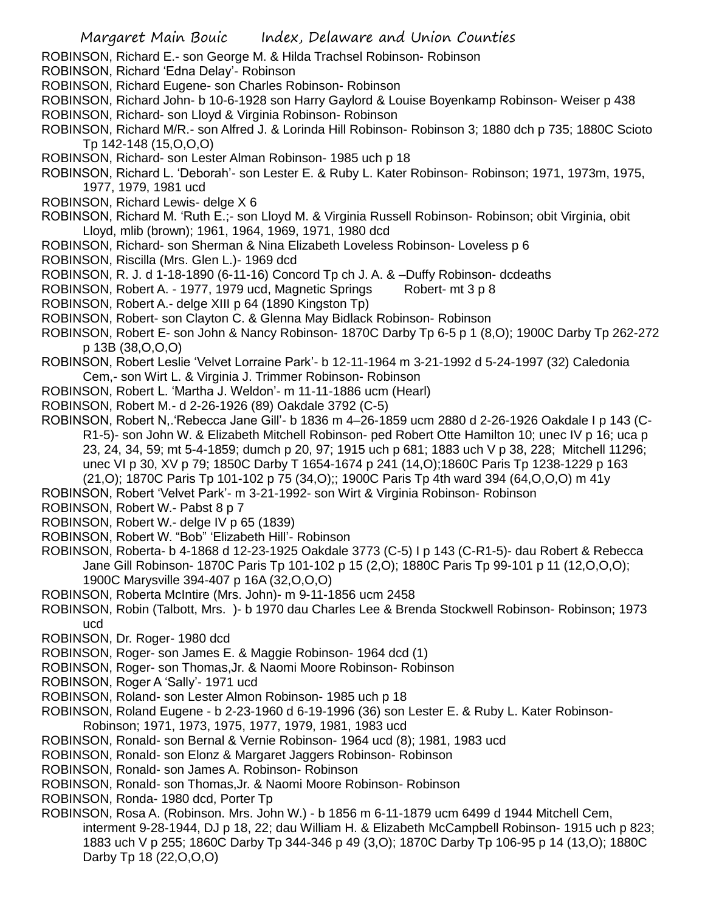ROBINSON, Richard E.- son George M. & Hilda Trachsel Robinson- Robinson

ROBINSON, Richard 'Edna Delay'- Robinson

ROBINSON, Richard Eugene- son Charles Robinson- Robinson

ROBINSON, Richard John- b 10-6-1928 son Harry Gaylord & Louise Boyenkamp Robinson- Weiser p 438

ROBINSON, Richard- son Lloyd & Virginia Robinson- Robinson

ROBINSON, Richard M/R.- son Alfred J. & Lorinda Hill Robinson- Robinson 3; 1880 dch p 735; 1880C Scioto Tp 142-148 (15,O,O,O)

ROBINSON, Richard- son Lester Alman Robinson- 1985 uch p 18

ROBINSON, Richard L. 'Deborah'- son Lester E. & Ruby L. Kater Robinson- Robinson; 1971, 1973m, 1975, 1977, 1979, 1981 ucd

ROBINSON, Richard Lewis- delge X 6

ROBINSON, Richard M. 'Ruth E.;- son Lloyd M. & Virginia Russell Robinson- Robinson; obit Virginia, obit Lloyd, mlib (brown); 1961, 1964, 1969, 1971, 1980 dcd

ROBINSON, Richard- son Sherman & Nina Elizabeth Loveless Robinson- Loveless p 6

ROBINSON, Riscilla (Mrs. Glen L.)- 1969 dcd

ROBINSON, R. J. d 1-18-1890 (6-11-16) Concord Tp ch J. A. & –Duffy Robinson- dcdeaths

ROBINSON, Robert A. - 1977, 1979 ucd, Magnetic Springs    Robert- mt 3 p 8

ROBINSON, Robert A.- delge XIII p 64 (1890 Kingston Tp)

ROBINSON, Robert- son Clayton C. & Glenna May Bidlack Robinson- Robinson

ROBINSON, Robert E- son John & Nancy Robinson- 1870C Darby Tp 6-5 p 1 (8,O); 1900C Darby Tp 262-272 p 13B (38,O,O,O)

ROBINSON, Robert Leslie 'Velvet Lorraine Park'- b 12-11-1964 m 3-21-1992 d 5-24-1997 (32) Caledonia Cem,- son Wirt L. & Virginia J. Trimmer Robinson- Robinson

ROBINSON, Robert L. 'Martha J. Weldon'- m 11-11-1886 ucm (Hearl)

ROBINSON, Robert M.- d 2-26-1926 (89) Oakdale 3792 (C-5)

ROBINSON, Robert N,.'Rebecca Jane Gill'- b 1836 m 4–26-1859 ucm 2880 d 2-26-1926 Oakdale I p 143 (C-R1-5)- son John W. & Elizabeth Mitchell Robinson- ped Robert Otte Hamilton 10; unec IV p 16; uca p 23, 24, 34, 59; mt 5-4-1859; dumch p 20, 97; 1915 uch p 681; 1883 uch V p 38, 228; Mitchell 11296; unec VI p 30, XV p 79; 1850C Darby T 1654-1674 p 241 (14,O);1860C Paris Tp 1238-1229 p 163 (21,O); 1870C Paris Tp 101-102 p 75 (34,O);; 1900C Paris Tp 4th ward 394 (64,O,O,O) m 41y

ROBINSON, Robert 'Velvet Park'- m 3-21-1992- son Wirt & Virginia Robinson- Robinson

ROBINSON, Robert W.- Pabst 8 p 7

ROBINSON, Robert W.- delge IV p 65 (1839)

ROBINSON, Robert W. "Bob" 'Elizabeth Hill'- Robinson

ROBINSON, Roberta- b 4-1868 d 12-23-1925 Oakdale 3773 (C-5) I p 143 (C-R1-5)- dau Robert & Rebecca Jane Gill Robinson- 1870C Paris Tp 101-102 p 15 (2,O); 1880C Paris Tp 99-101 p 11 (12,O,O,O); 1900C Marysville 394-407 p 16A (32,O,O,O)

ROBINSON, Roberta McIntire (Mrs. John)- m 9-11-1856 ucm 2458

ROBINSON, Robin (Talbott, Mrs. )- b 1970 dau Charles Lee & Brenda Stockwell Robinson- Robinson; 1973 ucd

ROBINSON, Dr. Roger- 1980 dcd

ROBINSON, Roger- son James E. & Maggie Robinson- 1964 dcd (1)

ROBINSON, Roger- son Thomas,Jr. & Naomi Moore Robinson- Robinson

ROBINSON, Roger A 'Sally'- 1971 ucd

ROBINSON, Roland- son Lester Almon Robinson- 1985 uch p 18

ROBINSON, Roland Eugene - b 2-23-1960 d 6-19-1996 (36) son Lester E. & Ruby L. Kater Robinson- Robinson; 1971, 1973, 1975, 1977, 1979, 1981, 1983 ucd

ROBINSON, Ronald- son Bernal & Vernie Robinson- 1964 ucd (8); 1981, 1983 ucd

ROBINSON, Ronald- son Elonz & Margaret Jaggers Robinson- Robinson

ROBINSON, Ronald- son James A. Robinson- Robinson

ROBINSON, Ronald- son Thomas,Jr. & Naomi Moore Robinson- Robinson

ROBINSON, Ronda- 1980 dcd, Porter Tp

ROBINSON, Rosa A. (Robinson. Mrs. John W.) - b 1856 m 6-11-1879 ucm 6499 d 1944 Mitchell Cem, interment 9-28-1944, DJ p 18, 22; dau William H. & Elizabeth McCampbell Robinson- 1915 uch p 823; 1883 uch V p 255; 1860C Darby Tp 344-346 p 49 (3,O); 1870C Darby Tp 106-95 p 14 (13,O); 1880C Darby Tp 18 (22,O,O,O)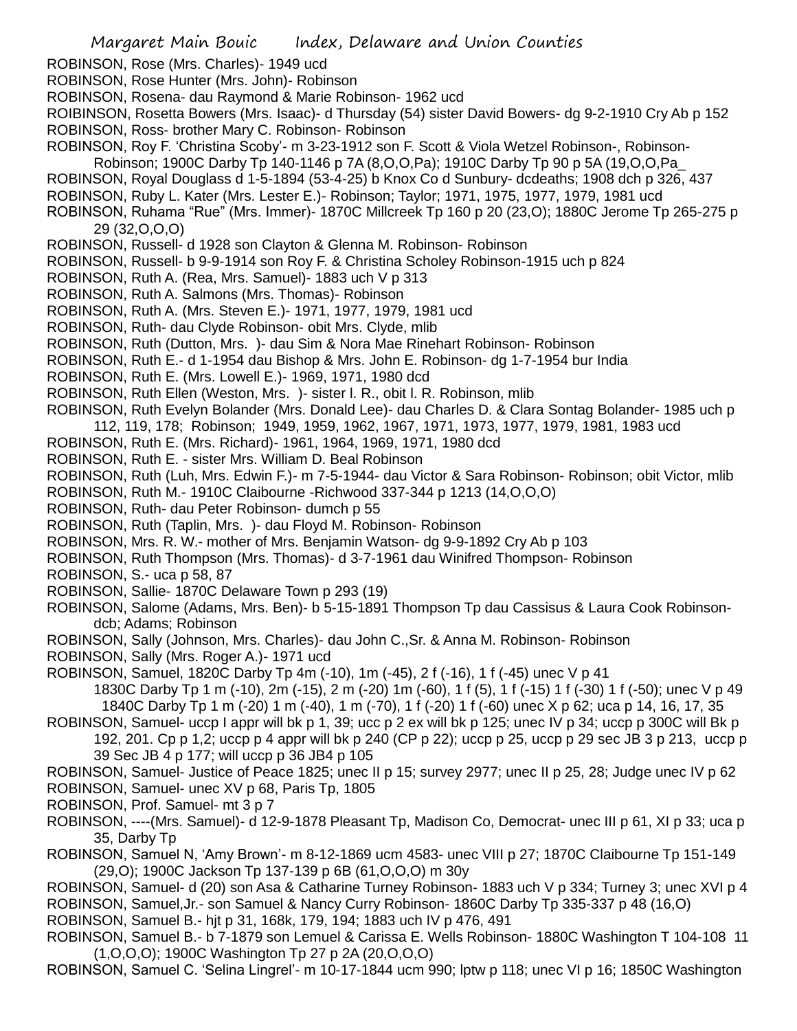ROBINSON, Rose (Mrs. Charles)- 1949 ucd

ROBINSON, Rose Hunter (Mrs. John)- Robinson

ROBINSON, Rosena- dau Raymond & Marie Robinson- 1962 ucd

ROIBINSON, Rosetta Bowers (Mrs. Isaac)- d Thursday (54) sister David Bowers- dg 9-2-1910 Cry Ab p 152

ROBINSON, Ross- brother Mary C. Robinson- Robinson

ROBINSON, Roy F. 'Christina Scoby'- m 3-23-1912 son F. Scott & Viola Wetzel Robinson-, Robinson-Robinson; 1900C Darby Tp 140-1146 p 7A (8,O,O,Pa); 1910C Darby Tp 90 p 5A (19,O,O,Pa_

ROBINSON, Royal Douglass d 1-5-1894 (53-4-25) b Knox Co d Sunbury- dcdeaths; 1908 dch p 326, 437

ROBINSON, Ruby L. Kater (Mrs. Lester E.)- Robinson; Taylor; 1971, 1975, 1977, 1979, 1981 ucd

ROBINSON, Ruhama "Rue" (Mrs. Immer)- 1870C Millcreek Tp 160 p 20 (23,O); 1880C Jerome Tp 265-275 p 29 (32,O,O,O)

ROBINSON, Russell- d 1928 son Clayton & Glenna M. Robinson- Robinson

ROBINSON, Russell- b 9-9-1914 son Roy F. & Christina Scholey Robinson-1915 uch p 824

ROBINSON, Ruth A. (Rea, Mrs. Samuel)- 1883 uch V p 313

ROBINSON, Ruth A. Salmons (Mrs. Thomas)- Robinson

ROBINSON, Ruth A. (Mrs. Steven E.)- 1971, 1977, 1979, 1981 ucd

ROBINSON, Ruth- dau Clyde Robinson- obit Mrs. Clyde, mlib

ROBINSON, Ruth (Dutton, Mrs. )- dau Sim & Nora Mae Rinehart Robinson- Robinson

ROBINSON, Ruth E.- d 1-1954 dau Bishop & Mrs. John E. Robinson- dg 1-7-1954 bur India

ROBINSON, Ruth E. (Mrs. Lowell E.)- 1969, 1971, 1980 dcd

ROBINSON, Ruth Ellen (Weston, Mrs. )- sister l. R., obit l. R. Robinson, mlib

ROBINSON, Ruth Evelyn Bolander (Mrs. Donald Lee)- dau Charles D. & Clara Sontag Bolander- 1985 uch p 112, 119, 178; Robinson; 1949, 1959, 1962, 1967, 1971, 1973, 1977, 1979, 1981, 1983 ucd

ROBINSON, Ruth E. (Mrs. Richard)- 1961, 1964, 1969, 1971, 1980 dcd

ROBINSON, Ruth E. - sister Mrs. William D. Beal Robinson

ROBINSON, Ruth (Luh, Mrs. Edwin F.)- m 7-5-1944- dau Victor & Sara Robinson- Robinson; obit Victor, mlib

ROBINSON, Ruth M.- 1910C Claibourne -Richwood 337-344 p 1213 (14,O,O,O)

ROBINSON, Ruth- dau Peter Robinson- dumch p 55

ROBINSON, Ruth (Taplin, Mrs. )- dau Floyd M. Robinson- Robinson

ROBINSON, Mrs. R. W.- mother of Mrs. Benjamin Watson- dg 9-9-1892 Cry Ab p 103

ROBINSON, Ruth Thompson (Mrs. Thomas)- d 3-7-1961 dau Winifred Thompson- Robinson

ROBINSON, S.- uca p 58, 87

ROBINSON, Sallie- 1870C Delaware Town p 293 (19)

ROBINSON, Salome (Adams, Mrs. Ben)- b 5-15-1891 Thompson Tp dau Cassisus & Laura Cook Robinson- dcb; Adams; Robinson

ROBINSON, Sally (Johnson, Mrs. Charles)- dau John C.,Sr. & Anna M. Robinson- Robinson

ROBINSON, Sally (Mrs. Roger A.)- 1971 ucd

ROBINSON, Samuel, 1820C Darby Tp 4m (-10), 1m (-45), 2 f (-16), 1 f (-45) unec V p 41
1830C Darby Tp 1 m (-10), 2m (-15), 2 m (-20) 1m (-60), 1 f (5), 1 f (-15) 1 f (-30) 1 f (-50); unec V p 49
1840C Darby Tp 1 m (-20) 1 m (-40), 1 m (-70), 1 f (-20) 1 f (-60) unec X p 62; uca p 14, 16, 17, 35

ROBINSON, Samuel- uccp I appr will bk p 1, 39; ucc p 2 ex will bk p 125; unec IV p 34; uccp p 300C will Bk p 192, 201. Cp p 1,2; uccp p 4 appr will bk p 240 (CP p 22); uccp p 25, uccp p 29 sec JB 3 p 213, uccp p 39 Sec JB 4 p 177; will uccp p 36 JB4 p 105

ROBINSON, Samuel- Justice of Peace 1825; unec II p 15; survey 2977; unec II p 25, 28; Judge unec IV p 62

ROBINSON, Samuel- unec XV p 68, Paris Tp, 1805

ROBINSON, Prof. Samuel- mt 3 p 7

ROBINSON, ----(Mrs. Samuel)- d 12-9-1878 Pleasant Tp, Madison Co, Democrat- unec III p 61, XI p 33; uca p 35, Darby Tp

ROBINSON, Samuel N, 'Amy Brown'- m 8-12-1869 ucm 4583- unec VIII p 27; 1870C Claibourne Tp 151-149 (29,O); 1900C Jackson Tp 137-139 p 6B (61,O,O,O) m 30y

ROBINSON, Samuel- d (20) son Asa & Catharine Turney Robinson- 1883 uch V p 334; Turney 3; unec XVI p 4

ROBINSON, Samuel,Jr.- son Samuel & Nancy Curry Robinson- 1860C Darby Tp 335-337 p 48 (16,O)

ROBINSON, Samuel B.- hjt p 31, 168k, 179, 194; 1883 uch IV p 476, 491

ROBINSON, Samuel B.- b 7-1879 son Lemuel & Carissa E. Wells Robinson- 1880C Washington T 104-108 11 (1,O,O,O); 1900C Washington Tp 27 p 2A (20,O,O,O)

ROBINSON, Samuel C. 'Selina Lingrel'- m 10-17-1844 ucm 990; lptw p 118; unec VI p 16; 1850C Washington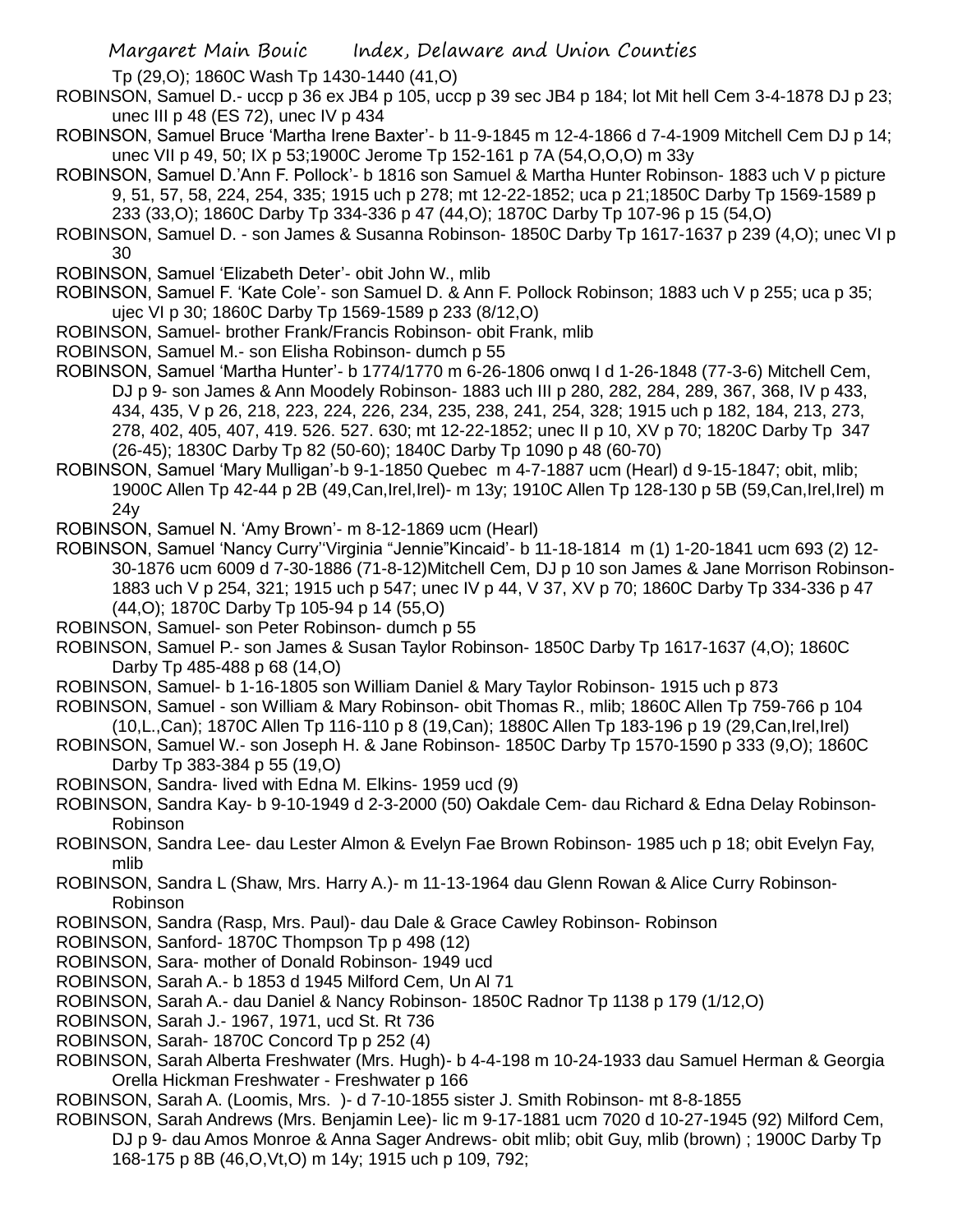Tp (29,O); 1860C Wash Tp 1430-1440 (41,O)

ROBINSON, Samuel D.- uccp p 36 ex JB4 p 105, uccp p 39 sec JB4 p 184; lot Mit hell Cem 3-4-1878 DJ p 23; unec III p 48 (ES 72), unec IV p 434

ROBINSON, Samuel Bruce 'Martha Irene Baxter'- b 11-9-1845 m 12-4-1866 d 7-4-1909 Mitchell Cem DJ p 14; unec VII p 49, 50; IX p 53;1900C Jerome Tp 152-161 p 7A (54,O,O,O) m 33y

ROBINSON, Samuel D.'Ann F. Pollock'- b 1816 son Samuel & Martha Hunter Robinson- 1883 uch V p picture 9, 51, 57, 58, 224, 254, 335; 1915 uch p 278; mt 12-22-1852; uca p 21;1850C Darby Tp 1569-1589 p 233 (33,O); 1860C Darby Tp 334-336 p 47 (44,O); 1870C Darby Tp 107-96 p 15 (54,O)

ROBINSON, Samuel D. - son James & Susanna Robinson- 1850C Darby Tp 1617-1637 p 239 (4,O); unec VI p 30

ROBINSON, Samuel 'Elizabeth Deter'- obit John W., mlib

ROBINSON, Samuel F. 'Kate Cole'- son Samuel D. & Ann F. Pollock Robinson; 1883 uch V p 255; uca p 35; ujec VI p 30; 1860C Darby Tp 1569-1589 p 233 (8/12,O)

ROBINSON, Samuel- brother Frank/Francis Robinson- obit Frank, mlib

ROBINSON, Samuel M.- son Elisha Robinson- dumch p 55

ROBINSON, Samuel 'Martha Hunter'- b 1774/1770 m 6-26-1806 onwq I d 1-26-1848 (77-3-6) Mitchell Cem, DJ p 9- son James & Ann Moodely Robinson- 1883 uch III p 280, 282, 284, 289, 367, 368, IV p 433, 434, 435, V p 26, 218, 223, 224, 226, 234, 235, 238, 241, 254, 328; 1915 uch p 182, 184, 213, 273, 278, 402, 405, 407, 419. 526. 527. 630; mt 12-22-1852; unec II p 10, XV p 70; 1820C Darby Tp 347 (26-45); 1830C Darby Tp 82 (50-60); 1840C Darby Tp 1090 p 48 (60-70)

ROBINSON, Samuel 'Mary Mulligan'-b 9-1-1850 Quebec m 4-7-1887 ucm (Hearl) d 9-15-1847; obit, mlib; 1900C Allen Tp 42-44 p 2B (49,Can,Irel,Irel)- m 13y; 1910C Allen Tp 128-130 p 5B (59,Can,Irel,Irel) m 24y

ROBINSON, Samuel N. 'Amy Brown'- m 8-12-1869 ucm (Hearl)

ROBINSON, Samuel 'Nancy Curry''Virginia "Jennie"Kincaid'- b 11-18-1814 m (1) 1-20-1841 ucm 693 (2) 12-30-1876 ucm 6009 d 7-30-1886 (71-8-12)Mitchell Cem, DJ p 10 son James & Jane Morrison Robinson- 1883 uch V p 254, 321; 1915 uch p 547; unec IV p 44, V 37, XV p 70; 1860C Darby Tp 334-336 p 47 (44,O); 1870C Darby Tp 105-94 p 14 (55,O)

ROBINSON, Samuel- son Peter Robinson- dumch p 55

ROBINSON, Samuel P.- son James & Susan Taylor Robinson- 1850C Darby Tp 1617-1637 (4,O); 1860C Darby Tp 485-488 p 68 (14,O)

ROBINSON, Samuel- b 1-16-1805 son William Daniel & Mary Taylor Robinson- 1915 uch p 873

ROBINSON, Samuel - son William & Mary Robinson- obit Thomas R., mlib; 1860C Allen Tp 759-766 p 104 (10,L.,Can); 1870C Allen Tp 116-110 p 8 (19,Can); 1880C Allen Tp 183-196 p 19 (29,Can,Irel,Irel)

ROBINSON, Samuel W.- son Joseph H. & Jane Robinson- 1850C Darby Tp 1570-1590 p 333 (9,O); 1860C Darby Tp 383-384 p 55 (19,O)

ROBINSON, Sandra- lived with Edna M. Elkins- 1959 ucd (9)

ROBINSON, Sandra Kay- b 9-10-1949 d 2-3-2000 (50) Oakdale Cem- dau Richard & Edna Delay Robinson- Robinson

ROBINSON, Sandra Lee- dau Lester Almon & Evelyn Fae Brown Robinson- 1985 uch p 18; obit Evelyn Fay, mlib

ROBINSON, Sandra L (Shaw, Mrs. Harry A.)- m 11-13-1964 dau Glenn Rowan & Alice Curry Robinson- Robinson

ROBINSON, Sandra (Rasp, Mrs. Paul)- dau Dale & Grace Cawley Robinson- Robinson

ROBINSON, Sanford- 1870C Thompson Tp p 498 (12)

ROBINSON, Sara- mother of Donald Robinson- 1949 ucd

ROBINSON, Sarah A.- b 1853 d 1945 Milford Cem, Un Al 71

ROBINSON, Sarah A.- dau Daniel & Nancy Robinson- 1850C Radnor Tp 1138 p 179 (1/12,O)

ROBINSON, Sarah J.- 1967, 1971, ucd St. Rt 736

ROBINSON, Sarah- 1870C Concord Tp p 252 (4)

ROBINSON, Sarah Alberta Freshwater (Mrs. Hugh)- b 4-4-198 m 10-24-1933 dau Samuel Herman & Georgia Orella Hickman Freshwater - Freshwater p 166

ROBINSON, Sarah A. (Loomis, Mrs. )- d 7-10-1855 sister J. Smith Robinson- mt 8-8-1855

ROBINSON, Sarah Andrews (Mrs. Benjamin Lee)- lic m 9-17-1881 ucm 7020 d 10-27-1945 (92) Milford Cem, DJ p 9- dau Amos Monroe & Anna Sager Andrews- obit mlib; obit Guy, mlib (brown) ; 1900C Darby Tp 168-175 p 8B (46,O,Vt,O) m 14y; 1915 uch p 109, 792;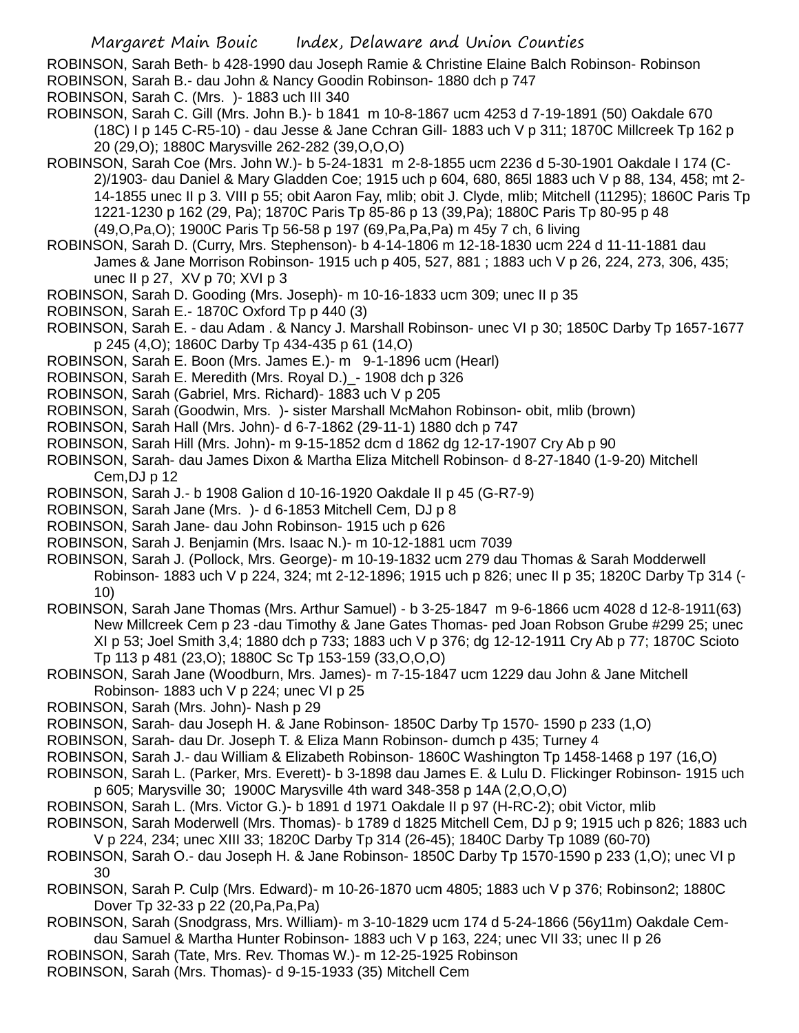ROBINSON, Sarah Beth- b 428-1990 dau Joseph Ramie & Christine Elaine Balch Robinson- Robinson

ROBINSON, Sarah B.- dau John & Nancy Goodin Robinson- 1880 dch p 747

ROBINSON, Sarah C. (Mrs. )- 1883 uch III 340

ROBINSON, Sarah C. Gill (Mrs. John B.)- b 1841 m 10-8-1867 ucm 4253 d 7-19-1891 (50) Oakdale 670 (18C) I p 145 C-R5-10) - dau Jesse & Jane Cchran Gill- 1883 uch V p 311; 1870C Millcreek Tp 162 p 20 (29,O); 1880C Marysville 262-282 (39,O,O,O)

ROBINSON, Sarah Coe (Mrs. John W.)- b 5-24-1831 m 2-8-1855 ucm 2236 d 5-30-1901 Oakdale I 174 (C-2)/1903- dau Daniel & Mary Gladden Coe; 1915 uch p 604, 680, 865l 1883 uch V p 88, 134, 458; mt 2-14-1855 unec II p 3. VIII p 55; obit Aaron Fay, mlib; obit J. Clyde, mlib; Mitchell (11295); 1860C Paris Tp 1221-1230 p 162 (29, Pa); 1870C Paris Tp 85-86 p 13 (39,Pa); 1880C Paris Tp 80-95 p 48 (49,O,Pa,O); 1900C Paris Tp 56-58 p 197 (69,Pa,Pa,Pa) m 45y 7 ch, 6 living

ROBINSON, Sarah D. (Curry, Mrs. Stephenson)- b 4-14-1806 m 12-18-1830 ucm 224 d 11-11-1881 dau James & Jane Morrison Robinson- 1915 uch p 405, 527, 881 ; 1883 uch V p 26, 224, 273, 306, 435; unec II p 27, XV p 70; XVI p 3

ROBINSON, Sarah D. Gooding (Mrs. Joseph)- m 10-16-1833 ucm 309; unec II p 35

ROBINSON, Sarah E.- 1870C Oxford Tp p 440 (3)

ROBINSON, Sarah E. - dau Adam . & Nancy J. Marshall Robinson- unec VI p 30; 1850C Darby Tp 1657-1677 p 245 (4,O); 1860C Darby Tp 434-435 p 61 (14,O)

ROBINSON, Sarah E. Boon (Mrs. James E.)- m 9-1-1896 ucm (Hearl)

ROBINSON, Sarah E. Meredith (Mrs. Royal D.)_- 1908 dch p 326

ROBINSON, Sarah (Gabriel, Mrs. Richard)- 1883 uch V p 205

ROBINSON, Sarah (Goodwin, Mrs. )- sister Marshall McMahon Robinson- obit, mlib (brown)

ROBINSON, Sarah Hall (Mrs. John)- d 6-7-1862 (29-11-1) 1880 dch p 747

ROBINSON, Sarah Hill (Mrs. John)- m 9-15-1852 dcm d 1862 dg 12-17-1907 Cry Ab p 90

ROBINSON, Sarah- dau James Dixon & Martha Eliza Mitchell Robinson- d 8-27-1840 (1-9-20) Mitchell Cem,DJ p 12

ROBINSON, Sarah J.- b 1908 Galion d 10-16-1920 Oakdale II p 45 (G-R7-9)

ROBINSON, Sarah Jane (Mrs. )- d 6-1853 Mitchell Cem, DJ p 8

ROBINSON, Sarah Jane- dau John Robinson- 1915 uch p 626

ROBINSON, Sarah J. Benjamin (Mrs. Isaac N.)- m 10-12-1881 ucm 7039

ROBINSON, Sarah J. (Pollock, Mrs. George)- m 10-19-1832 ucm 279 dau Thomas & Sarah Modderwell Robinson- 1883 uch V p 224, 324; mt 2-12-1896; 1915 uch p 826; unec II p 35; 1820C Darby Tp 314 (-10)

ROBINSON, Sarah Jane Thomas (Mrs. Arthur Samuel) - b 3-25-1847 m 9-6-1866 ucm 4028 d 12-8-1911(63) New Millcreek Cem p 23 -dau Timothy & Jane Gates Thomas- ped Joan Robson Grube #299 25; unec XI p 53; Joel Smith 3,4; 1880 dch p 733; 1883 uch V p 376; dg 12-12-1911 Cry Ab p 77; 1870C Scioto Tp 113 p 481 (23,O); 1880C Sc Tp 153-159 (33,O,O,O)

ROBINSON, Sarah Jane (Woodburn, Mrs. James)- m 7-15-1847 ucm 1229 dau John & Jane Mitchell Robinson- 1883 uch V p 224; unec VI p 25

ROBINSON, Sarah (Mrs. John)- Nash p 29

ROBINSON, Sarah- dau Joseph H. & Jane Robinson- 1850C Darby Tp 1570- 1590 p 233 (1,O)

ROBINSON, Sarah- dau Dr. Joseph T. & Eliza Mann Robinson- dumch p 435; Turney 4

ROBINSON, Sarah J.- dau William & Elizabeth Robinson- 1860C Washington Tp 1458-1468 p 197 (16,O)

ROBINSON, Sarah L. (Parker, Mrs. Everett)- b 3-1898 dau James E. & Lulu D. Flickinger Robinson- 1915 uch p 605; Marysville 30; 1900C Marysville 4th ward 348-358 p 14A (2,O,O,O)

ROBINSON, Sarah L. (Mrs. Victor G.)- b 1891 d 1971 Oakdale II p 97 (H-RC-2); obit Victor, mlib

ROBINSON, Sarah Moderwell (Mrs. Thomas)- b 1789 d 1825 Mitchell Cem, DJ p 9; 1915 uch p 826; 1883 uch V p 224, 234; unec XIII 33; 1820C Darby Tp 314 (26-45); 1840C Darby Tp 1089 (60-70)

ROBINSON, Sarah O.- dau Joseph H. & Jane Robinson- 1850C Darby Tp 1570-1590 p 233 (1,O); unec VI p 30

ROBINSON, Sarah P. Culp (Mrs. Edward)- m 10-26-1870 ucm 4805; 1883 uch V p 376; Robinson2; 1880C Dover Tp 32-33 p 22 (20,Pa,Pa,Pa)

ROBINSON, Sarah (Snodgrass, Mrs. William)- m 3-10-1829 ucm 174 d 5-24-1866 (56y11m) Oakdale Cem- dau Samuel & Martha Hunter Robinson- 1883 uch V p 163, 224; unec VII 33; unec II p 26

ROBINSON, Sarah (Tate, Mrs. Rev. Thomas W.)- m 12-25-1925 Robinson

ROBINSON, Sarah (Mrs. Thomas)- d 9-15-1933 (35) Mitchell Cem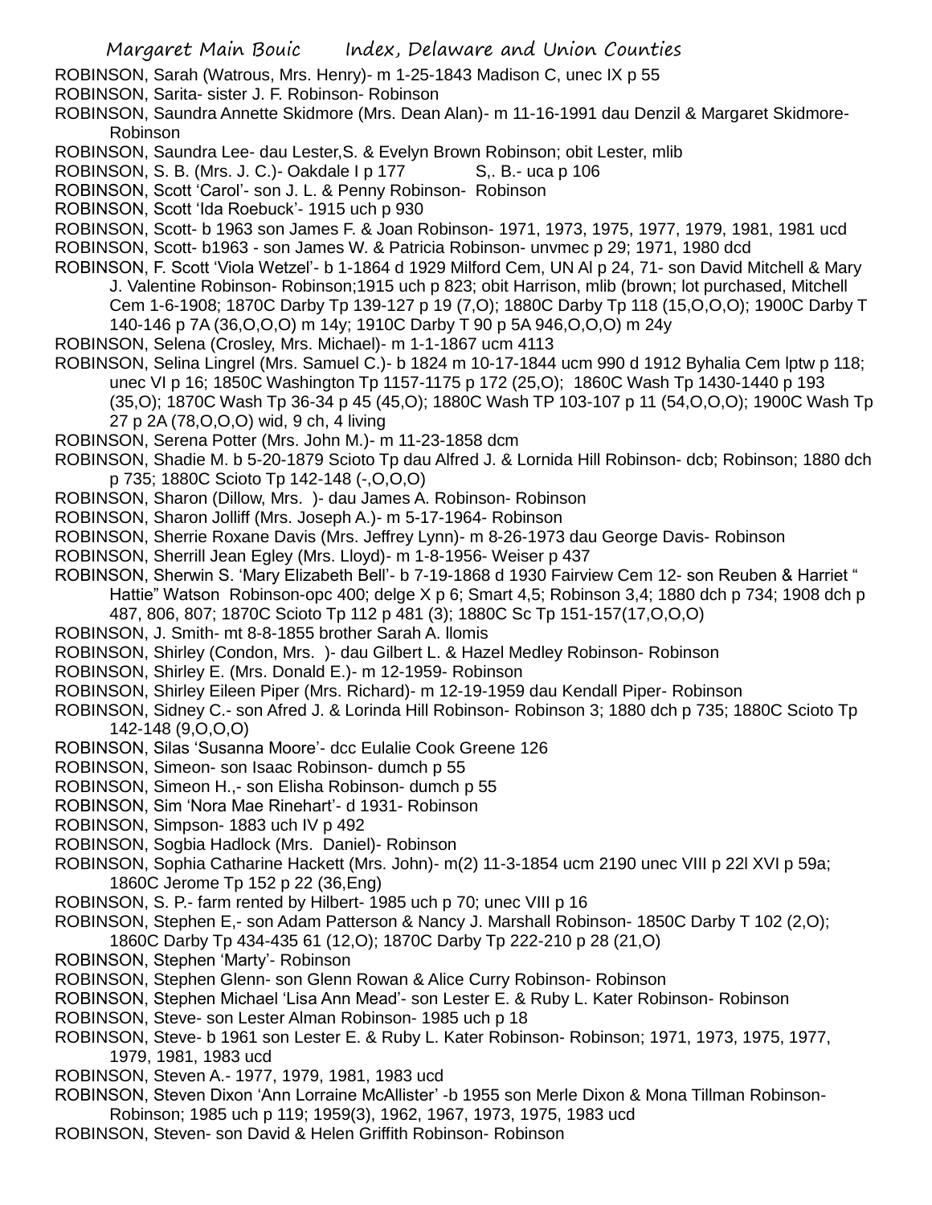ROBINSON, Sarah (Watrous, Mrs. Henry)- m 1-25-1843 Madison C, unec IX p 55

ROBINSON, Sarita- sister J. F. Robinson- Robinson

ROBINSON, Saundra Annette Skidmore (Mrs. Dean Alan)- m 11-16-1991 dau Denzil & Margaret Skidmore- Robinson

ROBINSON, Saundra Lee- dau Lester,S. & Evelyn Brown Robinson; obit Lester, mlib

ROBINSON, S. B. (Mrs. J. C.)- Oakdale I p 177 S,. B.- uca p 106

ROBINSON, Scott 'Carol'- son J. L. & Penny Robinson- Robinson

ROBINSON, Scott 'Ida Roebuck'- 1915 uch p 930

ROBINSON, Scott- b 1963 son James F. & Joan Robinson- 1971, 1973, 1975, 1977, 1979, 1981, 1981 ucd

ROBINSON, Scott- b1963 - son James W. & Patricia Robinson- unvmec p 29; 1971, 1980 dcd

ROBINSON, F. Scott 'Viola Wetzel'- b 1-1864 d 1929 Milford Cem, UN Al p 24, 71- son David Mitchell & Mary J. Valentine Robinson- Robinson;1915 uch p 823; obit Harrison, mlib (brown; lot purchased, Mitchell Cem 1-6-1908; 1870C Darby Tp 139-127 p 19 (7,O); 1880C Darby Tp 118 (15,O,O,O); 1900C Darby T 140-146 p 7A (36,O,O,O) m 14y; 1910C Darby T 90 p 5A 946,O,O,O) m 24y

ROBINSON, Selena (Crosley, Mrs. Michael)- m 1-1-1867 ucm 4113

ROBINSON, Selina Lingrel (Mrs. Samuel C.)- b 1824 m 10-17-1844 ucm 990 d 1912 Byhalia Cem lptw p 118; unec VI p 16; 1850C Washington Tp 1157-1175 p 172 (25,O); 1860C Wash Tp 1430-1440 p 193 (35,O); 1870C Wash Tp 36-34 p 45 (45,O); 1880C Wash TP 103-107 p 11 (54,O,O,O); 1900C Wash Tp 27 p 2A (78,O,O,O) wid, 9 ch, 4 living

ROBINSON, Serena Potter (Mrs. John M.)- m 11-23-1858 dcm

ROBINSON, Shadie M. b 5-20-1879 Scioto Tp dau Alfred J. & Lornida Hill Robinson- dcb; Robinson; 1880 dch p 735; 1880C Scioto Tp 142-148 (-,O,O,O)

ROBINSON, Sharon (Dillow, Mrs. )- dau James A. Robinson- Robinson

ROBINSON, Sharon Jolliff (Mrs. Joseph A.)- m 5-17-1964- Robinson

ROBINSON, Sherrie Roxane Davis (Mrs. Jeffrey Lynn)- m 8-26-1973 dau George Davis- Robinson

ROBINSON, Sherrill Jean Egley (Mrs. Lloyd)- m 1-8-1956- Weiser p 437

ROBINSON, Sherwin S. 'Mary Elizabeth Bell'- b 7-19-1868 d 1930 Fairview Cem 12- son Reuben & Harriet " Hattie" Watson Robinson-opc 400; delge X p 6; Smart 4,5; Robinson 3,4; 1880 dch p 734; 1908 dch p 487, 806, 807; 1870C Scioto Tp 112 p 481 (3); 1880C Sc Tp 151-157(17,O,O,O)

ROBINSON, J. Smith- mt 8-8-1855 brother Sarah A. llomis

ROBINSON, Shirley (Condon, Mrs. )- dau Gilbert L. & Hazel Medley Robinson- Robinson

ROBINSON, Shirley E. (Mrs. Donald E.)- m 12-1959- Robinson

ROBINSON, Shirley Eileen Piper (Mrs. Richard)- m 12-19-1959 dau Kendall Piper- Robinson

ROBINSON, Sidney C.- son Afred J. & Lorinda Hill Robinson- Robinson 3; 1880 dch p 735; 1880C Scioto Tp 142-148 (9,O,O,O)

ROBINSON, Silas 'Susanna Moore'- dcc Eulalie Cook Greene 126

ROBINSON, Simeon- son Isaac Robinson- dumch p 55

ROBINSON, Simeon H.,- son Elisha Robinson- dumch p 55

ROBINSON, Sim 'Nora Mae Rinehart'- d 1931- Robinson

ROBINSON, Simpson- 1883 uch IV p 492

ROBINSON, Sogbia Hadlock (Mrs. Daniel)- Robinson

ROBINSON, Sophia Catharine Hackett (Mrs. John)- m(2) 11-3-1854 ucm 2190 unec VIII p 22l XVI p 59a; 1860C Jerome Tp 152 p 22 (36,Eng)

ROBINSON, S. P.- farm rented by Hilbert- 1985 uch p 70; unec VIII p 16

ROBINSON, Stephen E,- son Adam Patterson & Nancy J. Marshall Robinson- 1850C Darby T 102 (2,O); 1860C Darby Tp 434-435 61 (12,O); 1870C Darby Tp 222-210 p 28 (21,O)

ROBINSON, Stephen 'Marty'- Robinson

ROBINSON, Stephen Glenn- son Glenn Rowan & Alice Curry Robinson- Robinson

ROBINSON, Stephen Michael 'Lisa Ann Mead'- son Lester E. & Ruby L. Kater Robinson- Robinson

ROBINSON, Steve- son Lester Alman Robinson- 1985 uch p 18

ROBINSON, Steve- b 1961 son Lester E. & Ruby L. Kater Robinson- Robinson; 1971, 1973, 1975, 1977, 1979, 1981, 1983 ucd

ROBINSON, Steven A.- 1977, 1979, 1981, 1983 ucd

ROBINSON, Steven Dixon 'Ann Lorraine McAllister' -b 1955 son Merle Dixon & Mona Tillman Robinson- Robinson; 1985 uch p 119; 1959(3), 1962, 1967, 1973, 1975, 1983 ucd

ROBINSON, Steven- son David & Helen Griffith Robinson- Robinson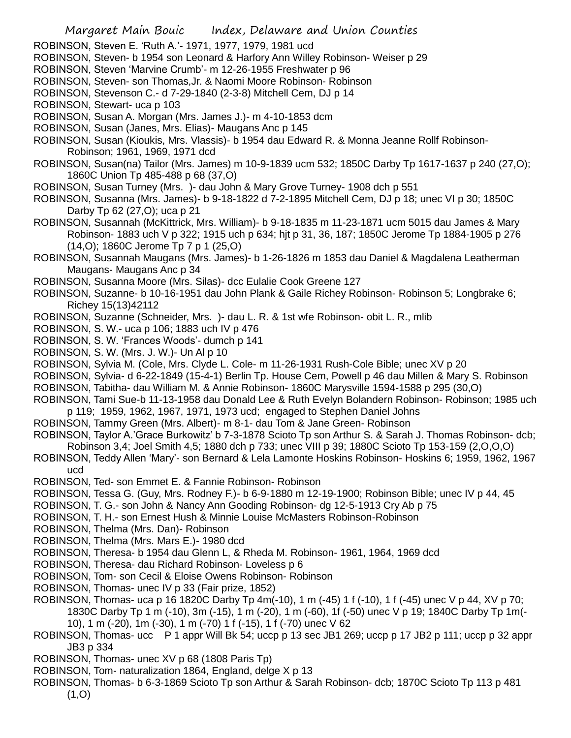ROBINSON, Steven E. 'Ruth A.'- 1971, 1977, 1979, 1981 ucd

ROBINSON, Steven- b 1954 son Leonard & Harfory Ann Willey Robinson- Weiser p 29

ROBINSON, Steven 'Marvine Crumb'- m 12-26-1955 Freshwater p 96

ROBINSON, Steven- son Thomas,Jr. & Naomi Moore Robinson- Robinson

ROBINSON, Stevenson C.- d 7-29-1840 (2-3-8) Mitchell Cem, DJ p 14

ROBINSON, Stewart- uca p 103

ROBINSON, Susan A. Morgan (Mrs. James J.)- m 4-10-1853 dcm

ROBINSON, Susan (Janes, Mrs. Elias)- Maugans Anc p 145

ROBINSON, Susan (Kioukis, Mrs. Vlassis)- b 1954 dau Edward R. & Monna Jeanne Rollf Robinson- Robinson; 1961, 1969, 1971 dcd

ROBINSON, Susan(na) Tailor (Mrs. James) m 10-9-1839 ucm 532; 1850C Darby Tp 1617-1637 p 240 (27,O); 1860C Union Tp 485-488 p 68 (37,O)

ROBINSON, Susan Turney (Mrs. )- dau John & Mary Grove Turney- 1908 dch p 551

ROBINSON, Susanna (Mrs. James)- b 9-18-1822 d 7-2-1895 Mitchell Cem, DJ p 18; unec VI p 30; 1850C Darby Tp 62 (27,O); uca p 21

ROBINSON, Susanna (McKittrick, Mrs. William)- b 9-18-1835 m 11-23-1871 ucm 5015 dau James & Mary Robinson- 1883 uch V p 322; 1915 uch p 634; hjt p 31, 36, 187; 1850C Jerome Tp 1884-1905 p 276 (14,O); 1860C Jerome Tp 7 p 1 (25,O)

ROBINSON, Susannah Maugans (Mrs. James)- b 1-26-1826 m 1853 dau Daniel & Magdalena Leatherman Maugans- Maugans Anc p 34

ROBINSON, Susanna Moore (Mrs. Silas)- dcc Eulalie Cook Greene 127

ROBINSON, Suzanne- b 10-16-1951 dau John Plank & Gaile Richey Robinson- Robinson 5; Longbrake 6; Richey 15(13)42112

ROBINSON, Suzanne (Schneider, Mrs. )- dau L. R. & 1st wfe Robinson- obit L. R., mlib

ROBINSON, S. W.- uca p 106; 1883 uch IV p 476

ROBINSON, S. W. 'Frances Woods'- dumch p 141

ROBINSON, S. W. (Mrs. J. W.)- Un Al p 10

ROBINSON, Sylvia M. (Cole, Mrs. Clyde L. Cole- m 11-26-1931 Rush-Cole Bible; unec XV p 20

ROBINSON, Sylvia- d 6-22-1849 (15-4-1) Berlin Tp. House Cem, Powell p 46 dau Millen & Mary S. Robinson

ROBINSON, Tabitha- dau William M. & Annie Robinson- 1860C Marysville 1594-1588 p 295 (30,O)

ROBINSON, Tami Sue-b 11-13-1958 dau Donald Lee & Ruth Evelyn Bolandern Robinson- Robinson; 1985 uch p 119; 1959, 1962, 1967, 1971, 1973 ucd; engaged to Stephen Daniel Johns

ROBINSON, Tammy Green (Mrs. Albert)- m 8-1- dau Tom & Jane Green- Robinson

ROBINSON, Taylor A.'Grace Burkowitz' b 7-3-1878 Scioto Tp son Arthur S. & Sarah J. Thomas Robinson- dcb; Robinson 3,4; Joel Smith 4,5; 1880 dch p 733; unec VIII p 39; 1880C Scioto Tp 153-159 (2,O,O,O)

ROBINSON, Teddy Allen 'Mary'- son Bernard & Lela Lamonte Hoskins Robinson- Hoskins 6; 1959, 1962, 1967 ucd

ROBINSON, Ted- son Emmet E. & Fannie Robinson- Robinson

ROBINSON, Tessa G. (Guy, Mrs. Rodney F.)- b 6-9-1880 m 12-19-1900; Robinson Bible; unec IV p 44, 45

ROBINSON, T. G.- son John & Nancy Ann Gooding Robinson- dg 12-5-1913 Cry Ab p 75

ROBINSON, T. H.- son Ernest Hush & Minnie Louise McMasters Robinson-Robinson

ROBINSON, Thelma (Mrs. Dan)- Robinson

ROBINSON, Thelma (Mrs. Mars E.)- 1980 dcd

ROBINSON, Theresa- b 1954 dau Glenn L, & Rheda M. Robinson- 1961, 1964, 1969 dcd

ROBINSON, Theresa- dau Richard Robinson- Loveless p 6

ROBINSON, Tom- son Cecil & Eloise Owens Robinson- Robinson

ROBINSON, Thomas- unec IV p 33 (Fair prize, 1852)

ROBINSON, Thomas- uca p 16 1820C Darby Tp 4m(-10), 1 m (-45) 1 f (-10), 1 f (-45) unec V p 44, XV p 70; 1830C Darby Tp 1 m (-10), 3m (-15), 1 m (-20), 1 m (-60), 1f (-50) unec V p 19; 1840C Darby Tp 1m(-10), 1 m (-20), 1m (-30), 1 m (-70) 1 f (-15), 1 f (-70) unec V 62

ROBINSON, Thomas- ucc P 1 appr Will Bk 54; uccp p 13 sec JB1 269; uccp p 17 JB2 p 111; uccp p 32 appr JB3 p 334

ROBINSON, Thomas- unec XV p 68 (1808 Paris Tp)

ROBINSON, Tom- naturalization 1864, England, delge X p 13

ROBINSON, Thomas- b 6-3-1869 Scioto Tp son Arthur & Sarah Robinson- dcb; 1870C Scioto Tp 113 p 481 (1,O)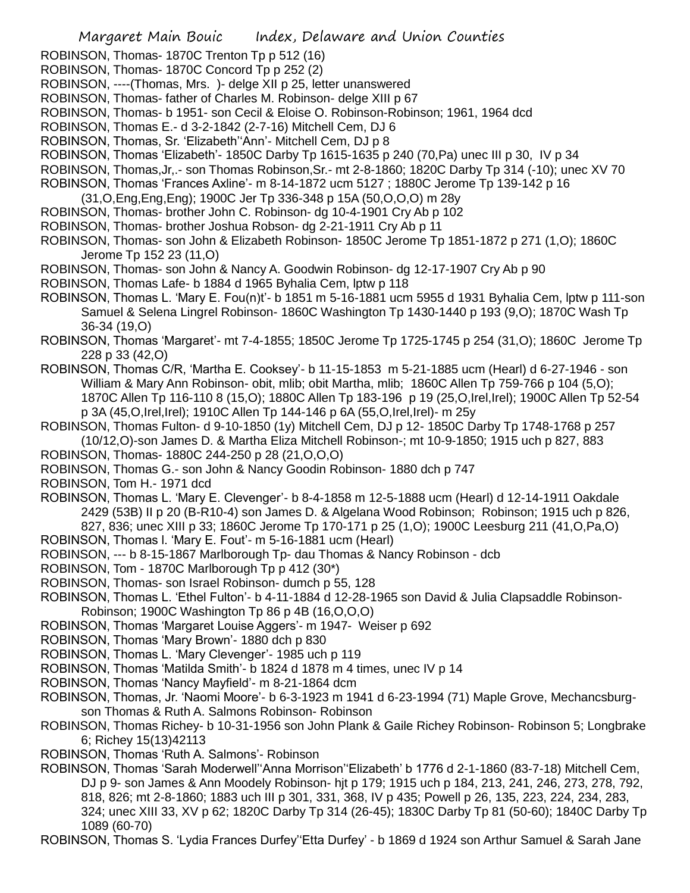ROBINSON, Thomas- 1870C Trenton Tp p 512 (16)
ROBINSON, Thomas- 1870C Concord Tp p 252 (2)
ROBINSON, ----(Thomas, Mrs. )- delge XII p 25, letter unanswered
ROBINSON, Thomas- father of Charles M. Robinson- delge XIII p 67
ROBINSON, Thomas- b 1951- son Cecil & Eloise O. Robinson-Robinson; 1961, 1964 dcd
ROBINSON, Thomas E.- d 3-2-1842 (2-7-16) Mitchell Cem, DJ 6
ROBINSON, Thomas, Sr. 'Elizabeth''Ann'- Mitchell Cem, DJ p 8
ROBINSON, Thomas 'Elizabeth'- 1850C Darby Tp 1615-1635 p 240 (70,Pa) unec III p 30, IV p 34
ROBINSON, Thomas,Jr,.- son Thomas Robinson,Sr.- mt 2-8-1860; 1820C Darby Tp 314 (-10); unec XV 70
ROBINSON, Thomas 'Frances Axline'- m 8-14-1872 ucm 5127 ; 1880C Jerome Tp 139-142 p 16 (31,O,Eng,Eng,Eng); 1900C Jer Tp 336-348 p 15A (50,O,O,O) m 28y
ROBINSON, Thomas- brother John C. Robinson- dg 10-4-1901 Cry Ab p 102
ROBINSON, Thomas- brother Joshua Robson- dg 2-21-1911 Cry Ab p 11
ROBINSON, Thomas- son John & Elizabeth Robinson- 1850C Jerome Tp 1851-1872 p 271 (1,O); 1860C Jerome Tp 152 23 (11,O)
ROBINSON, Thomas- son John & Nancy A. Goodwin Robinson- dg 12-17-1907 Cry Ab p 90
ROBINSON, Thomas Lafe- b 1884 d 1965 Byhalia Cem, lptw p 118
ROBINSON, Thomas L. 'Mary E. Fou(n)t'- b 1851 m 5-16-1881 ucm 5955 d 1931 Byhalia Cem, lptw p 111-son Samuel & Selena Lingrel Robinson- 1860C Washington Tp 1430-1440 p 193 (9,O); 1870C Wash Tp 36-34 (19,O)
ROBINSON, Thomas 'Margaret'- mt 7-4-1855; 1850C Jerome Tp 1725-1745 p 254 (31,O); 1860C Jerome Tp 228 p 33 (42,O)
ROBINSON, Thomas C/R, 'Martha E. Cooksey'- b 11-15-1853 m 5-21-1885 ucm (Hearl) d 6-27-1946 - son William & Mary Ann Robinson- obit, mlib; obit Martha, mlib; 1860C Allen Tp 759-766 p 104 (5,O); 1870C Allen Tp 116-110 8 (15,O); 1880C Allen Tp 183-196 p 19 (25,O,Irel,Irel); 1900C Allen Tp 52-54 p 3A (45,O,Irel,Irel); 1910C Allen Tp 144-146 p 6A (55,O,Irel,Irel)- m 25y
ROBINSON, Thomas Fulton- d 9-10-1850 (1y) Mitchell Cem, DJ p 12- 1850C Darby Tp 1748-1768 p 257 (10/12,O)-son James D. & Martha Eliza Mitchell Robinson-; mt 10-9-1850; 1915 uch p 827, 883
ROBINSON, Thomas- 1880C 244-250 p 28 (21,O,O,O)
ROBINSON, Thomas G.- son John & Nancy Goodin Robinson- 1880 dch p 747
ROBINSON, Tom H.- 1971 dcd
ROBINSON, Thomas L. 'Mary E. Clevenger'- b 8-4-1858 m 12-5-1888 ucm (Hearl) d 12-14-1911 Oakdale 2429 (53B) II p 20 (B-R10-4) son James D. & Algelana Wood Robinson; Robinson; 1915 uch p 826, 827, 836; unec XIII p 33; 1860C Jerome Tp 170-171 p 25 (1,O); 1900C Leesburg 211 (41,O,Pa,O)
ROBINSON, Thomas l. 'Mary E. Fout'- m 5-16-1881 ucm (Hearl)
ROBINSON, --- b 8-15-1867 Marlborough Tp- dau Thomas & Nancy Robinson - dcb
ROBINSON, Tom - 1870C Marlborough Tp p 412 (30*)
ROBINSON, Thomas- son Israel Robinson- dumch p 55, 128
ROBINSON, Thomas L. 'Ethel Fulton'- b 4-11-1884 d 12-28-1965 son David & Julia Clapsaddle Robinson-Robinson; 1900C Washington Tp 86 p 4B (16,O,O,O)
ROBINSON, Thomas 'Margaret Louise Aggers'- m 1947- Weiser p 692
ROBINSON, Thomas 'Mary Brown'- 1880 dch p 830
ROBINSON, Thomas L. 'Mary Clevenger'- 1985 uch p 119
ROBINSON, Thomas 'Matilda Smith'- b 1824 d 1878 m 4 times, unec IV p 14
ROBINSON, Thomas 'Nancy Mayfield'- m 8-21-1864 dcm
ROBINSON, Thomas, Jr. 'Naomi Moore'- b 6-3-1923 m 1941 d 6-23-1994 (71) Maple Grove, Mechancsburg- son Thomas & Ruth A. Salmons Robinson- Robinson
ROBINSON, Thomas Richey- b 10-31-1956 son John Plank & Gaile Richey Robinson- Robinson 5; Longbrake 6; Richey 15(13)42113
ROBINSON, Thomas 'Ruth A. Salmons'- Robinson
ROBINSON, Thomas 'Sarah Moderwell''Anna Morrison''Elizabeth' b 1776 d 2-1-1860 (83-7-18) Mitchell Cem, DJ p 9- son James & Ann Moodely Robinson- hjt p 179; 1915 uch p 184, 213, 241, 246, 273, 278, 792, 818, 826; mt 2-8-1860; 1883 uch III p 301, 331, 368, IV p 435; Powell p 26, 135, 223, 224, 234, 283, 324; unec XIII 33, XV p 62; 1820C Darby Tp 314 (26-45); 1830C Darby Tp 81 (50-60); 1840C Darby Tp 1089 (60-70)
ROBINSON, Thomas S. 'Lydia Frances Durfey''Etta Durfey' - b 1869 d 1924 son Arthur Samuel & Sarah Jane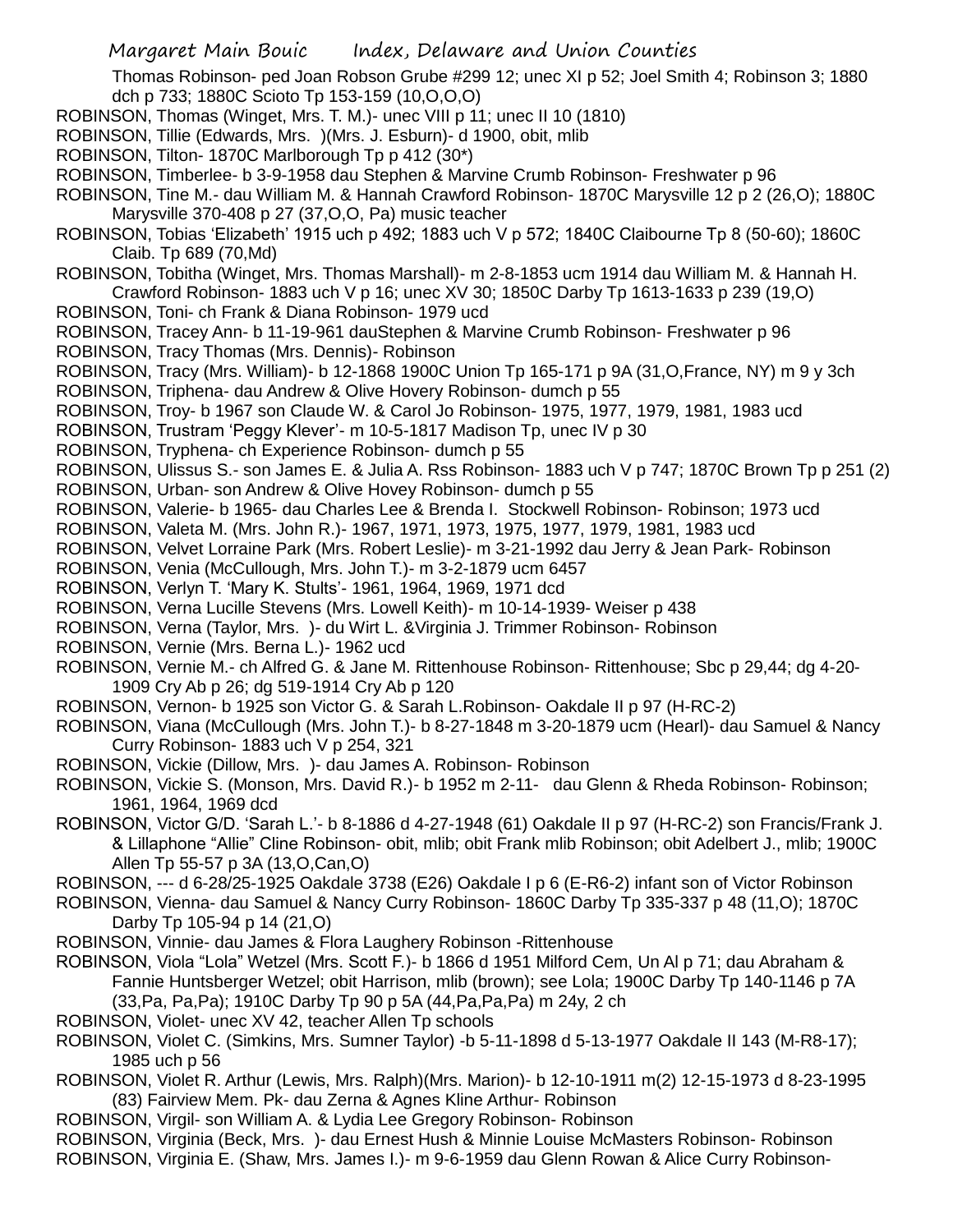Thomas Robinson- ped Joan Robson Grube #299 12; unec XI p 52; Joel Smith 4; Robinson 3; 1880 dch p 733; 1880C Scioto Tp 153-159 (10,O,O,O)

ROBINSON, Thomas (Winget, Mrs. T. M.)- unec VIII p 11; unec II 10 (1810)

ROBINSON, Tillie (Edwards, Mrs. )(Mrs. J. Esburn)- d 1900, obit, mlib

ROBINSON, Tilton- 1870C Marlborough Tp p 412 (30*)

ROBINSON, Timberlee- b 3-9-1958 dau Stephen & Marvine Crumb Robinson- Freshwater p 96

ROBINSON, Tine M.- dau William M. & Hannah Crawford Robinson- 1870C Marysville 12 p 2 (26,O); 1880C Marysville 370-408 p 27 (37,O,O, Pa) music teacher

ROBINSON, Tobias 'Elizabeth' 1915 uch p 492; 1883 uch V p 572; 1840C Claibourne Tp 8 (50-60); 1860C Claib. Tp 689 (70,Md)

ROBINSON, Tobitha (Winget, Mrs. Thomas Marshall)- m 2-8-1853 ucm 1914 dau William M. & Hannah H. Crawford Robinson- 1883 uch V p 16; unec XV 30; 1850C Darby Tp 1613-1633 p 239 (19,O)

ROBINSON, Toni- ch Frank & Diana Robinson- 1979 ucd

ROBINSON, Tracey Ann- b 11-19-961 dauStephen & Marvine Crumb Robinson- Freshwater p 96

ROBINSON, Tracy Thomas (Mrs. Dennis)- Robinson

ROBINSON, Tracy (Mrs. William)- b 12-1868 1900C Union Tp 165-171 p 9A (31,O,France, NY) m 9 y 3ch

ROBINSON, Triphena- dau Andrew & Olive Hovery Robinson- dumch p 55

ROBINSON, Troy- b 1967 son Claude W. & Carol Jo Robinson- 1975, 1977, 1979, 1981, 1983 ucd

ROBINSON, Trustram 'Peggy Klever'- m 10-5-1817 Madison Tp, unec IV p 30

ROBINSON, Tryphena- ch Experience Robinson- dumch p 55

ROBINSON, Ulissus S.- son James E. & Julia A. Rss Robinson- 1883 uch V p 747; 1870C Brown Tp p 251 (2)

ROBINSON, Urban- son Andrew & Olive Hovey Robinson- dumch p 55

ROBINSON, Valerie- b 1965- dau Charles Lee & Brenda I. Stockwell Robinson- Robinson; 1973 ucd

ROBINSON, Valeta M. (Mrs. John R.)- 1967, 1971, 1973, 1975, 1977, 1979, 1981, 1983 ucd

ROBINSON, Velvet Lorraine Park (Mrs. Robert Leslie)- m 3-21-1992 dau Jerry & Jean Park- Robinson

ROBINSON, Venia (McCullough, Mrs. John T.)- m 3-2-1879 ucm 6457

ROBINSON, Verlyn T. 'Mary K. Stults'- 1961, 1964, 1969, 1971 dcd

ROBINSON, Verna Lucille Stevens (Mrs. Lowell Keith)- m 10-14-1939- Weiser p 438

ROBINSON, Verna (Taylor, Mrs. )- du Wirt L. &Virginia J. Trimmer Robinson- Robinson

ROBINSON, Vernie (Mrs. Berna L.)- 1962 ucd

ROBINSON, Vernie M.- ch Alfred G. & Jane M. Rittenhouse Robinson- Rittenhouse; Sbc p 29,44; dg 4-20-1909 Cry Ab p 26; dg 519-1914 Cry Ab p 120

ROBINSON, Vernon- b 1925 son Victor G. & Sarah L.Robinson- Oakdale II p 97 (H-RC-2)

ROBINSON, Viana (McCullough (Mrs. John T.)- b 8-27-1848 m 3-20-1879 ucm (Hearl)- dau Samuel & Nancy Curry Robinson- 1883 uch V p 254, 321

ROBINSON, Vickie (Dillow, Mrs. )- dau James A. Robinson- Robinson

ROBINSON, Vickie S. (Monson, Mrs. David R.)- b 1952 m 2-11- dau Glenn & Rheda Robinson- Robinson; 1961, 1964, 1969 dcd

ROBINSON, Victor G/D. 'Sarah L.'- b 8-8-1886 d 4-27-1948 (61) Oakdale II p 97 (H-RC-2) son Francis/Frank J. & Lillaphone "Allie" Cline Robinson- obit, mlib; obit Frank mlib Robinson; obit Adelbert J., mlib; 1900C Allen Tp 55-57 p 3A (13,O,Can,O)

ROBINSON, --- d 6-28/25-1925 Oakdale 3738 (E26) Oakdale I p 6 (E-R6-2) infant son of Victor Robinson

ROBINSON, Vienna- dau Samuel & Nancy Curry Robinson- 1860C Darby Tp 335-337 p 48 (11,O); 1870C Darby Tp 105-94 p 14 (21,O)

ROBINSON, Vinnie- dau James & Flora Laughery Robinson -Rittenhouse

ROBINSON, Viola "Lola" Wetzel (Mrs. Scott F.)- b 1866 d 1951 Milford Cem, Un Al p 71; dau Abraham & Fannie Huntsberger Wetzel; obit Harrison, mlib (brown); see Lola; 1900C Darby Tp 140-1146 p 7A (33,Pa, Pa,Pa); 1910C Darby Tp 90 p 5A (44,Pa,Pa,Pa) m 24y, 2 ch

ROBINSON, Violet- unec XV 42, teacher Allen Tp schools

ROBINSON, Violet C. (Simkins, Mrs. Sumner Taylor) -b 5-11-1898 d 5-13-1977 Oakdale II 143 (M-R8-17); 1985 uch p 56

ROBINSON, Violet R. Arthur (Lewis, Mrs. Ralph)(Mrs. Marion)- b 12-10-1911 m(2) 12-15-1973 d 8-23-1995 (83) Fairview Mem. Pk- dau Zerna & Agnes Kline Arthur- Robinson

ROBINSON, Virgil- son William A. & Lydia Lee Gregory Robinson- Robinson

ROBINSON, Virginia (Beck, Mrs. )- dau Ernest Hush & Minnie Louise McMasters Robinson- Robinson

ROBINSON, Virginia E. (Shaw, Mrs. James I.)- m 9-6-1959 dau Glenn Rowan & Alice Curry Robinson-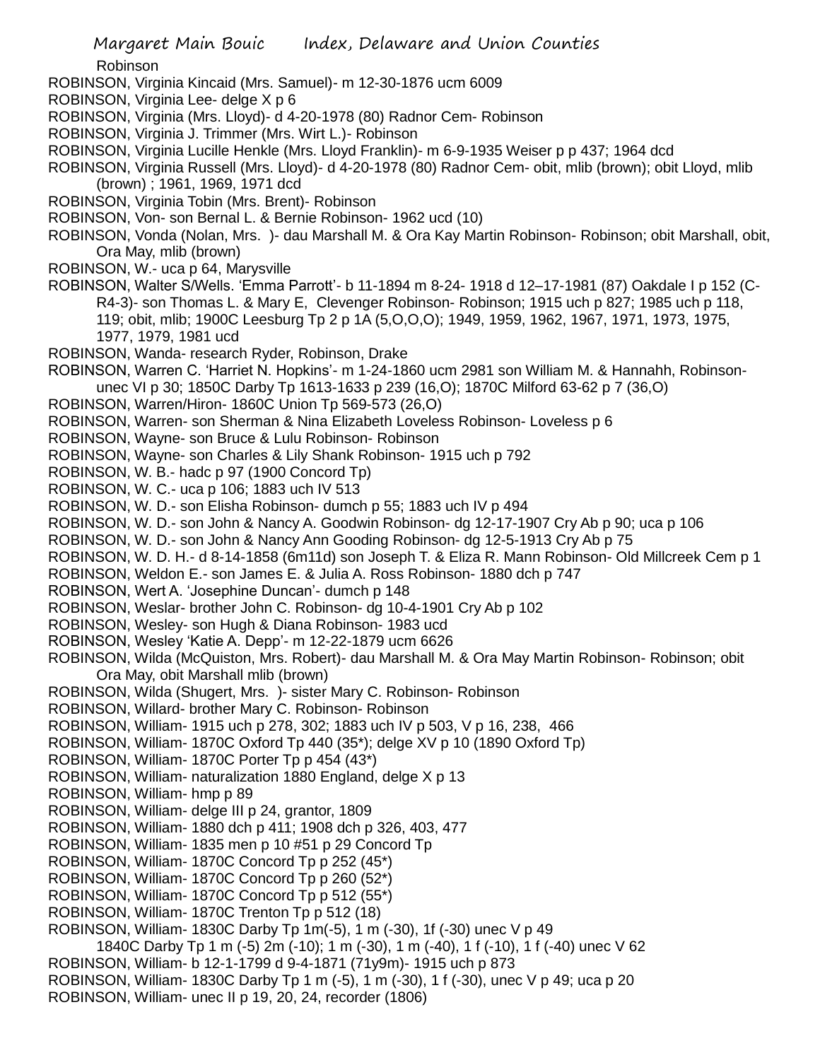Robinson

ROBINSON, Virginia Kincaid (Mrs. Samuel)- m 12-30-1876 ucm 6009

ROBINSON, Virginia Lee- delge X p 6

ROBINSON, Virginia (Mrs. Lloyd)- d 4-20-1978 (80) Radnor Cem- Robinson

ROBINSON, Virginia J. Trimmer (Mrs. Wirt L.)- Robinson

ROBINSON, Virginia Lucille Henkle (Mrs. Lloyd Franklin)- m 6-9-1935 Weiser p p 437; 1964 dcd

ROBINSON, Virginia Russell (Mrs. Lloyd)- d 4-20-1978 (80) Radnor Cem- obit, mlib (brown); obit Lloyd, mlib (brown) ; 1961, 1969, 1971 dcd

ROBINSON, Virginia Tobin (Mrs. Brent)- Robinson

ROBINSON, Von- son Bernal L. & Bernie Robinson- 1962 ucd (10)

ROBINSON, Vonda (Nolan, Mrs. )- dau Marshall M. & Ora Kay Martin Robinson- Robinson; obit Marshall, obit, Ora May, mlib (brown)

ROBINSON, W.- uca p 64, Marysville

ROBINSON, Walter S/Wells. 'Emma Parrott'- b 11-1894 m 8-24- 1918 d 12–17-1981 (87) Oakdale I p 152 (C-R4-3)- son Thomas L. & Mary E, Clevenger Robinson- Robinson; 1915 uch p 827; 1985 uch p 118, 119; obit, mlib; 1900C Leesburg Tp 2 p 1A (5,O,O,O); 1949, 1959, 1962, 1967, 1971, 1973, 1975, 1977, 1979, 1981 ucd

ROBINSON, Wanda- research Ryder, Robinson, Drake

ROBINSON, Warren C. 'Harriet N. Hopkins'- m 1-24-1860 ucm 2981 son William M. & Hannahh, Robinson- unec VI p 30; 1850C Darby Tp 1613-1633 p 239 (16,O); 1870C Milford 63-62 p 7 (36,O)

ROBINSON, Warren/Hiron- 1860C Union Tp 569-573 (26,O)

ROBINSON, Warren- son Sherman & Nina Elizabeth Loveless Robinson- Loveless p 6

ROBINSON, Wayne- son Bruce & Lulu Robinson- Robinson

ROBINSON, Wayne- son Charles & Lily Shank Robinson- 1915 uch p 792

ROBINSON, W. B.- hadc p 97 (1900 Concord Tp)

ROBINSON, W. C.- uca p 106; 1883 uch IV 513

ROBINSON, W. D.- son Elisha Robinson- dumch p 55; 1883 uch IV p 494

ROBINSON, W. D.- son John & Nancy A. Goodwin Robinson- dg 12-17-1907 Cry Ab p 90; uca p 106

ROBINSON, W. D.- son John & Nancy Ann Gooding Robinson- dg 12-5-1913 Cry Ab p 75

ROBINSON, W. D. H.- d 8-14-1858 (6m11d) son Joseph T. & Eliza R. Mann Robinson- Old Millcreek Cem p 1

ROBINSON, Weldon E.- son James E. & Julia A. Ross Robinson- 1880 dch p 747

ROBINSON, Wert A. 'Josephine Duncan'- dumch p 148

ROBINSON, Weslar- brother John C. Robinson- dg 10-4-1901 Cry Ab p 102

ROBINSON, Wesley- son Hugh & Diana Robinson- 1983 ucd

ROBINSON, Wesley 'Katie A. Depp'- m 12-22-1879 ucm 6626

ROBINSON, Wilda (McQuiston, Mrs. Robert)- dau Marshall M. & Ora May Martin Robinson- Robinson; obit Ora May, obit Marshall mlib (brown)

ROBINSON, Wilda (Shugert, Mrs. )- sister Mary C. Robinson- Robinson

ROBINSON, Willard- brother Mary C. Robinson- Robinson

ROBINSON, William- 1915 uch p 278, 302; 1883 uch IV p 503, V p 16, 238, 466

ROBINSON, William- 1870C Oxford Tp 440 (35*); delge XV p 10 (1890 Oxford Tp)

ROBINSON, William- 1870C Porter Tp p 454 (43*)

ROBINSON, William- naturalization 1880 England, delge X p 13

ROBINSON, William- hmp p 89

ROBINSON, William- delge III p 24, grantor, 1809

ROBINSON, William- 1880 dch p 411; 1908 dch p 326, 403, 477

ROBINSON, William- 1835 men p 10 #51 p 29 Concord Tp

ROBINSON, William- 1870C Concord Tp p 252 (45*)

ROBINSON, William- 1870C Concord Tp p 260 (52*)

ROBINSON, William- 1870C Concord Tp p 512 (55*)

ROBINSON, William- 1870C Trenton Tp p 512 (18)

ROBINSON, William- 1830C Darby Tp 1m(-5), 1 m (-30), 1f (-30) unec V p 49
1840C Darby Tp 1 m (-5) 2m (-10); 1 m (-30), 1 m (-40), 1 f (-10), 1 f (-40) unec V 62

ROBINSON, William- b 12-1-1799 d 9-4-1871 (71y9m)- 1915 uch p 873

ROBINSON, William- 1830C Darby Tp 1 m (-5), 1 m (-30), 1 f (-30), unec V p 49; uca p 20

ROBINSON, William- unec II p 19, 20, 24, recorder (1806)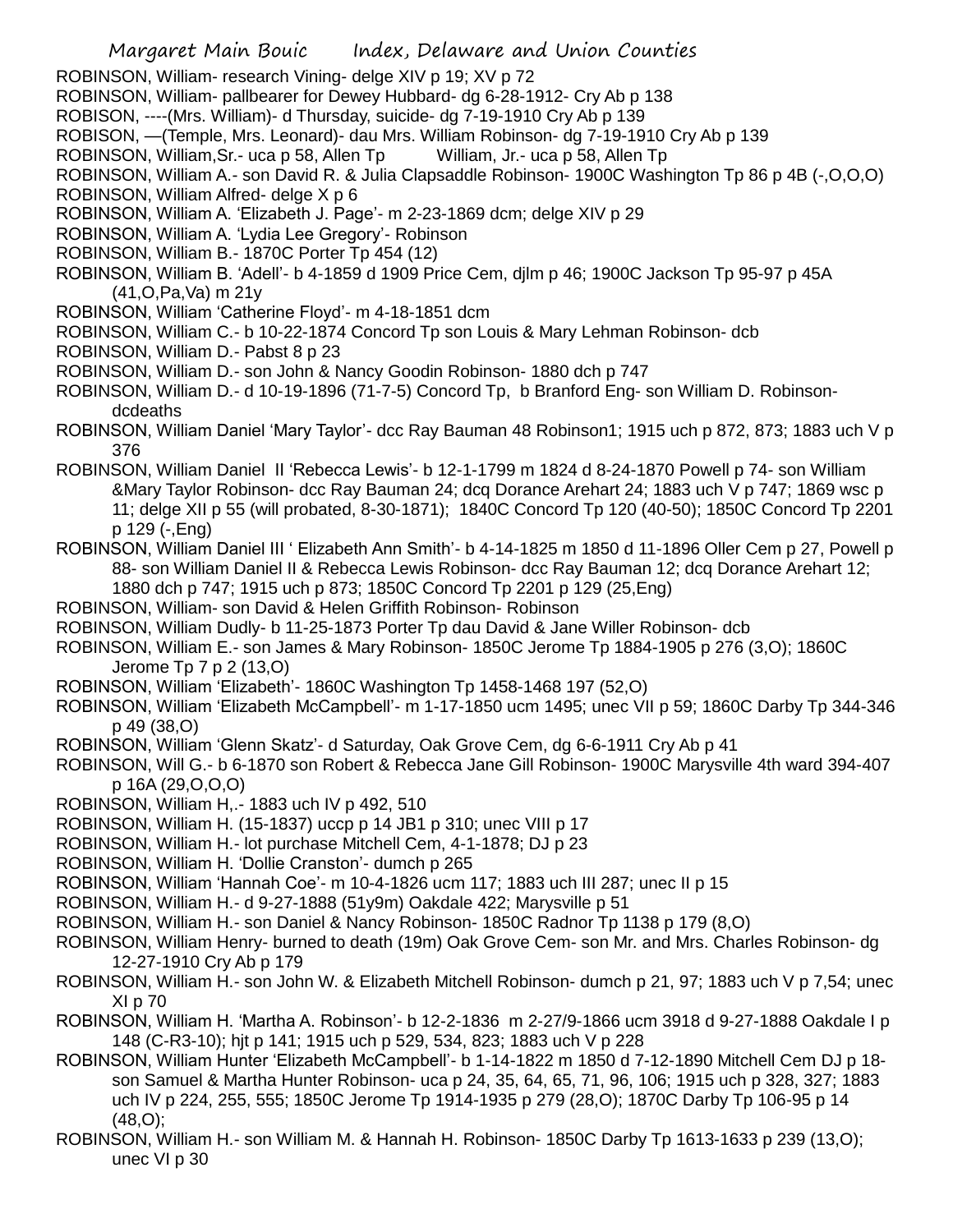ROBINSON, William- research Vining- delge XIV p 19; XV p 72

ROBINSON, William- pallbearer for Dewey Hubbard- dg 6-28-1912- Cry Ab p 138

ROBISON, ----(Mrs. William)- d Thursday, suicide- dg 7-19-1910 Cry Ab p 139

ROBISON, —(Temple, Mrs. Leonard)- dau Mrs. William Robinson- dg 7-19-1910 Cry Ab p 139

ROBINSON, William,Sr.- uca p 58, Allen Tp William, Jr.- uca p 58, Allen Tp

ROBINSON, William A.- son David R. & Julia Clapsaddle Robinson- 1900C Washington Tp 86 p 4B (-,O,O,O)

ROBINSON, William Alfred- delge X p 6

ROBINSON, William A. 'Elizabeth J. Page'- m 2-23-1869 dcm; delge XIV p 29

ROBINSON, William A. 'Lydia Lee Gregory'- Robinson

ROBINSON, William B.- 1870C Porter Tp 454 (12)

ROBINSON, William B. 'Adell'- b 4-1859 d 1909 Price Cem, djlm p 46; 1900C Jackson Tp 95-97 p 45A (41,O,Pa,Va) m 21y

ROBINSON, William 'Catherine Floyd'- m 4-18-1851 dcm

ROBINSON, William C.- b 10-22-1874 Concord Tp son Louis & Mary Lehman Robinson- dcb

ROBINSON, William D.- Pabst 8 p 23

ROBINSON, William D.- son John & Nancy Goodin Robinson- 1880 dch p 747

ROBINSON, William D.- d 10-19-1896 (71-7-5) Concord Tp, b Branford Eng- son William D. Robinson- dcdeaths

ROBINSON, William Daniel 'Mary Taylor'- dcc Ray Bauman 48 Robinson1; 1915 uch p 872, 873; 1883 uch V p 376

ROBINSON, William Daniel II 'Rebecca Lewis'- b 12-1-1799 m 1824 d 8-24-1870 Powell p 74- son William &Mary Taylor Robinson- dcc Ray Bauman 24; dcq Dorance Arehart 24; 1883 uch V p 747; 1869 wsc p 11; delge XII p 55 (will probated, 8-30-1871); 1840C Concord Tp 120 (40-50); 1850C Concord Tp 2201 p 129 (-,Eng)

ROBINSON, William Daniel III ' Elizabeth Ann Smith'- b 4-14-1825 m 1850 d 11-1896 Oller Cem p 27, Powell p 88- son William Daniel II & Rebecca Lewis Robinson- dcc Ray Bauman 12; dcq Dorance Arehart 12; 1880 dch p 747; 1915 uch p 873; 1850C Concord Tp 2201 p 129 (25,Eng)

ROBINSON, William- son David & Helen Griffith Robinson- Robinson

ROBINSON, William Dudly- b 11-25-1873 Porter Tp dau David & Jane Willer Robinson- dcb

ROBINSON, William E.- son James & Mary Robinson- 1850C Jerome Tp 1884-1905 p 276 (3,O); 1860C Jerome Tp 7 p 2 (13,O)

ROBINSON, William 'Elizabeth'- 1860C Washington Tp 1458-1468 197 (52,O)

ROBINSON, William 'Elizabeth McCampbell'- m 1-17-1850 ucm 1495; unec VII p 59; 1860C Darby Tp 344-346 p 49 (38,O)

ROBINSON, William 'Glenn Skatz'- d Saturday, Oak Grove Cem, dg 6-6-1911 Cry Ab p 41

ROBINSON, Will G.- b 6-1870 son Robert & Rebecca Jane Gill Robinson- 1900C Marysville 4th ward 394-407 p 16A (29,O,O,O)

ROBINSON, William H,.- 1883 uch IV p 492, 510

ROBINSON, William H. (15-1837) uccp p 14 JB1 p 310; unec VIII p 17

ROBINSON, William H.- lot purchase Mitchell Cem, 4-1-1878; DJ p 23

ROBINSON, William H. 'Dollie Cranston'- dumch p 265

ROBINSON, William 'Hannah Coe'- m 10-4-1826 ucm 117; 1883 uch III 287; unec II p 15

ROBINSON, William H.- d 9-27-1888 (51y9m) Oakdale 422; Marysville p 51

ROBINSON, William H.- son Daniel & Nancy Robinson- 1850C Radnor Tp 1138 p 179 (8,O)

ROBINSON, William Henry- burned to death (19m) Oak Grove Cem- son Mr. and Mrs. Charles Robinson- dg 12-27-1910 Cry Ab p 179

ROBINSON, William H.- son John W. & Elizabeth Mitchell Robinson- dumch p 21, 97; 1883 uch V p 7,54; unec XI p 70

ROBINSON, William H. 'Martha A. Robinson'- b 12-2-1836 m 2-27/9-1866 ucm 3918 d 9-27-1888 Oakdale I p 148 (C-R3-10); hjt p 141; 1915 uch p 529, 534, 823; 1883 uch V p 228

ROBINSON, William Hunter 'Elizabeth McCampbell'- b 1-14-1822 m 1850 d 7-12-1890 Mitchell Cem DJ p 18- son Samuel & Martha Hunter Robinson- uca p 24, 35, 64, 65, 71, 96, 106; 1915 uch p 328, 327; 1883 uch IV p 224, 255, 555; 1850C Jerome Tp 1914-1935 p 279 (28,O); 1870C Darby Tp 106-95 p 14 (48,O);

ROBINSON, William H.- son William M. & Hannah H. Robinson- 1850C Darby Tp 1613-1633 p 239 (13,O); unec VI p 30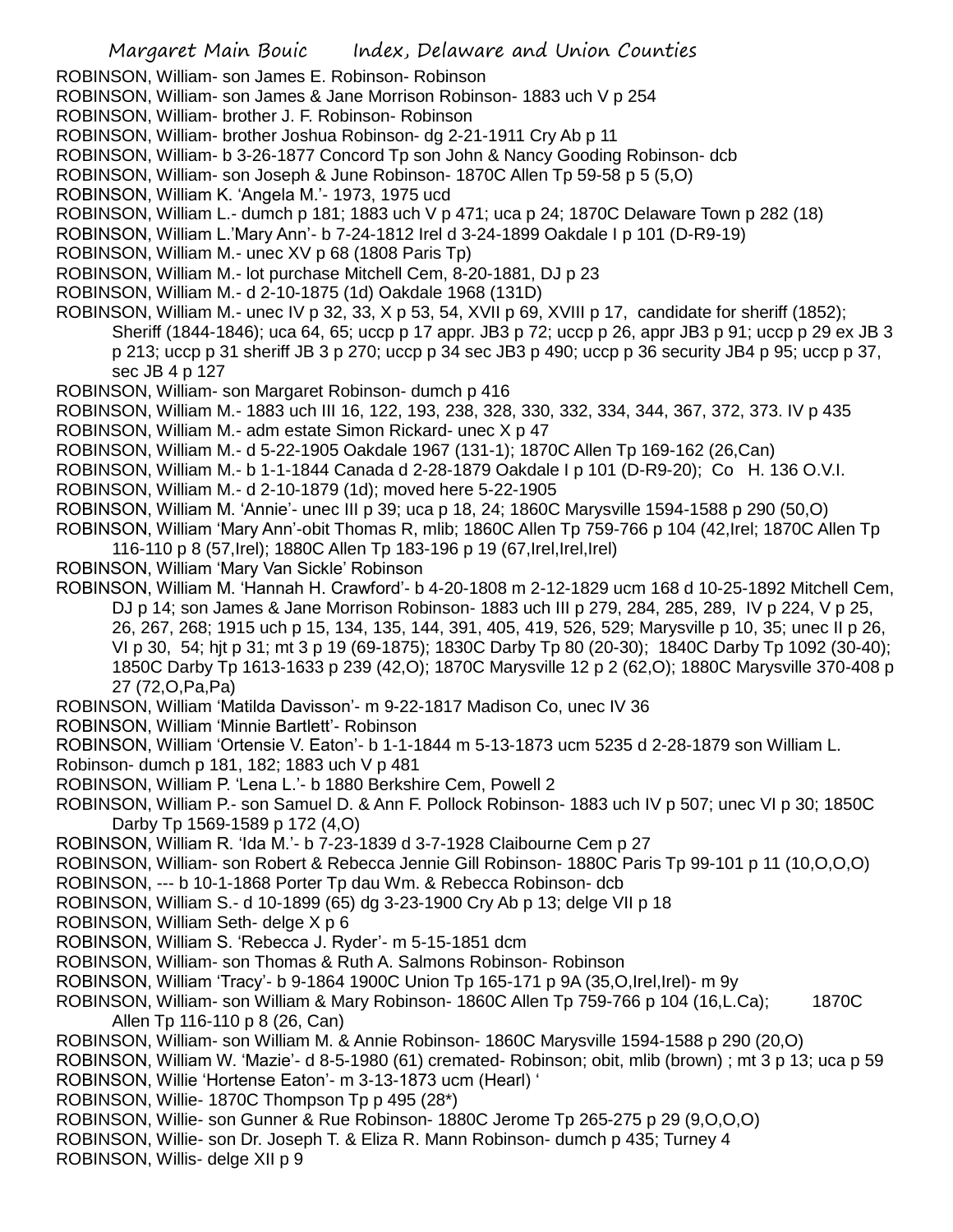ROBINSON, William- son James E. Robinson- Robinson
ROBINSON, William- son James & Jane Morrison Robinson- 1883 uch V p 254
ROBINSON, William- brother J. F. Robinson- Robinson
ROBINSON, William- brother Joshua Robinson- dg 2-21-1911 Cry Ab p 11
ROBINSON, William- b 3-26-1877 Concord Tp son John & Nancy Gooding Robinson- dcb
ROBINSON, William- son Joseph & June Robinson- 1870C Allen Tp 59-58 p 5 (5,O)
ROBINSON, William K. 'Angela M.'- 1973, 1975 ucd
ROBINSON, William L.- dumch p 181; 1883 uch V p 471; uca p 24; 1870C Delaware Town p 282 (18)
ROBINSON, William L.'Mary Ann'- b 7-24-1812 Irel d 3-24-1899 Oakdale I p 101 (D-R9-19)
ROBINSON, William M.- unec XV p 68 (1808 Paris Tp)
ROBINSON, William M.- lot purchase Mitchell Cem, 8-20-1881, DJ p 23
ROBINSON, William M.- d 2-10-1875 (1d) Oakdale 1968 (131D)
ROBINSON, William M.- unec IV p 32, 33, X p 53, 54, XVII p 69, XVIII p 17, candidate for sheriff (1852); Sheriff (1844-1846); uca 64, 65; uccp p 17 appr. JB3 p 72; uccp p 26, appr JB3 p 91; uccp p 29 ex JB 3 p 213; uccp p 31 sheriff JB 3 p 270; uccp p 34 sec JB3 p 490; uccp p 36 security JB4 p 95; uccp p 37, sec JB 4 p 127
ROBINSON, William- son Margaret Robinson- dumch p 416
ROBINSON, William M.- 1883 uch III 16, 122, 193, 238, 328, 330, 332, 334, 344, 367, 372, 373. IV p 435
ROBINSON, William M.- adm estate Simon Rickard- unec X p 47
ROBINSON, William M.- d 5-22-1905 Oakdale 1967 (131-1); 1870C Allen Tp 169-162 (26,Can)
ROBINSON, William M.- b 1-1-1844 Canada d 2-28-1879 Oakdale I p 101 (D-R9-20); Co H. 136 O.V.I.
ROBINSON, William M.- d 2-10-1879 (1d); moved here 5-22-1905
ROBINSON, William M. 'Annie'- unec III p 39; uca p 18, 24; 1860C Marysville 1594-1588 p 290 (50,O)
ROBINSON, William 'Mary Ann'-obit Thomas R, mlib; 1860C Allen Tp 759-766 p 104 (42,Irel; 1870C Allen Tp 116-110 p 8 (57,Irel); 1880C Allen Tp 183-196 p 19 (67,Irel,Irel,Irel)
ROBINSON, William 'Mary Van Sickle' Robinson
ROBINSON, William M. 'Hannah H. Crawford'- b 4-20-1808 m 2-12-1829 ucm 168 d 10-25-1892 Mitchell Cem, DJ p 14; son James & Jane Morrison Robinson- 1883 uch III p 279, 284, 285, 289, IV p 224, V p 25, 26, 267, 268; 1915 uch p 15, 134, 135, 144, 391, 405, 419, 526, 529; Marysville p 10, 35; unec II p 26, VI p 30, 54; hjt p 31; mt 3 p 19 (69-1875); 1830C Darby Tp 80 (20-30); 1840C Darby Tp 1092 (30-40); 1850C Darby Tp 1613-1633 p 239 (42,O); 1870C Marysville 12 p 2 (62,O); 1880C Marysville 370-408 p 27 (72,O,Pa,Pa)
ROBINSON, William 'Matilda Davisson'- m 9-22-1817 Madison Co, unec IV 36
ROBINSON, William 'Minnie Bartlett'- Robinson
ROBINSON, William 'Ortensie V. Eaton'- b 1-1-1844 m 5-13-1873 ucm 5235 d 2-28-1879 son William L. Robinson- dumch p 181, 182; 1883 uch V p 481
ROBINSON, William P. 'Lena L.'- b 1880 Berkshire Cem, Powell 2
ROBINSON, William P.- son Samuel D. & Ann F. Pollock Robinson- 1883 uch IV p 507; unec VI p 30; 1850C Darby Tp 1569-1589 p 172 (4,O)
ROBINSON, William R. 'Ida M.'- b 7-23-1839 d 3-7-1928 Claibourne Cem p 27
ROBINSON, William- son Robert & Rebecca Jennie Gill Robinson- 1880C Paris Tp 99-101 p 11 (10,O,O,O)
ROBINSON, --- b 10-1-1868 Porter Tp dau Wm. & Rebecca Robinson- dcb
ROBINSON, William S.- d 10-1899 (65) dg 3-23-1900 Cry Ab p 13; delge VII p 18
ROBINSON, William Seth- delge X p 6
ROBINSON, William S. 'Rebecca J. Ryder'- m 5-15-1851 dcm
ROBINSON, William- son Thomas & Ruth A. Salmons Robinson- Robinson
ROBINSON, William 'Tracy'- b 9-1864 1900C Union Tp 165-171 p 9A (35,O,Irel,Irel)- m 9y
ROBINSON, William- son William & Mary Robinson- 1860C Allen Tp 759-766 p 104 (16,L.Ca); 1870C Allen Tp 116-110 p 8 (26, Can)
ROBINSON, William- son William M. & Annie Robinson- 1860C Marysville 1594-1588 p 290 (20,O)
ROBINSON, William W. 'Mazie'- d 8-5-1980 (61) cremated- Robinson; obit, mlib (brown) ; mt 3 p 13; uca p 59
ROBINSON, Willie 'Hortense Eaton'- m 3-13-1873 ucm (Hearl) '
ROBINSON, Willie- 1870C Thompson Tp p 495 (28*)
ROBINSON, Willie- son Gunner & Rue Robinson- 1880C Jerome Tp 265-275 p 29 (9,O,O,O)
ROBINSON, Willie- son Dr. Joseph T. & Eliza R. Mann Robinson- dumch p 435; Turney 4
ROBINSON, Willis- delge XII p 9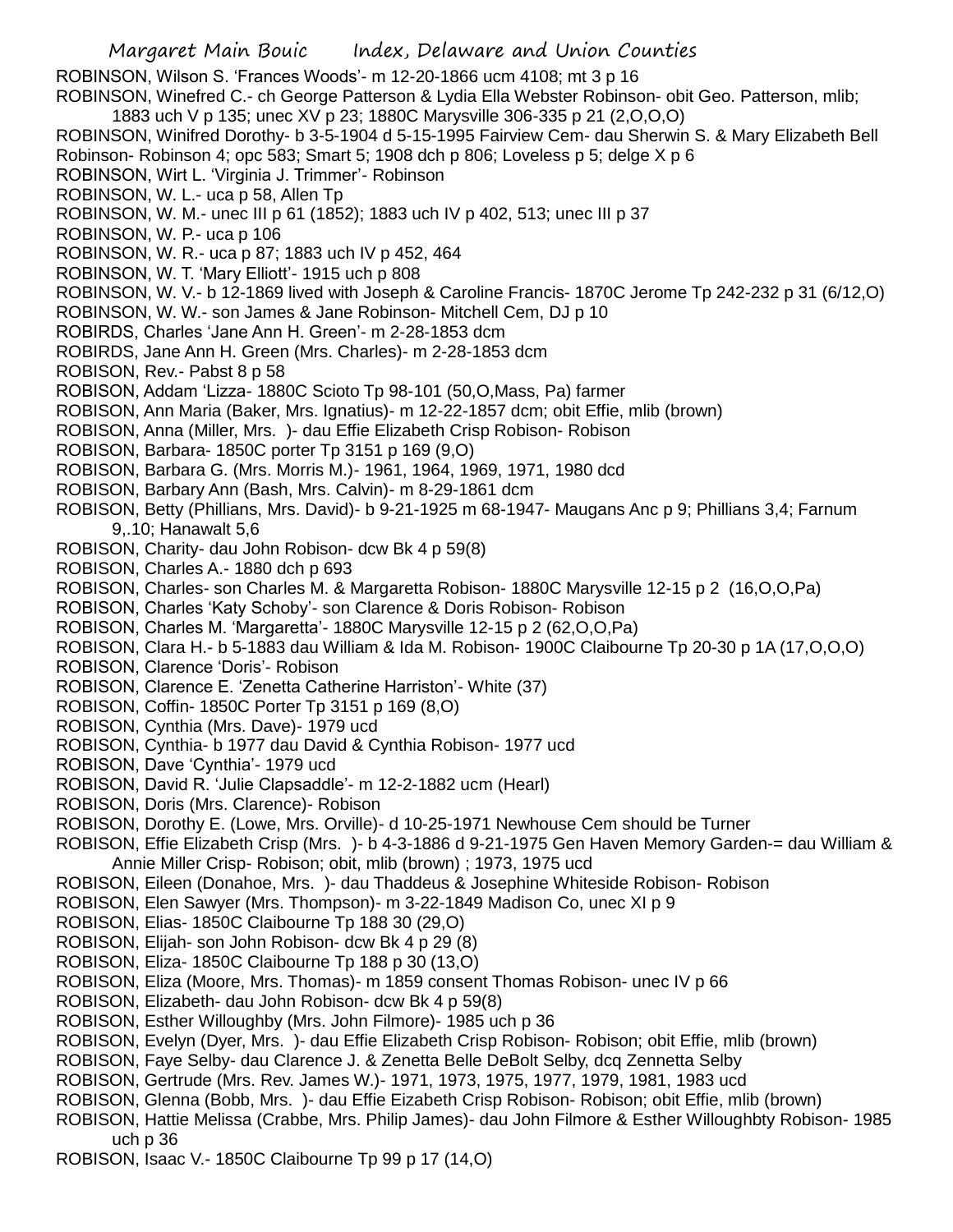ROBINSON, Wilson S. 'Frances Woods'- m 12-20-1866 ucm 4108; mt 3 p 16

ROBINSON, Winefred C.- ch George Patterson & Lydia Ella Webster Robinson- obit Geo. Patterson, mlib; 1883 uch V p 135; unec XV p 23; 1880C Marysville 306-335 p 21 (2,O,O,O)

ROBINSON, Winifred Dorothy- b 3-5-1904 d 5-15-1995 Fairview Cem- dau Sherwin S. & Mary Elizabeth Bell Robinson- Robinson 4; opc 583; Smart 5; 1908 dch p 806; Loveless p 5; delge X p 6

ROBINSON, Wirt L. 'Virginia J. Trimmer'- Robinson

ROBINSON, W. L.- uca p 58, Allen Tp

ROBINSON, W. M.- unec III p 61 (1852); 1883 uch IV p 402, 513; unec III p 37

ROBINSON, W. P.- uca p 106

ROBINSON, W. R.- uca p 87; 1883 uch IV p 452, 464

ROBINSON, W. T. 'Mary Elliott'- 1915 uch p 808

ROBINSON, W. V.- b 12-1869 lived with Joseph & Caroline Francis- 1870C Jerome Tp 242-232 p 31 (6/12,O)

ROBINSON, W. W.- son James & Jane Robinson- Mitchell Cem, DJ p 10

ROBIRDS, Charles 'Jane Ann H. Green'- m 2-28-1853 dcm

ROBIRDS, Jane Ann H. Green (Mrs. Charles)- m 2-28-1853 dcm

ROBISON, Rev.- Pabst 8 p 58

ROBISON, Addam 'Lizza- 1880C Scioto Tp 98-101 (50,O,Mass, Pa) farmer

ROBISON, Ann Maria (Baker, Mrs. Ignatius)- m 12-22-1857 dcm; obit Effie, mlib (brown)

ROBISON, Anna (Miller, Mrs. )- dau Effie Elizabeth Crisp Robison- Robison

ROBISON, Barbara- 1850C porter Tp 3151 p 169 (9,O)

ROBISON, Barbara G. (Mrs. Morris M.)- 1961, 1964, 1969, 1971, 1980 dcd

ROBISON, Barbary Ann (Bash, Mrs. Calvin)- m 8-29-1861 dcm

ROBISON, Betty (Phillians, Mrs. David)- b 9-21-1925 m 68-1947- Maugans Anc p 9; Phillians 3,4; Farnum 9,.10; Hanawalt 5,6

ROBISON, Charity- dau John Robison- dcw Bk 4 p 59(8)

ROBISON, Charles A.- 1880 dch p 693

ROBISON, Charles- son Charles M. & Margaretta Robison- 1880C Marysville 12-15 p 2 (16,O,O,Pa)

ROBISON, Charles 'Katy Schoby'- son Clarence & Doris Robison- Robison

ROBISON, Charles M. 'Margaretta'- 1880C Marysville 12-15 p 2 (62,O,O,Pa)

ROBISON, Clara H.- b 5-1883 dau William & Ida M. Robison- 1900C Claibourne Tp 20-30 p 1A (17,O,O,O)

ROBISON, Clarence 'Doris'- Robison

ROBISON, Clarence E. 'Zenetta Catherine Harriston'- White (37)

ROBISON, Coffin- 1850C Porter Tp 3151 p 169 (8,O)

ROBISON, Cynthia (Mrs. Dave)- 1979 ucd

ROBISON, Cynthia- b 1977 dau David & Cynthia Robison- 1977 ucd

ROBISON, Dave 'Cynthia'- 1979 ucd

ROBISON, David R. 'Julie Clapsaddle'- m 12-2-1882 ucm (Hearl)

ROBISON, Doris (Mrs. Clarence)- Robison

ROBISON, Dorothy E. (Lowe, Mrs. Orville)- d 10-25-1971 Newhouse Cem should be Turner

ROBISON, Effie Elizabeth Crisp (Mrs. )- b 4-3-1886 d 9-21-1975 Gen Haven Memory Garden-= dau William & Annie Miller Crisp- Robison; obit, mlib (brown) ; 1973, 1975 ucd

ROBISON, Eileen (Donahoe, Mrs. )- dau Thaddeus & Josephine Whiteside Robison- Robison

ROBISON, Elen Sawyer (Mrs. Thompson)- m 3-22-1849 Madison Co, unec XI p 9

ROBISON, Elias- 1850C Claibourne Tp 188 30 (29,O)

ROBISON, Elijah- son John Robison- dcw Bk 4 p 29 (8)

ROBISON, Eliza- 1850C Claibourne Tp 188 p 30 (13,O)

ROBISON, Eliza (Moore, Mrs. Thomas)- m 1859 consent Thomas Robison- unec IV p 66

ROBISON, Elizabeth- dau John Robison- dcw Bk 4 p 59(8)

ROBISON, Esther Willoughby (Mrs. John Filmore)- 1985 uch p 36

ROBISON, Evelyn (Dyer, Mrs. )- dau Effie Elizabeth Crisp Robison- Robison; obit Effie, mlib (brown)

ROBISON, Faye Selby- dau Clarence J. & Zenetta Belle DeBolt Selby, dcq Zennetta Selby

ROBISON, Gertrude (Mrs. Rev. James W.)- 1971, 1973, 1975, 1977, 1979, 1981, 1983 ucd

ROBISON, Glenna (Bobb, Mrs. )- dau Effie Eizabeth Crisp Robison- Robison; obit Effie, mlib (brown)

ROBISON, Hattie Melissa (Crabbe, Mrs. Philip James)- dau John Filmore & Esther Willoughbty Robison- 1985 uch p 36

ROBISON, Isaac V.- 1850C Claibourne Tp 99 p 17 (14,O)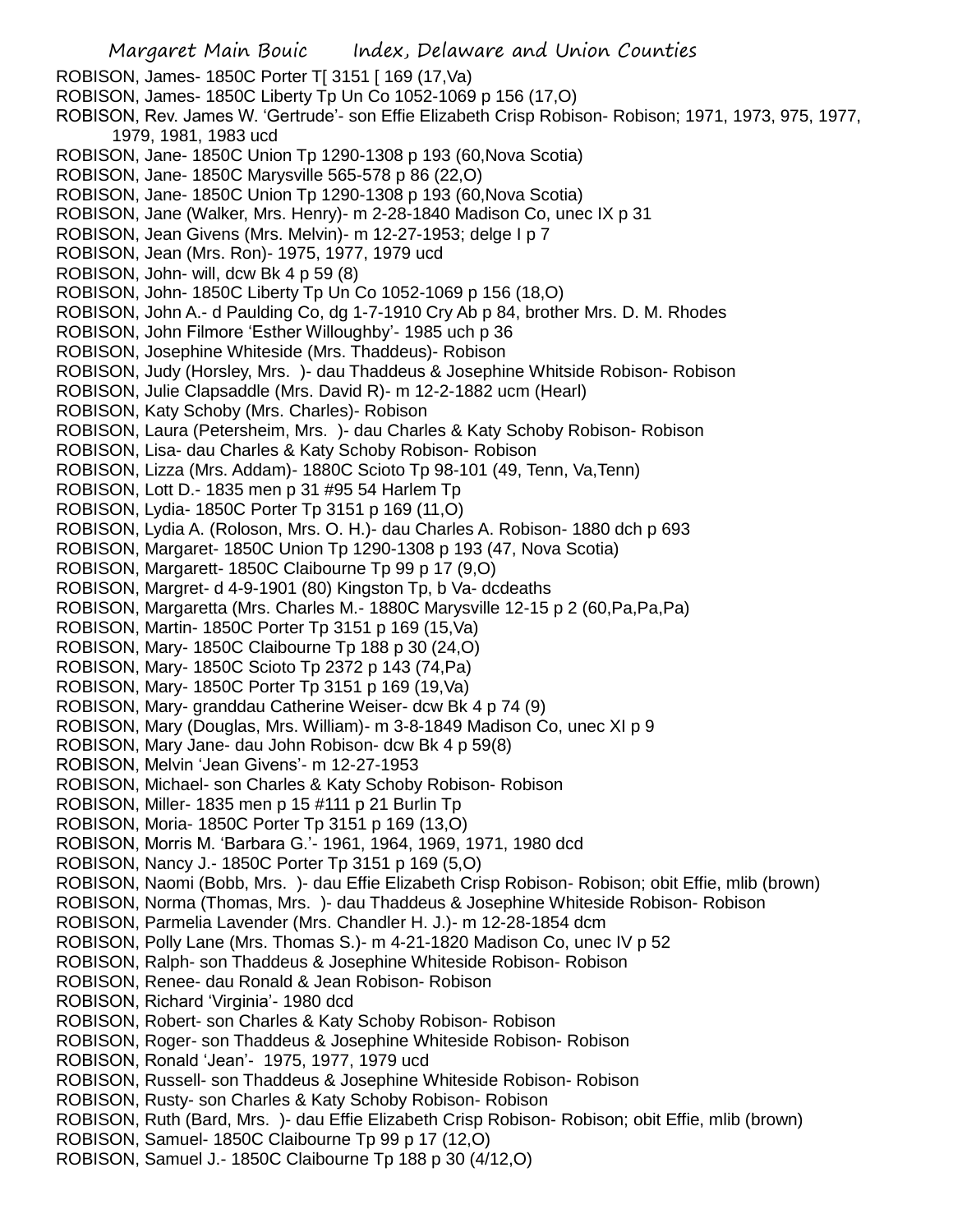ROBISON, James- 1850C Porter T[ 3151 [ 169 (17,Va)
ROBISON, James- 1850C Liberty Tp Un Co 1052-1069 p 156 (17,O)
ROBISON, Rev. James W. 'Gertrude'- son Effie Elizabeth Crisp Robison- Robison; 1971, 1973, 975, 1977, 1979, 1981, 1983 ucd
ROBISON, Jane- 1850C Union Tp 1290-1308 p 193 (60,Nova Scotia)
ROBISON, Jane- 1850C Marysville 565-578 p 86 (22,O)
ROBISON, Jane- 1850C Union Tp 1290-1308 p 193 (60,Nova Scotia)
ROBISON, Jane (Walker, Mrs. Henry)- m 2-28-1840 Madison Co, unec IX p 31
ROBISON, Jean Givens (Mrs. Melvin)- m 12-27-1953; delge I p 7
ROBISON, Jean (Mrs. Ron)- 1975, 1977, 1979 ucd
ROBISON, John- will, dcw Bk 4 p 59 (8)
ROBISON, John- 1850C Liberty Tp Un Co 1052-1069 p 156 (18,O)
ROBISON, John A.- d Paulding Co, dg 1-7-1910 Cry Ab p 84, brother Mrs. D. M. Rhodes
ROBISON, John Filmore 'Esther Willoughby'- 1985 uch p 36
ROBISON, Josephine Whiteside (Mrs. Thaddeus)- Robison
ROBISON, Judy (Horsley, Mrs. )- dau Thaddeus & Josephine Whitside Robison- Robison
ROBISON, Julie Clapsaddle (Mrs. David R)- m 12-2-1882 ucm (Hearl)
ROBISON, Katy Schoby (Mrs. Charles)- Robison
ROBISON, Laura (Petersheim, Mrs. )- dau Charles & Katy Schoby Robison- Robison
ROBISON, Lisa- dau Charles & Katy Schoby Robison- Robison
ROBISON, Lizza (Mrs. Addam)- 1880C Scioto Tp 98-101 (49, Tenn, Va,Tenn)
ROBISON, Lott D.- 1835 men p 31 #95 54 Harlem Tp
ROBISON, Lydia- 1850C Porter Tp 3151 p 169 (11,O)
ROBISON, Lydia A. (Roloson, Mrs. O. H.)- dau Charles A. Robison- 1880 dch p 693
ROBISON, Margaret- 1850C Union Tp 1290-1308 p 193 (47, Nova Scotia)
ROBISON, Margarett- 1850C Claibourne Tp 99 p 17 (9,O)
ROBISON, Margret- d 4-9-1901 (80) Kingston Tp, b Va- dcdeaths
ROBISON, Margaretta (Mrs. Charles M.- 1880C Marysville 12-15 p 2 (60,Pa,Pa,Pa)
ROBISON, Martin- 1850C Porter Tp 3151 p 169 (15,Va)
ROBISON, Mary- 1850C Claibourne Tp 188 p 30 (24,O)
ROBISON, Mary- 1850C Scioto Tp 2372 p 143 (74,Pa)
ROBISON, Mary- 1850C Porter Tp 3151 p 169 (19,Va)
ROBISON, Mary- granddau Catherine Weiser- dcw Bk 4 p 74 (9)
ROBISON, Mary (Douglas, Mrs. William)- m 3-8-1849 Madison Co, unec XI p 9
ROBISON, Mary Jane- dau John Robison- dcw Bk 4 p 59(8)
ROBISON, Melvin 'Jean Givens'- m 12-27-1953
ROBISON, Michael- son Charles & Katy Schoby Robison- Robison
ROBISON, Miller- 1835 men p 15 #111 p 21 Burlin Tp
ROBISON, Moria- 1850C Porter Tp 3151 p 169 (13,O)
ROBISON, Morris M. 'Barbara G.'- 1961, 1964, 1969, 1971, 1980 dcd
ROBISON, Nancy J.- 1850C Porter Tp 3151 p 169 (5,O)
ROBISON, Naomi (Bobb, Mrs. )- dau Effie Elizabeth Crisp Robison- Robison; obit Effie, mlib (brown)
ROBISON, Norma (Thomas, Mrs. )- dau Thaddeus & Josephine Whiteside Robison- Robison
ROBISON, Parmelia Lavender (Mrs. Chandler H. J.)- m 12-28-1854 dcm
ROBISON, Polly Lane (Mrs. Thomas S.)- m 4-21-1820 Madison Co, unec IV p 52
ROBISON, Ralph- son Thaddeus & Josephine Whiteside Robison- Robison
ROBISON, Renee- dau Ronald & Jean Robison- Robison
ROBISON, Richard 'Virginia'- 1980 dcd
ROBISON, Robert- son Charles & Katy Schoby Robison- Robison
ROBISON, Roger- son Thaddeus & Josephine Whiteside Robison- Robison
ROBISON, Ronald 'Jean'- 1975, 1977, 1979 ucd
ROBISON, Russell- son Thaddeus & Josephine Whiteside Robison- Robison
ROBISON, Rusty- son Charles & Katy Schoby Robison- Robison
ROBISON, Ruth (Bard, Mrs. )- dau Effie Elizabeth Crisp Robison- Robison; obit Effie, mlib (brown)
ROBISON, Samuel- 1850C Claibourne Tp 99 p 17 (12,O)
ROBISON, Samuel J.- 1850C Claibourne Tp 188 p 30 (4/12,O)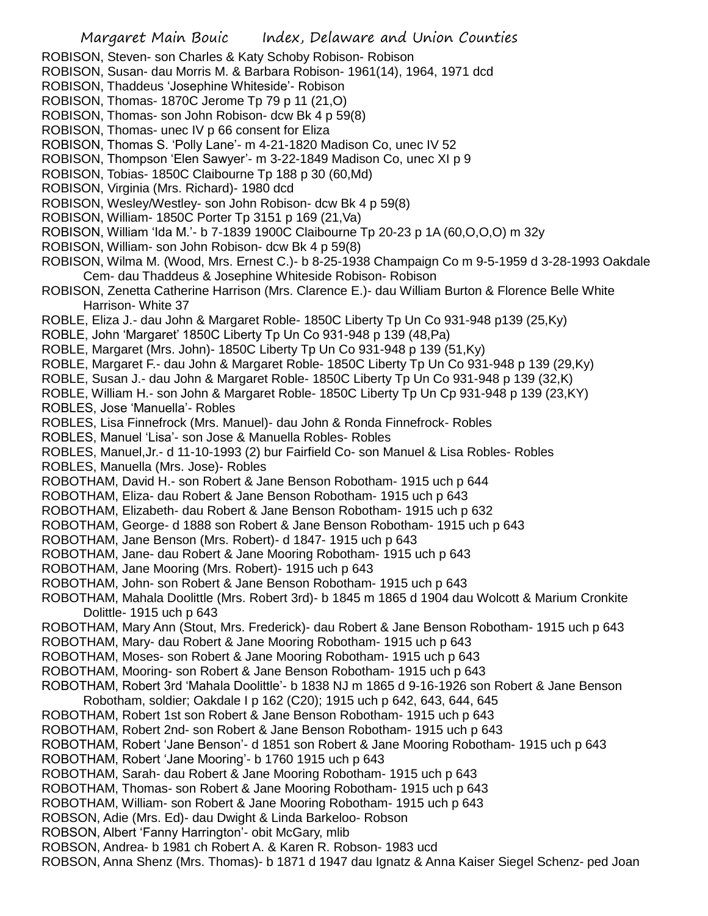ROBISON, Steven- son Charles & Katy Schoby Robison- Robison
ROBISON, Susan- dau Morris M. & Barbara Robison- 1961(14), 1964, 1971 dcd
ROBISON, Thaddeus 'Josephine Whiteside'- Robison
ROBISON, Thomas- 1870C Jerome Tp 79 p 11 (21,O)
ROBISON, Thomas- son John Robison- dcw Bk 4 p 59(8)
ROBISON, Thomas- unec IV p 66 consent for Eliza
ROBISON, Thomas S. 'Polly Lane'- m 4-21-1820 Madison Co, unec IV 52
ROBISON, Thompson 'Elen Sawyer'- m 3-22-1849 Madison Co, unec XI p 9
ROBISON, Tobias- 1850C Claibourne Tp 188 p 30 (60,Md)
ROBISON, Virginia (Mrs. Richard)- 1980 dcd
ROBISON, Wesley/Westley- son John Robison- dcw Bk 4 p 59(8)
ROBISON, William- 1850C Porter Tp 3151 p 169 (21,Va)
ROBISON, William 'Ida M.'- b 7-1839 1900C Claibourne Tp 20-23 p 1A (60,O,O,O) m 32y
ROBISON, William- son John Robison- dcw Bk 4 p 59(8)
ROBISON, Wilma M. (Wood, Mrs. Ernest C.)- b 8-25-1938 Champaign Co m 9-5-1959 d 3-28-1993 Oakdale Cem- dau Thaddeus & Josephine Whiteside Robison- Robison
ROBISON, Zenetta Catherine Harrison (Mrs. Clarence E.)- dau William Burton & Florence Belle White Harrison- White 37
ROBLE, Eliza J.- dau John & Margaret Roble- 1850C Liberty Tp Un Co 931-948 p139 (25,Ky)
ROBLE, John 'Margaret' 1850C Liberty Tp Un Co 931-948 p 139 (48,Pa)
ROBLE, Margaret (Mrs. John)- 1850C Liberty Tp Un Co 931-948 p 139 (51,Ky)
ROBLE, Margaret F.- dau John & Margaret Roble- 1850C Liberty Tp Un Co 931-948 p 139 (29,Ky)
ROBLE, Susan J.- dau John & Margaret Roble- 1850C Liberty Tp Un Co 931-948 p 139 (32,K)
ROBLE, William H.- son John & Margaret Roble- 1850C Liberty Tp Un Cp 931-948 p 139 (23,KY)
ROBLES, Jose 'Manuella'- Robles
ROBLES, Lisa Finnefrock (Mrs. Manuel)- dau John & Ronda Finnefrock- Robles
ROBLES, Manuel 'Lisa'- son Jose & Manuella Robles- Robles
ROBLES, Manuel,Jr.- d 11-10-1993 (2) bur Fairfield Co- son Manuel & Lisa Robles- Robles
ROBLES, Manuella (Mrs. Jose)- Robles
ROBOTHAM, David H.- son Robert & Jane Benson Robotham- 1915 uch p 644
ROBOTHAM, Eliza- dau Robert & Jane Benson Robotham- 1915 uch p 643
ROBOTHAM, Elizabeth- dau Robert & Jane Benson Robotham- 1915 uch p 632
ROBOTHAM, George- d 1888 son Robert & Jane Benson Robotham- 1915 uch p 643
ROBOTHAM, Jane Benson (Mrs. Robert)- d 1847- 1915 uch p 643
ROBOTHAM, Jane- dau Robert & Jane Mooring Robotham- 1915 uch p 643
ROBOTHAM, Jane Mooring (Mrs. Robert)- 1915 uch p 643
ROBOTHAM, John- son Robert & Jane Benson Robotham- 1915 uch p 643
ROBOTHAM, Mahala Doolittle (Mrs. Robert 3rd)- b 1845 m 1865 d 1904 dau Wolcott & Marium Cronkite Dolittle- 1915 uch p 643
ROBOTHAM, Mary Ann (Stout, Mrs. Frederick)- dau Robert & Jane Benson Robotham- 1915 uch p 643
ROBOTHAM, Mary- dau Robert & Jane Mooring Robotham- 1915 uch p 643
ROBOTHAM, Moses- son Robert & Jane Mooring Robotham- 1915 uch p 643
ROBOTHAM, Mooring- son Robert & Jane Benson Robotham- 1915 uch p 643
ROBOTHAM, Robert 3rd 'Mahala Doolittle'- b 1838 NJ m 1865 d 9-16-1926 son Robert & Jane Benson Robotham, soldier; Oakdale I p 162 (C20); 1915 uch p 642, 643, 644, 645
ROBOTHAM, Robert 1st son Robert & Jane Benson Robotham- 1915 uch p 643
ROBOTHAM, Robert 2nd- son Robert & Jane Benson Robotham- 1915 uch p 643
ROBOTHAM, Robert 'Jane Benson'- d 1851 son Robert & Jane Mooring Robotham- 1915 uch p 643
ROBOTHAM, Robert 'Jane Mooring'- b 1760 1915 uch p 643
ROBOTHAM, Sarah- dau Robert & Jane Mooring Robotham- 1915 uch p 643
ROBOTHAM, Thomas- son Robert & Jane Mooring Robotham- 1915 uch p 643
ROBOTHAM, William- son Robert & Jane Mooring Robotham- 1915 uch p 643
ROBSON, Adie (Mrs. Ed)- dau Dwight & Linda Barkeloo- Robson
ROBSON, Albert 'Fanny Harrington'- obit McGary, mlib
ROBSON, Andrea- b 1981 ch Robert A. & Karen R. Robson- 1983 ucd
ROBSON, Anna Shenz (Mrs. Thomas)- b 1871 d 1947 dau Ignatz & Anna Kaiser Siegel Schenz- ped Joan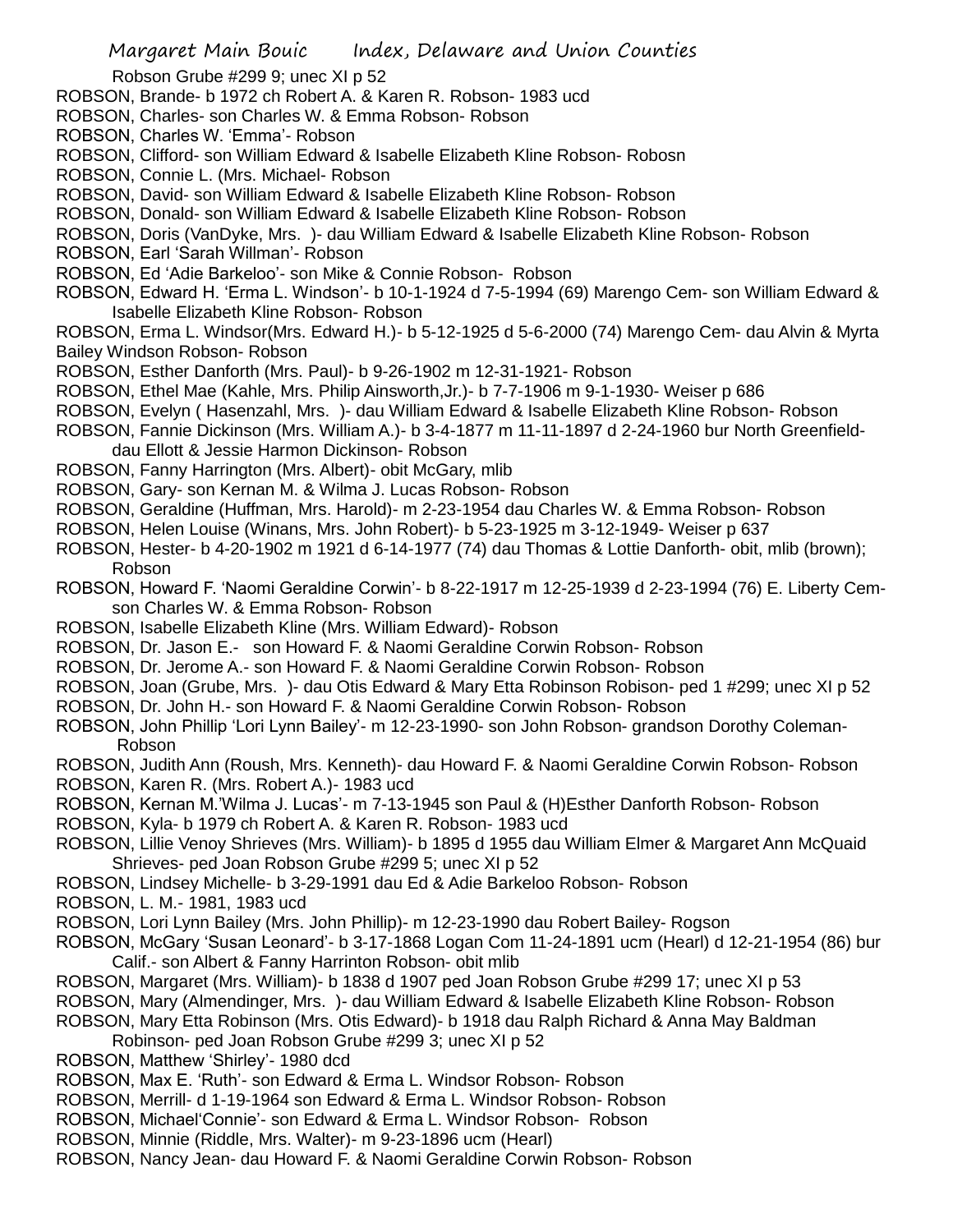Robson Grube #299 9; unec XI p 52

ROBSON, Brande- b 1972 ch Robert A. & Karen R. Robson- 1983 ucd

ROBSON, Charles- son Charles W. & Emma Robson- Robson

ROBSON, Charles W. 'Emma'- Robson

ROBSON, Clifford- son William Edward & Isabelle Elizabeth Kline Robson- Robosn

ROBSON, Connie L. (Mrs. Michael- Robson

ROBSON, David- son William Edward & Isabelle Elizabeth Kline Robson- Robson

ROBSON, Donald- son William Edward & Isabelle Elizabeth Kline Robson- Robson

ROBSON, Doris (VanDyke, Mrs. )- dau William Edward & Isabelle Elizabeth Kline Robson- Robson

ROBSON, Earl 'Sarah Willman'- Robson

ROBSON, Ed 'Adie Barkeloo'- son Mike & Connie Robson- Robson

ROBSON, Edward H. 'Erma L. Windson'- b 10-1-1924 d 7-5-1994 (69) Marengo Cem- son William Edward & Isabelle Elizabeth Kline Robson- Robson

ROBSON, Erma L. Windsor(Mrs. Edward H.)- b 5-12-1925 d 5-6-2000 (74) Marengo Cem- dau Alvin & Myrta Bailey Windson Robson- Robson

ROBSON, Esther Danforth (Mrs. Paul)- b 9-26-1902 m 12-31-1921- Robson

ROBSON, Ethel Mae (Kahle, Mrs. Philip Ainsworth,Jr.)- b 7-7-1906 m 9-1-1930- Weiser p 686

ROBSON, Evelyn ( Hasenzahl, Mrs. )- dau William Edward & Isabelle Elizabeth Kline Robson- Robson

ROBSON, Fannie Dickinson (Mrs. William A.)- b 3-4-1877 m 11-11-1897 d 2-24-1960 bur North Greenfield- dau Ellott & Jessie Harmon Dickinson- Robson

ROBSON, Fanny Harrington (Mrs. Albert)- obit McGary, mlib

ROBSON, Gary- son Kernan M. & Wilma J. Lucas Robson- Robson

ROBSON, Geraldine (Huffman, Mrs. Harold)- m 2-23-1954 dau Charles W. & Emma Robson- Robson

ROBSON, Helen Louise (Winans, Mrs. John Robert)- b 5-23-1925 m 3-12-1949- Weiser p 637

ROBSON, Hester- b 4-20-1902 m 1921 d 6-14-1977 (74) dau Thomas & Lottie Danforth- obit, mlib (brown); Robson

ROBSON, Howard F. 'Naomi Geraldine Corwin'- b 8-22-1917 m 12-25-1939 d 2-23-1994 (76) E. Liberty Cem- son Charles W. & Emma Robson- Robson

ROBSON, Isabelle Elizabeth Kline (Mrs. William Edward)- Robson

ROBSON, Dr. Jason E.- son Howard F. & Naomi Geraldine Corwin Robson- Robson

ROBSON, Dr. Jerome A.- son Howard F. & Naomi Geraldine Corwin Robson- Robson

ROBSON, Joan (Grube, Mrs. )- dau Otis Edward & Mary Etta Robinson Robison- ped 1 #299; unec XI p 52

ROBSON, Dr. John H.- son Howard F. & Naomi Geraldine Corwin Robson- Robson

ROBSON, John Phillip 'Lori Lynn Bailey'- m 12-23-1990- son John Robson- grandson Dorothy Coleman- Robson

ROBSON, Judith Ann (Roush, Mrs. Kenneth)- dau Howard F. & Naomi Geraldine Corwin Robson- Robson

ROBSON, Karen R. (Mrs. Robert A.)- 1983 ucd

ROBSON, Kernan M.'Wilma J. Lucas'- m 7-13-1945 son Paul & (H)Esther Danforth Robson- Robson

ROBSON, Kyla- b 1979 ch Robert A. & Karen R. Robson- 1983 ucd

ROBSON, Lillie Venoy Shrieves (Mrs. William)- b 1895 d 1955 dau William Elmer & Margaret Ann McQuaid Shrieves- ped Joan Robson Grube #299 5; unec XI p 52

ROBSON, Lindsey Michelle- b 3-29-1991 dau Ed & Adie Barkeloo Robson- Robson

ROBSON, L. M.- 1981, 1983 ucd

ROBSON, Lori Lynn Bailey (Mrs. John Phillip)- m 12-23-1990 dau Robert Bailey- Rogson

ROBSON, McGary 'Susan Leonard'- b 3-17-1868 Logan Com 11-24-1891 ucm (Hearl) d 12-21-1954 (86) bur Calif.- son Albert & Fanny Harrinton Robson- obit mlib

ROBSON, Margaret (Mrs. William)- b 1838 d 1907 ped Joan Robson Grube #299 17; unec XI p 53

ROBSON, Mary (Almendinger, Mrs. )- dau William Edward & Isabelle Elizabeth Kline Robson- Robson

ROBSON, Mary Etta Robinson (Mrs. Otis Edward)- b 1918 dau Ralph Richard & Anna May Baldman Robinson- ped Joan Robson Grube #299 3; unec XI p 52

ROBSON, Matthew 'Shirley'- 1980 dcd

ROBSON, Max E. 'Ruth'- son Edward & Erma L. Windsor Robson- Robson

ROBSON, Merrill- d 1-19-1964 son Edward & Erma L. Windsor Robson- Robson

ROBSON, Michael'Connie'- son Edward & Erma L. Windsor Robson- Robson

ROBSON, Minnie (Riddle, Mrs. Walter)- m 9-23-1896 ucm (Hearl)

ROBSON, Nancy Jean- dau Howard F. & Naomi Geraldine Corwin Robson- Robson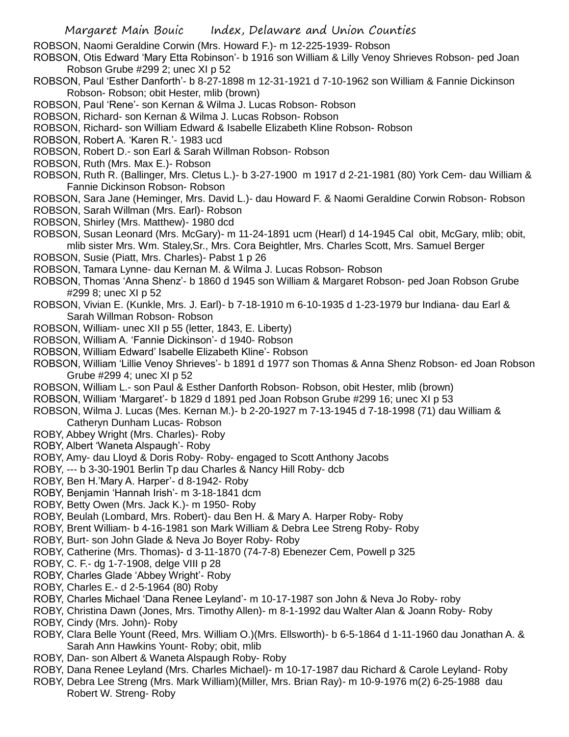ROBSON, Naomi Geraldine Corwin (Mrs. Howard F.)- m 12-225-1939- Robson

ROBSON, Otis Edward 'Mary Etta Robinson'- b 1916 son William & Lilly Venoy Shrieves Robson- ped Joan Robson Grube #299 2; unec XI p 52

ROBSON, Paul 'Esther Danforth'- b 8-27-1898 m 12-31-1921 d 7-10-1962 son William & Fannie Dickinson Robson- Robson; obit Hester, mlib (brown)

ROBSON, Paul 'Rene'- son Kernan & Wilma J. Lucas Robson- Robson

ROBSON, Richard- son Kernan & Wilma J. Lucas Robson- Robson

ROBSON, Richard- son William Edward & Isabelle Elizabeth Kline Robson- Robson

ROBSON, Robert A. 'Karen R.'- 1983 ucd

ROBSON, Robert D.- son Earl & Sarah Willman Robson- Robson

ROBSON, Ruth (Mrs. Max E.)- Robson

ROBSON, Ruth R. (Ballinger, Mrs. Cletus L.)- b 3-27-1900 m 1917 d 2-21-1981 (80) York Cem- dau William & Fannie Dickinson Robson- Robson

ROBSON, Sara Jane (Heminger, Mrs. David L.)- dau Howard F. & Naomi Geraldine Corwin Robson- Robson

ROBSON, Sarah Willman (Mrs. Earl)- Robson

ROBSON, Shirley (Mrs. Matthew)- 1980 dcd

ROBSON, Susan Leonard (Mrs. McGary)- m 11-24-1891 ucm (Hearl) d 14-1945 Cal obit, McGary, mlib; obit, mlib sister Mrs. Wm. Staley,Sr., Mrs. Cora Beightler, Mrs. Charles Scott, Mrs. Samuel Berger

ROBSON, Susie (Piatt, Mrs. Charles)- Pabst 1 p 26

ROBSON, Tamara Lynne- dau Kernan M. & Wilma J. Lucas Robson- Robson

ROBSON, Thomas 'Anna Shenz'- b 1860 d 1945 son William & Margaret Robson- ped Joan Robson Grube #299 8; unec XI p 52

ROBSON, Vivian E. (Kunkle, Mrs. J. Earl)- b 7-18-1910 m 6-10-1935 d 1-23-1979 bur Indiana- dau Earl & Sarah Willman Robson- Robson

ROBSON, William- unec XII p 55 (letter, 1843, E. Liberty)

ROBSON, William A. 'Fannie Dickinson'- d 1940- Robson

ROBSON, William Edward' Isabelle Elizabeth Kline'- Robson

ROBSON, William 'Lillie Venoy Shrieves'- b 1891 d 1977 son Thomas & Anna Shenz Robson- ed Joan Robson Grube #299 4; unec XI p 52

ROBSON, William L.- son Paul & Esther Danforth Robson- Robson, obit Hester, mlib (brown)

ROBSON, William 'Margaret'- b 1829 d 1891 ped Joan Robson Grube #299 16; unec XI p 53

ROBSON, Wilma J. Lucas (Mes. Kernan M.)- b 2-20-1927 m 7-13-1945 d 7-18-1998 (71) dau William & Catheryn Dunham Lucas- Robson

ROBY, Abbey Wright (Mrs. Charles)- Roby

ROBY, Albert 'Waneta Alspaugh'- Roby

ROBY, Amy- dau Lloyd & Doris Roby- Roby- engaged to Scott Anthony Jacobs

ROBY, --- b 3-30-1901 Berlin Tp dau Charles & Nancy Hill Roby- dcb

ROBY, Ben H.'Mary A. Harper'- d 8-1942- Roby

ROBY, Benjamin 'Hannah Irish'- m 3-18-1841 dcm

ROBY, Betty Owen (Mrs. Jack K.)- m 1950- Roby

ROBY, Beulah (Lombard, Mrs. Robert)- dau Ben H. & Mary A. Harper Roby- Roby

ROBY, Brent William- b 4-16-1981 son Mark William & Debra Lee Streng Roby- Roby

ROBY, Burt- son John Glade & Neva Jo Boyer Roby- Roby

ROBY, Catherine (Mrs. Thomas)- d 3-11-1870 (74-7-8) Ebenezer Cem, Powell p 325

ROBY, C. F.- dg 1-7-1908, delge VIII p 28

ROBY, Charles Glade 'Abbey Wright'- Roby

ROBY, Charles E.- d 2-5-1964 (80) Roby

ROBY, Charles Michael 'Dana Renee Leyland'- m 10-17-1987 son John & Neva Jo Roby- roby

ROBY, Christina Dawn (Jones, Mrs. Timothy Allen)- m 8-1-1992 dau Walter Alan & Joann Roby- Roby

ROBY, Cindy (Mrs. John)- Roby

ROBY, Clara Belle Yount (Reed, Mrs. William O.)(Mrs. Ellsworth)- b 6-5-1864 d 1-11-1960 dau Jonathan A. & Sarah Ann Hawkins Yount- Roby; obit, mlib

ROBY, Dan- son Albert & Waneta Alspaugh Roby- Roby

ROBY, Dana Renee Leyland (Mrs. Charles Michael)- m 10-17-1987 dau Richard & Carole Leyland- Roby

ROBY, Debra Lee Streng (Mrs. Mark William)(Miller, Mrs. Brian Ray)- m 10-9-1976 m(2) 6-25-1988 dau Robert W. Streng- Roby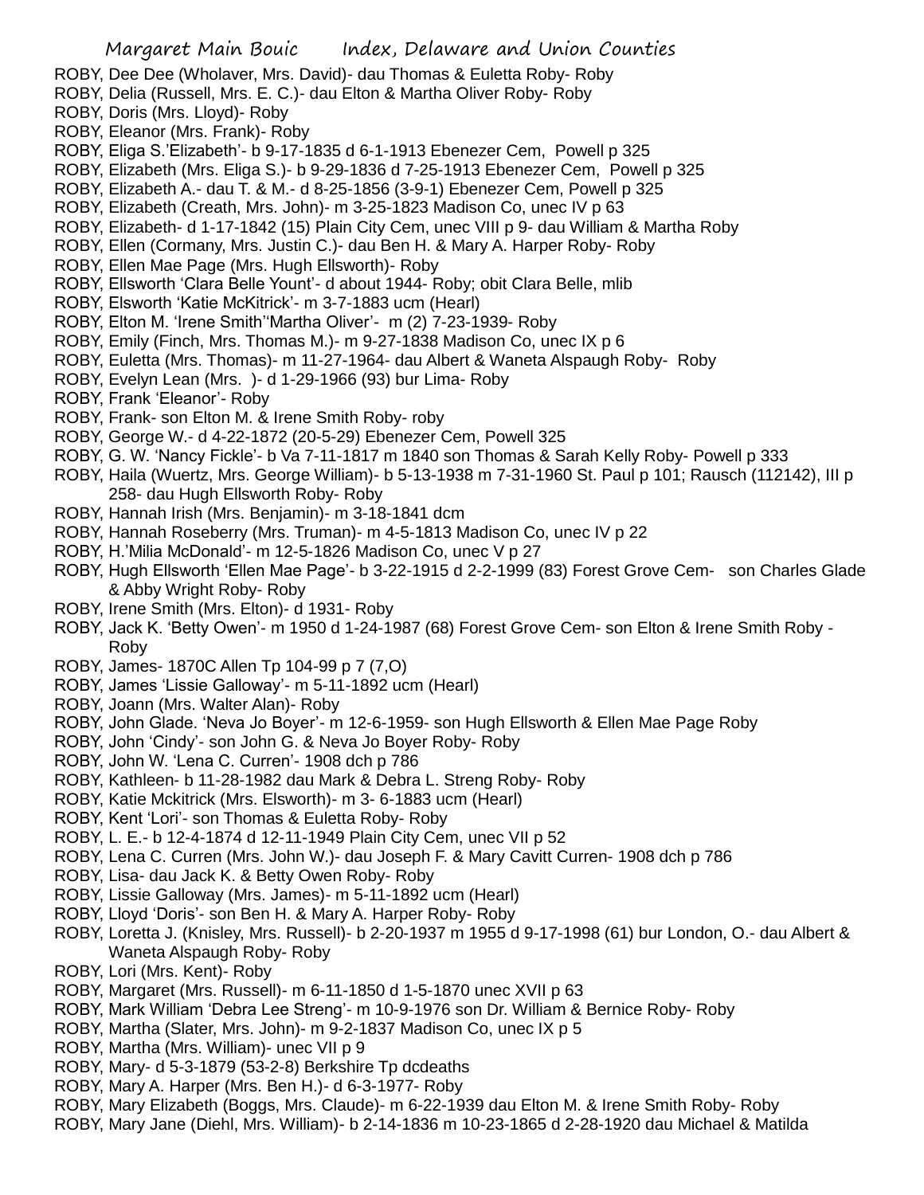ROBY, Dee Dee (Wholaver, Mrs. David)- dau Thomas & Euletta Roby- Roby
ROBY, Delia (Russell, Mrs. E. C.)- dau Elton & Martha Oliver Roby- Roby
ROBY, Doris (Mrs. Lloyd)- Roby
ROBY, Eleanor (Mrs. Frank)- Roby
ROBY, Eliga S.'Elizabeth'- b 9-17-1835 d 6-1-1913 Ebenezer Cem, Powell p 325
ROBY, Elizabeth (Mrs. Eliga S.)- b 9-29-1836 d 7-25-1913 Ebenezer Cem, Powell p 325
ROBY, Elizabeth A.- dau T. & M.- d 8-25-1856 (3-9-1) Ebenezer Cem, Powell p 325
ROBY, Elizabeth (Creath, Mrs. John)- m 3-25-1823 Madison Co, unec IV p 63
ROBY, Elizabeth- d 1-17-1842 (15) Plain City Cem, unec VIII p 9- dau William & Martha Roby
ROBY, Ellen (Cormany, Mrs. Justin C.)- dau Ben H. & Mary A. Harper Roby- Roby
ROBY, Ellen Mae Page (Mrs. Hugh Ellsworth)- Roby
ROBY, Ellsworth 'Clara Belle Yount'- d about 1944- Roby; obit Clara Belle, mlib
ROBY, Elsworth 'Katie McKitrick'- m 3-7-1883 ucm (Hearl)
ROBY, Elton M. 'Irene Smith''Martha Oliver'- m (2) 7-23-1939- Roby
ROBY, Emily (Finch, Mrs. Thomas M.)- m 9-27-1838 Madison Co, unec IX p 6
ROBY, Euletta (Mrs. Thomas)- m 11-27-1964- dau Albert & Waneta Alspaugh Roby- Roby
ROBY, Evelyn Lean (Mrs. )- d 1-29-1966 (93) bur Lima- Roby
ROBY, Frank 'Eleanor'- Roby
ROBY, Frank- son Elton M. & Irene Smith Roby- roby
ROBY, George W.- d 4-22-1872 (20-5-29) Ebenezer Cem, Powell 325
ROBY, G. W. 'Nancy Fickle'- b Va 7-11-1817 m 1840 son Thomas & Sarah Kelly Roby- Powell p 333
ROBY, Haila (Wuertz, Mrs. George William)- b 5-13-1938 m 7-31-1960 St. Paul p 101; Rausch (112142), III p 258- dau Hugh Ellsworth Roby- Roby
ROBY, Hannah Irish (Mrs. Benjamin)- m 3-18-1841 dcm
ROBY, Hannah Roseberry (Mrs. Truman)- m 4-5-1813 Madison Co, unec IV p 22
ROBY, H.'Milia McDonald'- m 12-5-1826 Madison Co, unec V p 27
ROBY, Hugh Ellsworth 'Ellen Mae Page'- b 3-22-1915 d 2-2-1999 (83) Forest Grove Cem- son Charles Glade & Abby Wright Roby- Roby
ROBY, Irene Smith (Mrs. Elton)- d 1931- Roby
ROBY, Jack K. 'Betty Owen'- m 1950 d 1-24-1987 (68) Forest Grove Cem- son Elton & Irene Smith Roby - Roby
ROBY, James- 1870C Allen Tp 104-99 p 7 (7,O)
ROBY, James 'Lissie Galloway'- m 5-11-1892 ucm (Hearl)
ROBY, Joann (Mrs. Walter Alan)- Roby
ROBY, John Glade. 'Neva Jo Boyer'- m 12-6-1959- son Hugh Ellsworth & Ellen Mae Page Roby
ROBY, John 'Cindy'- son John G. & Neva Jo Boyer Roby- Roby
ROBY, John W. 'Lena C. Curren'- 1908 dch p 786
ROBY, Kathleen- b 11-28-1982 dau Mark & Debra L. Streng Roby- Roby
ROBY, Katie Mckitrick (Mrs. Elsworth)- m 3- 6-1883 ucm (Hearl)
ROBY, Kent 'Lori'- son Thomas & Euletta Roby- Roby
ROBY, L. E.- b 12-4-1874 d 12-11-1949 Plain City Cem, unec VII p 52
ROBY, Lena C. Curren (Mrs. John W.)- dau Joseph F. & Mary Cavitt Curren- 1908 dch p 786
ROBY, Lisa- dau Jack K. & Betty Owen Roby- Roby
ROBY, Lissie Galloway (Mrs. James)- m 5-11-1892 ucm (Hearl)
ROBY, Lloyd 'Doris'- son Ben H. & Mary A. Harper Roby- Roby
ROBY, Loretta J. (Knisley, Mrs. Russell)- b 2-20-1937 m 1955 d 9-17-1998 (61) bur London, O.- dau Albert & Waneta Alspaugh Roby- Roby
ROBY, Lori (Mrs. Kent)- Roby
ROBY, Margaret (Mrs. Russell)- m 6-11-1850 d 1-5-1870 unec XVII p 63
ROBY, Mark William 'Debra Lee Streng'- m 10-9-1976 son Dr. William & Bernice Roby- Roby
ROBY, Martha (Slater, Mrs. John)- m 9-2-1837 Madison Co, unec IX p 5
ROBY, Martha (Mrs. William)- unec VII p 9
ROBY, Mary- d 5-3-1879 (53-2-8) Berkshire Tp dcdeaths
ROBY, Mary A. Harper (Mrs. Ben H.)- d 6-3-1977- Roby
ROBY, Mary Elizabeth (Boggs, Mrs. Claude)- m 6-22-1939 dau Elton M. & Irene Smith Roby- Roby
ROBY, Mary Jane (Diehl, Mrs. William)- b 2-14-1836 m 10-23-1865 d 2-28-1920 dau Michael & Matilda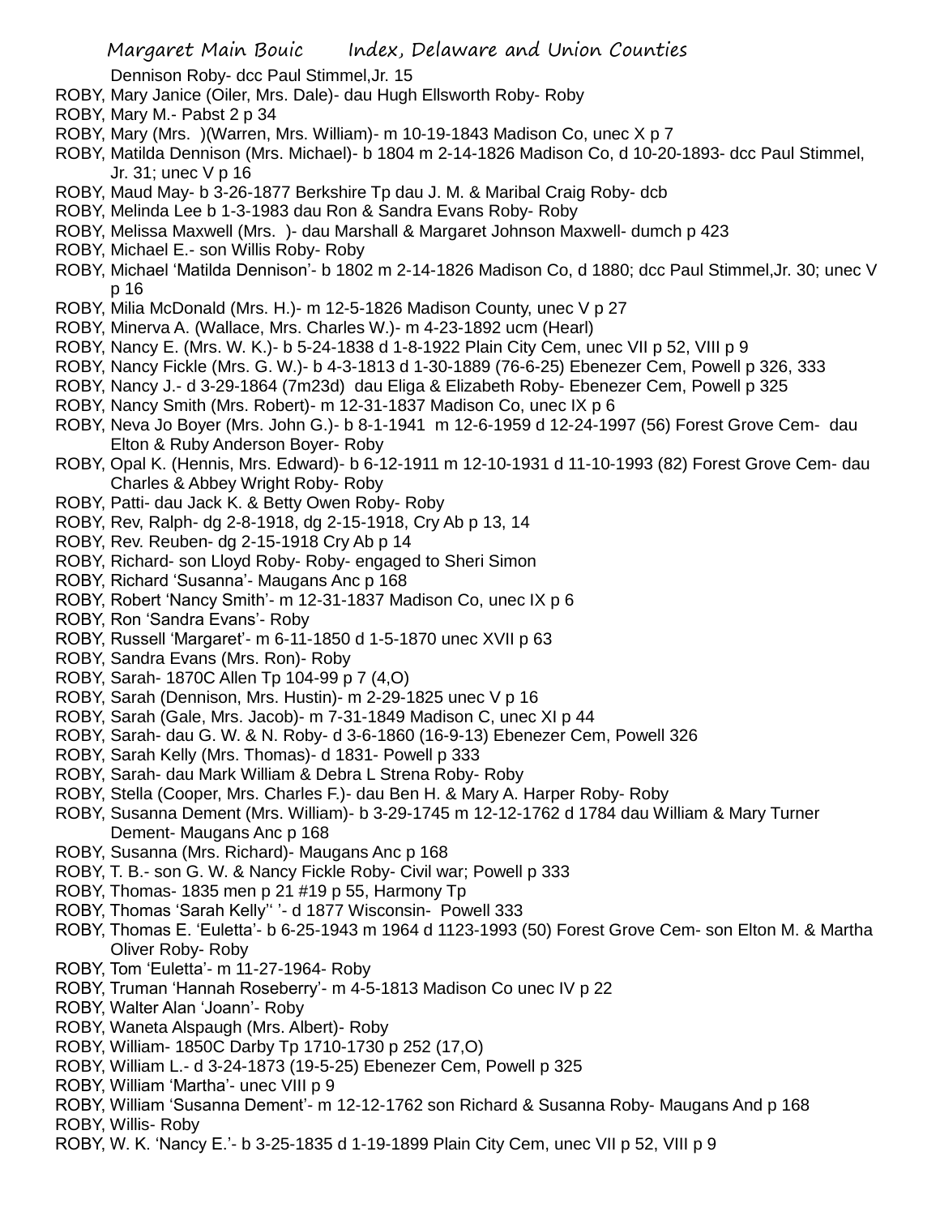Dennison Roby- dcc Paul Stimmel,Jr. 15

ROBY, Mary Janice (Oiler, Mrs. Dale)- dau Hugh Ellsworth Roby- Roby

ROBY, Mary M.- Pabst 2 p 34

ROBY, Mary (Mrs. )(Warren, Mrs. William)- m 10-19-1843 Madison Co, unec X p 7

ROBY, Matilda Dennison (Mrs. Michael)- b 1804 m 2-14-1826 Madison Co, d 10-20-1893- dcc Paul Stimmel, Jr. 31; unec V p 16

ROBY, Maud May- b 3-26-1877 Berkshire Tp dau J. M. & Maribal Craig Roby- dcb

ROBY, Melinda Lee b 1-3-1983 dau Ron & Sandra Evans Roby- Roby

ROBY, Melissa Maxwell (Mrs. )- dau Marshall & Margaret Johnson Maxwell- dumch p 423

ROBY, Michael E.- son Willis Roby- Roby

ROBY, Michael 'Matilda Dennison'- b 1802 m 2-14-1826 Madison Co, d 1880; dcc Paul Stimmel,Jr. 30; unec V p 16

ROBY, Milia McDonald (Mrs. H.)- m 12-5-1826 Madison County, unec V p 27

ROBY, Minerva A. (Wallace, Mrs. Charles W.)- m 4-23-1892 ucm (Hearl)

ROBY, Nancy E. (Mrs. W. K.)- b 5-24-1838 d 1-8-1922 Plain City Cem, unec VII p 52, VIII p 9

ROBY, Nancy Fickle (Mrs. G. W.)- b 4-3-1813 d 1-30-1889 (76-6-25) Ebenezer Cem, Powell p 326, 333

ROBY, Nancy J.- d 3-29-1864 (7m23d) dau Eliga & Elizabeth Roby- Ebenezer Cem, Powell p 325

ROBY, Nancy Smith (Mrs. Robert)- m 12-31-1837 Madison Co, unec IX p 6

ROBY, Neva Jo Boyer (Mrs. John G.)- b 8-1-1941 m 12-6-1959 d 12-24-1997 (56) Forest Grove Cem- dau Elton & Ruby Anderson Boyer- Roby

ROBY, Opal K. (Hennis, Mrs. Edward)- b 6-12-1911 m 12-10-1931 d 11-10-1993 (82) Forest Grove Cem- dau Charles & Abbey Wright Roby- Roby

ROBY, Patti- dau Jack K. & Betty Owen Roby- Roby

ROBY, Rev, Ralph- dg 2-8-1918, dg 2-15-1918, Cry Ab p 13, 14

ROBY, Rev. Reuben- dg 2-15-1918 Cry Ab p 14

ROBY, Richard- son Lloyd Roby- Roby- engaged to Sheri Simon

ROBY, Richard 'Susanna'- Maugans Anc p 168

ROBY, Robert 'Nancy Smith'- m 12-31-1837 Madison Co, unec IX p 6

ROBY, Ron 'Sandra Evans'- Roby

ROBY, Russell 'Margaret'- m 6-11-1850 d 1-5-1870 unec XVII p 63

ROBY, Sandra Evans (Mrs. Ron)- Roby

ROBY, Sarah- 1870C Allen Tp 104-99 p 7 (4,O)

ROBY, Sarah (Dennison, Mrs. Hustin)- m 2-29-1825 unec V p 16

ROBY, Sarah (Gale, Mrs. Jacob)- m 7-31-1849 Madison C, unec XI p 44

ROBY, Sarah- dau G. W. & N. Roby- d 3-6-1860 (16-9-13) Ebenezer Cem, Powell 326

ROBY, Sarah Kelly (Mrs. Thomas)- d 1831- Powell p 333

ROBY, Sarah- dau Mark William & Debra L Strena Roby- Roby

ROBY, Stella (Cooper, Mrs. Charles F.)- dau Ben H. & Mary A. Harper Roby- Roby

ROBY, Susanna Dement (Mrs. William)- b 3-29-1745 m 12-12-1762 d 1784 dau William & Mary Turner Dement- Maugans Anc p 168

ROBY, Susanna (Mrs. Richard)- Maugans Anc p 168

ROBY, T. B.- son G. W. & Nancy Fickle Roby- Civil war; Powell p 333

ROBY, Thomas- 1835 men p 21 #19 p 55, Harmony Tp

ROBY, Thomas 'Sarah Kelly'' '- d 1877 Wisconsin- Powell 333

ROBY, Thomas E. 'Euletta'- b 6-25-1943 m 1964 d 1123-1993 (50) Forest Grove Cem- son Elton M. & Martha Oliver Roby- Roby

ROBY, Tom 'Euletta'- m 11-27-1964- Roby

ROBY, Truman 'Hannah Roseberry'- m 4-5-1813 Madison Co unec IV p 22

ROBY, Walter Alan 'Joann'- Roby

ROBY, Waneta Alspaugh (Mrs. Albert)- Roby

ROBY, William- 1850C Darby Tp 1710-1730 p 252 (17,O)

ROBY, William L.- d 3-24-1873 (19-5-25) Ebenezer Cem, Powell p 325

ROBY, William 'Martha'- unec VIII p 9

ROBY, William 'Susanna Dement'- m 12-12-1762 son Richard & Susanna Roby- Maugans And p 168

ROBY, Willis- Roby

ROBY, W. K. 'Nancy E.'- b 3-25-1835 d 1-19-1899 Plain City Cem, unec VII p 52, VIII p 9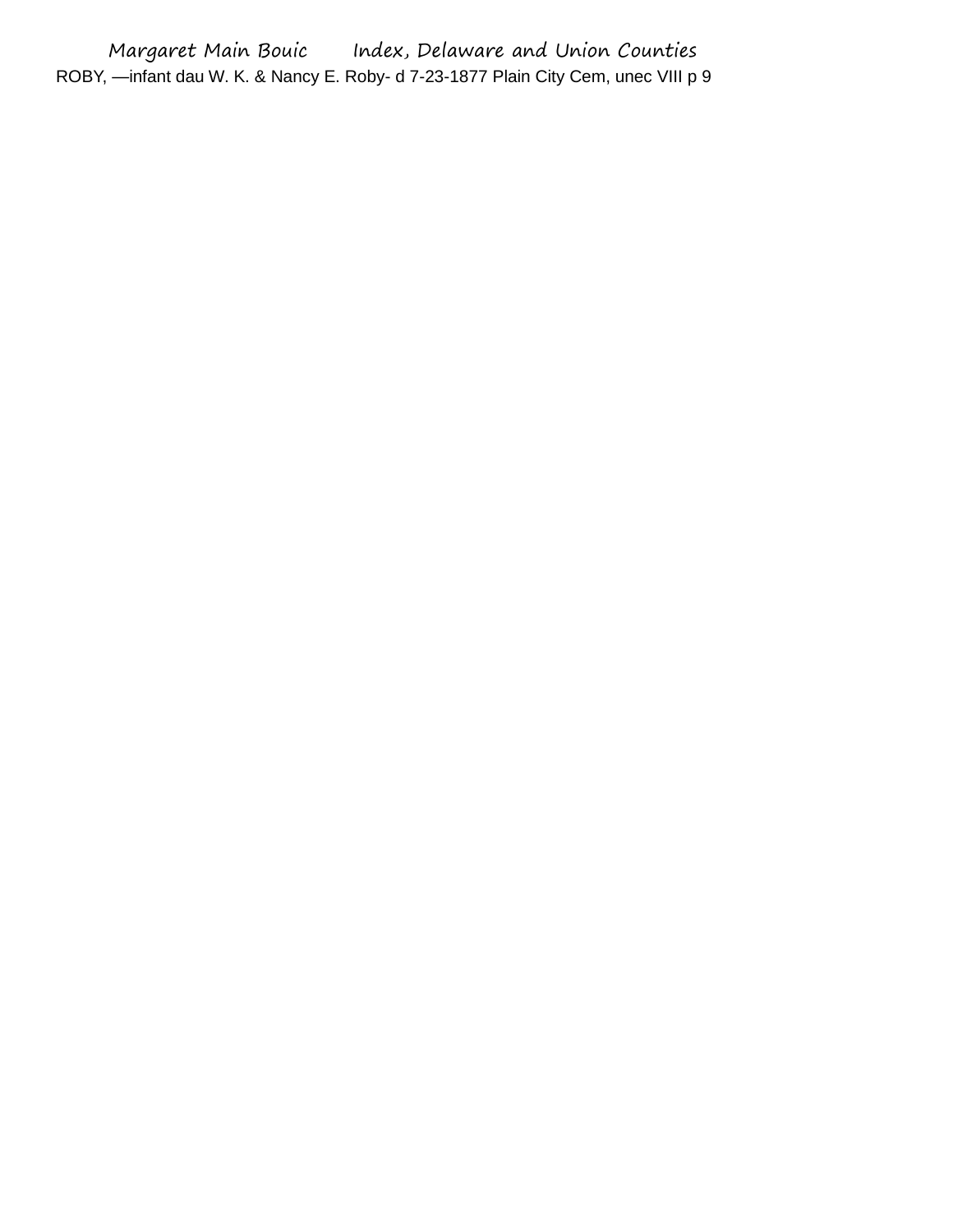ROBY, —infant dau W. K. & Nancy E. Roby- d 7-23-1877 Plain City Cem, unec VIII p 9